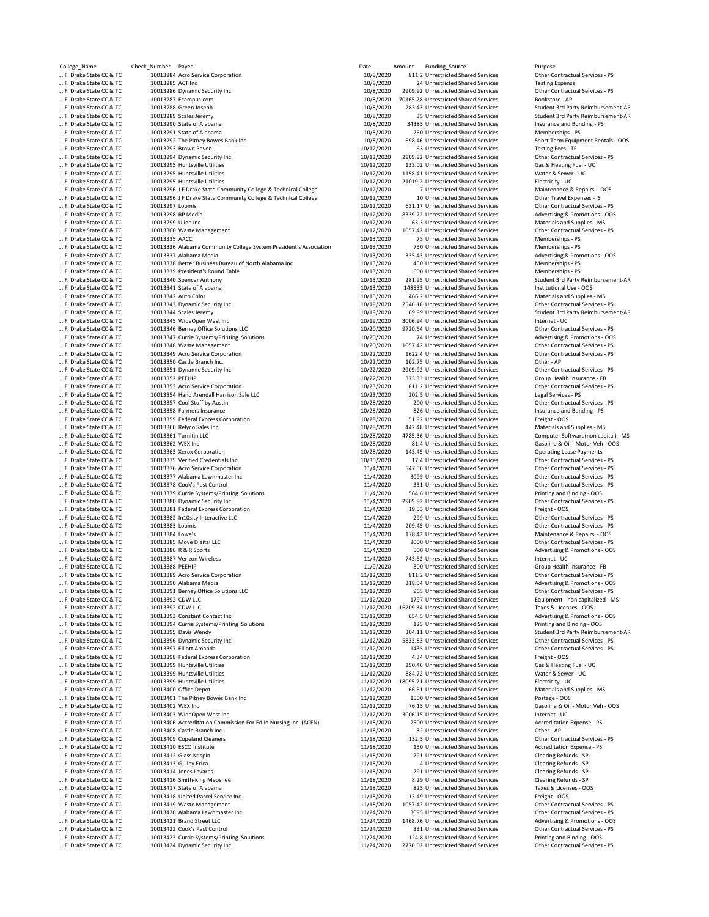| College_Name | Check_Number | Payee | Date | Amount | Funding_Source | Purpose |
|---|---|---|---|---|---|---|
| J. F. Drake State CC & TC | 10013284 | Acro Service Corporation | 10/8/2020 | 811.2 | Unrestricted Shared Services | Other Contractual Services - PS |
| J. F. Drake State CC & TC | 10013285 | ACT Inc | 10/8/2020 | 24 | Unrestricted Shared Services | Testing Expense |
| J. F. Drake State CC & TC | 10013286 | Dynamic Security Inc | 10/8/2020 | 2909.92 | Unrestricted Shared Services | Other Contractual Services - PS |
| J. F. Drake State CC & TC | 10013287 | Ecampus.com | 10/8/2020 | 70165.28 | Unrestricted Shared Services | Bookstore - AP |
| J. F. Drake State CC & TC | 10013288 | Green Joseph | 10/8/2020 | 283.43 | Unrestricted Shared Services | Student 3rd Party Reimbursement-AR |
| J. F. Drake State CC & TC | 10013289 | Scales Jeremy | 10/8/2020 | 35 | Unrestricted Shared Services | Student 3rd Party Reimbursement-AR |
| J. F. Drake State CC & TC | 10013290 | State of Alabama | 10/8/2020 | 34385 | Unrestricted Shared Services | Insurance and Bonding - PS |
| J. F. Drake State CC & TC | 10013291 | State of Alabama | 10/8/2020 | 250 | Unrestricted Shared Services | Memberships - PS |
| J. F. Drake State CC & TC | 10013292 | The Pitney Bowes Bank Inc | 10/8/2020 | 698.46 | Unrestricted Shared Services | Short-Term Equipment Rentals - OOS |
| J. F. Drake State CC & TC | 10013293 | Brown Raven | 10/12/2020 | 63 | Unrestricted Shared Services | Testing Fees - TF |
| J. F. Drake State CC & TC | 10013294 | Dynamic Security Inc | 10/12/2020 | 2909.92 | Unrestricted Shared Services | Other Contractual Services - PS |
| J. F. Drake State CC & TC | 10013295 | Huntsville Utilities | 10/12/2020 | 133.02 | Unrestricted Shared Services | Gas & Heating Fuel - UC |
| J. F. Drake State CC & TC | 10013295 | Huntsville Utilities | 10/12/2020 | 1158.41 | Unrestricted Shared Services | Water & Sewer - UC |
| J. F. Drake State CC & TC | 10013295 | Huntsville Utilities | 10/12/2020 | 21019.2 | Unrestricted Shared Services | Electricity - UC |
| J. F. Drake State CC & TC | 10013296 | J F Drake State Community College & Technical College | 10/12/2020 | 7 | Unrestricted Shared Services | Maintenance & Repairs - OOS |
| J. F. Drake State CC & TC | 10013296 | J F Drake State Community College & Technical College | 10/12/2020 | 10 | Unrestricted Shared Services | Other Travel Expenses - IS |
| J. F. Drake State CC & TC | 10013297 | Loomis | 10/12/2020 | 631.17 | Unrestricted Shared Services | Other Contractual Services - PS |
| J. F. Drake State CC & TC | 10013298 | RP Media | 10/12/2020 | 8339.72 | Unrestricted Shared Services | Advertising & Promotions - OOS |
| J. F. Drake State CC & TC | 10013299 | Uline Inc | 10/12/2020 | 63.3 | Unrestricted Shared Services | Materials and Supplies - MS |
| J. F. Drake State CC & TC | 10013300 | Waste Management | 10/12/2020 | 1057.42 | Unrestricted Shared Services | Other Contractual Services - PS |
| J. F. Drake State CC & TC | 10013335 | AACC | 10/13/2020 | 75 | Unrestricted Shared Services | Memberships - PS |
| J. F. Drake State CC & TC | 10013336 | Alabama Community College System President's Association | 10/13/2020 | 750 | Unrestricted Shared Services | Memberships - PS |
| J. F. Drake State CC & TC | 10013337 | Alabama Media | 10/13/2020 | 335.43 | Unrestricted Shared Services | Advertising & Promotions - OOS |
| J. F. Drake State CC & TC | 10013338 | Better Business Bureau of North Alabama Inc | 10/13/2020 | 450 | Unrestricted Shared Services | Memberships - PS |
| J. F. Drake State CC & TC | 10013339 | President's Round Table | 10/13/2020 | 600 | Unrestricted Shared Services | Memberships - PS |
| J. F. Drake State CC & TC | 10013340 | Spencer Anthony | 10/13/2020 | 281.95 | Unrestricted Shared Services | Student 3rd Party Reimbursement-AR |
| J. F. Drake State CC & TC | 10013341 | State of Alabama | 10/13/2020 | 148533 | Unrestricted Shared Services | Institutional Use - OOS |
| J. F. Drake State CC & TC | 10013342 | Auto Chlor | 10/15/2020 | 466.2 | Unrestricted Shared Services | Materials and Supplies - MS |
| J. F. Drake State CC & TC | 10013343 | Dynamic Security Inc | 10/19/2020 | 2546.18 | Unrestricted Shared Services | Other Contractual Services - PS |
| J. F. Drake State CC & TC | 10013344 | Scales Jeremy | 10/19/2020 | 69.99 | Unrestricted Shared Services | Student 3rd Party Reimbursement-AR |
| J. F. Drake State CC & TC | 10013345 | WideOpen West Inc | 10/19/2020 | 3006.94 | Unrestricted Shared Services | Internet - UC |
| J. F. Drake State CC & TC | 10013346 | Berney Office Solutions LLC | 10/20/2020 | 9720.64 | Unrestricted Shared Services | Other Contractual Services - PS |
| J. F. Drake State CC & TC | 10013347 | Currie Systems/Printing Solutions | 10/20/2020 | 74 | Unrestricted Shared Services | Advertising & Promotions - OOS |
| J. F. Drake State CC & TC | 10013348 | Waste Management | 10/20/2020 | 1057.42 | Unrestricted Shared Services | Other Contractual Services - PS |
| J. F. Drake State CC & TC | 10013349 | Acro Service Corporation | 10/22/2020 | 1622.4 | Unrestricted Shared Services | Other Contractual Services - PS |
| J. F. Drake State CC & TC | 10013350 | Castle Branch Inc. | 10/22/2020 | 102.75 | Unrestricted Shared Services | Other - AP |
| J. F. Drake State CC & TC | 10013351 | Dynamic Security Inc | 10/22/2020 | 2909.92 | Unrestricted Shared Services | Other Contractual Services - PS |
| J. F. Drake State CC & TC | 10013352 | PEEHIP | 10/22/2020 | 373.33 | Unrestricted Shared Services | Group Health Insurance - FB |
| J. F. Drake State CC & TC | 10013353 | Acro Service Corporation | 10/23/2020 | 811.2 | Unrestricted Shared Services | Other Contractual Services - PS |
| J. F. Drake State CC & TC | 10013354 | Hand Arendall Harrison Sale LLC | 10/23/2020 | 202.5 | Unrestricted Shared Services | Legal Services - PS |
| J. F. Drake State CC & TC | 10013357 | Cool Stuff by Austin | 10/28/2020 | 200 | Unrestricted Shared Services | Other Contractual Services - PS |
| J. F. Drake State CC & TC | 10013358 | Farmers Insurance | 10/28/2020 | 826 | Unrestricted Shared Services | Insurance and Bonding - PS |
| J. F. Drake State CC & TC | 10013359 | Federal Express Corporation | 10/28/2020 | 51.92 | Unrestricted Shared Services | Freight - OOS |
| J. F. Drake State CC & TC | 10013360 | Relyco Sales Inc | 10/28/2020 | 442.48 | Unrestricted Shared Services | Materials and Supplies - MS |
| J. F. Drake State CC & TC | 10013361 | Turnitin LLC | 10/28/2020 | 4785.36 | Unrestricted Shared Services | Computer Software(non capital) - MS |
| J. F. Drake State CC & TC | 10013362 | WEX Inc | 10/28/2020 | 81.4 | Unrestricted Shared Services | Gasoline & Oil - Motor Veh - OOS |
| J. F. Drake State CC & TC | 10013363 | Xerox Corporation | 10/28/2020 | 143.45 | Unrestricted Shared Services | Operating Lease Payments |
| J. F. Drake State CC & TC | 10013375 | Verified Credentials Inc | 10/30/2020 | 17.4 | Unrestricted Shared Services | Other Contractual Services - PS |
| J. F. Drake State CC & TC | 10013376 | Acro Service Corporation | 11/4/2020 | 547.56 | Unrestricted Shared Services | Other Contractual Services - PS |
| J. F. Drake State CC & TC | 10013377 | Alabama Lawnmaster Inc | 11/4/2020 | 3095 | Unrestricted Shared Services | Other Contractual Services - PS |
| J. F. Drake State CC & TC | 10013378 | Cook's Pest Control | 11/4/2020 | 331 | Unrestricted Shared Services | Other Contractual Services - PS |
| J. F. Drake State CC & TC | 10013379 | Currie Systems/Printing Solutions | 11/4/2020 | 564.6 | Unrestricted Shared Services | Printing and Binding - OOS |
| J. F. Drake State CC & TC | 10013380 | Dynamic Security Inc | 11/4/2020 | 2909.92 | Unrestricted Shared Services | Other Contractual Services - PS |
| J. F. Drake State CC & TC | 10013381 | Federal Express Corporation | 11/4/2020 | 19.53 | Unrestricted Shared Services | Freight - OOS |
| J. F. Drake State CC & TC | 10013382 | In10sity Interactive LLC | 11/4/2020 | 299 | Unrestricted Shared Services | Other Contractual Services - PS |
| J. F. Drake State CC & TC | 10013383 | Loomis | 11/4/2020 | 209.45 | Unrestricted Shared Services | Other Contractual Services - PS |
| J. F. Drake State CC & TC | 10013384 | Lowe's | 11/4/2020 | 178.42 | Unrestricted Shared Services | Maintenance & Repairs - OOS |
| J. F. Drake State CC & TC | 10013385 | Move Digital LLC | 11/4/2020 | 2000 | Unrestricted Shared Services | Other Contractual Services - PS |
| J. F. Drake State CC & TC | 10013386 | R & R Sports | 11/4/2020 | 500 | Unrestricted Shared Services | Advertising & Promotions - OOS |
| J. F. Drake State CC & TC | 10013387 | Verizon Wireless | 11/4/2020 | 743.52 | Unrestricted Shared Services | Internet - UC |
| J. F. Drake State CC & TC | 10013388 | PEEHIP | 11/9/2020 | 800 | Unrestricted Shared Services | Group Health Insurance - FB |
| J. F. Drake State CC & TC | 10013389 | Acro Service Corporation | 11/12/2020 | 811.2 | Unrestricted Shared Services | Other Contractual Services - PS |
| J. F. Drake State CC & TC | 10013390 | Alabama Media | 11/12/2020 | 318.54 | Unrestricted Shared Services | Advertising & Promotions - OOS |
| J. F. Drake State CC & TC | 10013391 | Berney Office Solutions LLC | 11/12/2020 | 965 | Unrestricted Shared Services | Other Contractual Services - PS |
| J. F. Drake State CC & TC | 10013392 | CDW LLC | 11/12/2020 | 1797 | Unrestricted Shared Services | Equipment - non capitalized - MS |
| J. F. Drake State CC & TC | 10013392 | CDW LLC | 11/12/2020 | 16209.34 | Unrestricted Shared Services | Taxes & Licenses - OOS |
| J. F. Drake State CC & TC | 10013393 | Constant Contact Inc. | 11/12/2020 | 654.5 | Unrestricted Shared Services | Advertising & Promotions - OOS |
| J. F. Drake State CC & TC | 10013394 | Currie Systems/Printing Solutions | 11/12/2020 | 125 | Unrestricted Shared Services | Printing and Binding - OOS |
| J. F. Drake State CC & TC | 10013395 | Davis Wendy | 11/12/2020 | 304.11 | Unrestricted Shared Services | Student 3rd Party Reimbursement-AR |
| J. F. Drake State CC & TC | 10013396 | Dynamic Security Inc | 11/12/2020 | 5833.83 | Unrestricted Shared Services | Other Contractual Services - PS |
| J. F. Drake State CC & TC | 10013397 | Elliott Amanda | 11/12/2020 | 1435 | Unrestricted Shared Services | Other Contractual Services - PS |
| J. F. Drake State CC & TC | 10013398 | Federal Express Corporation | 11/12/2020 | 4.34 | Unrestricted Shared Services | Freight - OOS |
| J. F. Drake State CC & TC | 10013399 | Huntsville Utilities | 11/12/2020 | 250.46 | Unrestricted Shared Services | Gas & Heating Fuel - UC |
| J. F. Drake State CC & TC | 10013399 | Huntsville Utilities | 11/12/2020 | 884.72 | Unrestricted Shared Services | Water & Sewer - UC |
| J. F. Drake State CC & TC | 10013399 | Huntsville Utilities | 11/12/2020 | 18095.21 | Unrestricted Shared Services | Electricity - UC |
| J. F. Drake State CC & TC | 10013400 | Office Depot | 11/12/2020 | 66.61 | Unrestricted Shared Services | Materials and Supplies - MS |
| J. F. Drake State CC & TC | 10013401 | The Pitney Bowes Bank Inc | 11/12/2020 | 1500 | Unrestricted Shared Services | Postage - OOS |
| J. F. Drake State CC & TC | 10013402 | WEX Inc | 11/12/2020 | 76.15 | Unrestricted Shared Services | Gasoline & Oil - Motor Veh - OOS |
| J. F. Drake State CC & TC | 10013403 | WideOpen West Inc | 11/12/2020 | 3006.15 | Unrestricted Shared Services | Internet - UC |
| J. F. Drake State CC & TC | 10013406 | Accreditation Commission For Ed In Nursing Inc. (ACEN) | 11/18/2020 | 2500 | Unrestricted Shared Services | Accreditation Expense - PS |
| J. F. Drake State CC & TC | 10013408 | Castle Branch Inc. | 11/18/2020 | 32 | Unrestricted Shared Services | Other - AP |
| J. F. Drake State CC & TC | 10013409 | Copeland Cleaners | 11/18/2020 | 132.5 | Unrestricted Shared Services | Other Contractual Services - PS |
| J. F. Drake State CC & TC | 10013410 | ESCO Institute | 11/18/2020 | 150 | Unrestricted Shared Services | Accreditation Expense - PS |
| J. F. Drake State CC & TC | 10013412 | Glass Krispin | 11/18/2020 | 291 | Unrestricted Shared Services | Clearing Refunds - SP |
| J. F. Drake State CC & TC | 10013413 | Gulley Erica | 11/18/2020 | 4 | Unrestricted Shared Services | Clearing Refunds - SP |
| J. F. Drake State CC & TC | 10013414 | Jones Lavares | 11/18/2020 | 291 | Unrestricted Shared Services | Clearing Refunds - SP |
| J. F. Drake State CC & TC | 10013416 | Smith-King Meoshee | 11/18/2020 | 8.29 | Unrestricted Shared Services | Clearing Refunds - SP |
| J. F. Drake State CC & TC | 10013417 | State of Alabama | 11/18/2020 | 825 | Unrestricted Shared Services | Taxes & Licenses - OOS |
| J. F. Drake State CC & TC | 10013418 | United Parcel Service Inc | 11/18/2020 | 13.49 | Unrestricted Shared Services | Freight - OOS |
| J. F. Drake State CC & TC | 10013419 | Waste Management | 11/18/2020 | 1057.42 | Unrestricted Shared Services | Other Contractual Services - PS |
| J. F. Drake State CC & TC | 10013420 | Alabama Lawnmaster Inc | 11/24/2020 | 3095 | Unrestricted Shared Services | Other Contractual Services - PS |
| J. F. Drake State CC & TC | 10013421 | Brand Street LLC | 11/24/2020 | 1468.76 | Unrestricted Shared Services | Advertising & Promotions - OOS |
| J. F. Drake State CC & TC | 10013422 | Cook's Pest Control | 11/24/2020 | 331 | Unrestricted Shared Services | Other Contractual Services - PS |
| J. F. Drake State CC & TC | 10013423 | Currie Systems/Printing Solutions | 11/24/2020 | 124.8 | Unrestricted Shared Services | Printing and Binding - OOS |
| J. F. Drake State CC & TC | 10013424 | Dynamic Security Inc | 11/24/2020 | 2770.02 | Unrestricted Shared Services | Other Contractual Services - PS |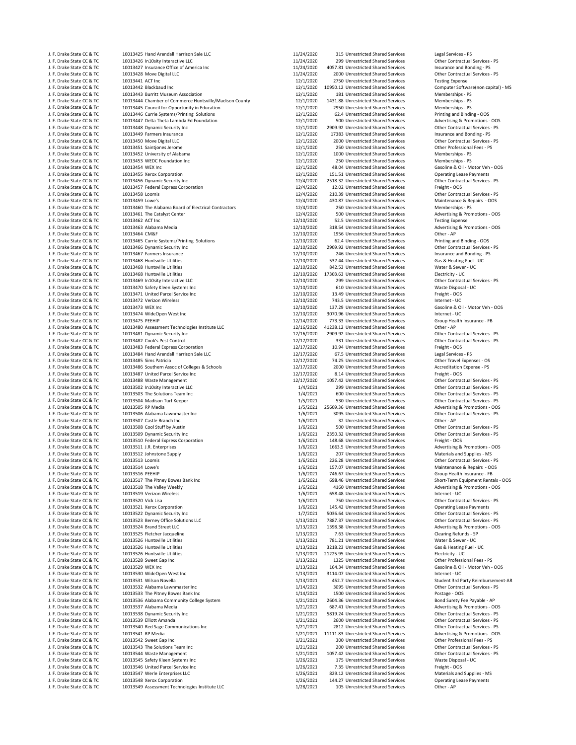| | | | | | | |
|---|---|---|---|---|---|---|
| J. F. Drake State CC & TC | 10013425 | Hand Arendall Harrison Sale LLC | 11/24/2020 | 315 | Unrestricted Shared Services | Legal Services - PS |
| J. F. Drake State CC & TC | 10013426 | In10sity Interactive LLC | 11/24/2020 | 299 | Unrestricted Shared Services | Other Contractual Services - PS |
| J. F. Drake State CC & TC | 10013427 | Insurance Office of America Inc | 11/24/2020 | 4057.81 | Unrestricted Shared Services | Insurance and Bonding - PS |
| J. F. Drake State CC & TC | 10013428 | Move Digital LLC | 11/24/2020 | 2000 | Unrestricted Shared Services | Other Contractual Services - PS |
| J. F. Drake State CC & TC | 10013441 | ACT Inc | 12/1/2020 | 2750 | Unrestricted Shared Services | Testing Expense |
| J. F. Drake State CC & TC | 10013442 | Blackbaud Inc | 12/1/2020 | 10950.12 | Unrestricted Shared Services | Computer Software(non capital) - MS |
| J. F. Drake State CC & TC | 10013443 | Burritt Museum Association | 12/1/2020 | 181 | Unrestricted Shared Services | Memberships - PS |
| J. F. Drake State CC & TC | 10013444 | Chamber of Commerce Huntsville/Madison County | 12/1/2020 | 1431.88 | Unrestricted Shared Services | Memberships - PS |
| J. F. Drake State CC & TC | 10013445 | Council for Opportunity in Education | 12/1/2020 | 2950 | Unrestricted Shared Services | Memberships - PS |
| J. F. Drake State CC & TC | 10013446 | Currie Systems/Printing Solutions | 12/1/2020 | 62.4 | Unrestricted Shared Services | Printing and Binding - OOS |
| J. F. Drake State CC & TC | 10013447 | Delta Theta Lambda Ed Foundation | 12/1/2020 | 500 | Unrestricted Shared Services | Advertising & Promotions - OOS |
| J. F. Drake State CC & TC | 10013448 | Dynamic Security Inc | 12/1/2020 | 2909.92 | Unrestricted Shared Services | Other Contractual Services - PS |
| J. F. Drake State CC & TC | 10013449 | Farmers Insurance | 12/1/2020 | 17383 | Unrestricted Shared Services | Insurance and Bonding - PS |
| J. F. Drake State CC & TC | 10013450 | Move Digital LLC | 12/1/2020 | 2000 | Unrestricted Shared Services | Other Contractual Services - PS |
| J. F. Drake State CC & TC | 10013451 | Saintjones Jerome | 12/1/2020 | 250 | Unrestricted Shared Services | Other Professional Fees - PS |
| J. F. Drake State CC & TC | 10013452 | University of Alabama | 12/1/2020 | 1000 | Unrestricted Shared Services | Memberships - PS |
| J. F. Drake State CC & TC | 10013453 | WEDC Foundation Inc | 12/1/2020 | 250 | Unrestricted Shared Services | Memberships - PS |
| J. F. Drake State CC & TC | 10013454 | WEX Inc | 12/1/2020 | 48.04 | Unrestricted Shared Services | Gasoline & Oil - Motor Veh - OOS |
| J. F. Drake State CC & TC | 10013455 | Xerox Corporation | 12/1/2020 | 151.51 | Unrestricted Shared Services | Operating Lease Payments |
| J. F. Drake State CC & TC | 10013456 | Dynamic Security Inc | 12/4/2020 | 2518.32 | Unrestricted Shared Services | Other Contractual Services - PS |
| J. F. Drake State CC & TC | 10013457 | Federal Express Corporation | 12/4/2020 | 12.02 | Unrestricted Shared Services | Freight - OOS |
| J. F. Drake State CC & TC | 10013458 | Loomis | 12/4/2020 | 210.39 | Unrestricted Shared Services | Other Contractual Services - PS |
| J. F. Drake State CC & TC | 10013459 | Lowe's | 12/4/2020 | 430.87 | Unrestricted Shared Services | Maintenance & Repairs - OOS |
| J. F. Drake State CC & TC | 10013460 | The Alabama Board of Electrical Contractors | 12/4/2020 | 250 | Unrestricted Shared Services | Memberships - PS |
| J. F. Drake State CC & TC | 10013461 | The Catalyst Center | 12/4/2020 | 500 | Unrestricted Shared Services | Advertising & Promotions - OOS |
| J. F. Drake State CC & TC | 10013462 | ACT Inc | 12/10/2020 | 52.5 | Unrestricted Shared Services | Testing Expense |
| J. F. Drake State CC & TC | 10013463 | Alabama Media | 12/10/2020 | 318.54 | Unrestricted Shared Services | Advertising & Promotions - OOS |
| J. F. Drake State CC & TC | 10013464 | CM&F | 12/10/2020 | 1956 | Unrestricted Shared Services | Other - AP |
| J. F. Drake State CC & TC | 10013465 | Currie Systems/Printing Solutions | 12/10/2020 | 62.4 | Unrestricted Shared Services | Printing and Binding - OOS |
| J. F. Drake State CC & TC | 10013466 | Dynamic Security Inc | 12/10/2020 | 2909.92 | Unrestricted Shared Services | Other Contractual Services - PS |
| J. F. Drake State CC & TC | 10013467 | Farmers Insurance | 12/10/2020 | 246 | Unrestricted Shared Services | Insurance and Bonding - PS |
| J. F. Drake State CC & TC | 10013468 | Huntsville Utilities | 12/10/2020 | 537.44 | Unrestricted Shared Services | Gas & Heating Fuel - UC |
| J. F. Drake State CC & TC | 10013468 | Huntsville Utilities | 12/10/2020 | 842.53 | Unrestricted Shared Services | Water & Sewer - UC |
| J. F. Drake State CC & TC | 10013468 | Huntsville Utilities | 12/10/2020 | 17303.63 | Unrestricted Shared Services | Electricity - UC |
| J. F. Drake State CC & TC | 10013469 | In10sity Interactive LLC | 12/10/2020 | 299 | Unrestricted Shared Services | Other Contractual Services - PS |
| J. F. Drake State CC & TC | 10013470 | Safety Kleen Systems Inc | 12/10/2020 | 610 | Unrestricted Shared Services | Waste Disposal - UC |
| J. F. Drake State CC & TC | 10013471 | United Parcel Service Inc | 12/10/2020 | 13.49 | Unrestricted Shared Services | Freight - OOS |
| J. F. Drake State CC & TC | 10013472 | Verizon Wireless | 12/10/2020 | 743.5 | Unrestricted Shared Services | Internet - UC |
| J. F. Drake State CC & TC | 10013473 | WEX Inc | 12/10/2020 | 137.29 | Unrestricted Shared Services | Gasoline & Oil - Motor Veh - OOS |
| J. F. Drake State CC & TC | 10013474 | WideOpen West Inc | 12/10/2020 | 3070.96 | Unrestricted Shared Services | Internet - UC |
| J. F. Drake State CC & TC | 10013475 | PEEHIP | 12/14/2020 | 773.33 | Unrestricted Shared Services | Group Health Insurance - FB |
| J. F. Drake State CC & TC | 10013480 | Assessment Technologies Institute LLC | 12/16/2020 | 41238.12 | Unrestricted Shared Services | Other - AP |
| J. F. Drake State CC & TC | 10013481 | Dynamic Security Inc | 12/16/2020 | 2909.92 | Unrestricted Shared Services | Other Contractual Services - PS |
| J. F. Drake State CC & TC | 10013482 | Cook's Pest Control | 12/17/2020 | 331 | Unrestricted Shared Services | Other Contractual Services - PS |
| J. F. Drake State CC & TC | 10013483 | Federal Express Corporation | 12/17/2020 | 10.94 | Unrestricted Shared Services | Freight - OOS |
| J. F. Drake State CC & TC | 10013484 | Hand Arendall Harrison Sale LLC | 12/17/2020 | 67.5 | Unrestricted Shared Services | Legal Services - PS |
| J. F. Drake State CC & TC | 10013485 | Sims Patricia | 12/17/2020 | 74.25 | Unrestricted Shared Services | Other Travel Expenses - OS |
| J. F. Drake State CC & TC | 10013486 | Southern Assoc of Colleges & Schools | 12/17/2020 | 2000 | Unrestricted Shared Services | Accreditation Expense - PS |
| J. F. Drake State CC & TC | 10013487 | United Parcel Service Inc | 12/17/2020 | 8.14 | Unrestricted Shared Services | Freight - OOS |
| J. F. Drake State CC & TC | 10013488 | Waste Management | 12/17/2020 | 1057.42 | Unrestricted Shared Services | Other Contractual Services - PS |
| J. F. Drake State CC & TC | 10013502 | In10sity Interactive LLC | 1/4/2021 | 299 | Unrestricted Shared Services | Other Contractual Services - PS |
| J. F. Drake State CC & TC | 10013503 | The Solutions Team Inc | 1/4/2021 | 600 | Unrestricted Shared Services | Other Contractual Services - PS |
| J. F. Drake State CC & TC | 10013504 | Madison Turf Keeper | 1/5/2021 | 530 | Unrestricted Shared Services | Other Contractual Services - PS |
| J. F. Drake State CC & TC | 10013505 | RP Media | 1/5/2021 | 25609.36 | Unrestricted Shared Services | Advertising & Promotions - OOS |
| J. F. Drake State CC & TC | 10013506 | Alabama Lawnmaster Inc | 1/6/2021 | 3095 | Unrestricted Shared Services | Other Contractual Services - PS |
| J. F. Drake State CC & TC | 10013507 | Castle Branch Inc. | 1/6/2021 | 32 | Unrestricted Shared Services | Other - AP |
| J. F. Drake State CC & TC | 10013508 | Cool Stuff by Austin | 1/6/2021 | 500 | Unrestricted Shared Services | Other Contractual Services - PS |
| J. F. Drake State CC & TC | 10013509 | Dynamic Security Inc | 1/6/2021 | 2350.32 | Unrestricted Shared Services | Other Contractual Services - PS |
| J. F. Drake State CC & TC | 10013510 | Federal Express Corporation | 1/6/2021 | 148.68 | Unrestricted Shared Services | Freight - OOS |
| J. F. Drake State CC & TC | 10013511 | J.R. Enterprises | 1/6/2021 | 1663.5 | Unrestricted Shared Services | Advertising & Promotions - OOS |
| J. F. Drake State CC & TC | 10013512 | Johnstone Supply | 1/6/2021 | 207 | Unrestricted Shared Services | Materials and Supplies - MS |
| J. F. Drake State CC & TC | 10013513 | Loomis | 1/6/2021 | 226.28 | Unrestricted Shared Services | Other Contractual Services - PS |
| J. F. Drake State CC & TC | 10013514 | Lowe's | 1/6/2021 | 157.07 | Unrestricted Shared Services | Maintenance & Repairs - OOS |
| J. F. Drake State CC & TC | 10013516 | PEEHIP | 1/6/2021 | 746.67 | Unrestricted Shared Services | Group Health Insurance - FB |
| J. F. Drake State CC & TC | 10013517 | The Pitney Bowes Bank Inc | 1/6/2021 | 698.46 | Unrestricted Shared Services | Short-Term Equipment Rentals - OOS |
| J. F. Drake State CC & TC | 10013518 | The Valley Weekly | 1/6/2021 | 4160 | Unrestricted Shared Services | Advertising & Promotions - OOS |
| J. F. Drake State CC & TC | 10013519 | Verizon Wireless | 1/6/2021 | 658.48 | Unrestricted Shared Services | Internet - UC |
| J. F. Drake State CC & TC | 10013520 | Vick Lisa | 1/6/2021 | 750 | Unrestricted Shared Services | Other Contractual Services - PS |
| J. F. Drake State CC & TC | 10013521 | Xerox Corporation | 1/6/2021 | 145.42 | Unrestricted Shared Services | Operating Lease Payments |
| J. F. Drake State CC & TC | 10013522 | Dynamic Security Inc | 1/7/2021 | 5036.64 | Unrestricted Shared Services | Other Contractual Services - PS |
| J. F. Drake State CC & TC | 10013523 | Berney Office Solutions LLC | 1/13/2021 | 7887.37 | Unrestricted Shared Services | Other Contractual Services - PS |
| J. F. Drake State CC & TC | 10013524 | Brand Street LLC | 1/13/2021 | 1398.38 | Unrestricted Shared Services | Advertising & Promotions - OOS |
| J. F. Drake State CC & TC | 10013525 | Fletcher Jacqueline | 1/13/2021 | 7.63 | Unrestricted Shared Services | Clearing Refunds - SP |
| J. F. Drake State CC & TC | 10013526 | Huntsville Utilities | 1/13/2021 | 781.21 | Unrestricted Shared Services | Water & Sewer - UC |
| J. F. Drake State CC & TC | 10013526 | Huntsville Utilities | 1/13/2021 | 3218.23 | Unrestricted Shared Services | Gas & Heating Fuel - UC |
| J. F. Drake State CC & TC | 10013526 | Huntsville Utilities | 1/13/2021 | 21225.95 | Unrestricted Shared Services | Electricity - UC |
| J. F. Drake State CC & TC | 10013528 | Sweet Gap Inc | 1/13/2021 | 1325 | Unrestricted Shared Services | Other Professional Fees - PS |
| J. F. Drake State CC & TC | 10013529 | WEX Inc | 1/13/2021 | 164.34 | Unrestricted Shared Services | Gasoline & Oil - Motor Veh - OOS |
| J. F. Drake State CC & TC | 10013530 | WideOpen West Inc | 1/13/2021 | 3114.07 | Unrestricted Shared Services | Internet - UC |
| J. F. Drake State CC & TC | 10013531 | Wilson Novella | 1/13/2021 | 452.7 | Unrestricted Shared Services | Student 3rd Party Reimbursement-AR |
| J. F. Drake State CC & TC | 10013532 | Alabama Lawnmaster Inc | 1/14/2021 | 3095 | Unrestricted Shared Services | Other Contractual Services - PS |
| J. F. Drake State CC & TC | 10013533 | The Pitney Bowes Bank Inc | 1/14/2021 | 1500 | Unrestricted Shared Services | Postage - OOS |
| J. F. Drake State CC & TC | 10013536 | Alabama Community College System | 1/21/2021 | 2604.36 | Unrestricted Shared Services | Bond Surety Fee Payable - AP |
| J. F. Drake State CC & TC | 10013537 | Alabama Media | 1/21/2021 | 687.41 | Unrestricted Shared Services | Advertising & Promotions - OOS |
| J. F. Drake State CC & TC | 10013538 | Dynamic Security Inc | 1/21/2021 | 5819.24 | Unrestricted Shared Services | Other Contractual Services - PS |
| J. F. Drake State CC & TC | 10013539 | Elliott Amanda | 1/21/2021 | 2600 | Unrestricted Shared Services | Other Contractual Services - PS |
| J. F. Drake State CC & TC | 10013540 | Red Sage Communications Inc | 1/21/2021 | 2812 | Unrestricted Shared Services | Other Contractual Services - PS |
| J. F. Drake State CC & TC | 10013541 | RP Media | 1/21/2021 | 11111.83 | Unrestricted Shared Services | Advertising & Promotions - OOS |
| J. F. Drake State CC & TC | 10013542 | Sweet Gap Inc | 1/21/2021 | 300 | Unrestricted Shared Services | Other Professional Fees - PS |
| J. F. Drake State CC & TC | 10013543 | The Solutions Team Inc | 1/21/2021 | 200 | Unrestricted Shared Services | Other Contractual Services - PS |
| J. F. Drake State CC & TC | 10013544 | Waste Management | 1/21/2021 | 1057.42 | Unrestricted Shared Services | Other Contractual Services - PS |
| J. F. Drake State CC & TC | 10013545 | Safety Kleen Systems Inc | 1/26/2021 | 175 | Unrestricted Shared Services | Waste Disposal - UC |
| J. F. Drake State CC & TC | 10013546 | United Parcel Service Inc | 1/26/2021 | 7.35 | Unrestricted Shared Services | Freight - OOS |
| J. F. Drake State CC & TC | 10013547 | Werle Enterprises LLC | 1/26/2021 | 829.12 | Unrestricted Shared Services | Materials and Supplies - MS |
| J. F. Drake State CC & TC | 10013548 | Xerox Corporation | 1/26/2021 | 144.27 | Unrestricted Shared Services | Operating Lease Payments |
| J. F. Drake State CC & TC | 10013549 | Assessment Technologies Institute LLC | 1/28/2021 | 105 | Unrestricted Shared Services | Other - AP |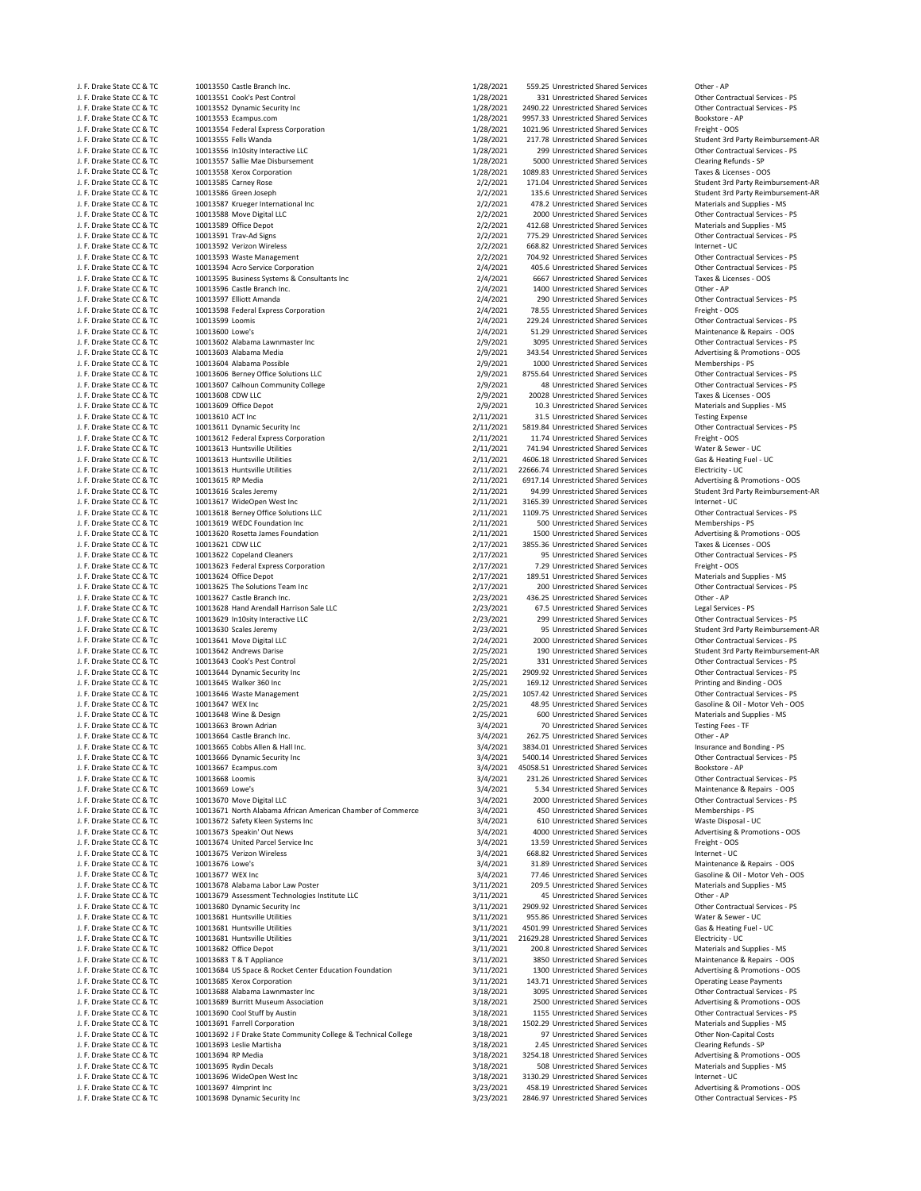| | | | | | | |
|---|---|---|---|---|---|---|
| J. F. Drake State CC & TC | 10013550 | Castle Branch Inc. | 1/28/2021 | 559.25 | Unrestricted Shared Services | Other - AP |
| J. F. Drake State CC & TC | 10013551 | Cook's Pest Control | 1/28/2021 | 331 | Unrestricted Shared Services | Other Contractual Services - PS |
| J. F. Drake State CC & TC | 10013552 | Dynamic Security Inc | 1/28/2021 | 2490.22 | Unrestricted Shared Services | Other Contractual Services - PS |
| J. F. Drake State CC & TC | 10013553 | Ecampus.com | 1/28/2021 | 9957.33 | Unrestricted Shared Services | Bookstore - AP |
| J. F. Drake State CC & TC | 10013554 | Federal Express Corporation | 1/28/2021 | 1021.96 | Unrestricted Shared Services | Freight - OOS |
| J. F. Drake State CC & TC | 10013555 | Fells Wanda | 1/28/2021 | 217.78 | Unrestricted Shared Services | Student 3rd Party Reimbursement-AR |
| J. F. Drake State CC & TC | 10013556 | In10sity Interactive LLC | 1/28/2021 | 299 | Unrestricted Shared Services | Other Contractual Services - PS |
| J. F. Drake State CC & TC | 10013557 | Sallie Mae Disbursement | 1/28/2021 | 5000 | Unrestricted Shared Services | Clearing Refunds - SP |
| J. F. Drake State CC & TC | 10013558 | Xerox Corporation | 1/28/2021 | 1089.83 | Unrestricted Shared Services | Taxes & Licenses - OOS |
| J. F. Drake State CC & TC | 10013585 | Carney Rose | 2/2/2021 | 171.04 | Unrestricted Shared Services | Student 3rd Party Reimbursement-AR |
| J. F. Drake State CC & TC | 10013586 | Green Joseph | 2/2/2021 | 135.6 | Unrestricted Shared Services | Student 3rd Party Reimbursement-AR |
| J. F. Drake State CC & TC | 10013587 | Krueger International Inc | 2/2/2021 | 478.2 | Unrestricted Shared Services | Materials and Supplies - MS |
| J. F. Drake State CC & TC | 10013588 | Move Digital LLC | 2/2/2021 | 2000 | Unrestricted Shared Services | Other Contractual Services - PS |
| J. F. Drake State CC & TC | 10013589 | Office Depot | 2/2/2021 | 412.68 | Unrestricted Shared Services | Materials and Supplies - MS |
| J. F. Drake State CC & TC | 10013591 | Trav-Ad Signs | 2/2/2021 | 775.29 | Unrestricted Shared Services | Other Contractual Services - PS |
| J. F. Drake State CC & TC | 10013592 | Verizon Wireless | 2/2/2021 | 668.82 | Unrestricted Shared Services | Internet - UC |
| J. F. Drake State CC & TC | 10013593 | Waste Management | 2/2/2021 | 704.92 | Unrestricted Shared Services | Other Contractual Services - PS |
| J. F. Drake State CC & TC | 10013594 | Acro Service Corporation | 2/4/2021 | 405.6 | Unrestricted Shared Services | Other Contractual Services - PS |
| J. F. Drake State CC & TC | 10013595 | Business Systems & Consultants Inc | 2/4/2021 | 6667 | Unrestricted Shared Services | Taxes & Licenses - OOS |
| J. F. Drake State CC & TC | 10013596 | Castle Branch Inc. | 2/4/2021 | 1400 | Unrestricted Shared Services | Other - AP |
| J. F. Drake State CC & TC | 10013597 | Elliott Amanda | 2/4/2021 | 290 | Unrestricted Shared Services | Other Contractual Services - PS |
| J. F. Drake State CC & TC | 10013598 | Federal Express Corporation | 2/4/2021 | 78.55 | Unrestricted Shared Services | Freight - OOS |
| J. F. Drake State CC & TC | 10013599 | Loomis | 2/4/2021 | 229.24 | Unrestricted Shared Services | Other Contractual Services - PS |
| J. F. Drake State CC & TC | 10013600 | Lowe's | 2/4/2021 | 51.29 | Unrestricted Shared Services | Maintenance & Repairs - OOS |
| J. F. Drake State CC & TC | 10013602 | Alabama Lawnmaster Inc | 2/9/2021 | 3095 | Unrestricted Shared Services | Other Contractual Services - PS |
| J. F. Drake State CC & TC | 10013603 | Alabama Media | 2/9/2021 | 343.54 | Unrestricted Shared Services | Advertising & Promotions - OOS |
| J. F. Drake State CC & TC | 10013604 | Alabama Possible | 2/9/2021 | 1000 | Unrestricted Shared Services | Memberships - PS |
| J. F. Drake State CC & TC | 10013606 | Berney Office Solutions LLC | 2/9/2021 | 8755.64 | Unrestricted Shared Services | Other Contractual Services - PS |
| J. F. Drake State CC & TC | 10013607 | Calhoun Community College | 2/9/2021 | 48 | Unrestricted Shared Services | Other Contractual Services - PS |
| J. F. Drake State CC & TC | 10013608 | CDW LLC | 2/9/2021 | 20028 | Unrestricted Shared Services | Taxes & Licenses - OOS |
| J. F. Drake State CC & TC | 10013609 | Office Depot | 2/9/2021 | 10.3 | Unrestricted Shared Services | Materials and Supplies - MS |
| J. F. Drake State CC & TC | 10013610 | ACT Inc | 2/11/2021 | 31.5 | Unrestricted Shared Services | Testing Expense |
| J. F. Drake State CC & TC | 10013611 | Dynamic Security Inc | 2/11/2021 | 5819.84 | Unrestricted Shared Services | Other Contractual Services - PS |
| J. F. Drake State CC & TC | 10013612 | Federal Express Corporation | 2/11/2021 | 11.74 | Unrestricted Shared Services | Freight - OOS |
| J. F. Drake State CC & TC | 10013613 | Huntsville Utilities | 2/11/2021 | 741.94 | Unrestricted Shared Services | Water & Sewer - UC |
| J. F. Drake State CC & TC | 10013613 | Huntsville Utilities | 2/11/2021 | 4606.18 | Unrestricted Shared Services | Gas & Heating Fuel - UC |
| J. F. Drake State CC & TC | 10013613 | Huntsville Utilities | 2/11/2021 | 22666.74 | Unrestricted Shared Services | Electricity - UC |
| J. F. Drake State CC & TC | 10013615 | RP Media | 2/11/2021 | 6917.14 | Unrestricted Shared Services | Advertising & Promotions - OOS |
| J. F. Drake State CC & TC | 10013616 | Scales Jeremy | 2/11/2021 | 94.99 | Unrestricted Shared Services | Student 3rd Party Reimbursement-AR |
| J. F. Drake State CC & TC | 10013617 | WideOpen West Inc | 2/11/2021 | 3165.39 | Unrestricted Shared Services | Internet - UC |
| J. F. Drake State CC & TC | 10013618 | Berney Office Solutions LLC | 2/11/2021 | 1109.75 | Unrestricted Shared Services | Other Contractual Services - PS |
| J. F. Drake State CC & TC | 10013619 | WEDC Foundation Inc | 2/11/2021 | 500 | Unrestricted Shared Services | Memberships - PS |
| J. F. Drake State CC & TC | 10013620 | Rosetta James Foundation | 2/11/2021 | 1500 | Unrestricted Shared Services | Advertising & Promotions - OOS |
| J. F. Drake State CC & TC | 10013621 | CDW LLC | 2/17/2021 | 3855.36 | Unrestricted Shared Services | Taxes & Licenses - OOS |
| J. F. Drake State CC & TC | 10013622 | Copeland Cleaners | 2/17/2021 | 95 | Unrestricted Shared Services | Other Contractual Services - PS |
| J. F. Drake State CC & TC | 10013623 | Federal Express Corporation | 2/17/2021 | 7.29 | Unrestricted Shared Services | Freight - OOS |
| J. F. Drake State CC & TC | 10013624 | Office Depot | 2/17/2021 | 189.51 | Unrestricted Shared Services | Materials and Supplies - MS |
| J. F. Drake State CC & TC | 10013625 | The Solutions Team Inc | 2/17/2021 | 200 | Unrestricted Shared Services | Other Contractual Services - PS |
| J. F. Drake State CC & TC | 10013627 | Castle Branch Inc. | 2/23/2021 | 436.25 | Unrestricted Shared Services | Other - AP |
| J. F. Drake State CC & TC | 10013628 | Hand Arendall Harrison Sale LLC | 2/23/2021 | 67.5 | Unrestricted Shared Services | Legal Services - PS |
| J. F. Drake State CC & TC | 10013629 | In10sity Interactive LLC | 2/23/2021 | 299 | Unrestricted Shared Services | Other Contractual Services - PS |
| J. F. Drake State CC & TC | 10013630 | Scales Jeremy | 2/23/2021 | 95 | Unrestricted Shared Services | Student 3rd Party Reimbursement-AR |
| J. F. Drake State CC & TC | 10013641 | Move Digital LLC | 2/24/2021 | 2000 | Unrestricted Shared Services | Other Contractual Services - PS |
| J. F. Drake State CC & TC | 10013642 | Andrews Darise | 2/25/2021 | 190 | Unrestricted Shared Services | Student 3rd Party Reimbursement-AR |
| J. F. Drake State CC & TC | 10013643 | Cook's Pest Control | 2/25/2021 | 331 | Unrestricted Shared Services | Other Contractual Services - PS |
| J. F. Drake State CC & TC | 10013644 | Dynamic Security Inc | 2/25/2021 | 2909.92 | Unrestricted Shared Services | Other Contractual Services - PS |
| J. F. Drake State CC & TC | 10013645 | Walker 360 Inc | 2/25/2021 | 169.12 | Unrestricted Shared Services | Printing and Binding - OOS |
| J. F. Drake State CC & TC | 10013646 | Waste Management | 2/25/2021 | 1057.42 | Unrestricted Shared Services | Other Contractual Services - PS |
| J. F. Drake State CC & TC | 10013647 | WEX Inc | 2/25/2021 | 48.95 | Unrestricted Shared Services | Gasoline & Oil - Motor Veh - OOS |
| J. F. Drake State CC & TC | 10013648 | Wine & Design | 2/25/2021 | 600 | Unrestricted Shared Services | Materials and Supplies - MS |
| J. F. Drake State CC & TC | 10013663 | Brown Adrian | 3/4/2021 | 70 | Unrestricted Shared Services | Testing Fees - TF |
| J. F. Drake State CC & TC | 10013664 | Castle Branch Inc. | 3/4/2021 | 262.75 | Unrestricted Shared Services | Other - AP |
| J. F. Drake State CC & TC | 10013665 | Cobbs Allen & Hall Inc. | 3/4/2021 | 3834.01 | Unrestricted Shared Services | Insurance and Bonding - PS |
| J. F. Drake State CC & TC | 10013666 | Dynamic Security Inc | 3/4/2021 | 5400.14 | Unrestricted Shared Services | Other Contractual Services - PS |
| J. F. Drake State CC & TC | 10013667 | Ecampus.com | 3/4/2021 | 45058.51 | Unrestricted Shared Services | Bookstore - AP |
| J. F. Drake State CC & TC | 10013668 | Loomis | 3/4/2021 | 231.26 | Unrestricted Shared Services | Other Contractual Services - PS |
| J. F. Drake State CC & TC | 10013669 | Lowe's | 3/4/2021 | 5.34 | Unrestricted Shared Services | Maintenance & Repairs - OOS |
| J. F. Drake State CC & TC | 10013670 | Move Digital LLC | 3/4/2021 | 2000 | Unrestricted Shared Services | Other Contractual Services - PS |
| J. F. Drake State CC & TC | 10013671 | North Alabama African American Chamber of Commerce | 3/4/2021 | 450 | Unrestricted Shared Services | Memberships - PS |
| J. F. Drake State CC & TC | 10013672 | Safety Kleen Systems Inc | 3/4/2021 | 610 | Unrestricted Shared Services | Waste Disposal - UC |
| J. F. Drake State CC & TC | 10013673 | Speakin' Out News | 3/4/2021 | 4000 | Unrestricted Shared Services | Advertising & Promotions - OOS |
| J. F. Drake State CC & TC | 10013674 | United Parcel Service Inc | 3/4/2021 | 13.59 | Unrestricted Shared Services | Freight - OOS |
| J. F. Drake State CC & TC | 10013675 | Verizon Wireless | 3/4/2021 | 668.82 | Unrestricted Shared Services | Internet - UC |
| J. F. Drake State CC & TC | 10013676 | Lowe's | 3/4/2021 | 31.89 | Unrestricted Shared Services | Maintenance & Repairs - OOS |
| J. F. Drake State CC & TC | 10013677 | WEX Inc | 3/4/2021 | 77.46 | Unrestricted Shared Services | Gasoline & Oil - Motor Veh - OOS |
| J. F. Drake State CC & TC | 10013678 | Alabama Labor Law Poster | 3/11/2021 | 209.5 | Unrestricted Shared Services | Materials and Supplies - MS |
| J. F. Drake State CC & TC | 10013679 | Assessment Technologies Institute LLC | 3/11/2021 | 45 | Unrestricted Shared Services | Other - AP |
| J. F. Drake State CC & TC | 10013680 | Dynamic Security Inc | 3/11/2021 | 2909.92 | Unrestricted Shared Services | Other Contractual Services - PS |
| J. F. Drake State CC & TC | 10013681 | Huntsville Utilities | 3/11/2021 | 955.86 | Unrestricted Shared Services | Water & Sewer - UC |
| J. F. Drake State CC & TC | 10013681 | Huntsville Utilities | 3/11/2021 | 4501.99 | Unrestricted Shared Services | Gas & Heating Fuel - UC |
| J. F. Drake State CC & TC | 10013681 | Huntsville Utilities | 3/11/2021 | 21629.28 | Unrestricted Shared Services | Electricity - UC |
| J. F. Drake State CC & TC | 10013682 | Office Depot | 3/11/2021 | 200.8 | Unrestricted Shared Services | Materials and Supplies - MS |
| J. F. Drake State CC & TC | 10013683 | T & T Appliance | 3/11/2021 | 3850 | Unrestricted Shared Services | Maintenance & Repairs - OOS |
| J. F. Drake State CC & TC | 10013684 | US Space & Rocket Center Education Foundation | 3/11/2021 | 1300 | Unrestricted Shared Services | Advertising & Promotions - OOS |
| J. F. Drake State CC & TC | 10013685 | Xerox Corporation | 3/11/2021 | 143.71 | Unrestricted Shared Services | Operating Lease Payments |
| J. F. Drake State CC & TC | 10013688 | Alabama Lawnmaster Inc | 3/18/2021 | 3095 | Unrestricted Shared Services | Other Contractual Services - PS |
| J. F. Drake State CC & TC | 10013689 | Burritt Museum Association | 3/18/2021 | 2500 | Unrestricted Shared Services | Advertising & Promotions - OOS |
| J. F. Drake State CC & TC | 10013690 | Cool Stuff by Austin | 3/18/2021 | 1155 | Unrestricted Shared Services | Other Contractual Services - PS |
| J. F. Drake State CC & TC | 10013691 | Farrell Corporation | 3/18/2021 | 1502.29 | Unrestricted Shared Services | Materials and Supplies - MS |
| J. F. Drake State CC & TC | 10013692 | J F Drake State Community College & Technical College | 3/18/2021 | 97 | Unrestricted Shared Services | Other Non-Capital Costs |
| J. F. Drake State CC & TC | 10013693 | Leslie Martisha | 3/18/2021 | 2.45 | Unrestricted Shared Services | Clearing Refunds - SP |
| J. F. Drake State CC & TC | 10013694 | RP Media | 3/18/2021 | 3254.18 | Unrestricted Shared Services | Advertising & Promotions - OOS |
| J. F. Drake State CC & TC | 10013695 | Rydin Decals | 3/18/2021 | 508 | Unrestricted Shared Services | Materials and Supplies - MS |
| J. F. Drake State CC & TC | 10013696 | WideOpen West Inc | 3/18/2021 | 3130.29 | Unrestricted Shared Services | Internet - UC |
| J. F. Drake State CC & TC | 10013697 | 4Imprint Inc | 3/23/2021 | 458.19 | Unrestricted Shared Services | Advertising & Promotions - OOS |
| J. F. Drake State CC & TC | 10013698 | Dynamic Security Inc | 3/23/2021 | 2846.97 | Unrestricted Shared Services | Other Contractual Services - PS |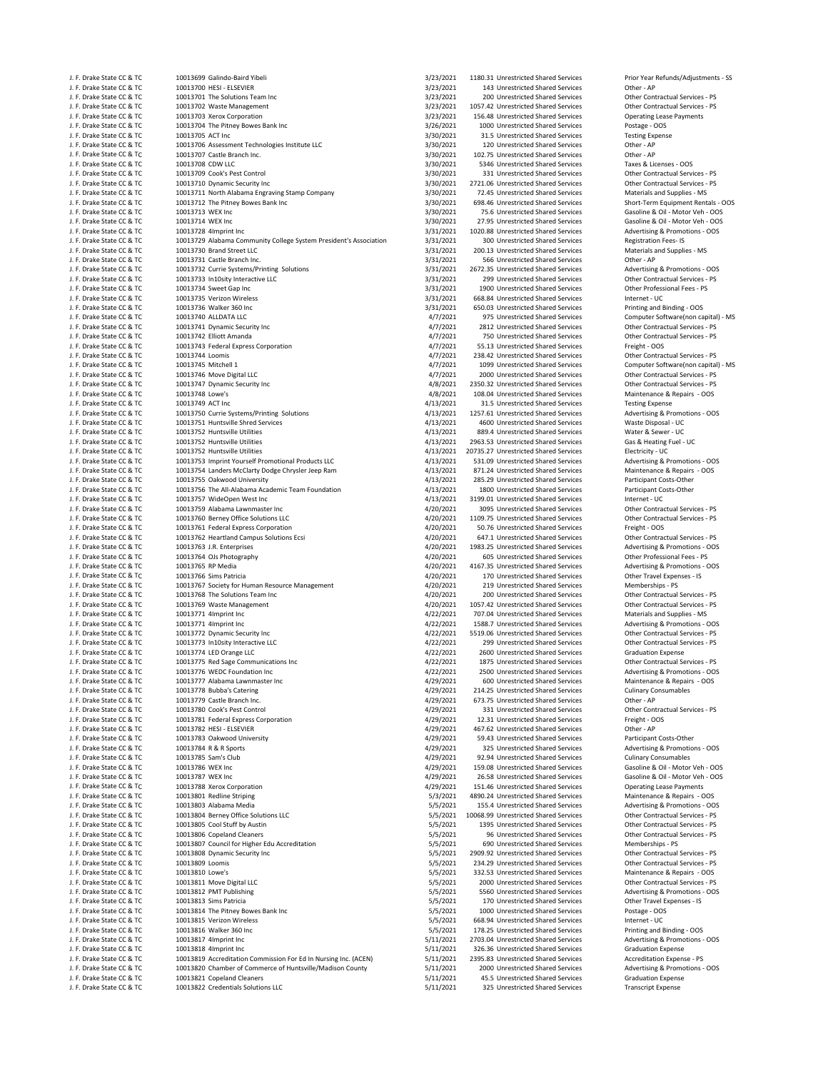| | | | | | | |
|---|---|---|---|---|---|---|
| J. F. Drake State CC & TC | 10013699 | Galindo-Baird Yibeli | 3/23/2021 | 1180.31 | Unrestricted Shared Services | Prior Year Refunds/Adjustments - SS |
| J. F. Drake State CC & TC | 10013700 | HESI - ELSEVIER | 3/23/2021 | 143 | Unrestricted Shared Services | Other - AP |
| J. F. Drake State CC & TC | 10013701 | The Solutions Team Inc | 3/23/2021 | 200 | Unrestricted Shared Services | Other Contractual Services - PS |
| J. F. Drake State CC & TC | 10013702 | Waste Management | 3/23/2021 | 1057.42 | Unrestricted Shared Services | Other Contractual Services - PS |
| J. F. Drake State CC & TC | 10013703 | Xerox Corporation | 3/23/2021 | 156.48 | Unrestricted Shared Services | Operating Lease Payments |
| J. F. Drake State CC & TC | 10013704 | The Pitney Bowes Bank Inc | 3/26/2021 | 1000 | Unrestricted Shared Services | Postage - OOS |
| J. F. Drake State CC & TC | 10013705 | ACT Inc | 3/30/2021 | 31.5 | Unrestricted Shared Services | Testing Expense |
| J. F. Drake State CC & TC | 10013706 | Assessment Technologies Institute LLC | 3/30/2021 | 120 | Unrestricted Shared Services | Other - AP |
| J. F. Drake State CC & TC | 10013707 | Castle Branch Inc. | 3/30/2021 | 102.75 | Unrestricted Shared Services | Other - AP |
| J. F. Drake State CC & TC | 10013708 | CDW LLC | 3/30/2021 | 5346 | Unrestricted Shared Services | Taxes & Licenses - OOS |
| J. F. Drake State CC & TC | 10013709 | Cook's Pest Control | 3/30/2021 | 331 | Unrestricted Shared Services | Other Contractual Services - PS |
| J. F. Drake State CC & TC | 10013710 | Dynamic Security Inc | 3/30/2021 | 2721.06 | Unrestricted Shared Services | Other Contractual Services - PS |
| J. F. Drake State CC & TC | 10013711 | North Alabama Engraving Stamp Company | 3/30/2021 | 72.45 | Unrestricted Shared Services | Materials and Supplies - MS |
| J. F. Drake State CC & TC | 10013712 | The Pitney Bowes Bank Inc | 3/30/2021 | 698.46 | Unrestricted Shared Services | Short-Term Equipment Rentals - OOS |
| J. F. Drake State CC & TC | 10013713 | WEX Inc | 3/30/2021 | 75.6 | Unrestricted Shared Services | Gasoline & Oil - Motor Veh - OOS |
| J. F. Drake State CC & TC | 10013714 | WEX Inc | 3/30/2021 | 27.95 | Unrestricted Shared Services | Gasoline & Oil - Motor Veh - OOS |
| J. F. Drake State CC & TC | 10013728 | 4Imprint Inc | 3/31/2021 | 1020.88 | Unrestricted Shared Services | Advertising & Promotions - OOS |
| J. F. Drake State CC & TC | 10013729 | Alabama Community College System President's Association | 3/31/2021 | 300 | Unrestricted Shared Services | Registration Fees- IS |
| J. F. Drake State CC & TC | 10013730 | Brand Street LLC | 3/31/2021 | 200.13 | Unrestricted Shared Services | Materials and Supplies - MS |
| J. F. Drake State CC & TC | 10013731 | Castle Branch Inc. | 3/31/2021 | 566 | Unrestricted Shared Services | Other - AP |
| J. F. Drake State CC & TC | 10013732 | Currie Systems/Printing Solutions | 3/31/2021 | 2672.35 | Unrestricted Shared Services | Advertising & Promotions - OOS |
| J. F. Drake State CC & TC | 10013733 | In10sity Interactive LLC | 3/31/2021 | 299 | Unrestricted Shared Services | Other Contractual Services - PS |
| J. F. Drake State CC & TC | 10013734 | Sweet Gap Inc | 3/31/2021 | 1900 | Unrestricted Shared Services | Other Professional Fees - PS |
| J. F. Drake State CC & TC | 10013735 | Verizon Wireless | 3/31/2021 | 668.84 | Unrestricted Shared Services | Internet - UC |
| J. F. Drake State CC & TC | 10013736 | Walker 360 Inc | 3/31/2021 | 650.03 | Unrestricted Shared Services | Printing and Binding - OOS |
| J. F. Drake State CC & TC | 10013740 | ALLDATA LLC | 4/7/2021 | 975 | Unrestricted Shared Services | Computer Software(non capital) - MS |
| J. F. Drake State CC & TC | 10013741 | Dynamic Security Inc | 4/7/2021 | 2812 | Unrestricted Shared Services | Other Contractual Services - PS |
| J. F. Drake State CC & TC | 10013742 | Elliott Amanda | 4/7/2021 | 750 | Unrestricted Shared Services | Other Contractual Services - PS |
| J. F. Drake State CC & TC | 10013743 | Federal Express Corporation | 4/7/2021 | 55.13 | Unrestricted Shared Services | Freight - OOS |
| J. F. Drake State CC & TC | 10013744 | Loomis | 4/7/2021 | 238.42 | Unrestricted Shared Services | Other Contractual Services - PS |
| J. F. Drake State CC & TC | 10013745 | Mitchell 1 | 4/7/2021 | 1099 | Unrestricted Shared Services | Computer Software(non capital) - MS |
| J. F. Drake State CC & TC | 10013746 | Move Digital LLC | 4/7/2021 | 2000 | Unrestricted Shared Services | Other Contractual Services - PS |
| J. F. Drake State CC & TC | 10013747 | Dynamic Security Inc | 4/8/2021 | 2350.32 | Unrestricted Shared Services | Other Contractual Services - PS |
| J. F. Drake State CC & TC | 10013748 | Lowe's | 4/8/2021 | 108.04 | Unrestricted Shared Services | Maintenance & Repairs - OOS |
| J. F. Drake State CC & TC | 10013749 | ACT Inc | 4/13/2021 | 31.5 | Unrestricted Shared Services | Testing Expense |
| J. F. Drake State CC & TC | 10013750 | Currie Systems/Printing Solutions | 4/13/2021 | 1257.61 | Unrestricted Shared Services | Advertising & Promotions - OOS |
| J. F. Drake State CC & TC | 10013751 | Huntsville Shred Services | 4/13/2021 | 4600 | Unrestricted Shared Services | Waste Disposal - UC |
| J. F. Drake State CC & TC | 10013752 | Huntsville Utilities | 4/13/2021 | 889.4 | Unrestricted Shared Services | Water & Sewer - UC |
| J. F. Drake State CC & TC | 10013752 | Huntsville Utilities | 4/13/2021 | 2963.53 | Unrestricted Shared Services | Gas & Heating Fuel - UC |
| J. F. Drake State CC & TC | 10013752 | Huntsville Utilities | 4/13/2021 | 20735.27 | Unrestricted Shared Services | Electricity - UC |
| J. F. Drake State CC & TC | 10013753 | Imprint Yourself Promotional Products LLC | 4/13/2021 | 531.09 | Unrestricted Shared Services | Advertising & Promotions - OOS |
| J. F. Drake State CC & TC | 10013754 | Landers McClarty Dodge Chrysler Jeep Ram | 4/13/2021 | 871.24 | Unrestricted Shared Services | Maintenance & Repairs - OOS |
| J. F. Drake State CC & TC | 10013755 | Oakwood University | 4/13/2021 | 285.29 | Unrestricted Shared Services | Participant Costs-Other |
| J. F. Drake State CC & TC | 10013756 | The All-Alabama Academic Team Foundation | 4/13/2021 | 1800 | Unrestricted Shared Services | Participant Costs-Other |
| J. F. Drake State CC & TC | 10013757 | WideOpen West Inc | 4/13/2021 | 3199.01 | Unrestricted Shared Services | Internet - UC |
| J. F. Drake State CC & TC | 10013759 | Alabama Lawnmaster Inc | 4/20/2021 | 3095 | Unrestricted Shared Services | Other Contractual Services - PS |
| J. F. Drake State CC & TC | 10013760 | Berney Office Solutions LLC | 4/20/2021 | 1109.75 | Unrestricted Shared Services | Other Contractual Services - PS |
| J. F. Drake State CC & TC | 10013761 | Federal Express Corporation | 4/20/2021 | 50.76 | Unrestricted Shared Services | Freight - OOS |
| J. F. Drake State CC & TC | 10013762 | Heartland Campus Solutions Ecsi | 4/20/2021 | 647.1 | Unrestricted Shared Services | Other Contractual Services - PS |
| J. F. Drake State CC & TC | 10013763 | J.R. Enterprises | 4/20/2021 | 1983.25 | Unrestricted Shared Services | Advertising & Promotions - OOS |
| J. F. Drake State CC & TC | 10013764 | OJs Photography | 4/20/2021 | 605 | Unrestricted Shared Services | Other Professional Fees - PS |
| J. F. Drake State CC & TC | 10013765 | RP Media | 4/20/2021 | 4167.35 | Unrestricted Shared Services | Advertising & Promotions - OOS |
| J. F. Drake State CC & TC | 10013766 | Sims Patricia | 4/20/2021 | 170 | Unrestricted Shared Services | Other Travel Expenses - IS |
| J. F. Drake State CC & TC | 10013767 | Society for Human Resource Management | 4/20/2021 | 219 | Unrestricted Shared Services | Memberships - PS |
| J. F. Drake State CC & TC | 10013768 | The Solutions Team Inc | 4/20/2021 | 200 | Unrestricted Shared Services | Other Contractual Services - PS |
| J. F. Drake State CC & TC | 10013769 | Waste Management | 4/20/2021 | 1057.42 | Unrestricted Shared Services | Other Contractual Services - PS |
| J. F. Drake State CC & TC | 10013771 | 4Imprint Inc | 4/22/2021 | 707.04 | Unrestricted Shared Services | Materials and Supplies - MS |
| J. F. Drake State CC & TC | 10013771 | 4Imprint Inc | 4/22/2021 | 1588.7 | Unrestricted Shared Services | Advertising & Promotions - OOS |
| J. F. Drake State CC & TC | 10013772 | Dynamic Security Inc | 4/22/2021 | 5519.06 | Unrestricted Shared Services | Other Contractual Services - PS |
| J. F. Drake State CC & TC | 10013773 | In10sity Interactive LLC | 4/22/2021 | 299 | Unrestricted Shared Services | Other Contractual Services - PS |
| J. F. Drake State CC & TC | 10013774 | LED Orange LLC | 4/22/2021 | 2600 | Unrestricted Shared Services | Graduation Expense |
| J. F. Drake State CC & TC | 10013775 | Red Sage Communications Inc | 4/22/2021 | 1875 | Unrestricted Shared Services | Other Contractual Services - PS |
| J. F. Drake State CC & TC | 10013776 | WEDC Foundation Inc | 4/22/2021 | 2500 | Unrestricted Shared Services | Advertising & Promotions - OOS |
| J. F. Drake State CC & TC | 10013777 | Alabama Lawnmaster Inc | 4/29/2021 | 600 | Unrestricted Shared Services | Maintenance & Repairs - OOS |
| J. F. Drake State CC & TC | 10013778 | Bubba's Catering | 4/29/2021 | 214.25 | Unrestricted Shared Services | Culinary Consumables |
| J. F. Drake State CC & TC | 10013779 | Castle Branch Inc. | 4/29/2021 | 673.75 | Unrestricted Shared Services | Other - AP |
| J. F. Drake State CC & TC | 10013780 | Cook's Pest Control | 4/29/2021 | 331 | Unrestricted Shared Services | Other Contractual Services - PS |
| J. F. Drake State CC & TC | 10013781 | Federal Express Corporation | 4/29/2021 | 12.31 | Unrestricted Shared Services | Freight - OOS |
| J. F. Drake State CC & TC | 10013782 | HESI - ELSEVIER | 4/29/2021 | 467.62 | Unrestricted Shared Services | Other - AP |
| J. F. Drake State CC & TC | 10013783 | Oakwood University | 4/29/2021 | 59.43 | Unrestricted Shared Services | Participant Costs-Other |
| J. F. Drake State CC & TC | 10013784 | R & R Sports | 4/29/2021 | 325 | Unrestricted Shared Services | Advertising & Promotions - OOS |
| J. F. Drake State CC & TC | 10013785 | Sam's Club | 4/29/2021 | 92.94 | Unrestricted Shared Services | Culinary Consumables |
| J. F. Drake State CC & TC | 10013786 | WEX Inc | 4/29/2021 | 159.08 | Unrestricted Shared Services | Gasoline & Oil - Motor Veh - OOS |
| J. F. Drake State CC & TC | 10013787 | WEX Inc | 4/29/2021 | 26.58 | Unrestricted Shared Services | Gasoline & Oil - Motor Veh - OOS |
| J. F. Drake State CC & TC | 10013788 | Xerox Corporation | 4/29/2021 | 151.46 | Unrestricted Shared Services | Operating Lease Payments |
| J. F. Drake State CC & TC | 10013801 | Redline Striping | 5/3/2021 | 4890.24 | Unrestricted Shared Services | Maintenance & Repairs - OOS |
| J. F. Drake State CC & TC | 10013803 | Alabama Media | 5/5/2021 | 155.4 | Unrestricted Shared Services | Advertising & Promotions - OOS |
| J. F. Drake State CC & TC | 10013804 | Berney Office Solutions LLC | 5/5/2021 | 10068.99 | Unrestricted Shared Services | Other Contractual Services - PS |
| J. F. Drake State CC & TC | 10013805 | Cool Stuff by Austin | 5/5/2021 | 1395 | Unrestricted Shared Services | Other Contractual Services - PS |
| J. F. Drake State CC & TC | 10013806 | Copeland Cleaners | 5/5/2021 | 96 | Unrestricted Shared Services | Other Contractual Services - PS |
| J. F. Drake State CC & TC | 10013807 | Council for Higher Edu Accreditation | 5/5/2021 | 690 | Unrestricted Shared Services | Memberships - PS |
| J. F. Drake State CC & TC | 10013808 | Dynamic Security Inc | 5/5/2021 | 2909.92 | Unrestricted Shared Services | Other Contractual Services - PS |
| J. F. Drake State CC & TC | 10013809 | Loomis | 5/5/2021 | 234.29 | Unrestricted Shared Services | Other Contractual Services - PS |
| J. F. Drake State CC & TC | 10013810 | Lowe's | 5/5/2021 | 332.53 | Unrestricted Shared Services | Maintenance & Repairs - OOS |
| J. F. Drake State CC & TC | 10013811 | Move Digital LLC | 5/5/2021 | 2000 | Unrestricted Shared Services | Other Contractual Services - PS |
| J. F. Drake State CC & TC | 10013812 | PMT Publishing | 5/5/2021 | 5560 | Unrestricted Shared Services | Advertising & Promotions - OOS |
| J. F. Drake State CC & TC | 10013813 | Sims Patricia | 5/5/2021 | 170 | Unrestricted Shared Services | Other Travel Expenses - IS |
| J. F. Drake State CC & TC | 10013814 | The Pitney Bowes Bank Inc | 5/5/2021 | 1000 | Unrestricted Shared Services | Postage - OOS |
| J. F. Drake State CC & TC | 10013815 | Verizon Wireless | 5/5/2021 | 668.94 | Unrestricted Shared Services | Internet - UC |
| J. F. Drake State CC & TC | 10013816 | Walker 360 Inc | 5/5/2021 | 178.25 | Unrestricted Shared Services | Printing and Binding - OOS |
| J. F. Drake State CC & TC | 10013817 | 4Imprint Inc | 5/11/2021 | 2703.04 | Unrestricted Shared Services | Advertising & Promotions - OOS |
| J. F. Drake State CC & TC | 10013818 | 4Imprint Inc | 5/11/2021 | 326.36 | Unrestricted Shared Services | Graduation Expense |
| J. F. Drake State CC & TC | 10013819 | Accreditation Commission For Ed In Nursing Inc. (ACEN) | 5/11/2021 | 2395.83 | Unrestricted Shared Services | Accreditation Expense - PS |
| J. F. Drake State CC & TC | 10013820 | Chamber of Commerce of Huntsville/Madison County | 5/11/2021 | 2000 | Unrestricted Shared Services | Advertising & Promotions - OOS |
| J. F. Drake State CC & TC | 10013821 | Copeland Cleaners | 5/11/2021 | 45.5 | Unrestricted Shared Services | Graduation Expense |
| J. F. Drake State CC & TC | 10013822 | Credentials Solutions LLC | 5/11/2021 | 325 | Unrestricted Shared Services | Transcript Expense |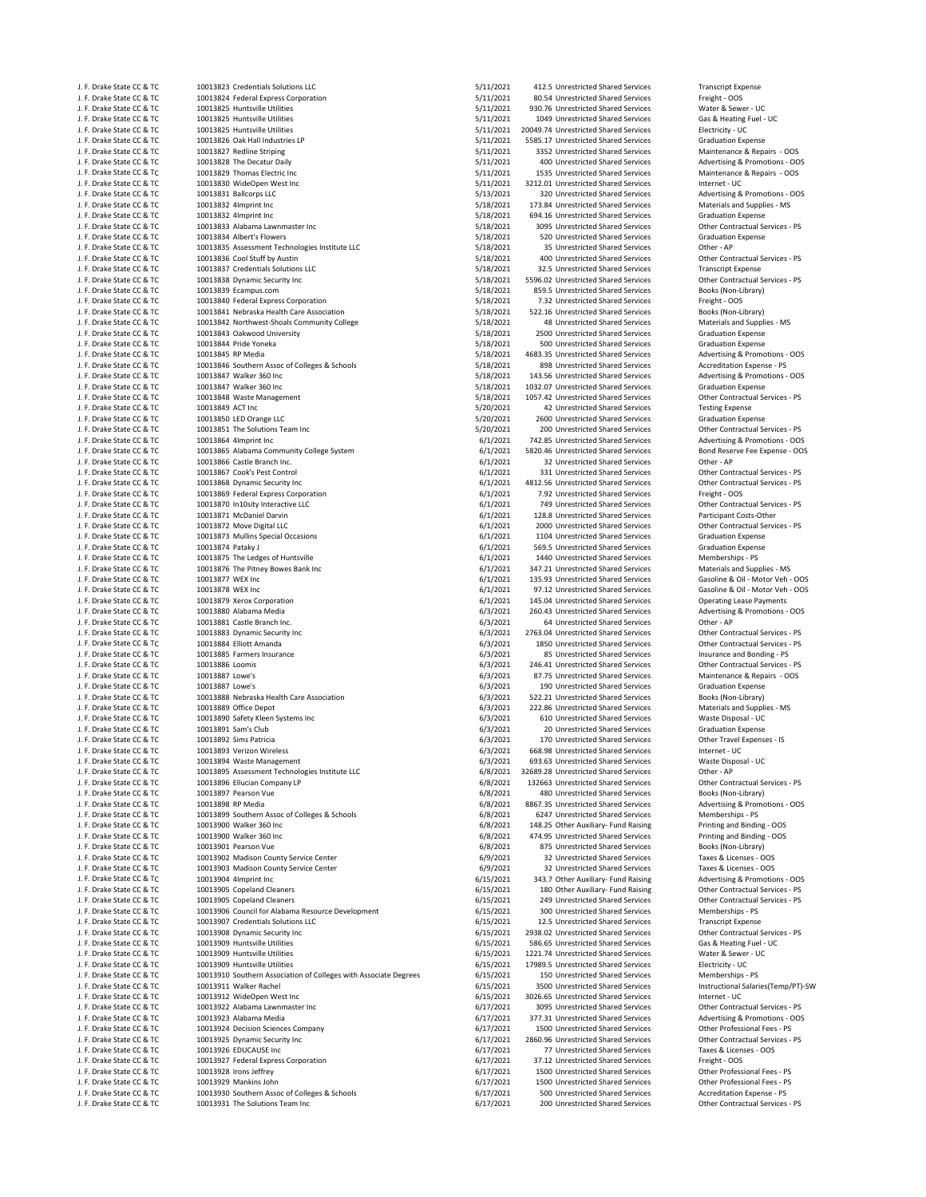| | | | | | |
|---|---|---|---|---|---|
| J. F. Drake State CC & TC | 10013823 Credentials Solutions LLC | 5/11/2021 | 412.5 | Unrestricted Shared Services | Transcript Expense |
| J. F. Drake State CC & TC | 10013824 Federal Express Corporation | 5/11/2021 | 80.54 | Unrestricted Shared Services | Freight - OOS |
| J. F. Drake State CC & TC | 10013825 Huntsville Utilities | 5/11/2021 | 930.76 | Unrestricted Shared Services | Water & Sewer - UC |
| J. F. Drake State CC & TC | 10013825 Huntsville Utilities | 5/11/2021 | 1049 | Unrestricted Shared Services | Gas & Heating Fuel - UC |
| J. F. Drake State CC & TC | 10013825 Huntsville Utilities | 5/11/2021 | 20049.74 | Unrestricted Shared Services | Electricity - UC |
| J. F. Drake State CC & TC | 10013826 Oak Hall Industries LP | 5/11/2021 | 5585.17 | Unrestricted Shared Services | Graduation Expense |
| J. F. Drake State CC & TC | 10013827 Redline Striping | 5/11/2021 | 3352 | Unrestricted Shared Services | Maintenance & Repairs - OOS |
| J. F. Drake State CC & TC | 10013828 The Decatur Daily | 5/11/2021 | 400 | Unrestricted Shared Services | Advertising & Promotions - OOS |
| J. F. Drake State CC & TC | 10013829 Thomas Electric Inc | 5/11/2021 | 1535 | Unrestricted Shared Services | Maintenance & Repairs - OOS |
| J. F. Drake State CC & TC | 10013830 WideOpen West Inc | 5/11/2021 | 3212.01 | Unrestricted Shared Services | Internet - UC |
| J. F. Drake State CC & TC | 10013831 Ballcorps LLC | 5/13/2021 | 320 | Unrestricted Shared Services | Advertising & Promotions - OOS |
| J. F. Drake State CC & TC | 10013832 4Imprint Inc | 5/18/2021 | 173.84 | Unrestricted Shared Services | Materials and Supplies - MS |
| J. F. Drake State CC & TC | 10013832 4Imprint Inc | 5/18/2021 | 694.16 | Unrestricted Shared Services | Graduation Expense |
| J. F. Drake State CC & TC | 10013833 Alabama Lawnmaster Inc | 5/18/2021 | 3095 | Unrestricted Shared Services | Other Contractual Services - PS |
| J. F. Drake State CC & TC | 10013834 Albert's Flowers | 5/18/2021 | 520 | Unrestricted Shared Services | Graduation Expense |
| J. F. Drake State CC & TC | 10013835 Assessment Technologies Institute LLC | 5/18/2021 | 35 | Unrestricted Shared Services | Other - AP |
| J. F. Drake State CC & TC | 10013836 Cool Stuff by Austin | 5/18/2021 | 400 | Unrestricted Shared Services | Other Contractual Services - PS |
| J. F. Drake State CC & TC | 10013837 Credentials Solutions LLC | 5/18/2021 | 32.5 | Unrestricted Shared Services | Transcript Expense |
| J. F. Drake State CC & TC | 10013838 Dynamic Security Inc | 5/18/2021 | 5596.02 | Unrestricted Shared Services | Other Contractual Services - PS |
| J. F. Drake State CC & TC | 10013839 Ecampus.com | 5/18/2021 | 859.5 | Unrestricted Shared Services | Books (Non-Library) |
| J. F. Drake State CC & TC | 10013840 Federal Express Corporation | 5/18/2021 | 7.32 | Unrestricted Shared Services | Freight - OOS |
| J. F. Drake State CC & TC | 10013841 Nebraska Health Care Association | 5/18/2021 | 522.16 | Unrestricted Shared Services | Books (Non-Library) |
| J. F. Drake State CC & TC | 10013842 Northwest-Shoals Community College | 5/18/2021 | 48 | Unrestricted Shared Services | Materials and Supplies - MS |
| J. F. Drake State CC & TC | 10013843 Oakwood University | 5/18/2021 | 2500 | Unrestricted Shared Services | Graduation Expense |
| J. F. Drake State CC & TC | 10013844 Pride Yoneka | 5/18/2021 | 500 | Unrestricted Shared Services | Graduation Expense |
| J. F. Drake State CC & TC | 10013845 RP Media | 5/18/2021 | 4683.35 | Unrestricted Shared Services | Advertising & Promotions - OOS |
| J. F. Drake State CC & TC | 10013846 Southern Assoc of Colleges & Schools | 5/18/2021 | 898 | Unrestricted Shared Services | Accreditation Expense - PS |
| J. F. Drake State CC & TC | 10013847 Walker 360 Inc | 5/18/2021 | 143.56 | Unrestricted Shared Services | Advertising & Promotions - OOS |
| J. F. Drake State CC & TC | 10013847 Walker 360 Inc | 5/18/2021 | 1032.07 | Unrestricted Shared Services | Graduation Expense |
| J. F. Drake State CC & TC | 10013848 Waste Management | 5/18/2021 | 1057.42 | Unrestricted Shared Services | Other Contractual Services - PS |
| J. F. Drake State CC & TC | 10013849 ACT Inc | 5/20/2021 | 42 | Unrestricted Shared Services | Testing Expense |
| J. F. Drake State CC & TC | 10013850 LED Orange LLC | 5/20/2021 | 2600 | Unrestricted Shared Services | Graduation Expense |
| J. F. Drake State CC & TC | 10013851 The Solutions Team Inc | 5/20/2021 | 200 | Unrestricted Shared Services | Other Contractual Services - PS |
| J. F. Drake State CC & TC | 10013864 4Imprint Inc | 6/1/2021 | 742.85 | Unrestricted Shared Services | Advertising & Promotions - OOS |
| J. F. Drake State CC & TC | 10013865 Alabama Community College System | 6/1/2021 | 5820.46 | Unrestricted Shared Services | Bond Reserve Fee Expense - OOS |
| J. F. Drake State CC & TC | 10013866 Castle Branch Inc. | 6/1/2021 | 32 | Unrestricted Shared Services | Other - AP |
| J. F. Drake State CC & TC | 10013867 Cook's Pest Control | 6/1/2021 | 331 | Unrestricted Shared Services | Other Contractual Services - PS |
| J. F. Drake State CC & TC | 10013868 Dynamic Security Inc | 6/1/2021 | 4812.56 | Unrestricted Shared Services | Other Contractual Services - PS |
| J. F. Drake State CC & TC | 10013869 Federal Express Corporation | 6/1/2021 | 7.92 | Unrestricted Shared Services | Freight - OOS |
| J. F. Drake State CC & TC | 10013870 In10sity Interactive LLC | 6/1/2021 | 749 | Unrestricted Shared Services | Other Contractual Services - PS |
| J. F. Drake State CC & TC | 10013871 McDaniel Darvin | 6/1/2021 | 128.8 | Unrestricted Shared Services | Participant Costs-Other |
| J. F. Drake State CC & TC | 10013872 Move Digital LLC | 6/1/2021 | 2000 | Unrestricted Shared Services | Other Contractual Services - PS |
| J. F. Drake State CC & TC | 10013873 Mullins Special Occasions | 6/1/2021 | 1104 | Unrestricted Shared Services | Graduation Expense |
| J. F. Drake State CC & TC | 10013874 Pataky J | 6/1/2021 | 569.5 | Unrestricted Shared Services | Graduation Expense |
| J. F. Drake State CC & TC | 10013875 The Ledges of Huntsville | 6/1/2021 | 1440 | Unrestricted Shared Services | Memberships - PS |
| J. F. Drake State CC & TC | 10013876 The Pitney Bowes Bank Inc | 6/1/2021 | 347.21 | Unrestricted Shared Services | Materials and Supplies - MS |
| J. F. Drake State CC & TC | 10013877 WEX Inc | 6/1/2021 | 135.93 | Unrestricted Shared Services | Gasoline & Oil - Motor Veh - OOS |
| J. F. Drake State CC & TC | 10013878 WEX Inc | 6/1/2021 | 97.12 | Unrestricted Shared Services | Gasoline & Oil - Motor Veh - OOS |
| J. F. Drake State CC & TC | 10013879 Xerox Corporation | 6/1/2021 | 145.04 | Unrestricted Shared Services | Operating Lease Payments |
| J. F. Drake State CC & TC | 10013880 Alabama Media | 6/3/2021 | 260.43 | Unrestricted Shared Services | Advertising & Promotions - OOS |
| J. F. Drake State CC & TC | 10013881 Castle Branch Inc. | 6/3/2021 | 64 | Unrestricted Shared Services | Other - AP |
| J. F. Drake State CC & TC | 10013883 Dynamic Security Inc | 6/3/2021 | 2763.04 | Unrestricted Shared Services | Other Contractual Services - PS |
| J. F. Drake State CC & TC | 10013884 Elliott Amanda | 6/3/2021 | 1850 | Unrestricted Shared Services | Other Contractual Services - PS |
| J. F. Drake State CC & TC | 10013885 Farmers Insurance | 6/3/2021 | 85 | Unrestricted Shared Services | Insurance and Bonding - PS |
| J. F. Drake State CC & TC | 10013886 Loomis | 6/3/2021 | 246.41 | Unrestricted Shared Services | Other Contractual Services - PS |
| J. F. Drake State CC & TC | 10013887 Lowe's | 6/3/2021 | 87.75 | Unrestricted Shared Services | Maintenance & Repairs - OOS |
| J. F. Drake State CC & TC | 10013887 Lowe's | 6/3/2021 | 190 | Unrestricted Shared Services | Graduation Expense |
| J. F. Drake State CC & TC | 10013888 Nebraska Health Care Association | 6/3/2021 | 522.21 | Unrestricted Shared Services | Books (Non-Library) |
| J. F. Drake State CC & TC | 10013889 Office Depot | 6/3/2021 | 222.86 | Unrestricted Shared Services | Materials and Supplies - MS |
| J. F. Drake State CC & TC | 10013890 Safety Kleen Systems Inc | 6/3/2021 | 610 | Unrestricted Shared Services | Waste Disposal - UC |
| J. F. Drake State CC & TC | 10013891 Sam's Club | 6/3/2021 | 20 | Unrestricted Shared Services | Graduation Expense |
| J. F. Drake State CC & TC | 10013892 Sims Patricia | 6/3/2021 | 170 | Unrestricted Shared Services | Other Travel Expenses - IS |
| J. F. Drake State CC & TC | 10013893 Verizon Wireless | 6/3/2021 | 668.98 | Unrestricted Shared Services | Internet - UC |
| J. F. Drake State CC & TC | 10013894 Waste Management | 6/3/2021 | 693.63 | Unrestricted Shared Services | Waste Disposal - UC |
| J. F. Drake State CC & TC | 10013895 Assessment Technologies Institute LLC | 6/8/2021 | 32689.28 | Unrestricted Shared Services | Other - AP |
| J. F. Drake State CC & TC | 10013896 Ellucian Company LP | 6/8/2021 | 132663 | Unrestricted Shared Services | Other Contractual Services - PS |
| J. F. Drake State CC & TC | 10013897 Pearson Vue | 6/8/2021 | 480 | Unrestricted Shared Services | Books (Non-Library) |
| J. F. Drake State CC & TC | 10013898 RP Media | 6/8/2021 | 8867.35 | Unrestricted Shared Services | Advertising & Promotions - OOS |
| J. F. Drake State CC & TC | 10013899 Southern Assoc of Colleges & Schools | 6/8/2021 | 6247 | Unrestricted Shared Services | Memberships - PS |
| J. F. Drake State CC & TC | 10013900 Walker 360 Inc | 6/8/2021 | 148.25 | Other Auxiliary- Fund Raising | Printing and Binding - OOS |
| J. F. Drake State CC & TC | 10013900 Walker 360 Inc | 6/8/2021 | 474.95 | Unrestricted Shared Services | Printing and Binding - OOS |
| J. F. Drake State CC & TC | 10013901 Pearson Vue | 6/8/2021 | 875 | Unrestricted Shared Services | Books (Non-Library) |
| J. F. Drake State CC & TC | 10013902 Madison County Service Center | 6/9/2021 | 32 | Unrestricted Shared Services | Taxes & Licenses - OOS |
| J. F. Drake State CC & TC | 10013903 Madison County Service Center | 6/9/2021 | 32 | Unrestricted Shared Services | Taxes & Licenses - OOS |
| J. F. Drake State CC & TC | 10013904 4Imprint Inc | 6/15/2021 | 343.7 | Other Auxiliary- Fund Raising | Advertising & Promotions - OOS |
| J. F. Drake State CC & TC | 10013905 Copeland Cleaners | 6/15/2021 | 180 | Other Auxiliary- Fund Raising | Other Contractual Services - PS |
| J. F. Drake State CC & TC | 10013905 Copeland Cleaners | 6/15/2021 | 249 | Unrestricted Shared Services | Other Contractual Services - PS |
| J. F. Drake State CC & TC | 10013906 Council for Alabama Resource Development | 6/15/2021 | 300 | Unrestricted Shared Services | Memberships - PS |
| J. F. Drake State CC & TC | 10013907 Credentials Solutions LLC | 6/15/2021 | 12.5 | Unrestricted Shared Services | Transcript Expense |
| J. F. Drake State CC & TC | 10013908 Dynamic Security Inc | 6/15/2021 | 2938.02 | Unrestricted Shared Services | Other Contractual Services - PS |
| J. F. Drake State CC & TC | 10013909 Huntsville Utilities | 6/15/2021 | 586.65 | Unrestricted Shared Services | Gas & Heating Fuel - UC |
| J. F. Drake State CC & TC | 10013909 Huntsville Utilities | 6/15/2021 | 1221.74 | Unrestricted Shared Services | Water & Sewer - UC |
| J. F. Drake State CC & TC | 10013909 Huntsville Utilities | 6/15/2021 | 17989.5 | Unrestricted Shared Services | Electricity - UC |
| J. F. Drake State CC & TC | 10013910 Southern Association of Colleges with Associate Degrees | 6/15/2021 | 150 | Unrestricted Shared Services | Memberships - PS |
| J. F. Drake State CC & TC | 10013911 Walker Rachel | 6/15/2021 | 3500 | Unrestricted Shared Services | Instructional Salaries(Temp/PT)-SW |
| J. F. Drake State CC & TC | 10013912 WideOpen West Inc | 6/15/2021 | 3026.65 | Unrestricted Shared Services | Internet - UC |
| J. F. Drake State CC & TC | 10013922 Alabama Lawnmaster Inc | 6/17/2021 | 3095 | Unrestricted Shared Services | Other Contractual Services - PS |
| J. F. Drake State CC & TC | 10013923 Alabama Media | 6/17/2021 | 377.31 | Unrestricted Shared Services | Advertising & Promotions - OOS |
| J. F. Drake State CC & TC | 10013924 Decision Sciences Company | 6/17/2021 | 1500 | Unrestricted Shared Services | Other Professional Fees - PS |
| J. F. Drake State CC & TC | 10013925 Dynamic Security Inc | 6/17/2021 | 2860.96 | Unrestricted Shared Services | Other Contractual Services - PS |
| J. F. Drake State CC & TC | 10013926 EDUCAUSE Inc | 6/17/2021 | 77 | Unrestricted Shared Services | Taxes & Licenses - OOS |
| J. F. Drake State CC & TC | 10013927 Federal Express Corporation | 6/17/2021 | 37.12 | Unrestricted Shared Services | Freight - OOS |
| J. F. Drake State CC & TC | 10013928 Irons Jeffrey | 6/17/2021 | 1500 | Unrestricted Shared Services | Other Professional Fees - PS |
| J. F. Drake State CC & TC | 10013929 Mankins John | 6/17/2021 | 1500 | Unrestricted Shared Services | Other Professional Fees - PS |
| J. F. Drake State CC & TC | 10013930 Southern Assoc of Colleges & Schools | 6/17/2021 | 500 | Unrestricted Shared Services | Accreditation Expense - PS |
| J. F. Drake State CC & TC | 10013931 The Solutions Team Inc | 6/17/2021 | 200 | Unrestricted Shared Services | Other Contractual Services - PS |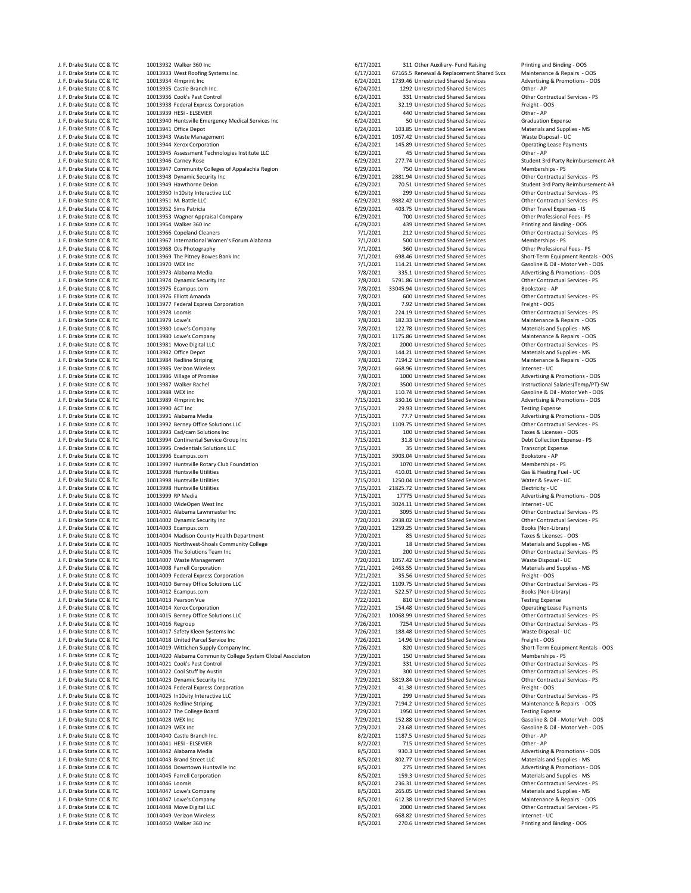| | | | | | | |
|---|---|---|---|---|---|---|
| J. F. Drake State CC & TC | 10013932 | Walker 360 Inc | 6/17/2021 | 311 | Other Auxiliary- Fund Raising | Printing and Binding - OOS |
| J. F. Drake State CC & TC | 10013933 | West Roofing Systems Inc. | 6/17/2021 | 67165.5 | Renewal & Replacement Shared Svcs | Maintenance & Repairs - OOS |
| J. F. Drake State CC & TC | 10013934 | 4Imprint Inc | 6/24/2021 | 1739.46 | Unrestricted Shared Services | Advertising & Promotions - OOS |
| J. F. Drake State CC & TC | 10013935 | Castle Branch Inc. | 6/24/2021 | 1292 | Unrestricted Shared Services | Other - AP |
| J. F. Drake State CC & TC | 10013936 | Cook's Pest Control | 6/24/2021 | 331 | Unrestricted Shared Services | Other Contractual Services - PS |
| J. F. Drake State CC & TC | 10013938 | Federal Express Corporation | 6/24/2021 | 32.19 | Unrestricted Shared Services | Freight - OOS |
| J. F. Drake State CC & TC | 10013939 | HESI - ELSEVIER | 6/24/2021 | 440 | Unrestricted Shared Services | Other - AP |
| J. F. Drake State CC & TC | 10013940 | Huntsville Emergency Medical Services Inc | 6/24/2021 | 50 | Unrestricted Shared Services | Graduation Expense |
| J. F. Drake State CC & TC | 10013941 | Office Depot | 6/24/2021 | 103.85 | Unrestricted Shared Services | Materials and Supplies - MS |
| J. F. Drake State CC & TC | 10013943 | Waste Management | 6/24/2021 | 1057.42 | Unrestricted Shared Services | Waste Disposal - UC |
| J. F. Drake State CC & TC | 10013944 | Xerox Corporation | 6/24/2021 | 145.89 | Unrestricted Shared Services | Operating Lease Payments |
| J. F. Drake State CC & TC | 10013945 | Assessment Technologies Institute LLC | 6/29/2021 | 45 | Unrestricted Shared Services | Other - AP |
| J. F. Drake State CC & TC | 10013946 | Carney Rose | 6/29/2021 | 277.74 | Unrestricted Shared Services | Student 3rd Party Reimbursement-AR |
| J. F. Drake State CC & TC | 10013947 | Community Colleges of Appalachia Region | 6/29/2021 | 750 | Unrestricted Shared Services | Memberships - PS |
| J. F. Drake State CC & TC | 10013948 | Dynamic Security Inc | 6/29/2021 | 2881.94 | Unrestricted Shared Services | Other Contractual Services - PS |
| J. F. Drake State CC & TC | 10013949 | Hawthorne Deion | 6/29/2021 | 70.51 | Unrestricted Shared Services | Student 3rd Party Reimbursement-AR |
| J. F. Drake State CC & TC | 10013950 | In10sity Interactive LLC | 6/29/2021 | 299 | Unrestricted Shared Services | Other Contractual Services - PS |
| J. F. Drake State CC & TC | 10013951 | M. Battle LLC | 6/29/2021 | 9882.42 | Unrestricted Shared Services | Other Contractual Services - PS |
| J. F. Drake State CC & TC | 10013952 | Sims Patricia | 6/29/2021 | 403.75 | Unrestricted Shared Services | Other Travel Expenses - IS |
| J. F. Drake State CC & TC | 10013953 | Wagner Appraisal Company | 6/29/2021 | 700 | Unrestricted Shared Services | Other Professional Fees - PS |
| J. F. Drake State CC & TC | 10013954 | Walker 360 Inc | 6/29/2021 | 439 | Unrestricted Shared Services | Printing and Binding - OOS |
| J. F. Drake State CC & TC | 10013966 | Copeland Cleaners | 7/1/2021 | 212 | Unrestricted Shared Services | Other Contractual Services - PS |
| J. F. Drake State CC & TC | 10013967 | International Women's Forum Alabama | 7/1/2021 | 500 | Unrestricted Shared Services | Memberships - PS |
| J. F. Drake State CC & TC | 10013968 | OJs Photography | 7/1/2021 | 360 | Unrestricted Shared Services | Other Professional Fees - PS |
| J. F. Drake State CC & TC | 10013969 | The Pitney Bowes Bank Inc | 7/1/2021 | 698.46 | Unrestricted Shared Services | Short-Term Equipment Rentals - OOS |
| J. F. Drake State CC & TC | 10013970 | WEX Inc | 7/1/2021 | 114.21 | Unrestricted Shared Services | Gasoline & Oil - Motor Veh - OOS |
| J. F. Drake State CC & TC | 10013973 | Alabama Media | 7/8/2021 | 335.1 | Unrestricted Shared Services | Advertising & Promotions - OOS |
| J. F. Drake State CC & TC | 10013974 | Dynamic Security Inc | 7/8/2021 | 5791.86 | Unrestricted Shared Services | Other Contractual Services - PS |
| J. F. Drake State CC & TC | 10013975 | Ecampus.com | 7/8/2021 | 33045.94 | Unrestricted Shared Services | Bookstore - AP |
| J. F. Drake State CC & TC | 10013976 | Elliott Amanda | 7/8/2021 | 600 | Unrestricted Shared Services | Other Contractual Services - PS |
| J. F. Drake State CC & TC | 10013977 | Federal Express Corporation | 7/8/2021 | 7.92 | Unrestricted Shared Services | Freight - OOS |
| J. F. Drake State CC & TC | 10013978 | Loomis | 7/8/2021 | 224.19 | Unrestricted Shared Services | Other Contractual Services - PS |
| J. F. Drake State CC & TC | 10013979 | Lowe's | 7/8/2021 | 182.33 | Unrestricted Shared Services | Maintenance & Repairs - OOS |
| J. F. Drake State CC & TC | 10013980 | Lowe's Company | 7/8/2021 | 122.78 | Unrestricted Shared Services | Materials and Supplies - MS |
| J. F. Drake State CC & TC | 10013980 | Lowe's Company | 7/8/2021 | 1175.86 | Unrestricted Shared Services | Maintenance & Repairs - OOS |
| J. F. Drake State CC & TC | 10013981 | Move Digital LLC | 7/8/2021 | 2000 | Unrestricted Shared Services | Other Contractual Services - PS |
| J. F. Drake State CC & TC | 10013982 | Office Depot | 7/8/2021 | 144.21 | Unrestricted Shared Services | Materials and Supplies - MS |
| J. F. Drake State CC & TC | 10013984 | Redline Striping | 7/8/2021 | 7194.2 | Unrestricted Shared Services | Maintenance & Repairs - OOS |
| J. F. Drake State CC & TC | 10013985 | Verizon Wireless | 7/8/2021 | 668.96 | Unrestricted Shared Services | Internet - UC |
| J. F. Drake State CC & TC | 10013986 | Village of Promise | 7/8/2021 | 1000 | Unrestricted Shared Services | Advertising & Promotions - OOS |
| J. F. Drake State CC & TC | 10013987 | Walker Rachel | 7/8/2021 | 3500 | Unrestricted Shared Services | Instructional Salaries(Temp/PT)-SW |
| J. F. Drake State CC & TC | 10013988 | WEX Inc | 7/8/2021 | 110.74 | Unrestricted Shared Services | Gasoline & Oil - Motor Veh - OOS |
| J. F. Drake State CC & TC | 10013989 | 4Imprint Inc | 7/15/2021 | 330.16 | Unrestricted Shared Services | Advertising & Promotions - OOS |
| J. F. Drake State CC & TC | 10013990 | ACT Inc | 7/15/2021 | 29.93 | Unrestricted Shared Services | Testing Expense |
| J. F. Drake State CC & TC | 10013991 | Alabama Media | 7/15/2021 | 77.7 | Unrestricted Shared Services | Advertising & Promotions - OOS |
| J. F. Drake State CC & TC | 10013992 | Berney Office Solutions LLC | 7/15/2021 | 1109.75 | Unrestricted Shared Services | Other Contractual Services - PS |
| J. F. Drake State CC & TC | 10013993 | Cad/cam Solutions Inc | 7/15/2021 | 100 | Unrestricted Shared Services | Taxes & Licenses - OOS |
| J. F. Drake State CC & TC | 10013994 | Continental Service Group Inc | 7/15/2021 | 31.8 | Unrestricted Shared Services | Debt Collection Expense - PS |
| J. F. Drake State CC & TC | 10013995 | Credentials Solutions LLC | 7/15/2021 | 35 | Unrestricted Shared Services | Transcript Expense |
| J. F. Drake State CC & TC | 10013996 | Ecampus.com | 7/15/2021 | 3903.04 | Unrestricted Shared Services | Bookstore - AP |
| J. F. Drake State CC & TC | 10013997 | Huntsville Rotary Club Foundation | 7/15/2021 | 1070 | Unrestricted Shared Services | Memberships - PS |
| J. F. Drake State CC & TC | 10013998 | Huntsville Utilities | 7/15/2021 | 410.01 | Unrestricted Shared Services | Gas & Heating Fuel - UC |
| J. F. Drake State CC & TC | 10013998 | Huntsville Utilities | 7/15/2021 | 1250.04 | Unrestricted Shared Services | Water & Sewer - UC |
| J. F. Drake State CC & TC | 10013998 | Huntsville Utilities | 7/15/2021 | 21825.72 | Unrestricted Shared Services | Electricity - UC |
| J. F. Drake State CC & TC | 10013999 | RP Media | 7/15/2021 | 17775 | Unrestricted Shared Services | Advertising & Promotions - OOS |
| J. F. Drake State CC & TC | 10014000 | WideOpen West Inc | 7/15/2021 | 3024.11 | Unrestricted Shared Services | Internet - UC |
| J. F. Drake State CC & TC | 10014001 | Alabama Lawnmaster Inc | 7/20/2021 | 3095 | Unrestricted Shared Services | Other Contractual Services - PS |
| J. F. Drake State CC & TC | 10014002 | Dynamic Security Inc | 7/20/2021 | 2938.02 | Unrestricted Shared Services | Other Contractual Services - PS |
| J. F. Drake State CC & TC | 10014003 | Ecampus.com | 7/20/2021 | 1259.25 | Unrestricted Shared Services | Books (Non-Library) |
| J. F. Drake State CC & TC | 10014004 | Madison County Health Department | 7/20/2021 | 85 | Unrestricted Shared Services | Taxes & Licenses - OOS |
| J. F. Drake State CC & TC | 10014005 | Northwest-Shoals Community College | 7/20/2021 | 18 | Unrestricted Shared Services | Materials and Supplies - MS |
| J. F. Drake State CC & TC | 10014006 | The Solutions Team Inc | 7/20/2021 | 200 | Unrestricted Shared Services | Other Contractual Services - PS |
| J. F. Drake State CC & TC | 10014007 | Waste Management | 7/20/2021 | 1057.42 | Unrestricted Shared Services | Waste Disposal - UC |
| J. F. Drake State CC & TC | 10014008 | Farrell Corporation | 7/21/2021 | 2463.55 | Unrestricted Shared Services | Materials and Supplies - MS |
| J. F. Drake State CC & TC | 10014009 | Federal Express Corporation | 7/21/2021 | 35.56 | Unrestricted Shared Services | Freight - OOS |
| J. F. Drake State CC & TC | 10014010 | Berney Office Solutions LLC | 7/22/2021 | 1109.75 | Unrestricted Shared Services | Other Contractual Services - PS |
| J. F. Drake State CC & TC | 10014012 | Ecampus.com | 7/22/2021 | 522.57 | Unrestricted Shared Services | Books (Non-Library) |
| J. F. Drake State CC & TC | 10014013 | Pearson Vue | 7/22/2021 | 810 | Unrestricted Shared Services | Testing Expense |
| J. F. Drake State CC & TC | 10014014 | Xerox Corporation | 7/22/2021 | 154.48 | Unrestricted Shared Services | Operating Lease Payments |
| J. F. Drake State CC & TC | 10014015 | Berney Office Solutions LLC | 7/26/2021 | 10068.99 | Unrestricted Shared Services | Other Contractual Services - PS |
| J. F. Drake State CC & TC | 10014016 | Regroup | 7/26/2021 | 7254 | Unrestricted Shared Services | Other Contractual Services - PS |
| J. F. Drake State CC & TC | 10014017 | Safety Kleen Systems Inc | 7/26/2021 | 188.48 | Unrestricted Shared Services | Waste Disposal - UC |
| J. F. Drake State CC & TC | 10014018 | United Parcel Service Inc | 7/26/2021 | 14.96 | Unrestricted Shared Services | Freight - OOS |
| J. F. Drake State CC & TC | 10014019 | Wittichen Supply Company Inc. | 7/26/2021 | 820 | Unrestricted Shared Services | Short-Term Equipment Rentals - OOS |
| J. F. Drake State CC & TC | 10014020 | Alabama Community College System Global Associaton | 7/29/2021 | 150 | Unrestricted Shared Services | Memberships - PS |
| J. F. Drake State CC & TC | 10014021 | Cook's Pest Control | 7/29/2021 | 331 | Unrestricted Shared Services | Other Contractual Services - PS |
| J. F. Drake State CC & TC | 10014022 | Cool Stuff by Austin | 7/29/2021 | 300 | Unrestricted Shared Services | Other Contractual Services - PS |
| J. F. Drake State CC & TC | 10014023 | Dynamic Security Inc | 7/29/2021 | 5819.84 | Unrestricted Shared Services | Other Contractual Services - PS |
| J. F. Drake State CC & TC | 10014024 | Federal Express Corporation | 7/29/2021 | 41.38 | Unrestricted Shared Services | Freight - OOS |
| J. F. Drake State CC & TC | 10014025 | In10sity Interactive LLC | 7/29/2021 | 299 | Unrestricted Shared Services | Other Contractual Services - PS |
| J. F. Drake State CC & TC | 10014026 | Redline Striping | 7/29/2021 | 7194.2 | Unrestricted Shared Services | Maintenance & Repairs - OOS |
| J. F. Drake State CC & TC | 10014027 | The College Board | 7/29/2021 | 1950 | Unrestricted Shared Services | Testing Expense |
| J. F. Drake State CC & TC | 10014028 | WEX Inc | 7/29/2021 | 152.88 | Unrestricted Shared Services | Gasoline & Oil - Motor Veh - OOS |
| J. F. Drake State CC & TC | 10014029 | WEX Inc | 7/29/2021 | 23.68 | Unrestricted Shared Services | Gasoline & Oil - Motor Veh - OOS |
| J. F. Drake State CC & TC | 10014040 | Castle Branch Inc. | 8/2/2021 | 1187.5 | Unrestricted Shared Services | Other - AP |
| J. F. Drake State CC & TC | 10014041 | HESI - ELSEVIER | 8/2/2021 | 715 | Unrestricted Shared Services | Other - AP |
| J. F. Drake State CC & TC | 10014042 | Alabama Media | 8/5/2021 | 930.3 | Unrestricted Shared Services | Advertising & Promotions - OOS |
| J. F. Drake State CC & TC | 10014043 | Brand Street LLC | 8/5/2021 | 802.77 | Unrestricted Shared Services | Materials and Supplies - MS |
| J. F. Drake State CC & TC | 10014044 | Downtown Huntsville Inc | 8/5/2021 | 275 | Unrestricted Shared Services | Advertising & Promotions - OOS |
| J. F. Drake State CC & TC | 10014045 | Farrell Corporation | 8/5/2021 | 159.3 | Unrestricted Shared Services | Materials and Supplies - MS |
| J. F. Drake State CC & TC | 10014046 | Loomis | 8/5/2021 | 236.31 | Unrestricted Shared Services | Other Contractual Services - PS |
| J. F. Drake State CC & TC | 10014047 | Lowe's Company | 8/5/2021 | 265.05 | Unrestricted Shared Services | Materials and Supplies - MS |
| J. F. Drake State CC & TC | 10014047 | Lowe's Company | 8/5/2021 | 612.38 | Unrestricted Shared Services | Maintenance & Repairs - OOS |
| J. F. Drake State CC & TC | 10014048 | Move Digital LLC | 8/5/2021 | 2000 | Unrestricted Shared Services | Other Contractual Services - PS |
| J. F. Drake State CC & TC | 10014049 | Verizon Wireless | 8/5/2021 | 668.82 | Unrestricted Shared Services | Internet - UC |
| J. F. Drake State CC & TC | 10014050 | Walker 360 Inc | 8/5/2021 | 270.6 | Unrestricted Shared Services | Printing and Binding - OOS |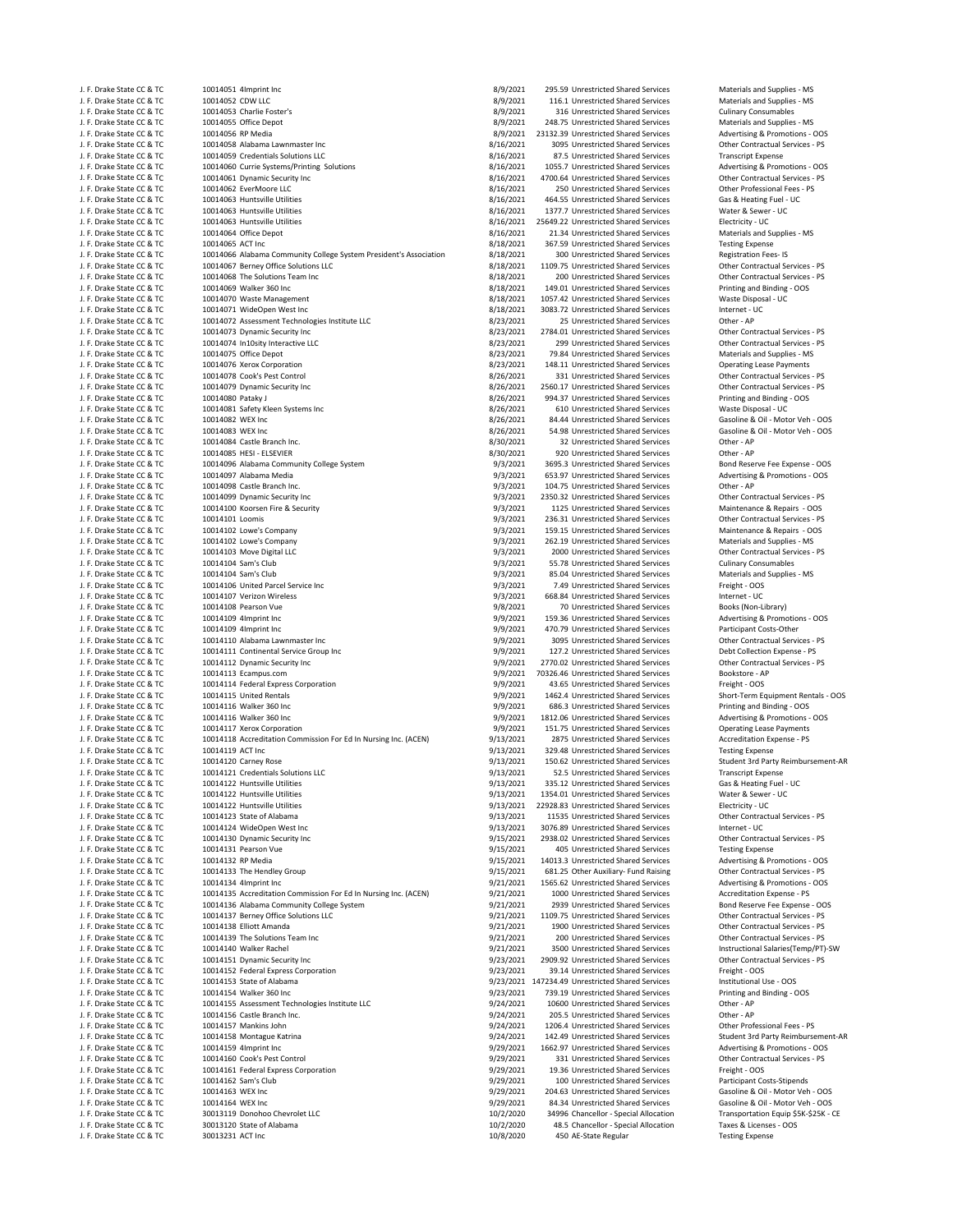| | | | | | | |
|---|---|---|---|---|---|---|
| J. F. Drake State CC & TC | 10014051 | 4Imprint Inc | 8/9/2021 | 295.59 | Unrestricted Shared Services | Materials and Supplies - MS |
| J. F. Drake State CC & TC | 10014052 | CDW LLC | 8/9/2021 | 116.1 | Unrestricted Shared Services | Materials and Supplies - MS |
| J. F. Drake State CC & TC | 10014053 | Charlie Foster's | 8/9/2021 | 316 | Unrestricted Shared Services | Culinary Consumables |
| J. F. Drake State CC & TC | 10014055 | Office Depot | 8/9/2021 | 248.75 | Unrestricted Shared Services | Materials and Supplies - MS |
| J. F. Drake State CC & TC | 10014056 | RP Media | 8/9/2021 | 23132.39 | Unrestricted Shared Services | Advertising & Promotions - OOS |
| J. F. Drake State CC & TC | 10014058 | Alabama Lawnmaster Inc | 8/16/2021 | 3095 | Unrestricted Shared Services | Other Contractual Services - PS |
| J. F. Drake State CC & TC | 10014059 | Credentials Solutions LLC | 8/16/2021 | 87.5 | Unrestricted Shared Services | Transcript Expense |
| J. F. Drake State CC & TC | 10014060 | Currie Systems/Printing Solutions | 8/16/2021 | 1055.7 | Unrestricted Shared Services | Advertising & Promotions - OOS |
| J. F. Drake State CC & TC | 10014061 | Dynamic Security Inc | 8/16/2021 | 4700.64 | Unrestricted Shared Services | Other Contractual Services - PS |
| J. F. Drake State CC & TC | 10014062 | EverMoore LLC | 8/16/2021 | 250 | Unrestricted Shared Services | Other Professional Fees - PS |
| J. F. Drake State CC & TC | 10014063 | Huntsville Utilities | 8/16/2021 | 464.55 | Unrestricted Shared Services | Gas & Heating Fuel - UC |
| J. F. Drake State CC & TC | 10014063 | Huntsville Utilities | 8/16/2021 | 1377.7 | Unrestricted Shared Services | Water & Sewer - UC |
| J. F. Drake State CC & TC | 10014063 | Huntsville Utilities | 8/16/2021 | 25649.22 | Unrestricted Shared Services | Electricity - UC |
| J. F. Drake State CC & TC | 10014064 | Office Depot | 8/16/2021 | 21.34 | Unrestricted Shared Services | Materials and Supplies - MS |
| J. F. Drake State CC & TC | 10014065 | ACT Inc | 8/18/2021 | 367.59 | Unrestricted Shared Services | Testing Expense |
| J. F. Drake State CC & TC | 10014066 | Alabama Community College System President's Association | 8/18/2021 | 300 | Unrestricted Shared Services | Registration Fees- IS |
| J. F. Drake State CC & TC | 10014067 | Berney Office Solutions LLC | 8/18/2021 | 1109.75 | Unrestricted Shared Services | Other Contractual Services - PS |
| J. F. Drake State CC & TC | 10014068 | The Solutions Team Inc | 8/18/2021 | 200 | Unrestricted Shared Services | Other Contractual Services - PS |
| J. F. Drake State CC & TC | 10014069 | Walker 360 Inc | 8/18/2021 | 149.01 | Unrestricted Shared Services | Printing and Binding - OOS |
| J. F. Drake State CC & TC | 10014070 | Waste Management | 8/18/2021 | 1057.42 | Unrestricted Shared Services | Waste Disposal - UC |
| J. F. Drake State CC & TC | 10014071 | WideOpen West Inc | 8/18/2021 | 3083.72 | Unrestricted Shared Services | Internet - UC |
| J. F. Drake State CC & TC | 10014072 | Assessment Technologies Institute LLC | 8/23/2021 | 25 | Unrestricted Shared Services | Other - AP |
| J. F. Drake State CC & TC | 10014073 | Dynamic Security Inc | 8/23/2021 | 2784.01 | Unrestricted Shared Services | Other Contractual Services - PS |
| J. F. Drake State CC & TC | 10014074 | In10sity Interactive LLC | 8/23/2021 | 299 | Unrestricted Shared Services | Other Contractual Services - PS |
| J. F. Drake State CC & TC | 10014075 | Office Depot | 8/23/2021 | 79.84 | Unrestricted Shared Services | Materials and Supplies - MS |
| J. F. Drake State CC & TC | 10014076 | Xerox Corporation | 8/23/2021 | 148.11 | Unrestricted Shared Services | Operating Lease Payments |
| J. F. Drake State CC & TC | 10014078 | Cook's Pest Control | 8/26/2021 | 331 | Unrestricted Shared Services | Other Contractual Services - PS |
| J. F. Drake State CC & TC | 10014079 | Dynamic Security Inc | 8/26/2021 | 2560.17 | Unrestricted Shared Services | Other Contractual Services - PS |
| J. F. Drake State CC & TC | 10014080 | Pataky J | 8/26/2021 | 994.37 | Unrestricted Shared Services | Printing and Binding - OOS |
| J. F. Drake State CC & TC | 10014081 | Safety Kleen Systems Inc | 8/26/2021 | 610 | Unrestricted Shared Services | Waste Disposal - UC |
| J. F. Drake State CC & TC | 10014082 | WEX Inc | 8/26/2021 | 84.44 | Unrestricted Shared Services | Gasoline & Oil - Motor Veh - OOS |
| J. F. Drake State CC & TC | 10014083 | WEX Inc | 8/26/2021 | 54.98 | Unrestricted Shared Services | Gasoline & Oil - Motor Veh - OOS |
| J. F. Drake State CC & TC | 10014084 | Castle Branch Inc. | 8/30/2021 | 32 | Unrestricted Shared Services | Other - AP |
| J. F. Drake State CC & TC | 10014085 | HESI - ELSEVIER | 8/30/2021 | 920 | Unrestricted Shared Services | Other - AP |
| J. F. Drake State CC & TC | 10014096 | Alabama Community College System | 9/3/2021 | 3695.3 | Unrestricted Shared Services | Bond Reserve Fee Expense - OOS |
| J. F. Drake State CC & TC | 10014097 | Alabama Media | 9/3/2021 | 653.97 | Unrestricted Shared Services | Advertising & Promotions - OOS |
| J. F. Drake State CC & TC | 10014098 | Castle Branch Inc. | 9/3/2021 | 104.75 | Unrestricted Shared Services | Other - AP |
| J. F. Drake State CC & TC | 10014099 | Dynamic Security Inc | 9/3/2021 | 2350.32 | Unrestricted Shared Services | Other Contractual Services - PS |
| J. F. Drake State CC & TC | 10014100 | Koorsen Fire & Security | 9/3/2021 | 1125 | Unrestricted Shared Services | Maintenance & Repairs - OOS |
| J. F. Drake State CC & TC | 10014101 | Loomis | 9/3/2021 | 236.31 | Unrestricted Shared Services | Other Contractual Services - PS |
| J. F. Drake State CC & TC | 10014102 | Lowe's Company | 9/3/2021 | 159.15 | Unrestricted Shared Services | Maintenance & Repairs - OOS |
| J. F. Drake State CC & TC | 10014102 | Lowe's Company | 9/3/2021 | 262.19 | Unrestricted Shared Services | Materials and Supplies - MS |
| J. F. Drake State CC & TC | 10014103 | Move Digital LLC | 9/3/2021 | 2000 | Unrestricted Shared Services | Other Contractual Services - PS |
| J. F. Drake State CC & TC | 10014104 | Sam's Club | 9/3/2021 | 55.78 | Unrestricted Shared Services | Culinary Consumables |
| J. F. Drake State CC & TC | 10014104 | Sam's Club | 9/3/2021 | 85.04 | Unrestricted Shared Services | Materials and Supplies - MS |
| J. F. Drake State CC & TC | 10014106 | United Parcel Service Inc | 9/3/2021 | 7.49 | Unrestricted Shared Services | Freight - OOS |
| J. F. Drake State CC & TC | 10014107 | Verizon Wireless | 9/3/2021 | 668.84 | Unrestricted Shared Services | Internet - UC |
| J. F. Drake State CC & TC | 10014108 | Pearson Vue | 9/8/2021 | 70 | Unrestricted Shared Services | Books (Non-Library) |
| J. F. Drake State CC & TC | 10014109 | 4Imprint Inc | 9/9/2021 | 159.36 | Unrestricted Shared Services | Advertising & Promotions - OOS |
| J. F. Drake State CC & TC | 10014109 | 4Imprint Inc | 9/9/2021 | 470.79 | Unrestricted Shared Services | Participant Costs-Other |
| J. F. Drake State CC & TC | 10014110 | Alabama Lawnmaster Inc | 9/9/2021 | 3095 | Unrestricted Shared Services | Other Contractual Services - PS |
| J. F. Drake State CC & TC | 10014111 | Continental Service Group Inc | 9/9/2021 | 127.2 | Unrestricted Shared Services | Debt Collection Expense - PS |
| J. F. Drake State CC & TC | 10014112 | Dynamic Security Inc | 9/9/2021 | 2770.02 | Unrestricted Shared Services | Other Contractual Services - PS |
| J. F. Drake State CC & TC | 10014113 | Ecampus.com | 9/9/2021 | 70326.46 | Unrestricted Shared Services | Bookstore - AP |
| J. F. Drake State CC & TC | 10014114 | Federal Express Corporation | 9/9/2021 | 43.65 | Unrestricted Shared Services | Freight - OOS |
| J. F. Drake State CC & TC | 10014115 | United Rentals | 9/9/2021 | 1462.4 | Unrestricted Shared Services | Short-Term Equipment Rentals - OOS |
| J. F. Drake State CC & TC | 10014116 | Walker 360 Inc | 9/9/2021 | 686.3 | Unrestricted Shared Services | Printing and Binding - OOS |
| J. F. Drake State CC & TC | 10014116 | Walker 360 Inc | 9/9/2021 | 1812.06 | Unrestricted Shared Services | Advertising & Promotions - OOS |
| J. F. Drake State CC & TC | 10014117 | Xerox Corporation | 9/9/2021 | 151.75 | Unrestricted Shared Services | Operating Lease Payments |
| J. F. Drake State CC & TC | 10014118 | Accreditation Commission For Ed In Nursing Inc. (ACEN) | 9/13/2021 | 2875 | Unrestricted Shared Services | Accreditation Expense - PS |
| J. F. Drake State CC & TC | 10014119 | ACT Inc | 9/13/2021 | 329.48 | Unrestricted Shared Services | Testing Expense |
| J. F. Drake State CC & TC | 10014120 | Carney Rose | 9/13/2021 | 150.62 | Unrestricted Shared Services | Student 3rd Party Reimbursement-AR |
| J. F. Drake State CC & TC | 10014121 | Credentials Solutions LLC | 9/13/2021 | 52.5 | Unrestricted Shared Services | Transcript Expense |
| J. F. Drake State CC & TC | 10014122 | Huntsville Utilities | 9/13/2021 | 335.12 | Unrestricted Shared Services | Gas & Heating Fuel - UC |
| J. F. Drake State CC & TC | 10014122 | Huntsville Utilities | 9/13/2021 | 1354.01 | Unrestricted Shared Services | Water & Sewer - UC |
| J. F. Drake State CC & TC | 10014122 | Huntsville Utilities | 9/13/2021 | 22928.83 | Unrestricted Shared Services | Electricity - UC |
| J. F. Drake State CC & TC | 10014123 | State of Alabama | 9/13/2021 | 11535 | Unrestricted Shared Services | Other Contractual Services - PS |
| J. F. Drake State CC & TC | 10014124 | WideOpen West Inc | 9/13/2021 | 3076.89 | Unrestricted Shared Services | Internet - UC |
| J. F. Drake State CC & TC | 10014130 | Dynamic Security Inc | 9/15/2021 | 2938.02 | Unrestricted Shared Services | Other Contractual Services - PS |
| J. F. Drake State CC & TC | 10014131 | Pearson Vue | 9/15/2021 | 405 | Unrestricted Shared Services | Testing Expense |
| J. F. Drake State CC & TC | 10014132 | RP Media | 9/15/2021 | 14013.3 | Unrestricted Shared Services | Advertising & Promotions - OOS |
| J. F. Drake State CC & TC | 10014133 | The Hendley Group | 9/15/2021 | 681.25 | Other Auxiliary- Fund Raising | Other Contractual Services - PS |
| J. F. Drake State CC & TC | 10014134 | 4Imprint Inc | 9/21/2021 | 1565.62 | Unrestricted Shared Services | Advertising & Promotions - OOS |
| J. F. Drake State CC & TC | 10014135 | Accreditation Commission For Ed In Nursing Inc. (ACEN) | 9/21/2021 | 1000 | Unrestricted Shared Services | Accreditation Expense - PS |
| J. F. Drake State CC & TC | 10014136 | Alabama Community College System | 9/21/2021 | 2939 | Unrestricted Shared Services | Bond Reserve Fee Expense - OOS |
| J. F. Drake State CC & TC | 10014137 | Berney Office Solutions LLC | 9/21/2021 | 1109.75 | Unrestricted Shared Services | Other Contractual Services - PS |
| J. F. Drake State CC & TC | 10014138 | Elliott Amanda | 9/21/2021 | 1900 | Unrestricted Shared Services | Other Contractual Services - PS |
| J. F. Drake State CC & TC | 10014139 | The Solutions Team Inc | 9/21/2021 | 200 | Unrestricted Shared Services | Other Contractual Services - PS |
| J. F. Drake State CC & TC | 10014140 | Walker Rachel | 9/21/2021 | 3500 | Unrestricted Shared Services | Instructional Salaries(Temp/PT)-SW |
| J. F. Drake State CC & TC | 10014151 | Dynamic Security Inc | 9/23/2021 | 2909.92 | Unrestricted Shared Services | Other Contractual Services - PS |
| J. F. Drake State CC & TC | 10014152 | Federal Express Corporation | 9/23/2021 | 39.14 | Unrestricted Shared Services | Freight - OOS |
| J. F. Drake State CC & TC | 10014153 | State of Alabama | 9/23/2021 | 147234.49 | Unrestricted Shared Services | Institutional Use - OOS |
| J. F. Drake State CC & TC | 10014154 | Walker 360 Inc | 9/23/2021 | 739.19 | Unrestricted Shared Services | Printing and Binding - OOS |
| J. F. Drake State CC & TC | 10014155 | Assessment Technologies Institute LLC | 9/24/2021 | 10600 | Unrestricted Shared Services | Other - AP |
| J. F. Drake State CC & TC | 10014156 | Castle Branch Inc. | 9/24/2021 | 205.5 | Unrestricted Shared Services | Other - AP |
| J. F. Drake State CC & TC | 10014157 | Mankins John | 9/24/2021 | 1206.4 | Unrestricted Shared Services | Other Professional Fees - PS |
| J. F. Drake State CC & TC | 10014158 | Montague Katrina | 9/24/2021 | 142.49 | Unrestricted Shared Services | Student 3rd Party Reimbursement-AR |
| J. F. Drake State CC & TC | 10014159 | 4Imprint Inc | 9/29/2021 | 1662.97 | Unrestricted Shared Services | Advertising & Promotions - OOS |
| J. F. Drake State CC & TC | 10014160 | Cook's Pest Control | 9/29/2021 | 331 | Unrestricted Shared Services | Other Contractual Services - PS |
| J. F. Drake State CC & TC | 10014161 | Federal Express Corporation | 9/29/2021 | 19.36 | Unrestricted Shared Services | Freight - OOS |
| J. F. Drake State CC & TC | 10014162 | Sam's Club | 9/29/2021 | 100 | Unrestricted Shared Services | Participant Costs-Stipends |
| J. F. Drake State CC & TC | 10014163 | WEX Inc | 9/29/2021 | 204.63 | Unrestricted Shared Services | Gasoline & Oil - Motor Veh - OOS |
| J. F. Drake State CC & TC | 10014164 | WEX Inc | 9/29/2021 | 84.34 | Unrestricted Shared Services | Gasoline & Oil - Motor Veh - OOS |
| J. F. Drake State CC & TC | 30013119 | Donohoo Chevrolet LLC | 10/2/2020 | 34996 | Chancellor - Special Allocation | Transportation Equip $5K-$25K - CE |
| J. F. Drake State CC & TC | 30013120 | State of Alabama | 10/2/2020 | 48.5 | Chancellor - Special Allocation | Taxes & Licenses - OOS |
| J. F. Drake State CC & TC | 30013231 | ACT Inc | 10/8/2020 | 450 | AE-State Regular | Testing Expense |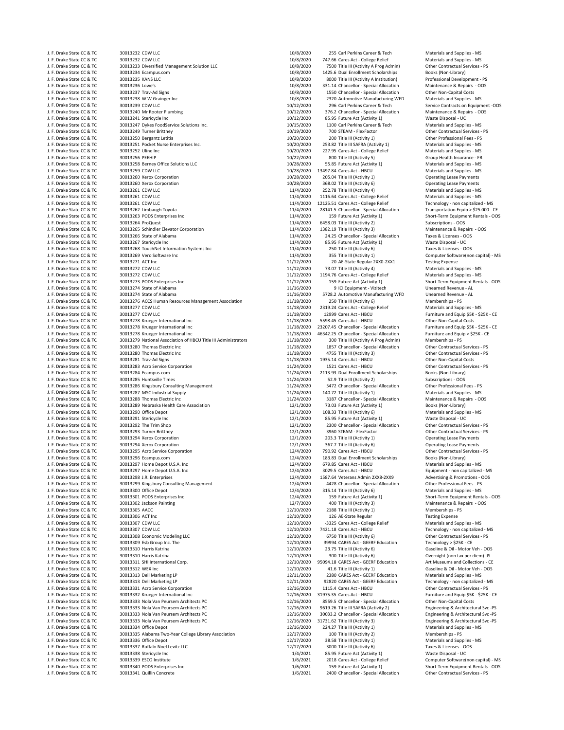| | | | | | |
|---|---|---|---|---|---|
| J. F. Drake State CC & TC | 30013232 CDW LLC | 10/8/2020 | 255 | Carl Perkins Career & Tech | Materials and Supplies - MS |
| J. F. Drake State CC & TC | 30013232 CDW LLC | 10/8/2020 | 747.66 | Cares Act - College Relief | Materials and Supplies - MS |
| J. F. Drake State CC & TC | 30013233 Diversified Management Solution LLC | 10/8/2020 | 7500 | Title III (Activity A Prog Admin) | Other Contractual Services - PS |
| J. F. Drake State CC & TC | 30013234 Ecampus.com | 10/8/2020 | 1425.6 | Dual Enrollment Scholarships | Books (Non-Library) |
| J. F. Drake State CC & TC | 30013235 KANS LLC | 10/8/2020 | 8000 | Title III (Activity A Institution) | Professional Development - PS |
| J. F. Drake State CC & TC | 30013236 Lowe's | 10/8/2020 | 331.14 | Chancellor - Special Allocation | Maintenance & Repairs - OOS |
| J. F. Drake State CC & TC | 30013237 Trav-Ad Signs | 10/8/2020 | 1550 | Chancellor - Special Allocation | Other Non-Capital Costs |
| J. F. Drake State CC & TC | 30013238 W W Grainger Inc | 10/8/2020 | 2320 | Automotive Manufacturing WFD | Materials and Supplies - MS |
| J. F. Drake State CC & TC | 30013239 CDW LLC | 10/12/2020 | 296 | Carl Perkins Career & Tech | Service Contracts on Equipment -OOS |
| J. F. Drake State CC & TC | 30013240 Mr Rooter Plumbing | 10/12/2020 | 376.2 | Chancellor - Special Allocation | Maintenance & Repairs - OOS |
| J. F. Drake State CC & TC | 30013241 Stericycle Inc | 10/12/2020 | 85.95 | Future Act (Activity 1) | Waste Disposal - UC |
| J. F. Drake State CC & TC | 30013247 Dykes FoodService Solutions Inc. | 10/15/2020 | 1100 | Carl Perkins Career & Tech | Materials and Supplies - MS |
| J. F. Drake State CC & TC | 30013249 Turner Brittney | 10/19/2020 | 700 | STEAM - FlexFactor | Other Contractual Services - PS |
| J. F. Drake State CC & TC | 30013250 Bergantz Letitia | 10/20/2020 | 200 | Title III (Activity 1) | Other Professional Fees - PS |
| J. F. Drake State CC & TC | 30013251 Pocket Nurse Enterprises Inc. | 10/20/2020 | 253.82 | Title III SAFRA (Activity 1) | Materials and Supplies - MS |
| J. F. Drake State CC & TC | 30013252 Uline Inc | 10/20/2020 | 227.95 | Cares Act - College Relief | Materials and Supplies - MS |
| J. F. Drake State CC & TC | 30013256 PEEHIP | 10/22/2020 | 800 | Title III (Activity 5) | Group Health Insurance - FB |
| J. F. Drake State CC & TC | 30013258 Berney Office Solutions LLC | 10/28/2020 | 55.85 | Future Act (Activity 1) | Materials and Supplies - MS |
| J. F. Drake State CC & TC | 30013259 CDW LLC | 10/28/2020 | 13497.84 | Cares Act - HBCU | Materials and Supplies - MS |
| J. F. Drake State CC & TC | 30013260 Xerox Corporation | 10/28/2020 | 205.04 | Title III (Activity 1) | Operating Lease Payments |
| J. F. Drake State CC & TC | 30013260 Xerox Corporation | 10/28/2020 | 368.02 | Title III (Activity 6) | Operating Lease Payments |
| J. F. Drake State CC & TC | 30013261 CDW LLC | 11/4/2020 | 252.78 | Title III (Activity 4) | Materials and Supplies - MS |
| J. F. Drake State CC & TC | 30013261 CDW LLC | 11/4/2020 | 1116.64 | Cares Act - College Relief | Materials and Supplies - MS |
| J. F. Drake State CC & TC | 30013261 CDW LLC | 11/4/2020 | 12125.51 | Cares Act - College Relief | Technology - non capitalized - MS |
| J. F. Drake State CC & TC | 30013262 Limbaugh Toyota | 11/4/2020 | 28141.5 | Chancellor - Special Allocation | Transportation Equip > $25 000 - CE |
| J. F. Drake State CC & TC | 30013263 PODS Enterprises Inc | 11/4/2020 | 159 | Future Act (Activity 1) | Short-Term Equipment Rentals - OOS |
| J. F. Drake State CC & TC | 30013264 ProQuest | 11/4/2020 | 6458.03 | Title III (Activity 2) | Subscriptions - OOS |
| J. F. Drake State CC & TC | 30013265 Schindler Elevator Corporation | 11/4/2020 | 1382.19 | Title III (Activity 3) | Maintenance & Repairs - OOS |
| J. F. Drake State CC & TC | 30013266 State of Alabama | 11/4/2020 | 24.25 | Chancellor - Special Allocation | Taxes & Licenses - OOS |
| J. F. Drake State CC & TC | 30013267 Stericycle Inc | 11/4/2020 | 85.95 | Future Act (Activity 1) | Waste Disposal - UC |
| J. F. Drake State CC & TC | 30013268 TouchNet Information Systems Inc | 11/4/2020 | 250 | Title III (Activity 6) | Taxes & Licenses - OOS |
| J. F. Drake State CC & TC | 30013269 Vero Software Inc | 11/4/2020 | 355 | Title III (Activity 1) | Computer Software(non capital) - MS |
| J. F. Drake State CC & TC | 30013271 ACT Inc | 11/12/2020 | 20 | AE-State Regular 2XX0-2XX1 | Testing Expense |
| J. F. Drake State CC & TC | 30013272 CDW LLC | 11/12/2020 | 73.07 | Title III (Activity 4) | Materials and Supplies - MS |
| J. F. Drake State CC & TC | 30013272 CDW LLC | 11/12/2020 | 1194.76 | Cares Act - College Relief | Materials and Supplies - MS |
| J. F. Drake State CC & TC | 30013273 PODS Enterprises Inc | 11/12/2020 | 159 | Future Act (Activity 1) | Short-Term Equipment Rentals - OOS |
| J. F. Drake State CC & TC | 30013274 State of Alabama | 11/16/2020 | 9 | ICI Equipment - Vizitech | Unearned Revenue - AL |
| J. F. Drake State CC & TC | 30013274 State of Alabama | 11/16/2020 | 5728.2 | Automotive Manufacturing WFD | Unearned Revenue - AL |
| J. F. Drake State CC & TC | 30013276 ACCS Human Resources Management Association | 11/18/2020 | 250 | Title III (Activity 6) | Memberships - PS |
| J. F. Drake State CC & TC | 30013277 CDW LLC | 11/18/2020 | 2319.24 | Cares Act - College Relief | Materials and Supplies - MS |
| J. F. Drake State CC & TC | 30013277 CDW LLC | 11/18/2020 | 12999 | Cares Act - HBCU | Furniture and Equip $5K - $25K - CE |
| J. F. Drake State CC & TC | 30013278 Krueger International Inc | 11/18/2020 | 5598.45 | Cares Act - HBCU | Other Non-Capital Costs |
| J. F. Drake State CC & TC | 30013278 Krueger International Inc | 11/18/2020 | 23207.45 | Chancellor - Special Allocation | Furniture and Equip $5K - $25K - CE |
| J. F. Drake State CC & TC | 30013278 Krueger International Inc | 11/18/2020 | 46342.25 | Chancellor - Special Allocation | Furniture and Equip > $25K - CE |
| J. F. Drake State CC & TC | 30013279 National Association of HBCU Title III Administrators | 11/18/2020 | 300 | Title III (Activity A Prog Admin) | Memberships - PS |
| J. F. Drake State CC & TC | 30013280 Thomas Electric Inc | 11/18/2020 | 1857 | Chancellor - Special Allocation | Other Contractual Services - PS |
| J. F. Drake State CC & TC | 30013280 Thomas Electric Inc | 11/18/2020 | 4755 | Title III (Activity 3) | Other Contractual Services - PS |
| J. F. Drake State CC & TC | 30013281 Trav-Ad Signs | 11/18/2020 | 1935.14 | Cares Act - HBCU | Other Non-Capital Costs |
| J. F. Drake State CC & TC | 30013283 Acro Service Corporation | 11/24/2020 | 1521 | Cares Act - HBCU | Other Contractual Services - PS |
| J. F. Drake State CC & TC | 30013284 Ecampus.com | 11/24/2020 | 2113.93 | Dual Enrollment Scholarships | Books (Non-Library) |
| J. F. Drake State CC & TC | 30013285 Huntsville Times | 11/24/2020 | 52.9 | Title III (Activity 2) | Subscriptions - OOS |
| J. F. Drake State CC & TC | 30013286 Kingsbury Consulting Management | 11/24/2020 | 5472 | Chancellor - Special Allocation | Other Professional Fees - PS |
| J. F. Drake State CC & TC | 30013287 MSC Industrial Supply | 11/24/2020 | 140.72 | Title III (Activity 1) | Materials and Supplies - MS |
| J. F. Drake State CC & TC | 30013288 Thomas Electric Inc | 11/24/2020 | 3187 | Chancellor - Special Allocation | Maintenance & Repairs - OOS |
| J. F. Drake State CC & TC | 30013289 Nebraska Health Care Association | 12/1/2020 | 73.03 | Future Act (Activity 1) | Books (Non-Library) |
| J. F. Drake State CC & TC | 30013290 Office Depot | 12/1/2020 | 108.33 | Title III (Activity 6) | Materials and Supplies - MS |
| J. F. Drake State CC & TC | 30013291 Stericycle Inc | 12/1/2020 | 85.95 | Future Act (Activity 1) | Waste Disposal - UC |
| J. F. Drake State CC & TC | 30013292 The Trim Shop | 12/1/2020 | 2300 | Chancellor - Special Allocation | Other Contractual Services - PS |
| J. F. Drake State CC & TC | 30013293 Turner Brittney | 12/1/2020 | 3960 | STEAM - FlexFactor | Other Contractual Services - PS |
| J. F. Drake State CC & TC | 30013294 Xerox Corporation | 12/1/2020 | 203.3 | Title III (Activity 1) | Operating Lease Payments |
| J. F. Drake State CC & TC | 30013294 Xerox Corporation | 12/1/2020 | 367.7 | Title III (Activity 6) | Operating Lease Payments |
| J. F. Drake State CC & TC | 30013295 Acro Service Corporation | 12/4/2020 | 790.92 | Cares Act - HBCU | Other Contractual Services - PS |
| J. F. Drake State CC & TC | 30013296 Ecampus.com | 12/4/2020 | 183.83 | Dual Enrollment Scholarships | Books (Non-Library) |
| J. F. Drake State CC & TC | 30013297 Home Depot U.S.A. Inc | 12/4/2020 | 679.85 | Cares Act - HBCU | Materials and Supplies - MS |
| J. F. Drake State CC & TC | 30013297 Home Depot U.S.A. Inc | 12/4/2020 | 3029.5 | Cares Act - HBCU | Equipment - non capitalized - MS |
| J. F. Drake State CC & TC | 30013298 J.R. Enterprises | 12/4/2020 | 1587.64 | Veterans Admin 2XX8-2XX9 | Advertising & Promotions - OOS |
| J. F. Drake State CC & TC | 30013299 Kingsbury Consulting Management | 12/4/2020 | 4428 | Chancellor - Special Allocation | Other Professional Fees - PS |
| J. F. Drake State CC & TC | 30013300 Office Depot | 12/4/2020 | 315.14 | Title III (Activity 6) | Materials and Supplies - MS |
| J. F. Drake State CC & TC | 30013301 PODS Enterprises Inc | 12/4/2020 | 159 | Future Act (Activity 1) | Short-Term Equipment Rentals - OOS |
| J. F. Drake State CC & TC | 30013302 Jackson Painting | 12/7/2020 | 400 | Title III (Activity 3) | Maintenance & Repairs - OOS |
| J. F. Drake State CC & TC | 30013305 AACC | 12/10/2020 | 2188 | Title III (Activity 1) | Memberships - PS |
| J. F. Drake State CC & TC | 30013306 ACT Inc | 12/10/2020 | 126 | AE-State Regular | Testing Expense |
| J. F. Drake State CC & TC | 30013307 CDW LLC | 12/10/2020 | -3325 | Cares Act - College Relief | Materials and Supplies - MS |
| J. F. Drake State CC & TC | 30013307 CDW LLC | 12/10/2020 | 7421.18 | Cares Act - HBCU | Technology - non capitalized - MS |
| J. F. Drake State CC & TC | 30013308 Economic Modeling LLC | 12/10/2020 | 6750 | Title III (Activity 6) | Other Contractual Services - PS |
| J. F. Drake State CC & TC | 30013309 Esb Group Inc. The | 12/10/2020 | 39994 | CARES Act - GEERF Education | Technology > $25K - CE |
| J. F. Drake State CC & TC | 30013310 Harris Katrina | 12/10/2020 | 23.75 | Title III (Activity 6) | Gasoline & Oil - Motor Veh - OOS |
| J. F. Drake State CC & TC | 30013310 Harris Katrina | 12/10/2020 | 300 | Title III (Activity 6) | Overnight (non tax per diem)- IS |
| J. F. Drake State CC & TC | 30013311 SHI International Corp. | 12/10/2020 | 95094.18 | CARES Act - GEERF Education | Art Museums and Collections - CE |
| J. F. Drake State CC & TC | 30013312 WEX Inc | 12/10/2020 | 41.6 | Title III (Activity 1) | Gasoline & Oil - Motor Veh - OOS |
| J. F. Drake State CC & TC | 30013313 Dell Marketing LP | 12/11/2020 | 2380 | CARES Act - GEERF Education | Materials and Supplies - MS |
| J. F. Drake State CC & TC | 30013313 Dell Marketing LP | 12/11/2020 | 92820 | CARES Act - GEERF Education | Technology - non capitalized - MS |
| J. F. Drake State CC & TC | 30013331 Acro Service Corporation | 12/16/2020 | 1115.4 | Cares Act - HBCU | Other Contractual Services - PS |
| J. F. Drake State CC & TC | 30013332 Krueger International Inc | 12/16/2020 | 31975.35 | Cares Act - HBCU | Furniture and Equip $5K - $25K - CE |
| J. F. Drake State CC & TC | 30013333 Nola Van Peursem Architects PC | 12/16/2020 | 8559.5 | Chancellor - Special Allocation | Other Non-Capital Costs |
| J. F. Drake State CC & TC | 30013333 Nola Van Peursem Architects PC | 12/16/2020 | 9619.26 | Title III SAFRA (Activity 2) | Engineering & Architectural Svc -PS |
| J. F. Drake State CC & TC | 30013333 Nola Van Peursem Architects PC | 12/16/2020 | 30033.2 | Chancellor - Special Allocation | Engineering & Architectural Svc -PS |
| J. F. Drake State CC & TC | 30013333 Nola Van Peursem Architects PC | 12/16/2020 | 31731.62 | Title III (Activity 3) | Engineering & Architectural Svc -PS |
| J. F. Drake State CC & TC | 30013334 Office Depot | 12/16/2020 | 224.27 | Title III (Activity 1) | Materials and Supplies - MS |
| J. F. Drake State CC & TC | 30013335 Alabama Two-Year College Library Association | 12/17/2020 | 100 | Title III (Activity 2) | Memberships - PS |
| J. F. Drake State CC & TC | 30013336 Office Depot | 12/17/2020 | 38.58 | Title III (Activity 1) | Materials and Supplies - MS |
| J. F. Drake State CC & TC | 30013337 Ruffalo Noel Levitz LLC | 12/17/2020 | 3000 | Title III (Activity 6) | Taxes & Licenses - OOS |
| J. F. Drake State CC & TC | 30013338 Stericycle Inc | 1/4/2021 | 85.95 | Future Act (Activity 1) | Waste Disposal - UC |
| J. F. Drake State CC & TC | 30013339 ESCO Institute | 1/6/2021 | 2018 | Cares Act - College Relief | Computer Software(non capital) - MS |
| J. F. Drake State CC & TC | 30013340 PODS Enterprises Inc | 1/6/2021 | 159 | Future Act (Activity 1) | Short-Term Equipment Rentals - OOS |
| J. F. Drake State CC & TC | 30013341 Quillin Concrete | 1/6/2021 | 2400 | Chancellor - Special Allocation | Other Contractual Services - PS |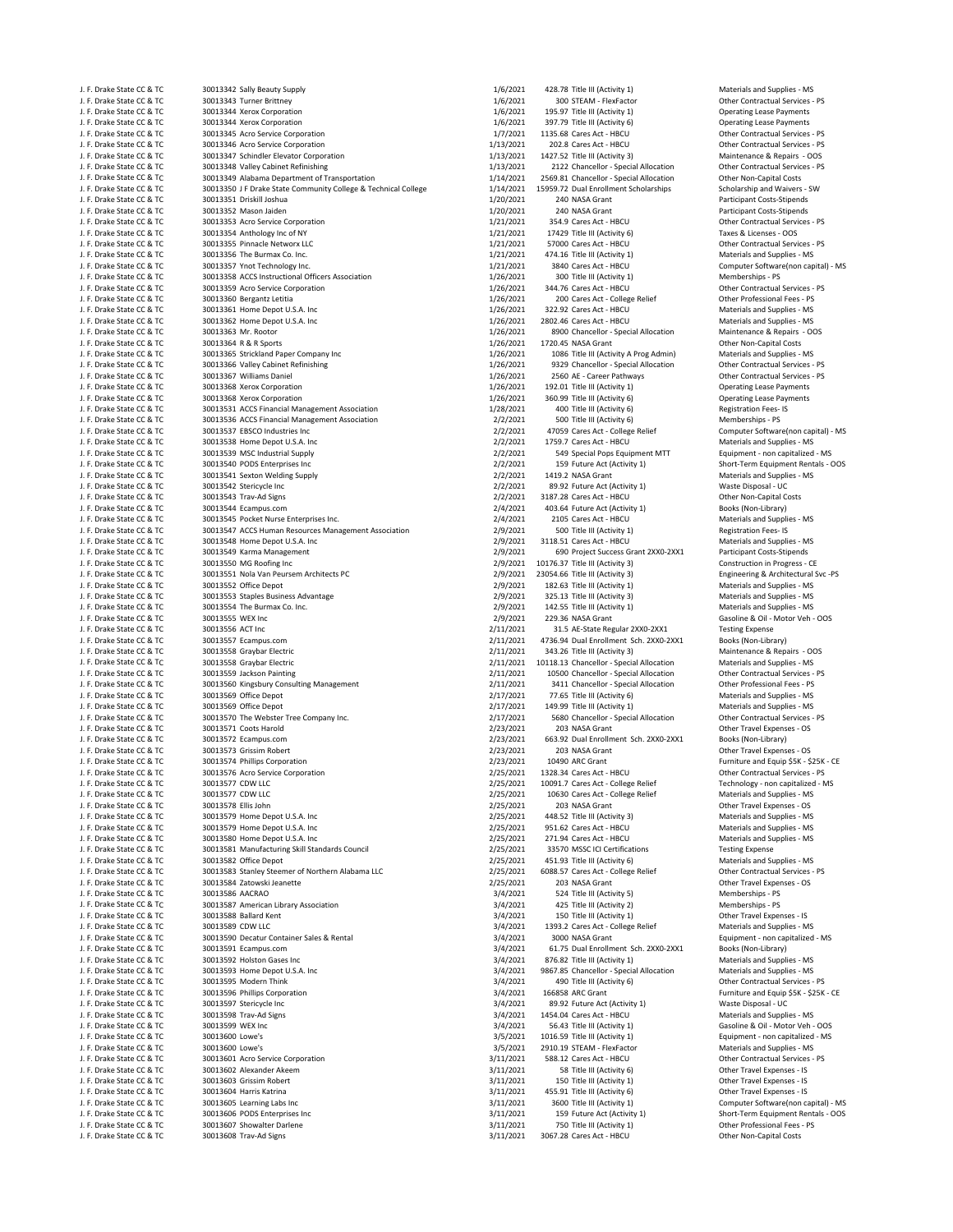| | | | | | | |
|---|---|---|---|---|---|---|
| J. F. Drake State CC & TC | 30013342 | Sally Beauty Supply | 1/6/2021 | 428.78 | Title III (Activity 1) | Materials and Supplies - MS |
| J. F. Drake State CC & TC | 30013343 | Turner Brittney | 1/6/2021 | 300 | STEAM - FlexFactor | Other Contractual Services - PS |
| J. F. Drake State CC & TC | 30013344 | Xerox Corporation | 1/6/2021 | 195.97 | Title III (Activity 1) | Operating Lease Payments |
| J. F. Drake State CC & TC | 30013344 | Xerox Corporation | 1/6/2021 | 397.79 | Title III (Activity 6) | Operating Lease Payments |
| J. F. Drake State CC & TC | 30013345 | Acro Service Corporation | 1/7/2021 | 1135.68 | Cares Act - HBCU | Other Contractual Services - PS |
| J. F. Drake State CC & TC | 30013346 | Acro Service Corporation | 1/13/2021 | 202.8 | Cares Act - HBCU | Other Contractual Services - PS |
| J. F. Drake State CC & TC | 30013347 | Schindler Elevator Corporation | 1/13/2021 | 1427.52 | Title III (Activity 3) | Maintenance & Repairs - OOS |
| J. F. Drake State CC & TC | 30013348 | Valley Cabinet Refinishing | 1/13/2021 | 2122 | Chancellor - Special Allocation | Other Contractual Services - PS |
| J. F. Drake State CC & TC | 30013349 | Alabama Department of Transportation | 1/14/2021 | 2569.81 | Chancellor - Special Allocation | Other Non-Capital Costs |
| J. F. Drake State CC & TC | 30013350 | J F Drake State Community College & Technical College | 1/14/2021 | 15959.72 | Dual Enrollment Scholarships | Scholarship and Waivers - SW |
| J. F. Drake State CC & TC | 30013351 | Driskill Joshua | 1/20/2021 | 240 | NASA Grant | Participant Costs-Stipends |
| J. F. Drake State CC & TC | 30013352 | Mason Jaiden | 1/20/2021 | 240 | NASA Grant | Participant Costs-Stipends |
| J. F. Drake State CC & TC | 30013353 | Acro Service Corporation | 1/21/2021 | 354.9 | Cares Act - HBCU | Other Contractual Services - PS |
| J. F. Drake State CC & TC | 30013354 | Anthology Inc of NY | 1/21/2021 | 17429 | Title III (Activity 6) | Taxes & Licenses - OOS |
| J. F. Drake State CC & TC | 30013355 | Pinnacle Networx LLC | 1/21/2021 | 57000 | Cares Act - HBCU | Other Contractual Services - PS |
| J. F. Drake State CC & TC | 30013356 | The Burmax Co. Inc. | 1/21/2021 | 474.16 | Title III (Activity 1) | Materials and Supplies - MS |
| J. F. Drake State CC & TC | 30013357 | Ynot Technology Inc. | 1/21/2021 | 3840 | Cares Act - HBCU | Computer Software(non capital) - MS |
| J. F. Drake State CC & TC | 30013358 | ACCS Instructional Officers Association | 1/26/2021 | 300 | Title III (Activity 1) | Memberships - PS |
| J. F. Drake State CC & TC | 30013359 | Acro Service Corporation | 1/26/2021 | 344.76 | Cares Act - HBCU | Other Contractual Services - PS |
| J. F. Drake State CC & TC | 30013360 | Bergantz Letitia | 1/26/2021 | 200 | Cares Act - College Relief | Other Professional Fees - PS |
| J. F. Drake State CC & TC | 30013361 | Home Depot U.S.A. Inc | 1/26/2021 | 322.92 | Cares Act - HBCU | Materials and Supplies - MS |
| J. F. Drake State CC & TC | 30013362 | Home Depot U.S.A. Inc | 1/26/2021 | 2802.46 | Cares Act - HBCU | Materials and Supplies - MS |
| J. F. Drake State CC & TC | 30013363 | Mr. Rootor | 1/26/2021 | 8900 | Chancellor - Special Allocation | Maintenance & Repairs - OOS |
| J. F. Drake State CC & TC | 30013364 | R & R Sports | 1/26/2021 | 1720.45 | NASA Grant | Other Non-Capital Costs |
| J. F. Drake State CC & TC | 30013365 | Strickland Paper Company Inc | 1/26/2021 | 1086 | Title III (Activity A Prog Admin) | Materials and Supplies - MS |
| J. F. Drake State CC & TC | 30013366 | Valley Cabinet Refinishing | 1/26/2021 | 9329 | Chancellor - Special Allocation | Other Contractual Services - PS |
| J. F. Drake State CC & TC | 30013367 | Williams Daniel | 1/26/2021 | 2560 | AE - Career Pathways | Other Contractual Services - PS |
| J. F. Drake State CC & TC | 30013368 | Xerox Corporation | 1/26/2021 | 192.01 | Title III (Activity 1) | Operating Lease Payments |
| J. F. Drake State CC & TC | 30013368 | Xerox Corporation | 1/26/2021 | 360.99 | Title III (Activity 6) | Operating Lease Payments |
| J. F. Drake State CC & TC | 30013531 | ACCS Financial Management Association | 1/28/2021 | 400 | Title III (Activity 6) | Registration Fees- IS |
| J. F. Drake State CC & TC | 30013536 | ACCS Financial Management Association | 2/2/2021 | 500 | Title III (Activity 6) | Memberships - PS |
| J. F. Drake State CC & TC | 30013537 | EBSCO Industries Inc | 2/2/2021 | 47059 | Cares Act - College Relief | Computer Software(non capital) - MS |
| J. F. Drake State CC & TC | 30013538 | Home Depot U.S.A. Inc | 2/2/2021 | 1759.7 | Cares Act - HBCU | Materials and Supplies - MS |
| J. F. Drake State CC & TC | 30013539 | MSC Industrial Supply | 2/2/2021 | 549 | Special Pops Equipment MTT | Equipment - non capitalized - MS |
| J. F. Drake State CC & TC | 30013540 | PODS Enterprises Inc | 2/2/2021 | 159 | Future Act (Activity 1) | Short-Term Equipment Rentals - OOS |
| J. F. Drake State CC & TC | 30013541 | Sexton Welding Supply | 2/2/2021 | 1419.2 | NASA Grant | Materials and Supplies - MS |
| J. F. Drake State CC & TC | 30013542 | Stericycle Inc | 2/2/2021 | 89.92 | Future Act (Activity 1) | Waste Disposal - UC |
| J. F. Drake State CC & TC | 30013543 | Trav-Ad Signs | 2/2/2021 | 3187.28 | Cares Act - HBCU | Other Non-Capital Costs |
| J. F. Drake State CC & TC | 30013544 | Ecampus.com | 2/4/2021 | 403.64 | Future Act (Activity 1) | Books (Non-Library) |
| J. F. Drake State CC & TC | 30013545 | Pocket Nurse Enterprises Inc. | 2/4/2021 | 2105 | Cares Act - HBCU | Materials and Supplies - MS |
| J. F. Drake State CC & TC | 30013547 | ACCS Human Resources Management Association | 2/9/2021 | 500 | Title III (Activity 1) | Registration Fees- IS |
| J. F. Drake State CC & TC | 30013548 | Home Depot U.S.A. Inc | 2/9/2021 | 3118.51 | Cares Act - HBCU | Materials and Supplies - MS |
| J. F. Drake State CC & TC | 30013549 | Karma Management | 2/9/2021 | 690 | Project Success Grant 2XX0-2XX1 | Participant Costs-Stipends |
| J. F. Drake State CC & TC | 30013550 | MG Roofing Inc | 2/9/2021 | 10176.37 | Title III (Activity 3) | Construction in Progress - CE |
| J. F. Drake State CC & TC | 30013551 | Nola Van Peursem Architects PC | 2/9/2021 | 23054.66 | Title III (Activity 3) | Engineering & Architectural Svc -PS |
| J. F. Drake State CC & TC | 30013552 | Office Depot | 2/9/2021 | 182.63 | Title III (Activity 1) | Materials and Supplies - MS |
| J. F. Drake State CC & TC | 30013553 | Staples Business Advantage | 2/9/2021 | 325.13 | Title III (Activity 3) | Materials and Supplies - MS |
| J. F. Drake State CC & TC | 30013554 | The Burmax Co. Inc. | 2/9/2021 | 142.55 | Title III (Activity 1) | Materials and Supplies - MS |
| J. F. Drake State CC & TC | 30013555 | WEX Inc | 2/9/2021 | 229.36 | NASA Grant | Gasoline & Oil - Motor Veh - OOS |
| J. F. Drake State CC & TC | 30013556 | ACT Inc | 2/11/2021 | 31.5 | AE-State Regular 2XX0-2XX1 | Testing Expense |
| J. F. Drake State CC & TC | 30013557 | Ecampus.com | 2/11/2021 | 4736.94 | Dual Enrollment Sch. 2XX0-2XX1 | Books (Non-Library) |
| J. F. Drake State CC & TC | 30013558 | Graybar Electric | 2/11/2021 | 343.26 | Title III (Activity 3) | Maintenance & Repairs - OOS |
| J. F. Drake State CC & TC | 30013558 | Graybar Electric | 2/11/2021 | 10118.13 | Chancellor - Special Allocation | Materials and Supplies - MS |
| J. F. Drake State CC & TC | 30013559 | Jackson Painting | 2/11/2021 | 10500 | Chancellor - Special Allocation | Other Contractual Services - PS |
| J. F. Drake State CC & TC | 30013560 | Kingsbury Consulting Management | 2/11/2021 | 3411 | Chancellor - Special Allocation | Other Professional Fees - PS |
| J. F. Drake State CC & TC | 30013569 | Office Depot | 2/17/2021 | 77.65 | Title III (Activity 6) | Materials and Supplies - MS |
| J. F. Drake State CC & TC | 30013569 | Office Depot | 2/17/2021 | 149.99 | Title III (Activity 1) | Materials and Supplies - MS |
| J. F. Drake State CC & TC | 30013570 | The Webster Tree Company Inc. | 2/17/2021 | 5680 | Chancellor - Special Allocation | Other Contractual Services - PS |
| J. F. Drake State CC & TC | 30013571 | Coots Harold | 2/23/2021 | 203 | NASA Grant | Other Travel Expenses - OS |
| J. F. Drake State CC & TC | 30013572 | Ecampus.com | 2/23/2021 | 663.92 | Dual Enrollment Sch. 2XX0-2XX1 | Books (Non-Library) |
| J. F. Drake State CC & TC | 30013573 | Grissim Robert | 2/23/2021 | 203 | NASA Grant | Other Travel Expenses - OS |
| J. F. Drake State CC & TC | 30013574 | Phillips Corporation | 2/23/2021 | 10490 | ARC Grant | Furniture and Equip $5K - $25K - CE |
| J. F. Drake State CC & TC | 30013576 | Acro Service Corporation | 2/25/2021 | 1328.34 | Cares Act - HBCU | Other Contractual Services - PS |
| J. F. Drake State CC & TC | 30013577 | CDW LLC | 2/25/2021 | 10091.7 | Cares Act - College Relief | Technology - non capitalized - MS |
| J. F. Drake State CC & TC | 30013577 | CDW LLC | 2/25/2021 | 10630 | Cares Act - College Relief | Materials and Supplies - MS |
| J. F. Drake State CC & TC | 30013578 | Ellis John | 2/25/2021 | 203 | NASA Grant | Other Travel Expenses - OS |
| J. F. Drake State CC & TC | 30013579 | Home Depot U.S.A. Inc | 2/25/2021 | 448.52 | Title III (Activity 3) | Materials and Supplies - MS |
| J. F. Drake State CC & TC | 30013579 | Home Depot U.S.A. Inc | 2/25/2021 | 951.62 | Cares Act - HBCU | Materials and Supplies - MS |
| J. F. Drake State CC & TC | 30013580 | Home Depot U.S.A. Inc | 2/25/2021 | 271.94 | Cares Act - HBCU | Materials and Supplies - MS |
| J. F. Drake State CC & TC | 30013581 | Manufacturing Skill Standards Council | 2/25/2021 | 33570 | MSSC ICI Certifications | Testing Expense |
| J. F. Drake State CC & TC | 30013582 | Office Depot | 2/25/2021 | 451.93 | Title III (Activity 6) | Materials and Supplies - MS |
| J. F. Drake State CC & TC | 30013583 | Stanley Steemer of Northern Alabama LLC | 2/25/2021 | 6088.57 | Cares Act - College Relief | Other Contractual Services - PS |
| J. F. Drake State CC & TC | 30013584 | Zatowski Jeanette | 2/25/2021 | 203 | NASA Grant | Other Travel Expenses - OS |
| J. F. Drake State CC & TC | 30013586 | AACRAO | 3/4/2021 | 524 | Title III (Activity 5) | Memberships - PS |
| J. F. Drake State CC & TC | 30013587 | American Library Association | 3/4/2021 | 425 | Title III (Activity 2) | Memberships - PS |
| J. F. Drake State CC & TC | 30013588 | Ballard Kent | 3/4/2021 | 150 | Title III (Activity 1) | Other Travel Expenses - IS |
| J. F. Drake State CC & TC | 30013589 | CDW LLC | 3/4/2021 | 1393.2 | Cares Act - College Relief | Materials and Supplies - MS |
| J. F. Drake State CC & TC | 30013590 | Decatur Container Sales & Rental | 3/4/2021 | 3000 | NASA Grant | Equipment - non capitalized - MS |
| J. F. Drake State CC & TC | 30013591 | Ecampus.com | 3/4/2021 | 61.75 | Dual Enrollment Sch. 2XX0-2XX1 | Books (Non-Library) |
| J. F. Drake State CC & TC | 30013592 | Holston Gases Inc | 3/4/2021 | 876.82 | Title III (Activity 1) | Materials and Supplies - MS |
| J. F. Drake State CC & TC | 30013593 | Home Depot U.S.A. Inc | 3/4/2021 | 9867.85 | Chancellor - Special Allocation | Materials and Supplies - MS |
| J. F. Drake State CC & TC | 30013595 | Modern Think | 3/4/2021 | 490 | Title III (Activity 6) | Other Contractual Services - PS |
| J. F. Drake State CC & TC | 30013596 | Phillips Corporation | 3/4/2021 | 166858 | ARC Grant | Furniture and Equip $5K - $25K - CE |
| J. F. Drake State CC & TC | 30013597 | Stericycle Inc | 3/4/2021 | 89.92 | Future Act (Activity 1) | Waste Disposal - UC |
| J. F. Drake State CC & TC | 30013598 | Trav-Ad Signs | 3/4/2021 | 1454.04 | Cares Act - HBCU | Materials and Supplies - MS |
| J. F. Drake State CC & TC | 30013599 | WEX Inc | 3/4/2021 | 56.43 | Title III (Activity 1) | Gasoline & Oil - Motor Veh - OOS |
| J. F. Drake State CC & TC | 30013600 | Lowe's | 3/5/2021 | 1016.59 | Title III (Activity 1) | Equipment - non capitalized - MS |
| J. F. Drake State CC & TC | 30013600 | Lowe's | 3/5/2021 | 2910.19 | STEAM - FlexFactor | Materials and Supplies - MS |
| J. F. Drake State CC & TC | 30013601 | Acro Service Corporation | 3/11/2021 | 588.12 | Cares Act - HBCU | Other Contractual Services - PS |
| J. F. Drake State CC & TC | 30013602 | Alexander Akeem | 3/11/2021 | 58 | Title III (Activity 6) | Other Travel Expenses - IS |
| J. F. Drake State CC & TC | 30013603 | Grissim Robert | 3/11/2021 | 150 | Title III (Activity 1) | Other Travel Expenses - IS |
| J. F. Drake State CC & TC | 30013604 | Harris Katrina | 3/11/2021 | 455.91 | Title III (Activity 6) | Other Travel Expenses - IS |
| J. F. Drake State CC & TC | 30013605 | Learning Labs Inc | 3/11/2021 | 3600 | Title III (Activity 1) | Computer Software(non capital) - MS |
| J. F. Drake State CC & TC | 30013606 | PODS Enterprises Inc | 3/11/2021 | 159 | Future Act (Activity 1) | Short-Term Equipment Rentals - OOS |
| J. F. Drake State CC & TC | 30013607 | Showalter Darlene | 3/11/2021 | 750 | Title III (Activity 1) | Other Professional Fees - PS |
| J. F. Drake State CC & TC | 30013608 | Trav-Ad Signs | 3/11/2021 | 3067.28 | Cares Act - HBCU | Other Non-Capital Costs |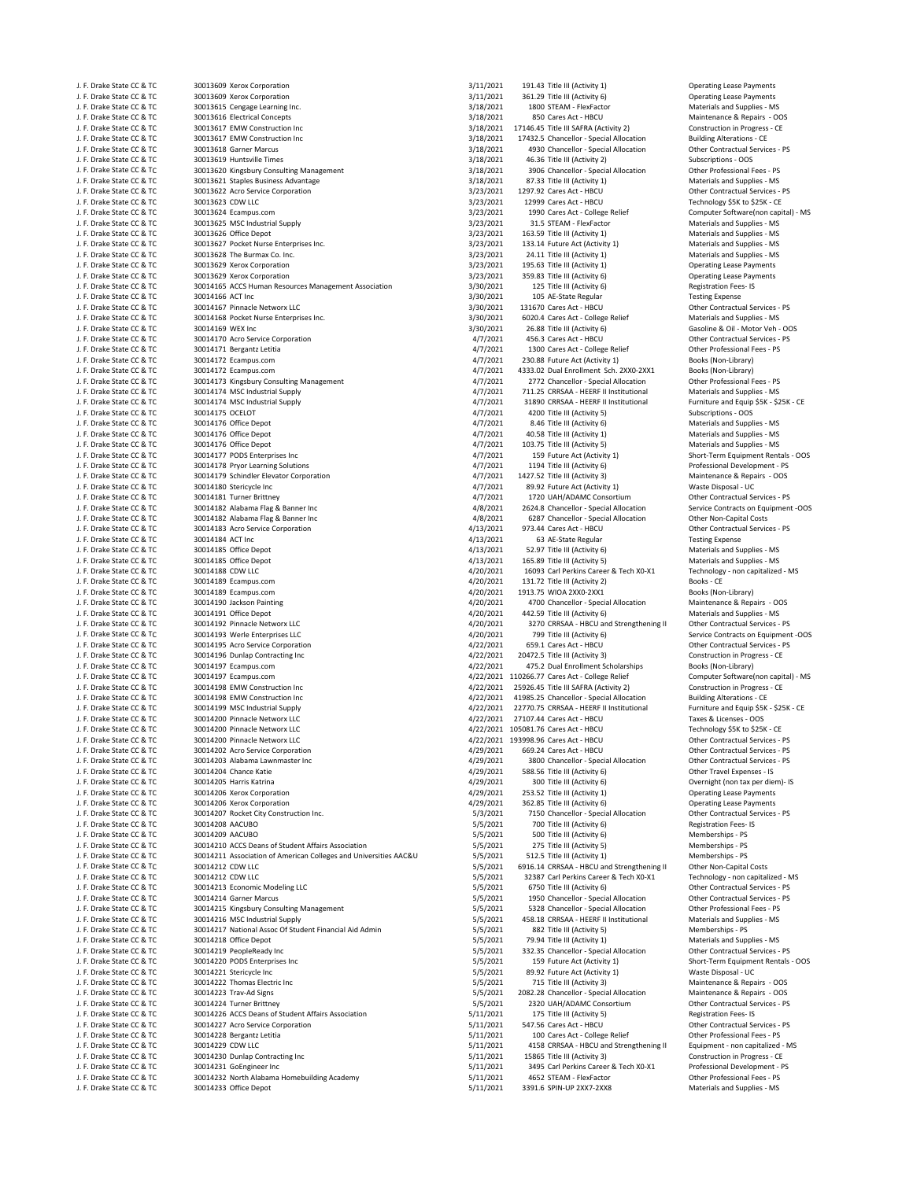| | | | | | | |
|---|---|---|---|---|---|---|
| J. F. Drake State CC & TC | 30013609 | Xerox Corporation | 3/11/2021 | 191.43 | Title III (Activity 1) | Operating Lease Payments |
| J. F. Drake State CC & TC | 30013609 | Xerox Corporation | 3/11/2021 | 361.29 | Title III (Activity 6) | Operating Lease Payments |
| J. F. Drake State CC & TC | 30013615 | Cengage Learning Inc. | 3/18/2021 | 1800 | STEAM - FlexFactor | Materials and Supplies - MS |
| J. F. Drake State CC & TC | 30013616 | Electrical Concepts | 3/18/2021 | 850 | Cares Act - HBCU | Maintenance & Repairs - OOS |
| J. F. Drake State CC & TC | 30013617 | EMW Construction Inc | 3/18/2021 | 17146.45 | Title III SAFRA (Activity 2) | Construction in Progress - CE |
| J. F. Drake State CC & TC | 30013617 | EMW Construction Inc | 3/18/2021 | 17432.5 | Chancellor - Special Allocation | Building Alterations - CE |
| J. F. Drake State CC & TC | 30013618 | Garner Marcus | 3/18/2021 | 4930 | Chancellor - Special Allocation | Other Contractual Services - PS |
| J. F. Drake State CC & TC | 30013619 | Huntsville Times | 3/18/2021 | 46.36 | Title III (Activity 2) | Subscriptions - OOS |
| J. F. Drake State CC & TC | 30013620 | Kingsbury Consulting Management | 3/18/2021 | 3906 | Chancellor - Special Allocation | Other Professional Fees - PS |
| J. F. Drake State CC & TC | 30013621 | Staples Business Advantage | 3/18/2021 | 87.33 | Title III (Activity 1) | Materials and Supplies - MS |
| J. F. Drake State CC & TC | 30013622 | Acro Service Corporation | 3/23/2021 | 1297.92 | Cares Act - HBCU | Other Contractual Services - PS |
| J. F. Drake State CC & TC | 30013623 | CDW LLC | 3/23/2021 | 12999 | Cares Act - HBCU | Technology $5K to $25K - CE |
| J. F. Drake State CC & TC | 30013624 | Ecampus.com | 3/23/2021 | 1990 | Cares Act - College Relief | Computer Software(non capital) - MS |
| J. F. Drake State CC & TC | 30013625 | MSC Industrial Supply | 3/23/2021 | 31.5 | STEAM - FlexFactor | Materials and Supplies - MS |
| J. F. Drake State CC & TC | 30013626 | Office Depot | 3/23/2021 | 163.59 | Title III (Activity 1) | Materials and Supplies - MS |
| J. F. Drake State CC & TC | 30013627 | Pocket Nurse Enterprises Inc. | 3/23/2021 | 133.14 | Future Act (Activity 1) | Materials and Supplies - MS |
| J. F. Drake State CC & TC | 30013628 | The Burmax Co. Inc. | 3/23/2021 | 24.11 | Title III (Activity 1) | Materials and Supplies - MS |
| J. F. Drake State CC & TC | 30013629 | Xerox Corporation | 3/23/2021 | 195.63 | Title III (Activity 1) | Operating Lease Payments |
| J. F. Drake State CC & TC | 30013629 | Xerox Corporation | 3/23/2021 | 359.83 | Title III (Activity 6) | Operating Lease Payments |
| J. F. Drake State CC & TC | 30014165 | ACCS Human Resources Management Association | 3/30/2021 | 125 | Title III (Activity 6) | Registration Fees- IS |
| J. F. Drake State CC & TC | 30014166 | ACT Inc | 3/30/2021 | 105 | AE-State Regular | Testing Expense |
| J. F. Drake State CC & TC | 30014167 | Pinnacle Networx LLC | 3/30/2021 | 131670 | Cares Act - HBCU | Other Contractual Services - PS |
| J. F. Drake State CC & TC | 30014168 | Pocket Nurse Enterprises Inc. | 3/30/2021 | 6020.4 | Cares Act - College Relief | Materials and Supplies - MS |
| J. F. Drake State CC & TC | 30014169 | WEX Inc | 3/30/2021 | 26.88 | Title III (Activity 6) | Gasoline & Oil - Motor Veh - OOS |
| J. F. Drake State CC & TC | 30014170 | Acro Service Corporation | 4/7/2021 | 456.3 | Cares Act - HBCU | Other Contractual Services - PS |
| J. F. Drake State CC & TC | 30014171 | Bergantz Letitia | 4/7/2021 | 1300 | Cares Act - College Relief | Other Professional Fees - PS |
| J. F. Drake State CC & TC | 30014172 | Ecampus.com | 4/7/2021 | 230.88 | Future Act (Activity 1) | Books (Non-Library) |
| J. F. Drake State CC & TC | 30014172 | Ecampus.com | 4/7/2021 | 4333.02 | Dual Enrollment Sch. 2XX0-2XX1 | Books (Non-Library) |
| J. F. Drake State CC & TC | 30014173 | Kingsbury Consulting Management | 4/7/2021 | 2772 | Chancellor - Special Allocation | Other Professional Fees - PS |
| J. F. Drake State CC & TC | 30014174 | MSC Industrial Supply | 4/7/2021 | 711.25 | CRRSAA - HEERF II Institutional | Materials and Supplies - MS |
| J. F. Drake State CC & TC | 30014174 | MSC Industrial Supply | 4/7/2021 | 31890 | CRRSAA - HEERF II Institutional | Furniture and Equip $5K - $25K - CE |
| J. F. Drake State CC & TC | 30014175 | OCELOT | 4/7/2021 | 4200 | Title III (Activity 5) | Subscriptions - OOS |
| J. F. Drake State CC & TC | 30014176 | Office Depot | 4/7/2021 | 8.46 | Title III (Activity 6) | Materials and Supplies - MS |
| J. F. Drake State CC & TC | 30014176 | Office Depot | 4/7/2021 | 40.58 | Title III (Activity 1) | Materials and Supplies - MS |
| J. F. Drake State CC & TC | 30014176 | Office Depot | 4/7/2021 | 103.75 | Title III (Activity 5) | Materials and Supplies - MS |
| J. F. Drake State CC & TC | 30014177 | PODS Enterprises Inc | 4/7/2021 | 159 | Future Act (Activity 1) | Short-Term Equipment Rentals - OOS |
| J. F. Drake State CC & TC | 30014178 | Pryor Learning Solutions | 4/7/2021 | 1194 | Title III (Activity 6) | Professional Development - PS |
| J. F. Drake State CC & TC | 30014179 | Schindler Elevator Corporation | 4/7/2021 | 1427.52 | Title III (Activity 3) | Maintenance & Repairs - OOS |
| J. F. Drake State CC & TC | 30014180 | Stericycle Inc | 4/7/2021 | 89.92 | Future Act (Activity 1) | Waste Disposal - UC |
| J. F. Drake State CC & TC | 30014181 | Turner Brittney | 4/7/2021 | 1720 | UAH/ADAMC Consortium | Other Contractual Services - PS |
| J. F. Drake State CC & TC | 30014182 | Alabama Flag & Banner Inc | 4/8/2021 | 2624.8 | Chancellor - Special Allocation | Service Contracts on Equipment -OOS |
| J. F. Drake State CC & TC | 30014182 | Alabama Flag & Banner Inc | 4/8/2021 | 6287 | Chancellor - Special Allocation | Other Non-Capital Costs |
| J. F. Drake State CC & TC | 30014183 | Acro Service Corporation | 4/13/2021 | 973.44 | Cares Act - HBCU | Other Contractual Services - PS |
| J. F. Drake State CC & TC | 30014184 | ACT Inc | 4/13/2021 | 63 | AE-State Regular | Testing Expense |
| J. F. Drake State CC & TC | 30014185 | Office Depot | 4/13/2021 | 52.97 | Title III (Activity 6) | Materials and Supplies - MS |
| J. F. Drake State CC & TC | 30014185 | Office Depot | 4/13/2021 | 165.89 | Title III (Activity 5) | Materials and Supplies - MS |
| J. F. Drake State CC & TC | 30014188 | CDW LLC | 4/20/2021 | 16093 | Carl Perkins Career & Tech X0-X1 | Technology - non capitalized - MS |
| J. F. Drake State CC & TC | 30014189 | Ecampus.com | 4/20/2021 | 131.72 | Title III (Activity 2) | Books - CE |
| J. F. Drake State CC & TC | 30014189 | Ecampus.com | 4/20/2021 | 1913.75 | WIOA 2XX0-2XX1 | Books (Non-Library) |
| J. F. Drake State CC & TC | 30014190 | Jackson Painting | 4/20/2021 | 4700 | Chancellor - Special Allocation | Maintenance & Repairs - OOS |
| J. F. Drake State CC & TC | 30014191 | Office Depot | 4/20/2021 | 442.59 | Title III (Activity 6) | Materials and Supplies - MS |
| J. F. Drake State CC & TC | 30014192 | Pinnacle Networx LLC | 4/20/2021 | 3270 | CRRSAA - HBCU and Strengthening II | Other Contractual Services - PS |
| J. F. Drake State CC & TC | 30014193 | Werle Enterprises LLC | 4/20/2021 | 799 | Title III (Activity 6) | Service Contracts on Equipment -OOS |
| J. F. Drake State CC & TC | 30014195 | Acro Service Corporation | 4/22/2021 | 659.1 | Cares Act - HBCU | Other Contractual Services - PS |
| J. F. Drake State CC & TC | 30014196 | Dunlap Contracting Inc | 4/22/2021 | 20472.5 | Title III (Activity 3) | Construction in Progress - CE |
| J. F. Drake State CC & TC | 30014197 | Ecampus.com | 4/22/2021 | 475.2 | Dual Enrollment Scholarships | Books (Non-Library) |
| J. F. Drake State CC & TC | 30014197 | Ecampus.com | 4/22/2021 | 110266.77 | Cares Act - College Relief | Computer Software(non capital) - MS |
| J. F. Drake State CC & TC | 30014198 | EMW Construction Inc | 4/22/2021 | 25926.45 | Title III SAFRA (Activity 2) | Construction in Progress - CE |
| J. F. Drake State CC & TC | 30014198 | EMW Construction Inc | 4/22/2021 | 41985.25 | Chancellor - Special Allocation | Building Alterations - CE |
| J. F. Drake State CC & TC | 30014199 | MSC Industrial Supply | 4/22/2021 | 22770.75 | CRRSAA - HEERF II Institutional | Furniture and Equip $5K - $25K - CE |
| J. F. Drake State CC & TC | 30014200 | Pinnacle Networx LLC | 4/22/2021 | 27107.44 | Cares Act - HBCU | Taxes & Licenses - OOS |
| J. F. Drake State CC & TC | 30014200 | Pinnacle Networx LLC | 4/22/2021 | 105081.76 | Cares Act - HBCU | Technology $5K to $25K - CE |
| J. F. Drake State CC & TC | 30014200 | Pinnacle Networx LLC | 4/22/2021 | 193998.96 | Cares Act - HBCU | Other Contractual Services - PS |
| J. F. Drake State CC & TC | 30014202 | Acro Service Corporation | 4/29/2021 | 669.24 | Cares Act - HBCU | Other Contractual Services - PS |
| J. F. Drake State CC & TC | 30014203 | Alabama Lawnmaster Inc | 4/29/2021 | 3800 | Chancellor - Special Allocation | Other Contractual Services - PS |
| J. F. Drake State CC & TC | 30014204 | Chance Katie | 4/29/2021 | 588.56 | Title III (Activity 6) | Other Travel Expenses - IS |
| J. F. Drake State CC & TC | 30014205 | Harris Katrina | 4/29/2021 | 300 | Title III (Activity 6) | Overnight (non tax per diem)- IS |
| J. F. Drake State CC & TC | 30014206 | Xerox Corporation | 4/29/2021 | 253.52 | Title III (Activity 1) | Operating Lease Payments |
| J. F. Drake State CC & TC | 30014206 | Xerox Corporation | 4/29/2021 | 362.85 | Title III (Activity 6) | Operating Lease Payments |
| J. F. Drake State CC & TC | 30014207 | Rocket City Construction Inc. | 5/3/2021 | 7150 | Chancellor - Special Allocation | Other Contractual Services - PS |
| J. F. Drake State CC & TC | 30014208 | AACUBO | 5/5/2021 | 700 | Title III (Activity 6) | Registration Fees- IS |
| J. F. Drake State CC & TC | 30014209 | AACUBO | 5/5/2021 | 500 | Title III (Activity 6) | Memberships - PS |
| J. F. Drake State CC & TC | 30014210 | ACCS Deans of Student Affairs Association | 5/5/2021 | 275 | Title III (Activity 5) | Memberships - PS |
| J. F. Drake State CC & TC | 30014211 | Association of American Colleges and Universities AAC&U | 5/5/2021 | 512.5 | Title III (Activity 1) | Memberships - PS |
| J. F. Drake State CC & TC | 30014212 | CDW LLC | 5/5/2021 | 6916.14 | CRRSAA - HBCU and Strengthening II | Other Non-Capital Costs |
| J. F. Drake State CC & TC | 30014212 | CDW LLC | 5/5/2021 | 32387 | Carl Perkins Career & Tech X0-X1 | Technology - non capitalized - MS |
| J. F. Drake State CC & TC | 30014213 | Economic Modeling LLC | 5/5/2021 | 6750 | Title III (Activity 6) | Other Contractual Services - PS |
| J. F. Drake State CC & TC | 30014214 | Garner Marcus | 5/5/2021 | 1950 | Chancellor - Special Allocation | Other Contractual Services - PS |
| J. F. Drake State CC & TC | 30014215 | Kingsbury Consulting Management | 5/5/2021 | 5328 | Chancellor - Special Allocation | Other Professional Fees - PS |
| J. F. Drake State CC & TC | 30014216 | MSC Industrial Supply | 5/5/2021 | 458.18 | CRRSAA - HEERF II Institutional | Materials and Supplies - MS |
| J. F. Drake State CC & TC | 30014217 | National Assoc Of Student Financial Aid Admin | 5/5/2021 | 882 | Title III (Activity 5) | Memberships - PS |
| J. F. Drake State CC & TC | 30014218 | Office Depot | 5/5/2021 | 79.94 | Title III (Activity 1) | Materials and Supplies - MS |
| J. F. Drake State CC & TC | 30014219 | PeopleReady Inc | 5/5/2021 | 332.35 | Chancellor - Special Allocation | Other Contractual Services - PS |
| J. F. Drake State CC & TC | 30014220 | PODS Enterprises Inc | 5/5/2021 | 159 | Future Act (Activity 1) | Short-Term Equipment Rentals - OOS |
| J. F. Drake State CC & TC | 30014221 | Stericycle Inc | 5/5/2021 | 89.92 | Future Act (Activity 1) | Waste Disposal - UC |
| J. F. Drake State CC & TC | 30014222 | Thomas Electric Inc | 5/5/2021 | 715 | Title III (Activity 3) | Maintenance & Repairs - OOS |
| J. F. Drake State CC & TC | 30014223 | Trav-Ad Signs | 5/5/2021 | 2082.28 | Chancellor - Special Allocation | Maintenance & Repairs - OOS |
| J. F. Drake State CC & TC | 30014224 | Turner Brittney | 5/5/2021 | 2320 | UAH/ADAMC Consortium | Other Contractual Services - PS |
| J. F. Drake State CC & TC | 30014226 | ACCS Deans of Student Affairs Association | 5/11/2021 | 175 | Title III (Activity 5) | Registration Fees- IS |
| J. F. Drake State CC & TC | 30014227 | Acro Service Corporation | 5/11/2021 | 547.56 | Cares Act - HBCU | Other Contractual Services - PS |
| J. F. Drake State CC & TC | 30014228 | Bergantz Letitia | 5/11/2021 | 100 | Cares Act - College Relief | Other Professional Fees - PS |
| J. F. Drake State CC & TC | 30014229 | CDW LLC | 5/11/2021 | 4158 | CRRSAA - HBCU and Strengthening II | Equipment - non capitalized - MS |
| J. F. Drake State CC & TC | 30014230 | Dunlap Contracting Inc | 5/11/2021 | 15865 | Title III (Activity 3) | Construction in Progress - CE |
| J. F. Drake State CC & TC | 30014231 | GoEngineer Inc | 5/11/2021 | 3495 | Carl Perkins Career & Tech X0-X1 | Professional Development - PS |
| J. F. Drake State CC & TC | 30014232 | North Alabama Homebuilding Academy | 5/11/2021 | 4652 | STEAM - FlexFactor | Other Professional Fees - PS |
| J. F. Drake State CC & TC | 30014233 | Office Depot | 5/11/2021 | 3391.6 | SPIN-UP 2XX7-2XX8 | Materials and Supplies - MS |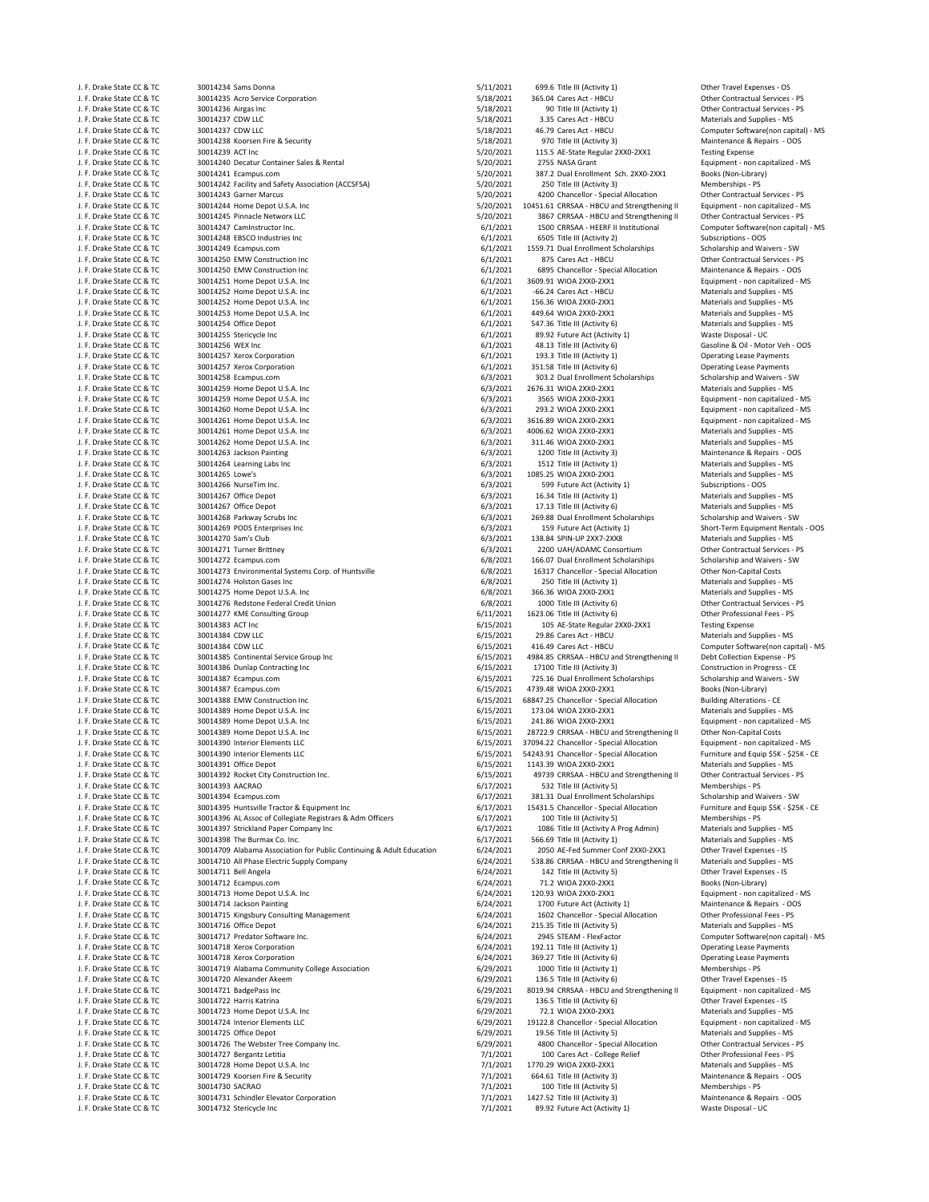| | | | | | | |
|---|---|---|---|---|---|---|
| J. F. Drake State CC & TC | 30014234 | Sams Donna | 5/11/2021 | 699.6 | Title III (Activity 1) | Other Travel Expenses - OS |
| J. F. Drake State CC & TC | 30014235 | Acro Service Corporation | 5/18/2021 | 365.04 | Cares Act - HBCU | Other Contractual Services - PS |
| J. F. Drake State CC & TC | 30014236 | Airgas Inc | 5/18/2021 | 90 | Title III (Activity 1) | Other Contractual Services - PS |
| J. F. Drake State CC & TC | 30014237 | CDW LLC | 5/18/2021 | 3.35 | Cares Act - HBCU | Materials and Supplies - MS |
| J. F. Drake State CC & TC | 30014237 | CDW LLC | 5/18/2021 | 46.79 | Cares Act - HBCU | Computer Software(non capital) - MS |
| J. F. Drake State CC & TC | 30014238 | Koorsen Fire & Security | 5/18/2021 | 970 | Title III (Activity 3) | Maintenance & Repairs - OOS |
| J. F. Drake State CC & TC | 30014239 | ACT Inc | 5/20/2021 | 115.5 | AE-State Regular 2XX0-2XX1 | Testing Expense |
| J. F. Drake State CC & TC | 30014240 | Decatur Container Sales & Rental | 5/20/2021 | 2755 | NASA Grant | Equipment - non capitalized - MS |
| J. F. Drake State CC & TC | 30014241 | Ecampus.com | 5/20/2021 | 387.2 | Dual Enrollment Sch. 2XX0-2XX1 | Books (Non-Library) |
| J. F. Drake State CC & TC | 30014242 | Facility and Safety Association (ACCSFSA) | 5/20/2021 | 250 | Title III (Activity 3) | Memberships - PS |
| J. F. Drake State CC & TC | 30014243 | Garner Marcus | 5/20/2021 | 4200 | Chancellor - Special Allocation | Other Contractual Services - PS |
| J. F. Drake State CC & TC | 30014244 | Home Depot U.S.A. Inc | 5/20/2021 | 10451.61 | CRRSAA - HBCU and Strengthening II | Equipment - non capitalized - MS |
| J. F. Drake State CC & TC | 30014245 | Pinnacle Networx LLC | 5/20/2021 | 3867 | CRRSAA - HBCU and Strengthening II | Other Contractual Services - PS |
| J. F. Drake State CC & TC | 30014247 | CamInstructor Inc. | 6/1/2021 | 1500 | CRRSAA - HEERF II Institutional | Computer Software(non capital) - MS |
| J. F. Drake State CC & TC | 30014248 | EBSCO Industries Inc | 6/1/2021 | 6505 | Title III (Activity 2) | Subscriptions - OOS |
| J. F. Drake State CC & TC | 30014249 | Ecampus.com | 6/1/2021 | 1559.71 | Dual Enrollment Scholarships | Scholarship and Waivers - SW |
| J. F. Drake State CC & TC | 30014250 | EMW Construction Inc | 6/1/2021 | 875 | Cares Act - HBCU | Other Contractual Services - PS |
| J. F. Drake State CC & TC | 30014250 | EMW Construction Inc | 6/1/2021 | 6895 | Chancellor - Special Allocation | Maintenance & Repairs - OOS |
| J. F. Drake State CC & TC | 30014251 | Home Depot U.S.A. Inc | 6/1/2021 | 3609.91 | WIOA 2XX0-2XX1 | Equipment - non capitalized - MS |
| J. F. Drake State CC & TC | 30014252 | Home Depot U.S.A. Inc | 6/1/2021 | -66.24 | Cares Act - HBCU | Materials and Supplies - MS |
| J. F. Drake State CC & TC | 30014252 | Home Depot U.S.A. Inc | 6/1/2021 | 156.36 | WIOA 2XX0-2XX1 | Materials and Supplies - MS |
| J. F. Drake State CC & TC | 30014253 | Home Depot U.S.A. Inc | 6/1/2021 | 449.64 | WIOA 2XX0-2XX1 | Materials and Supplies - MS |
| J. F. Drake State CC & TC | 30014254 | Office Depot | 6/1/2021 | 547.36 | Title III (Activity 6) | Materials and Supplies - MS |
| J. F. Drake State CC & TC | 30014255 | Stericycle Inc | 6/1/2021 | 89.92 | Future Act (Activity 1) | Waste Disposal - UC |
| J. F. Drake State CC & TC | 30014256 | WEX Inc | 6/1/2021 | 48.13 | Title III (Activity 6) | Gasoline & Oil - Motor Veh - OOS |
| J. F. Drake State CC & TC | 30014257 | Xerox Corporation | 6/1/2021 | 193.3 | Title III (Activity 1) | Operating Lease Payments |
| J. F. Drake State CC & TC | 30014257 | Xerox Corporation | 6/1/2021 | 351.58 | Title III (Activity 6) | Operating Lease Payments |
| J. F. Drake State CC & TC | 30014258 | Ecampus.com | 6/3/2021 | 303.2 | Dual Enrollment Scholarships | Scholarship and Waivers - SW |
| J. F. Drake State CC & TC | 30014259 | Home Depot U.S.A. Inc | 6/3/2021 | 2676.31 | WIOA 2XX0-2XX1 | Materials and Supplies - MS |
| J. F. Drake State CC & TC | 30014259 | Home Depot U.S.A. Inc | 6/3/2021 | 3565 | WIOA 2XX0-2XX1 | Equipment - non capitalized - MS |
| J. F. Drake State CC & TC | 30014260 | Home Depot U.S.A. Inc | 6/3/2021 | 293.2 | WIOA 2XX0-2XX1 | Equipment - non capitalized - MS |
| J. F. Drake State CC & TC | 30014261 | Home Depot U.S.A. Inc | 6/3/2021 | 3616.89 | WIOA 2XX0-2XX1 | Equipment - non capitalized - MS |
| J. F. Drake State CC & TC | 30014261 | Home Depot U.S.A. Inc | 6/3/2021 | 4006.62 | WIOA 2XX0-2XX1 | Materials and Supplies - MS |
| J. F. Drake State CC & TC | 30014262 | Home Depot U.S.A. Inc | 6/3/2021 | 311.46 | WIOA 2XX0-2XX1 | Materials and Supplies - MS |
| J. F. Drake State CC & TC | 30014263 | Jackson Painting | 6/3/2021 | 1200 | Title III (Activity 3) | Maintenance & Repairs - OOS |
| J. F. Drake State CC & TC | 30014264 | Learning Labs Inc | 6/3/2021 | 1512 | Title III (Activity 1) | Materials and Supplies - MS |
| J. F. Drake State CC & TC | 30014265 | Lowe's | 6/3/2021 | 1085.25 | WIOA 2XX0-2XX1 | Materials and Supplies - MS |
| J. F. Drake State CC & TC | 30014266 | NurseTim Inc. | 6/3/2021 | 599 | Future Act (Activity 1) | Subscriptions - OOS |
| J. F. Drake State CC & TC | 30014267 | Office Depot | 6/3/2021 | 16.34 | Title III (Activity 1) | Materials and Supplies - MS |
| J. F. Drake State CC & TC | 30014267 | Office Depot | 6/3/2021 | 17.13 | Title III (Activity 6) | Materials and Supplies - MS |
| J. F. Drake State CC & TC | 30014268 | Parkway Scrubs Inc | 6/3/2021 | 269.88 | Dual Enrollment Scholarships | Scholarship and Waivers - SW |
| J. F. Drake State CC & TC | 30014269 | PODS Enterprises Inc | 6/3/2021 | 159 | Future Act (Activity 1) | Short-Term Equipment Rentals - OOS |
| J. F. Drake State CC & TC | 30014270 | Sam's Club | 6/3/2021 | 138.84 | SPIN-UP 2XX7-2XX8 | Materials and Supplies - MS |
| J. F. Drake State CC & TC | 30014271 | Turner Brittney | 6/3/2021 | 2200 | UAH/ADAMC Consortium | Other Contractual Services - PS |
| J. F. Drake State CC & TC | 30014272 | Ecampus.com | 6/8/2021 | 166.07 | Dual Enrollment Scholarships | Scholarship and Waivers - SW |
| J. F. Drake State CC & TC | 30014273 | Environmental Systems Corp. of Huntsville | 6/8/2021 | 16317 | Chancellor - Special Allocation | Other Non-Capital Costs |
| J. F. Drake State CC & TC | 30014274 | Holston Gases Inc | 6/8/2021 | 250 | Title III (Activity 1) | Materials and Supplies - MS |
| J. F. Drake State CC & TC | 30014275 | Home Depot U.S.A. Inc | 6/8/2021 | 366.36 | WIOA 2XX0-2XX1 | Materials and Supplies - MS |
| J. F. Drake State CC & TC | 30014276 | Redstone Federal Credit Union | 6/8/2021 | 1000 | Title III (Activity 6) | Other Contractual Services - PS |
| J. F. Drake State CC & TC | 30014277 | KME Consulting Group | 6/11/2021 | 1623.06 | Title III (Activity 6) | Other Professional Fees - PS |
| J. F. Drake State CC & TC | 30014383 | ACT Inc | 6/15/2021 | 105 | AE-State Regular 2XX0-2XX1 | Testing Expense |
| J. F. Drake State CC & TC | 30014384 | CDW LLC | 6/15/2021 | 29.86 | Cares Act - HBCU | Materials and Supplies - MS |
| J. F. Drake State CC & TC | 30014384 | CDW LLC | 6/15/2021 | 416.49 | Cares Act - HBCU | Computer Software(non capital) - MS |
| J. F. Drake State CC & TC | 30014385 | Continental Service Group Inc | 6/15/2021 | 4984.85 | CRRSAA - HBCU and Strengthening II | Debt Collection Expense - PS |
| J. F. Drake State CC & TC | 30014386 | Dunlap Contracting Inc | 6/15/2021 | 17100 | Title III (Activity 3) | Construction in Progress - CE |
| J. F. Drake State CC & TC | 30014387 | Ecampus.com | 6/15/2021 | 725.16 | Dual Enrollment Scholarships | Scholarship and Waivers - SW |
| J. F. Drake State CC & TC | 30014387 | Ecampus.com | 6/15/2021 | 4739.48 | WIOA 2XX0-2XX1 | Books (Non-Library) |
| J. F. Drake State CC & TC | 30014388 | EMW Construction Inc | 6/15/2021 | 68847.25 | Chancellor - Special Allocation | Building Alterations - CE |
| J. F. Drake State CC & TC | 30014389 | Home Depot U.S.A. Inc | 6/15/2021 | 173.04 | WIOA 2XX0-2XX1 | Materials and Supplies - MS |
| J. F. Drake State CC & TC | 30014389 | Home Depot U.S.A. Inc | 6/15/2021 | 241.86 | WIOA 2XX0-2XX1 | Equipment - non capitalized - MS |
| J. F. Drake State CC & TC | 30014389 | Home Depot U.S.A. Inc | 6/15/2021 | 28722.9 | CRRSAA - HBCU and Strengthening II | Other Non-Capital Costs |
| J. F. Drake State CC & TC | 30014390 | Interior Elements LLC | 6/15/2021 | 37094.22 | Chancellor - Special Allocation | Equipment - non capitalized - MS |
| J. F. Drake State CC & TC | 30014390 | Interior Elements LLC | 6/15/2021 | 54243.91 | Chancellor - Special Allocation | Furniture and Equip $5K - $25K - CE |
| J. F. Drake State CC & TC | 30014391 | Office Depot | 6/15/2021 | 1143.39 | WIOA 2XX0-2XX1 | Materials and Supplies - MS |
| J. F. Drake State CC & TC | 30014392 | Rocket City Construction Inc. | 6/15/2021 | 49739 | CRRSAA - HBCU and Strengthening II | Other Contractual Services - PS |
| J. F. Drake State CC & TC | 30014393 | AACRAO | 6/17/2021 | 532 | Title III (Activity 5) | Memberships - PS |
| J. F. Drake State CC & TC | 30014394 | Ecampus.com | 6/17/2021 | 381.31 | Dual Enrollment Scholarships | Scholarship and Waivers - SW |
| J. F. Drake State CC & TC | 30014395 | Huntsville Tractor & Equipment Inc | 6/17/2021 | 15431.5 | Chancellor - Special Allocation | Furniture and Equip $5K - $25K - CE |
| J. F. Drake State CC & TC | 30014396 | AL Assoc of Collegiate Registrars & Adm Officers | 6/17/2021 | 100 | Title III (Activity 5) | Memberships - PS |
| J. F. Drake State CC & TC | 30014397 | Strickland Paper Company Inc | 6/17/2021 | 1086 | Title III (Activity A Prog Admin) | Materials and Supplies - MS |
| J. F. Drake State CC & TC | 30014398 | The Burmax Co. Inc. | 6/17/2021 | 566.69 | Title III (Activity 1) | Materials and Supplies - MS |
| J. F. Drake State CC & TC | 30014709 | Alabama Association for Public Continuing & Adult Education | 6/24/2021 | 2050 | AE-Fed Summer Conf 2XX0-2XX1 | Other Travel Expenses - IS |
| J. F. Drake State CC & TC | 30014710 | All Phase Electric Supply Company | 6/24/2021 | 538.86 | CRRSAA - HBCU and Strengthening II | Materials and Supplies - MS |
| J. F. Drake State CC & TC | 30014711 | Bell Angela | 6/24/2021 | 142 | Title III (Activity 5) | Other Travel Expenses - IS |
| J. F. Drake State CC & TC | 30014712 | Ecampus.com | 6/24/2021 | 71.2 | WIOA 2XX0-2XX1 | Books (Non-Library) |
| J. F. Drake State CC & TC | 30014713 | Home Depot U.S.A. Inc | 6/24/2021 | 120.93 | WIOA 2XX0-2XX1 | Equipment - non capitalized - MS |
| J. F. Drake State CC & TC | 30014714 | Jackson Painting | 6/24/2021 | 1700 | Future Act (Activity 1) | Maintenance & Repairs - OOS |
| J. F. Drake State CC & TC | 30014715 | Kingsbury Consulting Management | 6/24/2021 | 1602 | Chancellor - Special Allocation | Other Professional Fees - PS |
| J. F. Drake State CC & TC | 30014716 | Office Depot | 6/24/2021 | 215.35 | Title III (Activity 5) | Materials and Supplies - MS |
| J. F. Drake State CC & TC | 30014717 | Predator Software Inc. | 6/24/2021 | 2945 | STEAM - FlexFactor | Computer Software(non capital) - MS |
| J. F. Drake State CC & TC | 30014718 | Xerox Corporation | 6/24/2021 | 192.11 | Title III (Activity 1) | Operating Lease Payments |
| J. F. Drake State CC & TC | 30014718 | Xerox Corporation | 6/24/2021 | 369.27 | Title III (Activity 6) | Operating Lease Payments |
| J. F. Drake State CC & TC | 30014719 | Alabama Community College Association | 6/29/2021 | 1000 | Title III (Activity 1) | Memberships - PS |
| J. F. Drake State CC & TC | 30014720 | Alexander Akeem | 6/29/2021 | 136.5 | Title III (Activity 6) | Other Travel Expenses - IS |
| J. F. Drake State CC & TC | 30014721 | BadgePass Inc | 6/29/2021 | 8019.94 | CRRSAA - HBCU and Strengthening II | Equipment - non capitalized - MS |
| J. F. Drake State CC & TC | 30014722 | Harris Katrina | 6/29/2021 | 136.5 | Title III (Activity 6) | Other Travel Expenses - IS |
| J. F. Drake State CC & TC | 30014723 | Home Depot U.S.A. Inc | 6/29/2021 | 72.1 | WIOA 2XX0-2XX1 | Materials and Supplies - MS |
| J. F. Drake State CC & TC | 30014724 | Interior Elements LLC | 6/29/2021 | 19122.8 | Chancellor - Special Allocation | Equipment - non capitalized - MS |
| J. F. Drake State CC & TC | 30014725 | Office Depot | 6/29/2021 | 19.56 | Title III (Activity 5) | Materials and Supplies - MS |
| J. F. Drake State CC & TC | 30014726 | The Webster Tree Company Inc. | 6/29/2021 | 4800 | Chancellor - Special Allocation | Other Contractual Services - PS |
| J. F. Drake State CC & TC | 30014727 | Bergantz Letitia | 7/1/2021 | 100 | Cares Act - College Relief | Other Professional Fees - PS |
| J. F. Drake State CC & TC | 30014728 | Home Depot U.S.A. Inc | 7/1/2021 | 1770.29 | WIOA 2XX0-2XX1 | Materials and Supplies - MS |
| J. F. Drake State CC & TC | 30014729 | Koorsen Fire & Security | 7/1/2021 | 664.61 | Title III (Activity 3) | Maintenance & Repairs - OOS |
| J. F. Drake State CC & TC | 30014730 | SACRAO | 7/1/2021 | 100 | Title III (Activity 5) | Memberships - PS |
| J. F. Drake State CC & TC | 30014731 | Schindler Elevator Corporation | 7/1/2021 | 1427.52 | Title III (Activity 3) | Maintenance & Repairs - OOS |
| J. F. Drake State CC & TC | 30014732 | Stericycle Inc | 7/1/2021 | 89.92 | Future Act (Activity 1) | Waste Disposal - UC |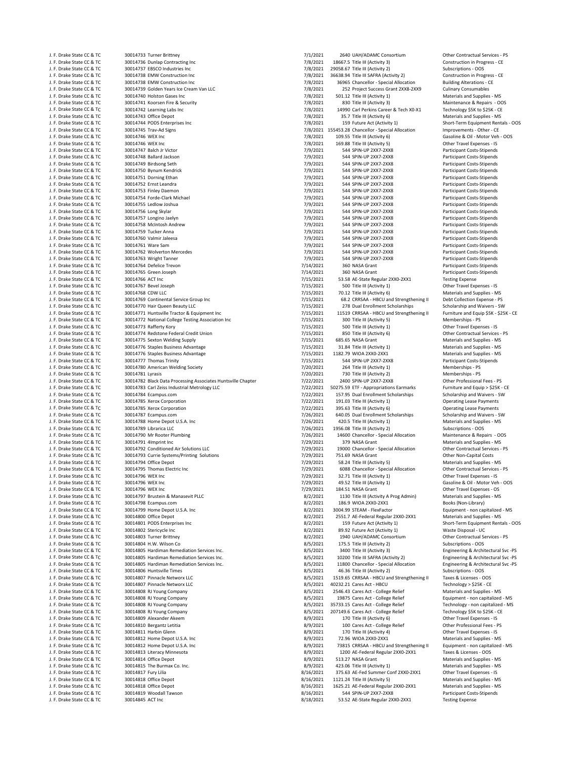| | | | | | |
|---|---|---|---|---|---|
| J. F. Drake State CC & TC | 30014733 Turner Brittney | 7/1/2021 | 2640 | UAH/ADAMC Consortium | Other Contractual Services - PS |
| J. F. Drake State CC & TC | 30014736 Dunlap Contracting Inc | 7/8/2021 | 18667.5 | Title III (Activity 3) | Construction in Progress - CE |
| J. F. Drake State CC & TC | 30014737 EBSCO Industries Inc | 7/8/2021 | 29058.67 | Title III (Activity 2) | Subscriptions - OOS |
| J. F. Drake State CC & TC | 30014738 EMW Construction Inc | 7/8/2021 | 36638.94 | Title III SAFRA (Activity 2) | Construction in Progress - CE |
| J. F. Drake State CC & TC | 30014738 EMW Construction Inc | 7/8/2021 | 36965 | Chancellor - Special Allocation | Building Alterations - CE |
| J. F. Drake State CC & TC | 30014739 Golden Years Ice Cream Van LLC | 7/8/2021 | 252 | Project Success Grant 2XX8-2XX9 | Culinary Consumables |
| J. F. Drake State CC & TC | 30014740 Holston Gases Inc | 7/8/2021 | 501.12 | Title III (Activity 1) | Materials and Supplies - MS |
| J. F. Drake State CC & TC | 30014741 Koorsen Fire & Security | 7/8/2021 | 830 | Title III (Activity 3) | Maintenance & Repairs - OOS |
| J. F. Drake State CC & TC | 30014742 Learning Labs Inc | 7/8/2021 | 14990 | Carl Perkins Career & Tech X0-X1 | Technology $5K to $25K - CE |
| J. F. Drake State CC & TC | 30014743 Office Depot | 7/8/2021 | 35.7 | Title III (Activity 6) | Materials and Supplies - MS |
| J. F. Drake State CC & TC | 30014744 PODS Enterprises Inc | 7/8/2021 | 159 | Future Act (Activity 1) | Short-Term Equipment Rentals - OOS |
| J. F. Drake State CC & TC | 30014745 Trav-Ad Signs | 7/8/2021 | 155453.28 | Chancellor - Special Allocation | Improvements - Other - CE |
| J. F. Drake State CC & TC | 30014746 WEX Inc | 7/8/2021 | 109.55 | Title III (Activity 6) | Gasoline & Oil - Motor Veh - OOS |
| J. F. Drake State CC & TC | 30014746 WEX Inc | 7/8/2021 | 169.88 | Title III (Activity 5) | Other Travel Expenses - IS |
| J. F. Drake State CC & TC | 30014747 Balch Jr Victor | 7/9/2021 | 544 | SPIN-UP 2XX7-2XX8 | Participant Costs-Stipends |
| J. F. Drake State CC & TC | 30014748 Ballard Jackson | 7/9/2021 | 544 | SPIN-UP 2XX7-2XX8 | Participant Costs-Stipends |
| J. F. Drake State CC & TC | 30014749 Birdsong Seth | 7/9/2021 | 544 | SPIN-UP 2XX7-2XX8 | Participant Costs-Stipends |
| J. F. Drake State CC & TC | 30014750 Bynum Kendrick | 7/9/2021 | 544 | SPIN-UP 2XX7-2XX8 | Participant Costs-Stipends |
| J. F. Drake State CC & TC | 30014751 Dorning Ethan | 7/9/2021 | 544 | SPIN-UP 2XX7-2XX8 | Participant Costs-Stipends |
| J. F. Drake State CC & TC | 30014752 Ernst Leandra | 7/9/2021 | 544 | SPIN-UP 2XX7-2XX8 | Participant Costs-Stipends |
| J. F. Drake State CC & TC | 30014753 Finley Daemon | 7/9/2021 | 544 | SPIN-UP 2XX7-2XX8 | Participant Costs-Stipends |
| J. F. Drake State CC & TC | 30014754 Forde-Clark Michael | 7/9/2021 | 544 | SPIN-UP 2XX7-2XX8 | Participant Costs-Stipends |
| J. F. Drake State CC & TC | 30014755 Ledlow Joshua | 7/9/2021 | 544 | SPIN-UP 2XX7-2XX8 | Participant Costs-Stipends |
| J. F. Drake State CC & TC | 30014756 Long Skylar | 7/9/2021 | 544 | SPIN-UP 2XX7-2XX8 | Participant Costs-Stipends |
| J. F. Drake State CC & TC | 30014757 Longino Jaelyn | 7/9/2021 | 544 | SPIN-UP 2XX7-2XX8 | Participant Costs-Stipends |
| J. F. Drake State CC & TC | 30014758 McIntosh Andrew | 7/9/2021 | 544 | SPIN-UP 2XX7-2XX8 | Participant Costs-Stipends |
| J. F. Drake State CC & TC | 30014759 Tucker Anna | 7/9/2021 | 544 | SPIN-UP 2XX7-2XX8 | Participant Costs-Stipends |
| J. F. Drake State CC & TC | 30014760 Valmir Jaleesa | 7/9/2021 | 544 | SPIN-UP 2XX7-2XX8 | Participant Costs-Stipends |
| J. F. Drake State CC & TC | 30014761 Ware Sam | 7/9/2021 | 544 | SPIN-UP 2XX7-2XX8 | Participant Costs-Stipends |
| J. F. Drake State CC & TC | 30014762 Wolverton Mercedes | 7/9/2021 | 544 | SPIN-UP 2XX7-2XX8 | Participant Costs-Stipends |
| J. F. Drake State CC & TC | 30014763 Wright Tanner | 7/9/2021 | 544 | SPIN-UP 2XX7-2XX8 | Participant Costs-Stipends |
| J. F. Drake State CC & TC | 30014764 Defelice Trevon | 7/14/2021 | 360 | NASA Grant | Participant Costs-Stipends |
| J. F. Drake State CC & TC | 30014765 Green Joseph | 7/14/2021 | 360 | NASA Grant | Participant Costs-Stipends |
| J. F. Drake State CC & TC | 30014766 ACT Inc | 7/15/2021 | 53.58 | AE-State Regular 2XX0-2XX1 | Testing Expense |
| J. F. Drake State CC & TC | 30014767 Bevel Joseph | 7/15/2021 | 500 | Title III (Activity 1) | Other Travel Expenses - IS |
| J. F. Drake State CC & TC | 30014768 CDW LLC | 7/15/2021 | 70.12 | Title III (Activity 6) | Materials and Supplies - MS |
| J. F. Drake State CC & TC | 30014769 Continental Service Group Inc | 7/15/2021 | 68.2 | CRRSAA - HBCU and Strengthening II | Debt Collection Expense - PS |
| J. F. Drake State CC & TC | 30014770 Hair Queen Beauty LLC | 7/15/2021 | 278 | Dual Enrollment Scholarships | Scholarship and Waivers - SW |
| J. F. Drake State CC & TC | 30014771 Huntsville Tractor & Equipment Inc | 7/15/2021 | 11519 | CRRSAA - HBCU and Strengthening II | Furniture and Equip $5K - $25K - CE |
| J. F. Drake State CC & TC | 30014772 National College Testing Association Inc | 7/15/2021 | 300 | Title III (Activity 5) | Memberships - PS |
| J. F. Drake State CC & TC | 30014773 Rafferty Kory | 7/15/2021 | 500 | Title III (Activity 1) | Other Travel Expenses - IS |
| J. F. Drake State CC & TC | 30014774 Redstone Federal Credit Union | 7/15/2021 | 850 | Title III (Activity 6) | Other Contractual Services - PS |
| J. F. Drake State CC & TC | 30014775 Sexton Welding Supply | 7/15/2021 | 685.65 | NASA Grant | Materials and Supplies - MS |
| J. F. Drake State CC & TC | 30014776 Staples Business Advantage | 7/15/2021 | 31.84 | Title III (Activity 1) | Materials and Supplies - MS |
| J. F. Drake State CC & TC | 30014776 Staples Business Advantage | 7/15/2021 | 1182.79 | WIOA 2XX0-2XX1 | Materials and Supplies - MS |
| J. F. Drake State CC & TC | 30014777 Thomas Trinity | 7/15/2021 | 544 | SPIN-UP 2XX7-2XX8 | Participant Costs-Stipends |
| J. F. Drake State CC & TC | 30014780 American Welding Society | 7/20/2021 | 264 | Title III (Activity 1) | Memberships - PS |
| J. F. Drake State CC & TC | 30014781 Lyrasis | 7/20/2021 | 730 | Title III (Activity 2) | Memberships - PS |
| J. F. Drake State CC & TC | 30014782 Black Data Processing Associates Huntsville Chapter | 7/22/2021 | 2400 | SPIN-UP 2XX7-2XX8 | Other Professional Fees - PS |
| J. F. Drake State CC & TC | 30014783 Carl Zeiss Industrial Metrology LLC | 7/22/2021 | 50275.59 | ETF - Appropriations Earmarks | Furniture and Equip > $25K - CE |
| J. F. Drake State CC & TC | 30014784 Ecampus.com | 7/22/2021 | 157.95 | Dual Enrollment Scholarships | Scholarship and Waivers - SW |
| J. F. Drake State CC & TC | 30014785 Xerox Corporation | 7/22/2021 | 191.03 | Title III (Activity 1) | Operating Lease Payments |
| J. F. Drake State CC & TC | 30014785 Xerox Corporation | 7/22/2021 | 395.63 | Title III (Activity 6) | Operating Lease Payments |
| J. F. Drake State CC & TC | 30014787 Ecampus.com | 7/26/2021 | 640.05 | Dual Enrollment Scholarships | Scholarship and Waivers - SW |
| J. F. Drake State CC & TC | 30014788 Home Depot U.S.A. Inc | 7/26/2021 | 420.5 | Title III (Activity 1) | Materials and Supplies - MS |
| J. F. Drake State CC & TC | 30014789 Librarica LLC | 7/26/2021 | 1956.08 | Title III (Activity 2) | Subscriptions - OOS |
| J. F. Drake State CC & TC | 30014790 Mr Rooter Plumbing | 7/26/2021 | 14600 | Chancellor - Special Allocation | Maintenance & Repairs - OOS |
| J. F. Drake State CC & TC | 30014791 4Imprint Inc | 7/29/2021 | 379 | NASA Grant | Materials and Supplies - MS |
| J. F. Drake State CC & TC | 30014792 Conditioned Air Solutions LLC | 7/29/2021 | 19000 | Chancellor - Special Allocation | Other Contractual Services - PS |
| J. F. Drake State CC & TC | 30014793 Currie Systems/Printing Solutions | 7/29/2021 | 751.69 | NASA Grant | Other Non-Capital Costs |
| J. F. Drake State CC & TC | 30014794 Office Depot | 7/29/2021 | 58.24 | Title III (Activity 5) | Materials and Supplies - MS |
| J. F. Drake State CC & TC | 30014795 Thomas Electric Inc | 7/29/2021 | 6088 | Chancellor - Special Allocation | Other Contractual Services - PS |
| J. F. Drake State CC & TC | 30014796 WEX Inc | 7/29/2021 | 32.71 | Title III (Activity 1) | Other Travel Expenses - IS |
| J. F. Drake State CC & TC | 30014796 WEX Inc | 7/29/2021 | 49.52 | Title III (Activity 1) | Gasoline & Oil - Motor Veh - OOS |
| J. F. Drake State CC & TC | 30014796 WEX Inc | 7/29/2021 | 184.51 | NASA Grant | Other Travel Expenses - OS |
| J. F. Drake State CC & TC | 30014797 Brustein & Manasevit PLLC | 8/2/2021 | 1130 | Title III (Activity A Prog Admin) | Materials and Supplies - MS |
| J. F. Drake State CC & TC | 30014798 Ecampus.com | 8/2/2021 | 186.9 | WIOA 2XX0-2XX1 | Books (Non-Library) |
| J. F. Drake State CC & TC | 30014799 Home Depot U.S.A. Inc | 8/2/2021 | 3004.99 | STEAM - FlexFactor | Equipment - non capitalized - MS |
| J. F. Drake State CC & TC | 30014800 Office Depot | 8/2/2021 | 2551.7 | AE-Federal Regular 2XX0-2XX1 | Materials and Supplies - MS |
| J. F. Drake State CC & TC | 30014801 PODS Enterprises Inc | 8/2/2021 | 159 | Future Act (Activity 1) | Short-Term Equipment Rentals - OOS |
| J. F. Drake State CC & TC | 30014802 Stericycle Inc | 8/2/2021 | 89.92 | Future Act (Activity 1) | Waste Disposal - UC |
| J. F. Drake State CC & TC | 30014803 Turner Brittney | 8/2/2021 | 1940 | UAH/ADAMC Consortium | Other Contractual Services - PS |
| J. F. Drake State CC & TC | 30014804 H.W. Wilson Co | 8/5/2021 | 175.5 | Title III (Activity 2) | Subscriptions - OOS |
| J. F. Drake State CC & TC | 30014805 Hardiman Remediation Services Inc. | 8/5/2021 | 3400 | Title III (Activity 3) | Engineering & Architectural Svc -PS |
| J. F. Drake State CC & TC | 30014805 Hardiman Remediation Services Inc. | 8/5/2021 | 10200 | Title III SAFRA (Activity 2) | Engineering & Architectural Svc -PS |
| J. F. Drake State CC & TC | 30014805 Hardiman Remediation Services Inc. | 8/5/2021 | 11800 | Chancellor - Special Allocation | Engineering & Architectural Svc -PS |
| J. F. Drake State CC & TC | 30014806 Huntsville Times | 8/5/2021 | 46.36 | Title III (Activity 2) | Subscriptions - OOS |
| J. F. Drake State CC & TC | 30014807 Pinnacle Networx LLC | 8/5/2021 | 1519.65 | CRRSAA - HBCU and Strengthening II | Taxes & Licenses - OOS |
| J. F. Drake State CC & TC | 30014807 Pinnacle Networx LLC | 8/5/2021 | 40232.21 | Cares Act - HBCU | Technology > $25K - CE |
| J. F. Drake State CC & TC | 30014808 RJ Young Company | 8/5/2021 | 2546.43 | Cares Act - College Relief | Materials and Supplies - MS |
| J. F. Drake State CC & TC | 30014808 RJ Young Company | 8/5/2021 | 19875 | Cares Act - College Relief | Equipment - non capitalized - MS |
| J. F. Drake State CC & TC | 30014808 RJ Young Company | 8/5/2021 | 35733.15 | Cares Act - College Relief | Technology - non capitalized - MS |
| J. F. Drake State CC & TC | 30014808 RJ Young Company | 8/5/2021 | 207149.6 | Cares Act - College Relief | Technology $5K to $25K - CE |
| J. F. Drake State CC & TC | 30014809 Alexander Akeem | 8/9/2021 | 170 | Title III (Activity 6) | Other Travel Expenses - IS |
| J. F. Drake State CC & TC | 30014810 Bergantz Letitia | 8/9/2021 | 100 | Cares Act - College Relief | Other Professional Fees - PS |
| J. F. Drake State CC & TC | 30014811 Harbin Glenn | 8/9/2021 | 170 | Title III (Activity 4) | Other Travel Expenses - IS |
| J. F. Drake State CC & TC | 30014812 Home Depot U.S.A. Inc | 8/9/2021 | 72.96 | WIOA 2XX0-2XX1 | Materials and Supplies - MS |
| J. F. Drake State CC & TC | 30014812 Home Depot U.S.A. Inc | 8/9/2021 | 73815 | CRRSAA - HBCU and Strengthening II | Equipment - non capitalized - MS |
| J. F. Drake State CC & TC | 30014813 Literacy Minnesota | 8/9/2021 | 1200 | AE-Federal Regular 2XX0-2XX1 | Taxes & Licenses - OOS |
| J. F. Drake State CC & TC | 30014814 Office Depot | 8/9/2021 | 513.27 | NASA Grant | Materials and Supplies - MS |
| J. F. Drake State CC & TC | 30014815 The Burmax Co. Inc. | 8/9/2021 | 423.06 | Title III (Activity 1) | Materials and Supplies - MS |
| J. F. Drake State CC & TC | 30014817 Fury Lilia | 8/16/2021 | 375.63 | AE-Fed Summer Conf 2XX0-2XX1 | Other Travel Expenses - IS |
| J. F. Drake State CC & TC | 30014818 Office Depot | 8/16/2021 | 1121.24 | Title III (Activity 5) | Materials and Supplies - MS |
| J. F. Drake State CC & TC | 30014818 Office Depot | 8/16/2021 | 1625.21 | AE-Federal Regular 2XX0-2XX1 | Materials and Supplies - MS |
| J. F. Drake State CC & TC | 30014819 Woodall Tawson | 8/16/2021 | 544 | SPIN-UP 2XX7-2XX8 | Participant Costs-Stipends |
| J. F. Drake State CC & TC | 30014845 ACT Inc | 8/18/2021 | 53.52 | AE-State Regular 2XX0-2XX1 | Testing Expense |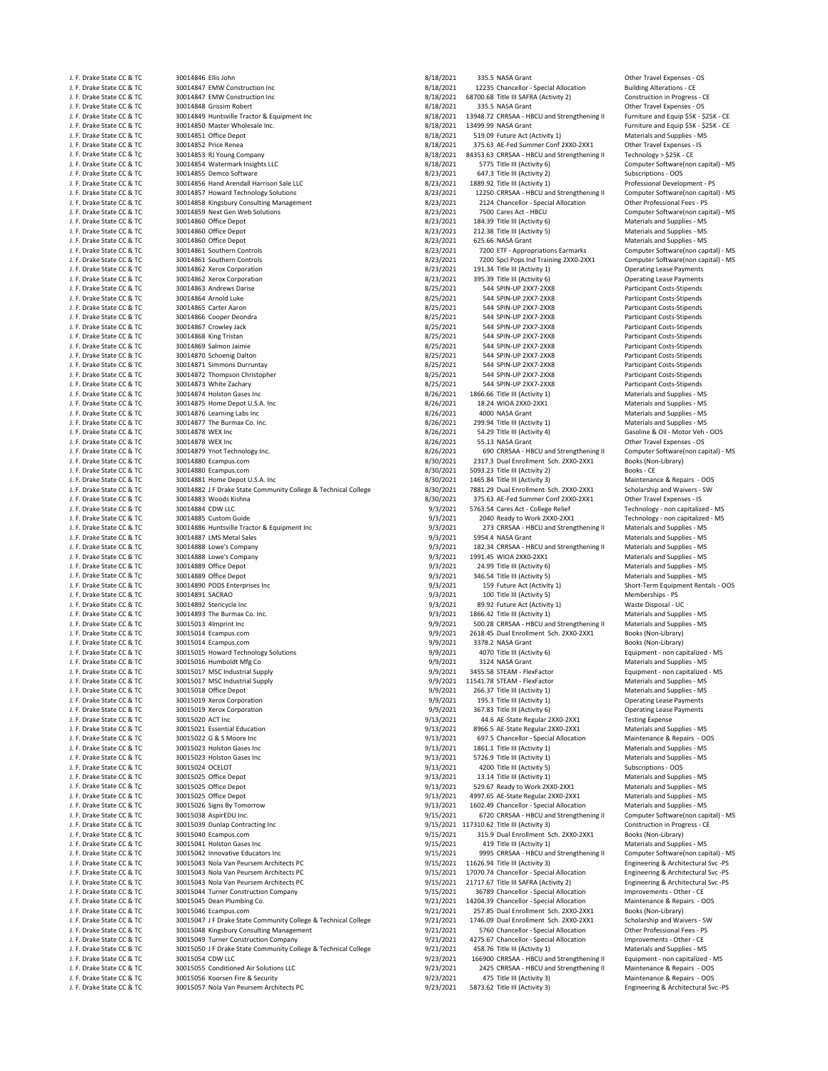| | | | | | | |
|---|---|---|---|---|---|---|
| J. F. Drake State CC & TC | 30014846 | Ellis John | 8/18/2021 | 335.5 | NASA Grant | Other Travel Expenses - OS |
| J. F. Drake State CC & TC | 30014847 | EMW Construction Inc | 8/18/2021 | 12235 | Chancellor - Special Allocation | Building Alterations - CE |
| J. F. Drake State CC & TC | 30014847 | EMW Construction Inc | 8/18/2021 | 68700.68 | Title III SAFRA (Activity 2) | Construction in Progress - CE |
| J. F. Drake State CC & TC | 30014848 | Grissim Robert | 8/18/2021 | 335.5 | NASA Grant | Other Travel Expenses - OS |
| J. F. Drake State CC & TC | 30014849 | Huntsville Tractor & Equipment Inc | 8/18/2021 | 13948.72 | CRRSAA - HBCU and Strengthening II | Furniture and Equip $5K - $25K - CE |
| J. F. Drake State CC & TC | 30014850 | Master Wholesale Inc. | 8/18/2021 | 13499.99 | NASA Grant | Furniture and Equip $5K - $25K - CE |
| J. F. Drake State CC & TC | 30014851 | Office Depot | 8/18/2021 | 519.09 | Future Act (Activity 1) | Materials and Supplies - MS |
| J. F. Drake State CC & TC | 30014852 | Price Renea | 8/18/2021 | 375.63 | AE-Fed Summer Conf 2XX0-2XX1 | Other Travel Expenses - IS |
| J. F. Drake State CC & TC | 30014853 | RJ Young Company | 8/18/2021 | 84353.63 | CRRSAA - HBCU and Strengthening II | Technology > $25K - CE |
| J. F. Drake State CC & TC | 30014854 | Watermark Insights LLC | 8/18/2021 | 5775 | Title III (Activity 6) | Computer Software(non capital) - MS |
| J. F. Drake State CC & TC | 30014855 | Demco Software | 8/23/2021 | 647.3 | Title III (Activity 2) | Subscriptions - OOS |
| J. F. Drake State CC & TC | 30014856 | Hand Arendall Harrison Sale LLC | 8/23/2021 | 1889.92 | Title III (Activity 1) | Professional Development - PS |
| J. F. Drake State CC & TC | 30014857 | Howard Technology Solutions | 8/23/2021 | 12250 | CRRSAA - HBCU and Strengthening II | Computer Software(non capital) - MS |
| J. F. Drake State CC & TC | 30014858 | Kingsbury Consulting Management | 8/23/2021 | 2124 | Chancellor - Special Allocation | Other Professional Fees - PS |
| J. F. Drake State CC & TC | 30014859 | Next Gen Web Solutions | 8/23/2021 | 7500 | Cares Act - HBCU | Computer Software(non capital) - MS |
| J. F. Drake State CC & TC | 30014860 | Office Depot | 8/23/2021 | 184.39 | Title III (Activity 6) | Materials and Supplies - MS |
| J. F. Drake State CC & TC | 30014860 | Office Depot | 8/23/2021 | 212.38 | Title III (Activity 5) | Materials and Supplies - MS |
| J. F. Drake State CC & TC | 30014860 | Office Depot | 8/23/2021 | 625.66 | NASA Grant | Materials and Supplies - MS |
| J. F. Drake State CC & TC | 30014861 | Southern Controls | 8/23/2021 | 7200 | ETF - Appropriations Earmarks | Computer Software(non capital) - MS |
| J. F. Drake State CC & TC | 30014861 | Southern Controls | 8/23/2021 | 7200 | Spcl Pops Ind Training 2XX0-2XX1 | Computer Software(non capital) - MS |
| J. F. Drake State CC & TC | 30014862 | Xerox Corporation | 8/23/2021 | 191.34 | Title III (Activity 1) | Operating Lease Payments |
| J. F. Drake State CC & TC | 30014862 | Xerox Corporation | 8/23/2021 | 395.39 | Title III (Activity 6) | Operating Lease Payments |
| J. F. Drake State CC & TC | 30014863 | Andrews Darise | 8/25/2021 | 544 | SPIN-UP 2XX7-2XX8 | Participant Costs-Stipends |
| J. F. Drake State CC & TC | 30014864 | Arnold Luke | 8/25/2021 | 544 | SPIN-UP 2XX7-2XX8 | Participant Costs-Stipends |
| J. F. Drake State CC & TC | 30014865 | Carter Aaron | 8/25/2021 | 544 | SPIN-UP 2XX7-2XX8 | Participant Costs-Stipends |
| J. F. Drake State CC & TC | 30014866 | Cooper Deondra | 8/25/2021 | 544 | SPIN-UP 2XX7-2XX8 | Participant Costs-Stipends |
| J. F. Drake State CC & TC | 30014867 | Crowley Jack | 8/25/2021 | 544 | SPIN-UP 2XX7-2XX8 | Participant Costs-Stipends |
| J. F. Drake State CC & TC | 30014868 | King Tristan | 8/25/2021 | 544 | SPIN-UP 2XX7-2XX8 | Participant Costs-Stipends |
| J. F. Drake State CC & TC | 30014869 | Salmon Jaimie | 8/25/2021 | 544 | SPIN-UP 2XX7-2XX8 | Participant Costs-Stipends |
| J. F. Drake State CC & TC | 30014870 | Schoenig Dalton | 8/25/2021 | 544 | SPIN-UP 2XX7-2XX8 | Participant Costs-Stipends |
| J. F. Drake State CC & TC | 30014871 | Simmons Durruntay | 8/25/2021 | 544 | SPIN-UP 2XX7-2XX8 | Participant Costs-Stipends |
| J. F. Drake State CC & TC | 30014872 | Thompson Christopher | 8/25/2021 | 544 | SPIN-UP 2XX7-2XX8 | Participant Costs-Stipends |
| J. F. Drake State CC & TC | 30014873 | White Zachary | 8/25/2021 | 544 | SPIN-UP 2XX7-2XX8 | Participant Costs-Stipends |
| J. F. Drake State CC & TC | 30014874 | Holston Gases Inc | 8/26/2021 | 1866.66 | Title III (Activity 1) | Materials and Supplies - MS |
| J. F. Drake State CC & TC | 30014875 | Home Depot U.S.A. Inc | 8/26/2021 | 18.24 | WIOA 2XX0-2XX1 | Materials and Supplies - MS |
| J. F. Drake State CC & TC | 30014876 | Learning Labs Inc | 8/26/2021 | 4000 | NASA Grant | Materials and Supplies - MS |
| J. F. Drake State CC & TC | 30014877 | The Burmax Co. Inc. | 8/26/2021 | 299.94 | Title III (Activity 1) | Materials and Supplies - MS |
| J. F. Drake State CC & TC | 30014878 | WEX Inc | 8/26/2021 | 54.29 | Title III (Activity 4) | Gasoline & Oil - Motor Veh - OOS |
| J. F. Drake State CC & TC | 30014878 | WEX Inc | 8/26/2021 | 55.13 | NASA Grant | Other Travel Expenses - OS |
| J. F. Drake State CC & TC | 30014879 | Ynot Technology Inc. | 8/26/2021 | 690 | CRRSAA - HBCU and Strengthening II | Computer Software(non capital) - MS |
| J. F. Drake State CC & TC | 30014880 | Ecampus.com | 8/30/2021 | 2317.3 | Dual Enrollment Sch. 2XX0-2XX1 | Books (Non-Library) |
| J. F. Drake State CC & TC | 30014880 | Ecampus.com | 8/30/2021 | 5093.23 | Title III (Activity 2) | Books - CE |
| J. F. Drake State CC & TC | 30014881 | Home Depot U.S.A. Inc | 8/30/2021 | 1465.84 | Title III (Activity 3) | Maintenance & Repairs - OOS |
| J. F. Drake State CC & TC | 30014882 | J F Drake State Community College & Technical College | 8/30/2021 | 7881.29 | Dual Enrollment Sch. 2XX0-2XX1 | Scholarship and Waivers - SW |
| J. F. Drake State CC & TC | 30014883 | Woods Kishna | 8/30/2021 | 375.63 | AE-Fed Summer Conf 2XX0-2XX1 | Other Travel Expenses - IS |
| J. F. Drake State CC & TC | 30014884 | CDW LLC | 9/3/2021 | 5763.54 | Cares Act - College Relief | Technology - non capitalized - MS |
| J. F. Drake State CC & TC | 30014885 | Custom Guide | 9/3/2021 | 2040 | Ready to Work 2XX0-2XX1 | Technology - non capitalized - MS |
| J. F. Drake State CC & TC | 30014886 | Huntsville Tractor & Equipment Inc | 9/3/2021 | 273 | CRRSAA - HBCU and Strengthening II | Materials and Supplies - MS |
| J. F. Drake State CC & TC | 30014887 | LMS Metal Sales | 9/3/2021 | 5954.4 | NASA Grant | Materials and Supplies - MS |
| J. F. Drake State CC & TC | 30014888 | Lowe's Company | 9/3/2021 | 182.34 | CRRSAA - HBCU and Strengthening II | Materials and Supplies - MS |
| J. F. Drake State CC & TC | 30014888 | Lowe's Company | 9/3/2021 | 1991.45 | WIOA 2XX0-2XX1 | Materials and Supplies - MS |
| J. F. Drake State CC & TC | 30014889 | Office Depot | 9/3/2021 | 24.99 | Title III (Activity 6) | Materials and Supplies - MS |
| J. F. Drake State CC & TC | 30014889 | Office Depot | 9/3/2021 | 346.54 | Title III (Activity 5) | Materials and Supplies - MS |
| J. F. Drake State CC & TC | 30014890 | PODS Enterprises Inc | 9/3/2021 | 159 | Future Act (Activity 1) | Short-Term Equipment Rentals - OOS |
| J. F. Drake State CC & TC | 30014891 | SACRAO | 9/3/2021 | 100 | Title III (Activity 5) | Memberships - PS |
| J. F. Drake State CC & TC | 30014892 | Stericycle Inc | 9/3/2021 | 89.92 | Future Act (Activity 1) | Waste Disposal - UC |
| J. F. Drake State CC & TC | 30014893 | The Burmax Co. Inc. | 9/3/2021 | 1866.42 | Title III (Activity 1) | Materials and Supplies - MS |
| J. F. Drake State CC & TC | 30015013 | 4Imprint Inc | 9/9/2021 | 500.28 | CRRSAA - HBCU and Strengthening II | Materials and Supplies - MS |
| J. F. Drake State CC & TC | 30015014 | Ecampus.com | 9/9/2021 | 2618.45 | Dual Enrollment Sch. 2XX0-2XX1 | Books (Non-Library) |
| J. F. Drake State CC & TC | 30015014 | Ecampus.com | 9/9/2021 | 3378.2 | NASA Grant | Books (Non-Library) |
| J. F. Drake State CC & TC | 30015015 | Howard Technology Solutions | 9/9/2021 | 4070 | Title III (Activity 6) | Equipment - non capitalized - MS |
| J. F. Drake State CC & TC | 30015016 | Humboldt Mfg Co | 9/9/2021 | 3124 | NASA Grant | Materials and Supplies - MS |
| J. F. Drake State CC & TC | 30015017 | MSC Industrial Supply | 9/9/2021 | 3455.58 | STEAM - FlexFactor | Equipment - non capitalized - MS |
| J. F. Drake State CC & TC | 30015017 | MSC Industrial Supply | 9/9/2021 | 11541.78 | STEAM - FlexFactor | Materials and Supplies - MS |
| J. F. Drake State CC & TC | 30015018 | Office Depot | 9/9/2021 | 266.37 | Title III (Activity 1) | Materials and Supplies - MS |
| J. F. Drake State CC & TC | 30015019 | Xerox Corporation | 9/9/2021 | 195.3 | Title III (Activity 1) | Operating Lease Payments |
| J. F. Drake State CC & TC | 30015019 | Xerox Corporation | 9/9/2021 | 367.83 | Title III (Activity 6) | Operating Lease Payments |
| J. F. Drake State CC & TC | 30015020 | ACT Inc | 9/13/2021 | 44.6 | AE-State Regular 2XX0-2XX1 | Testing Expense |
| J. F. Drake State CC & TC | 30015021 | Essential Education | 9/13/2021 | 8966.5 | AE-State Regular 2XX0-2XX1 | Materials and Supplies - MS |
| J. F. Drake State CC & TC | 30015022 | G & S Moore Inc | 9/13/2021 | 697.5 | Chancellor - Special Allocation | Maintenance & Repairs - OOS |
| J. F. Drake State CC & TC | 30015023 | Holston Gases Inc | 9/13/2021 | 1861.1 | Title III (Activity 1) | Materials and Supplies - MS |
| J. F. Drake State CC & TC | 30015023 | Holston Gases Inc | 9/13/2021 | 5726.9 | Title III (Activity 1) | Materials and Supplies - MS |
| J. F. Drake State CC & TC | 30015024 | OCELOT | 9/13/2021 | 4200 | Title III (Activity 5) | Subscriptions - OOS |
| J. F. Drake State CC & TC | 30015025 | Office Depot | 9/13/2021 | 13.14 | Title III (Activity 1) | Materials and Supplies - MS |
| J. F. Drake State CC & TC | 30015025 | Office Depot | 9/13/2021 | 529.67 | Ready to Work 2XX0-2XX1 | Materials and Supplies - MS |
| J. F. Drake State CC & TC | 30015025 | Office Depot | 9/13/2021 | 4997.65 | AE-State Regular 2XX0-2XX1 | Materials and Supplies - MS |
| J. F. Drake State CC & TC | 30015026 | Signs By Tomorrow | 9/13/2021 | 1602.49 | Chancellor - Special Allocation | Materials and Supplies - MS |
| J. F. Drake State CC & TC | 30015038 | AspirEDU Inc. | 9/15/2021 | 6720 | CRRSAA - HBCU and Strengthening II | Computer Software(non capital) - MS |
| J. F. Drake State CC & TC | 30015039 | Dunlap Contracting Inc | 9/15/2021 | 117310.62 | Title III (Activity 3) | Construction in Progress - CE |
| J. F. Drake State CC & TC | 30015040 | Ecampus.com | 9/15/2021 | 315.9 | Dual Enrollment Sch. 2XX0-2XX1 | Books (Non-Library) |
| J. F. Drake State CC & TC | 30015041 | Holston Gases Inc | 9/15/2021 | 419 | Title III (Activity 1) | Materials and Supplies - MS |
| J. F. Drake State CC & TC | 30015042 | Innovative Educators Inc | 9/15/2021 | 9995 | CRRSAA - HBCU and Strengthening II | Computer Software(non capital) - MS |
| J. F. Drake State CC & TC | 30015043 | Nola Van Peursem Architects PC | 9/15/2021 | 11626.94 | Title III (Activity 3) | Engineering & Architectural Svc -PS |
| J. F. Drake State CC & TC | 30015043 | Nola Van Peursem Architects PC | 9/15/2021 | 17070.74 | Chancellor - Special Allocation | Engineering & Architectural Svc -PS |
| J. F. Drake State CC & TC | 30015043 | Nola Van Peursem Architects PC | 9/15/2021 | 21717.67 | Title III SAFRA (Activity 2) | Engineering & Architectural Svc -PS |
| J. F. Drake State CC & TC | 30015044 | Turner Construction Company | 9/15/2021 | 36789 | Chancellor - Special Allocation | Improvements - Other - CE |
| J. F. Drake State CC & TC | 30015045 | Dean Plumbing Co. | 9/21/2021 | 14204.39 | Chancellor - Special Allocation | Maintenance & Repairs - OOS |
| J. F. Drake State CC & TC | 30015046 | Ecampus.com | 9/21/2021 | 257.85 | Dual Enrollment Sch. 2XX0-2XX1 | Books (Non-Library) |
| J. F. Drake State CC & TC | 30015047 | J F Drake State Community College & Technical College | 9/21/2021 | 1746.09 | Dual Enrollment Sch. 2XX0-2XX1 | Scholarship and Waivers - SW |
| J. F. Drake State CC & TC | 30015048 | Kingsbury Consulting Management | 9/21/2021 | 5760 | Chancellor - Special Allocation | Other Professional Fees - PS |
| J. F. Drake State CC & TC | 30015049 | Turner Construction Company | 9/21/2021 | 4275.67 | Chancellor - Special Allocation | Improvements - Other - CE |
| J. F. Drake State CC & TC | 30015050 | J F Drake State Community College & Technical College | 9/21/2021 | 458.76 | Title III (Activity 1) | Materials and Supplies - MS |
| J. F. Drake State CC & TC | 30015054 | CDW LLC | 9/23/2021 | 166900 | CRRSAA - HBCU and Strengthening II | Equipment - non capitalized - MS |
| J. F. Drake State CC & TC | 30015055 | Conditioned Air Solutions LLC | 9/23/2021 | 2425 | CRRSAA - HBCU and Strengthening II | Maintenance & Repairs - OOS |
| J. F. Drake State CC & TC | 30015056 | Koorsen Fire & Security | 9/23/2021 | 475 | Title III (Activity 3) | Maintenance & Repairs - OOS |
| J. F. Drake State CC & TC | 30015057 | Nola Van Peursem Architects PC | 9/23/2021 | 5873.62 | Title III (Activity 3) | Engineering & Architectural Svc -PS |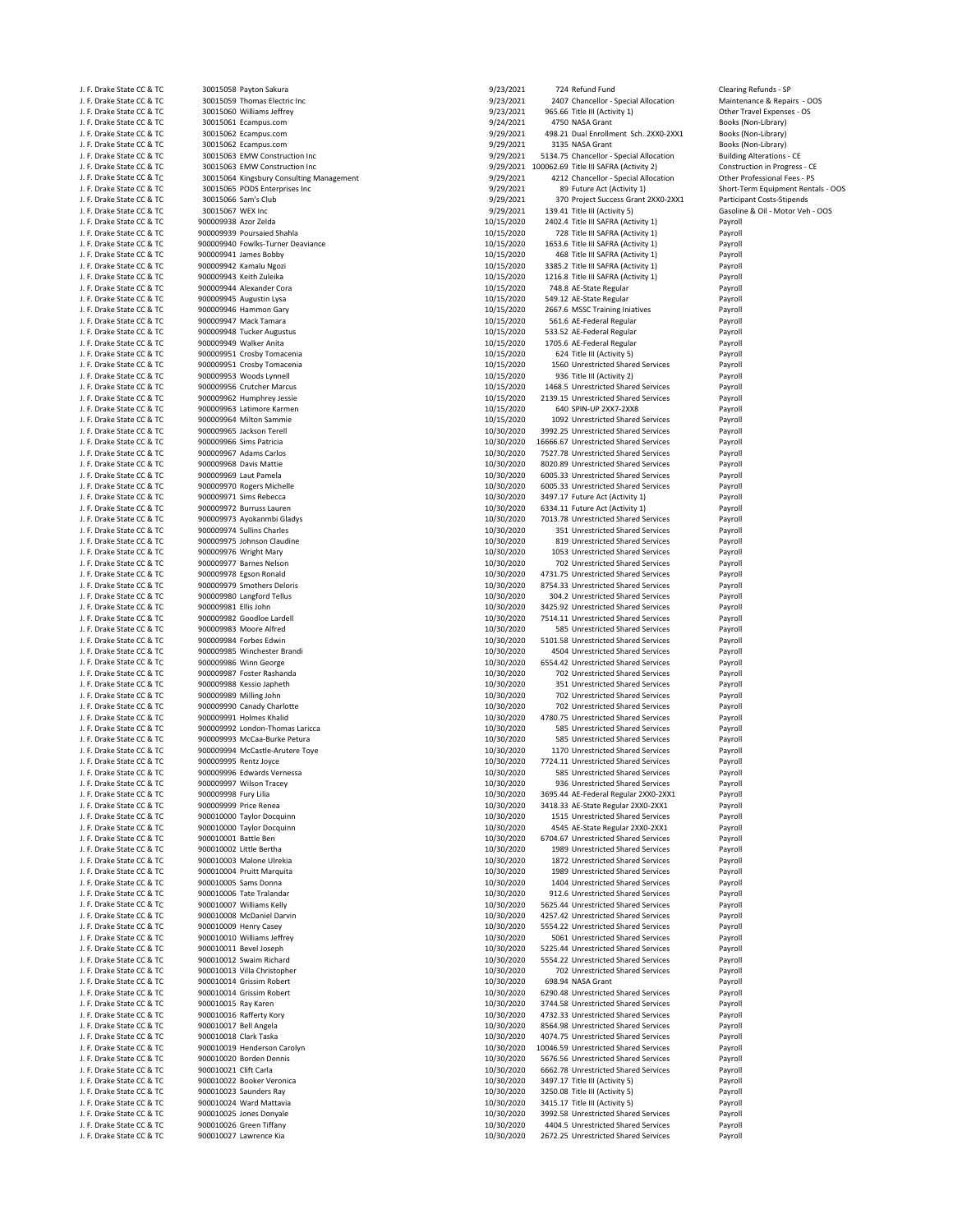| | | | | | | |
|---|---|---|---|---|---|---|
| J. F. Drake State CC & TC | 30015058 | Payton Sakura | 9/23/2021 | 724 | Refund Fund | Clearing Refunds - SP |
| J. F. Drake State CC & TC | 30015059 | Thomas Electric Inc | 9/23/2021 | 2407 | Chancellor - Special Allocation | Maintenance & Repairs - OOS |
| J. F. Drake State CC & TC | 30015060 | Williams Jeffrey | 9/23/2021 | 965.66 | Title III (Activity 1) | Other Travel Expenses - OS |
| J. F. Drake State CC & TC | 30015061 | Ecampus.com | 9/24/2021 | 4750 | NASA Grant | Books (Non-Library) |
| J. F. Drake State CC & TC | 30015062 | Ecampus.com | 9/29/2021 | 498.21 | Dual Enrollment Sch. 2XX0-2XX1 | Books (Non-Library) |
| J. F. Drake State CC & TC | 30015062 | Ecampus.com | 9/29/2021 | 3135 | NASA Grant | Books (Non-Library) |
| J. F. Drake State CC & TC | 30015063 | EMW Construction Inc | 9/29/2021 | 5134.75 | Chancellor - Special Allocation | Building Alterations - CE |
| J. F. Drake State CC & TC | 30015063 | EMW Construction Inc | 9/29/2021 | 100062.69 | Title III SAFRA (Activity 2) | Construction in Progress - CE |
| J. F. Drake State CC & TC | 30015064 | Kingsbury Consulting Management | 9/29/2021 | 4212 | Chancellor - Special Allocation | Other Professional Fees - PS |
| J. F. Drake State CC & TC | 30015065 | PODS Enterprises Inc | 9/29/2021 | 89 | Future Act (Activity 1) | Short-Term Equipment Rentals - OOS |
| J. F. Drake State CC & TC | 30015066 | Sam's Club | 9/29/2021 | 370 | Project Success Grant 2XX0-2XX1 | Participant Costs-Stipends |
| J. F. Drake State CC & TC | 30015067 | WEX Inc | 9/29/2021 | 139.41 | Title III (Activity 5) | Gasoline & Oil - Motor Veh - OOS |
| J. F. Drake State CC & TC | 900009938 | Azor Zelda | 10/15/2020 | 2402.4 | Title III SAFRA (Activity 1) | Payroll |
| J. F. Drake State CC & TC | 900009939 | Poursaied Shahla | 10/15/2020 | 728 | Title III SAFRA (Activity 1) | Payroll |
| J. F. Drake State CC & TC | 900009940 | Fowlks-Turner Deaviance | 10/15/2020 | 1653.6 | Title III SAFRA (Activity 1) | Payroll |
| J. F. Drake State CC & TC | 900009941 | James Bobby | 10/15/2020 | 468 | Title III SAFRA (Activity 1) | Payroll |
| J. F. Drake State CC & TC | 900009942 | Kamalu Ngozi | 10/15/2020 | 3385.2 | Title III SAFRA (Activity 1) | Payroll |
| J. F. Drake State CC & TC | 900009943 | Keith Zuleika | 10/15/2020 | 1216.8 | Title III SAFRA (Activity 1) | Payroll |
| J. F. Drake State CC & TC | 900009944 | Alexander Cora | 10/15/2020 | 748.8 | AE-State Regular | Payroll |
| J. F. Drake State CC & TC | 900009945 | Augustin Lysa | 10/15/2020 | 549.12 | AE-State Regular | Payroll |
| J. F. Drake State CC & TC | 900009946 | Hammon Gary | 10/15/2020 | 2667.6 | MSSC Training Iniatives | Payroll |
| J. F. Drake State CC & TC | 900009947 | Mack Tamara | 10/15/2020 | 561.6 | AE-Federal Regular | Payroll |
| J. F. Drake State CC & TC | 900009948 | Tucker Augustus | 10/15/2020 | 533.52 | AE-Federal Regular | Payroll |
| J. F. Drake State CC & TC | 900009949 | Walker Anita | 10/15/2020 | 1705.6 | AE-Federal Regular | Payroll |
| J. F. Drake State CC & TC | 900009951 | Crosby Tomacenia | 10/15/2020 | 624 | Title III (Activity 5) | Payroll |
| J. F. Drake State CC & TC | 900009951 | Crosby Tomacenia | 10/15/2020 | 1560 | Unrestricted Shared Services | Payroll |
| J. F. Drake State CC & TC | 900009953 | Woods Lynnell | 10/15/2020 | 936 | Title III (Activity 2) | Payroll |
| J. F. Drake State CC & TC | 900009956 | Crutcher Marcus | 10/15/2020 | 1468.5 | Unrestricted Shared Services | Payroll |
| J. F. Drake State CC & TC | 900009962 | Humphrey Jessie | 10/15/2020 | 2139.15 | Unrestricted Shared Services | Payroll |
| J. F. Drake State CC & TC | 900009963 | Latimore Karmen | 10/15/2020 | 640 | SPIN-UP 2XX7-2XX8 | Payroll |
| J. F. Drake State CC & TC | 900009964 | Milton Sammie | 10/15/2020 | 1092 | Unrestricted Shared Services | Payroll |
| J. F. Drake State CC & TC | 900009965 | Jackson Terell | 10/30/2020 | 3992.25 | Unrestricted Shared Services | Payroll |
| J. F. Drake State CC & TC | 900009966 | Sims Patricia | 10/30/2020 | 16666.67 | Unrestricted Shared Services | Payroll |
| J. F. Drake State CC & TC | 900009967 | Adams Carlos | 10/30/2020 | 7527.78 | Unrestricted Shared Services | Payroll |
| J. F. Drake State CC & TC | 900009968 | Davis Mattie | 10/30/2020 | 8020.89 | Unrestricted Shared Services | Payroll |
| J. F. Drake State CC & TC | 900009969 | Laut Pamela | 10/30/2020 | 6005.33 | Unrestricted Shared Services | Payroll |
| J. F. Drake State CC & TC | 900009970 | Rogers Michelle | 10/30/2020 | 6005.33 | Unrestricted Shared Services | Payroll |
| J. F. Drake State CC & TC | 900009971 | Sims Rebecca | 10/30/2020 | 3497.17 | Future Act (Activity 1) | Payroll |
| J. F. Drake State CC & TC | 900009972 | Burruss Lauren | 10/30/2020 | 6334.11 | Future Act (Activity 1) | Payroll |
| J. F. Drake State CC & TC | 900009973 | Ayokanmbi Gladys | 10/30/2020 | 7013.78 | Unrestricted Shared Services | Payroll |
| J. F. Drake State CC & TC | 900009974 | Sullins Charles | 10/30/2020 | 351 | Unrestricted Shared Services | Payroll |
| J. F. Drake State CC & TC | 900009975 | Johnson Claudine | 10/30/2020 | 819 | Unrestricted Shared Services | Payroll |
| J. F. Drake State CC & TC | 900009976 | Wright Mary | 10/30/2020 | 1053 | Unrestricted Shared Services | Payroll |
| J. F. Drake State CC & TC | 900009977 | Barnes Nelson | 10/30/2020 | 702 | Unrestricted Shared Services | Payroll |
| J. F. Drake State CC & TC | 900009978 | Egson Ronald | 10/30/2020 | 4731.75 | Unrestricted Shared Services | Payroll |
| J. F. Drake State CC & TC | 900009979 | Smothers Deloris | 10/30/2020 | 8754.33 | Unrestricted Shared Services | Payroll |
| J. F. Drake State CC & TC | 900009980 | Langford Tellus | 10/30/2020 | 304.2 | Unrestricted Shared Services | Payroll |
| J. F. Drake State CC & TC | 900009981 | Ellis John | 10/30/2020 | 3425.92 | Unrestricted Shared Services | Payroll |
| J. F. Drake State CC & TC | 900009982 | Goodloe Lardell | 10/30/2020 | 7514.11 | Unrestricted Shared Services | Payroll |
| J. F. Drake State CC & TC | 900009983 | Moore Alfred | 10/30/2020 | 585 | Unrestricted Shared Services | Payroll |
| J. F. Drake State CC & TC | 900009984 | Forbes Edwin | 10/30/2020 | 5101.58 | Unrestricted Shared Services | Payroll |
| J. F. Drake State CC & TC | 900009985 | Winchester Brandi | 10/30/2020 | 4504 | Unrestricted Shared Services | Payroll |
| J. F. Drake State CC & TC | 900009986 | Winn George | 10/30/2020 | 6554.42 | Unrestricted Shared Services | Payroll |
| J. F. Drake State CC & TC | 900009987 | Foster Rashanda | 10/30/2020 | 702 | Unrestricted Shared Services | Payroll |
| J. F. Drake State CC & TC | 900009988 | Kessio Japheth | 10/30/2020 | 351 | Unrestricted Shared Services | Payroll |
| J. F. Drake State CC & TC | 900009989 | Milling John | 10/30/2020 | 702 | Unrestricted Shared Services | Payroll |
| J. F. Drake State CC & TC | 900009990 | Canady Charlotte | 10/30/2020 | 702 | Unrestricted Shared Services | Payroll |
| J. F. Drake State CC & TC | 900009991 | Holmes Khalid | 10/30/2020 | 4780.75 | Unrestricted Shared Services | Payroll |
| J. F. Drake State CC & TC | 900009992 | London-Thomas Laricca | 10/30/2020 | 585 | Unrestricted Shared Services | Payroll |
| J. F. Drake State CC & TC | 900009993 | McCaa-Burke Petura | 10/30/2020 | 585 | Unrestricted Shared Services | Payroll |
| J. F. Drake State CC & TC | 900009994 | McCastle-Arutere Toye | 10/30/2020 | 1170 | Unrestricted Shared Services | Payroll |
| J. F. Drake State CC & TC | 900009995 | Rentz Joyce | 10/30/2020 | 7724.11 | Unrestricted Shared Services | Payroll |
| J. F. Drake State CC & TC | 900009996 | Edwards Vernessa | 10/30/2020 | 585 | Unrestricted Shared Services | Payroll |
| J. F. Drake State CC & TC | 900009997 | Wilson Tracey | 10/30/2020 | 936 | Unrestricted Shared Services | Payroll |
| J. F. Drake State CC & TC | 900009998 | Fury Lilia | 10/30/2020 | 3695.44 | AE-Federal Regular 2XX0-2XX1 | Payroll |
| J. F. Drake State CC & TC | 900009999 | Price Renea | 10/30/2020 | 3418.33 | AE-State Regular 2XX0-2XX1 | Payroll |
| J. F. Drake State CC & TC | 900010000 | Taylor Docquinn | 10/30/2020 | 1515 | Unrestricted Shared Services | Payroll |
| J. F. Drake State CC & TC | 900010000 | Taylor Docquinn | 10/30/2020 | 4545 | AE-State Regular 2XX0-2XX1 | Payroll |
| J. F. Drake State CC & TC | 900010001 | Battle Ben | 10/30/2020 | 6704.67 | Unrestricted Shared Services | Payroll |
| J. F. Drake State CC & TC | 900010002 | Little Bertha | 10/30/2020 | 1989 | Unrestricted Shared Services | Payroll |
| J. F. Drake State CC & TC | 900010003 | Malone Ulrekia | 10/30/2020 | 1872 | Unrestricted Shared Services | Payroll |
| J. F. Drake State CC & TC | 900010004 | Pruitt Marquita | 10/30/2020 | 1989 | Unrestricted Shared Services | Payroll |
| J. F. Drake State CC & TC | 900010005 | Sams Donna | 10/30/2020 | 1404 | Unrestricted Shared Services | Payroll |
| J. F. Drake State CC & TC | 900010006 | Tate Tralandar | 10/30/2020 | 912.6 | Unrestricted Shared Services | Payroll |
| J. F. Drake State CC & TC | 900010007 | Williams Kelly | 10/30/2020 | 5625.44 | Unrestricted Shared Services | Payroll |
| J. F. Drake State CC & TC | 900010008 | McDaniel Darvin | 10/30/2020 | 4257.42 | Unrestricted Shared Services | Payroll |
| J. F. Drake State CC & TC | 900010009 | Henry Casey | 10/30/2020 | 5554.22 | Unrestricted Shared Services | Payroll |
| J. F. Drake State CC & TC | 900010010 | Williams Jeffrey | 10/30/2020 | 5061 | Unrestricted Shared Services | Payroll |
| J. F. Drake State CC & TC | 900010011 | Bevel Joseph | 10/30/2020 | 5225.44 | Unrestricted Shared Services | Payroll |
| J. F. Drake State CC & TC | 900010012 | Swaim Richard | 10/30/2020 | 5554.22 | Unrestricted Shared Services | Payroll |
| J. F. Drake State CC & TC | 900010013 | Villa Christopher | 10/30/2020 | 702 | Unrestricted Shared Services | Payroll |
| J. F. Drake State CC & TC | 900010014 | Grissim Robert | 10/30/2020 | 698.94 | NASA Grant | Payroll |
| J. F. Drake State CC & TC | 900010014 | Grissim Robert | 10/30/2020 | 6290.48 | Unrestricted Shared Services | Payroll |
| J. F. Drake State CC & TC | 900010015 | Ray Karen | 10/30/2020 | 3744.58 | Unrestricted Shared Services | Payroll |
| J. F. Drake State CC & TC | 900010016 | Rafferty Kory | 10/30/2020 | 4732.33 | Unrestricted Shared Services | Payroll |
| J. F. Drake State CC & TC | 900010017 | Bell Angela | 10/30/2020 | 8564.98 | Unrestricted Shared Services | Payroll |
| J. F. Drake State CC & TC | 900010018 | Clark Taska | 10/30/2020 | 4074.75 | Unrestricted Shared Services | Payroll |
| J. F. Drake State CC & TC | 900010019 | Henderson Carolyn | 10/30/2020 | 10046.59 | Unrestricted Shared Services | Payroll |
| J. F. Drake State CC & TC | 900010020 | Borden Dennis | 10/30/2020 | 5676.56 | Unrestricted Shared Services | Payroll |
| J. F. Drake State CC & TC | 900010021 | Clift Carla | 10/30/2020 | 6662.78 | Unrestricted Shared Services | Payroll |
| J. F. Drake State CC & TC | 900010022 | Booker Veronica | 10/30/2020 | 3497.17 | Title III (Activity 5) | Payroll |
| J. F. Drake State CC & TC | 900010023 | Saunders Ray | 10/30/2020 | 3250.08 | Title III (Activity 5) | Payroll |
| J. F. Drake State CC & TC | 900010024 | Ward Mattavia | 10/30/2020 | 3415.17 | Title III (Activity 5) | Payroll |
| J. F. Drake State CC & TC | 900010025 | Jones Donyale | 10/30/2020 | 3992.58 | Unrestricted Shared Services | Payroll |
| J. F. Drake State CC & TC | 900010026 | Green Tiffany | 10/30/2020 | 4404.5 | Unrestricted Shared Services | Payroll |
| J. F. Drake State CC & TC | 900010027 | Lawrence Kia | 10/30/2020 | 2672.25 | Unrestricted Shared Services | Payroll |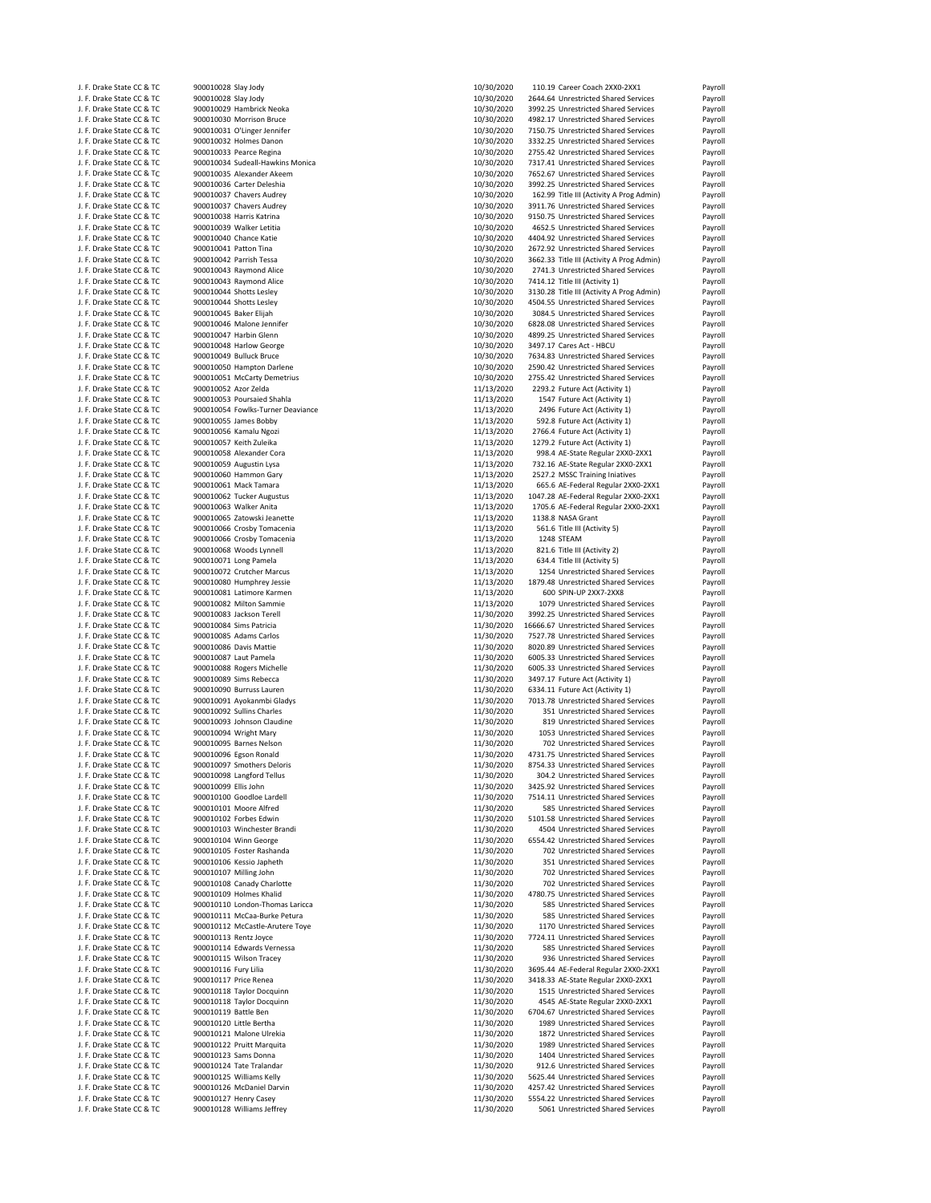| | | | | | | |
|---|---|---|---|---|---|---|
| J. F. Drake State CC & TC | 900010028 | Slay Jody | 10/30/2020 | 110.19 | Career Coach 2XX0-2XX1 | Payroll |
| J. F. Drake State CC & TC | 900010028 | Slay Jody | 10/30/2020 | 2644.64 | Unrestricted Shared Services | Payroll |
| J. F. Drake State CC & TC | 900010029 | Hambrick Neoka | 10/30/2020 | 3992.25 | Unrestricted Shared Services | Payroll |
| J. F. Drake State CC & TC | 900010030 | Morrison Bruce | 10/30/2020 | 4982.17 | Unrestricted Shared Services | Payroll |
| J. F. Drake State CC & TC | 900010031 | O'Linger Jennifer | 10/30/2020 | 7150.75 | Unrestricted Shared Services | Payroll |
| J. F. Drake State CC & TC | 900010032 | Holmes Danon | 10/30/2020 | 3332.25 | Unrestricted Shared Services | Payroll |
| J. F. Drake State CC & TC | 900010033 | Pearce Regina | 10/30/2020 | 2755.42 | Unrestricted Shared Services | Payroll |
| J. F. Drake State CC & TC | 900010034 | Sudeall-Hawkins Monica | 10/30/2020 | 7317.41 | Unrestricted Shared Services | Payroll |
| J. F. Drake State CC & TC | 900010035 | Alexander Akeem | 10/30/2020 | 7652.67 | Unrestricted Shared Services | Payroll |
| J. F. Drake State CC & TC | 900010036 | Carter Deleshia | 10/30/2020 | 3992.25 | Unrestricted Shared Services | Payroll |
| J. F. Drake State CC & TC | 900010037 | Chavers Audrey | 10/30/2020 | 162.99 | Title III (Activity A Prog Admin) | Payroll |
| J. F. Drake State CC & TC | 900010037 | Chavers Audrey | 10/30/2020 | 3911.76 | Unrestricted Shared Services | Payroll |
| J. F. Drake State CC & TC | 900010038 | Harris Katrina | 10/30/2020 | 9150.75 | Unrestricted Shared Services | Payroll |
| J. F. Drake State CC & TC | 900010039 | Walker Letitia | 10/30/2020 | 4652.5 | Unrestricted Shared Services | Payroll |
| J. F. Drake State CC & TC | 900010040 | Chance Katie | 10/30/2020 | 4404.92 | Unrestricted Shared Services | Payroll |
| J. F. Drake State CC & TC | 900010041 | Patton Tina | 10/30/2020 | 2672.92 | Unrestricted Shared Services | Payroll |
| J. F. Drake State CC & TC | 900010042 | Parrish Tessa | 10/30/2020 | 3662.33 | Title III (Activity A Prog Admin) | Payroll |
| J. F. Drake State CC & TC | 900010043 | Raymond Alice | 10/30/2020 | 2741.3 | Unrestricted Shared Services | Payroll |
| J. F. Drake State CC & TC | 900010043 | Raymond Alice | 10/30/2020 | 7414.12 | Title III (Activity 1) | Payroll |
| J. F. Drake State CC & TC | 900010044 | Shotts Lesley | 10/30/2020 | 3130.28 | Title III (Activity A Prog Admin) | Payroll |
| J. F. Drake State CC & TC | 900010044 | Shotts Lesley | 10/30/2020 | 4504.55 | Unrestricted Shared Services | Payroll |
| J. F. Drake State CC & TC | 900010045 | Baker Elijah | 10/30/2020 | 3084.5 | Unrestricted Shared Services | Payroll |
| J. F. Drake State CC & TC | 900010046 | Malone Jennifer | 10/30/2020 | 6828.08 | Unrestricted Shared Services | Payroll |
| J. F. Drake State CC & TC | 900010047 | Harbin Glenn | 10/30/2020 | 4899.25 | Unrestricted Shared Services | Payroll |
| J. F. Drake State CC & TC | 900010048 | Harlow George | 10/30/2020 | 3497.17 | Cares Act - HBCU | Payroll |
| J. F. Drake State CC & TC | 900010049 | Bulluck Bruce | 10/30/2020 | 7634.83 | Unrestricted Shared Services | Payroll |
| J. F. Drake State CC & TC | 900010050 | Hampton Darlene | 10/30/2020 | 2590.42 | Unrestricted Shared Services | Payroll |
| J. F. Drake State CC & TC | 900010051 | McCarty Demetrius | 10/30/2020 | 2755.42 | Unrestricted Shared Services | Payroll |
| J. F. Drake State CC & TC | 900010052 | Azor Zelda | 11/13/2020 | 2293.2 | Future Act (Activity 1) | Payroll |
| J. F. Drake State CC & TC | 900010053 | Poursaied Shahla | 11/13/2020 | 1547 | Future Act (Activity 1) | Payroll |
| J. F. Drake State CC & TC | 900010054 | Fowlks-Turner Deaviance | 11/13/2020 | 2496 | Future Act (Activity 1) | Payroll |
| J. F. Drake State CC & TC | 900010055 | James Bobby | 11/13/2020 | 592.8 | Future Act (Activity 1) | Payroll |
| J. F. Drake State CC & TC | 900010056 | Kamalu Ngozi | 11/13/2020 | 2766.4 | Future Act (Activity 1) | Payroll |
| J. F. Drake State CC & TC | 900010057 | Keith Zuleika | 11/13/2020 | 1279.2 | Future Act (Activity 1) | Payroll |
| J. F. Drake State CC & TC | 900010058 | Alexander Cora | 11/13/2020 | 998.4 | AE-State Regular 2XX0-2XX1 | Payroll |
| J. F. Drake State CC & TC | 900010059 | Augustin Lysa | 11/13/2020 | 732.16 | AE-State Regular 2XX0-2XX1 | Payroll |
| J. F. Drake State CC & TC | 900010060 | Hammon Gary | 11/13/2020 | 2527.2 | MSSC Training Iniatives | Payroll |
| J. F. Drake State CC & TC | 900010061 | Mack Tamara | 11/13/2020 | 665.6 | AE-Federal Regular 2XX0-2XX1 | Payroll |
| J. F. Drake State CC & TC | 900010062 | Tucker Augustus | 11/13/2020 | 1047.28 | AE-Federal Regular 2XX0-2XX1 | Payroll |
| J. F. Drake State CC & TC | 900010063 | Walker Anita | 11/13/2020 | 1705.6 | AE-Federal Regular 2XX0-2XX1 | Payroll |
| J. F. Drake State CC & TC | 900010065 | Zatowski Jeanette | 11/13/2020 | 1138.8 | NASA Grant | Payroll |
| J. F. Drake State CC & TC | 900010066 | Crosby Tomacenia | 11/13/2020 | 561.6 | Title III (Activity 5) | Payroll |
| J. F. Drake State CC & TC | 900010066 | Crosby Tomacenia | 11/13/2020 | 1248 | STEAM | Payroll |
| J. F. Drake State CC & TC | 900010068 | Woods Lynnell | 11/13/2020 | 821.6 | Title III (Activity 2) | Payroll |
| J. F. Drake State CC & TC | 900010071 | Long Pamela | 11/13/2020 | 634.4 | Title III (Activity 5) | Payroll |
| J. F. Drake State CC & TC | 900010072 | Crutcher Marcus | 11/13/2020 | 1254 | Unrestricted Shared Services | Payroll |
| J. F. Drake State CC & TC | 900010080 | Humphrey Jessie | 11/13/2020 | 1879.48 | Unrestricted Shared Services | Payroll |
| J. F. Drake State CC & TC | 900010081 | Latimore Karmen | 11/13/2020 | 600 | SPIN-UP 2XX7-2XX8 | Payroll |
| J. F. Drake State CC & TC | 900010082 | Milton Sammie | 11/13/2020 | 1079 | Unrestricted Shared Services | Payroll |
| J. F. Drake State CC & TC | 900010083 | Jackson Terell | 11/30/2020 | 3992.25 | Unrestricted Shared Services | Payroll |
| J. F. Drake State CC & TC | 900010084 | Sims Patricia | 11/30/2020 | 16666.67 | Unrestricted Shared Services | Payroll |
| J. F. Drake State CC & TC | 900010085 | Adams Carlos | 11/30/2020 | 7527.78 | Unrestricted Shared Services | Payroll |
| J. F. Drake State CC & TC | 900010086 | Davis Mattie | 11/30/2020 | 8020.89 | Unrestricted Shared Services | Payroll |
| J. F. Drake State CC & TC | 900010087 | Laut Pamela | 11/30/2020 | 6005.33 | Unrestricted Shared Services | Payroll |
| J. F. Drake State CC & TC | 900010088 | Rogers Michelle | 11/30/2020 | 6005.33 | Unrestricted Shared Services | Payroll |
| J. F. Drake State CC & TC | 900010089 | Sims Rebecca | 11/30/2020 | 3497.17 | Future Act (Activity 1) | Payroll |
| J. F. Drake State CC & TC | 900010090 | Burruss Lauren | 11/30/2020 | 6334.11 | Future Act (Activity 1) | Payroll |
| J. F. Drake State CC & TC | 900010091 | Ayokanmbi Gladys | 11/30/2020 | 7013.78 | Unrestricted Shared Services | Payroll |
| J. F. Drake State CC & TC | 900010092 | Sullins Charles | 11/30/2020 | 351 | Unrestricted Shared Services | Payroll |
| J. F. Drake State CC & TC | 900010093 | Johnson Claudine | 11/30/2020 | 819 | Unrestricted Shared Services | Payroll |
| J. F. Drake State CC & TC | 900010094 | Wright Mary | 11/30/2020 | 1053 | Unrestricted Shared Services | Payroll |
| J. F. Drake State CC & TC | 900010095 | Barnes Nelson | 11/30/2020 | 702 | Unrestricted Shared Services | Payroll |
| J. F. Drake State CC & TC | 900010096 | Egson Ronald | 11/30/2020 | 4731.75 | Unrestricted Shared Services | Payroll |
| J. F. Drake State CC & TC | 900010097 | Smothers Deloris | 11/30/2020 | 8754.33 | Unrestricted Shared Services | Payroll |
| J. F. Drake State CC & TC | 900010098 | Langford Tellus | 11/30/2020 | 304.2 | Unrestricted Shared Services | Payroll |
| J. F. Drake State CC & TC | 900010099 | Ellis John | 11/30/2020 | 3425.92 | Unrestricted Shared Services | Payroll |
| J. F. Drake State CC & TC | 900010100 | Goodloe Lardell | 11/30/2020 | 7514.11 | Unrestricted Shared Services | Payroll |
| J. F. Drake State CC & TC | 900010101 | Moore Alfred | 11/30/2020 | 585 | Unrestricted Shared Services | Payroll |
| J. F. Drake State CC & TC | 900010102 | Forbes Edwin | 11/30/2020 | 5101.58 | Unrestricted Shared Services | Payroll |
| J. F. Drake State CC & TC | 900010103 | Winchester Brandi | 11/30/2020 | 4504 | Unrestricted Shared Services | Payroll |
| J. F. Drake State CC & TC | 900010104 | Winn George | 11/30/2020 | 6554.42 | Unrestricted Shared Services | Payroll |
| J. F. Drake State CC & TC | 900010105 | Foster Rashanda | 11/30/2020 | 702 | Unrestricted Shared Services | Payroll |
| J. F. Drake State CC & TC | 900010106 | Kessio Japheth | 11/30/2020 | 351 | Unrestricted Shared Services | Payroll |
| J. F. Drake State CC & TC | 900010107 | Milling John | 11/30/2020 | 702 | Unrestricted Shared Services | Payroll |
| J. F. Drake State CC & TC | 900010108 | Canady Charlotte | 11/30/2020 | 702 | Unrestricted Shared Services | Payroll |
| J. F. Drake State CC & TC | 900010109 | Holmes Khalid | 11/30/2020 | 4780.75 | Unrestricted Shared Services | Payroll |
| J. F. Drake State CC & TC | 900010110 | London-Thomas Laricca | 11/30/2020 | 585 | Unrestricted Shared Services | Payroll |
| J. F. Drake State CC & TC | 900010111 | McCaa-Burke Petura | 11/30/2020 | 585 | Unrestricted Shared Services | Payroll |
| J. F. Drake State CC & TC | 900010112 | McCastle-Arutere Toye | 11/30/2020 | 1170 | Unrestricted Shared Services | Payroll |
| J. F. Drake State CC & TC | 900010113 | Rentz Joyce | 11/30/2020 | 7724.11 | Unrestricted Shared Services | Payroll |
| J. F. Drake State CC & TC | 900010114 | Edwards Vernessa | 11/30/2020 | 585 | Unrestricted Shared Services | Payroll |
| J. F. Drake State CC & TC | 900010115 | Wilson Tracey | 11/30/2020 | 936 | Unrestricted Shared Services | Payroll |
| J. F. Drake State CC & TC | 900010116 | Fury Lilia | 11/30/2020 | 3695.44 | AE-Federal Regular 2XX0-2XX1 | Payroll |
| J. F. Drake State CC & TC | 900010117 | Price Renea | 11/30/2020 | 3418.33 | AE-State Regular 2XX0-2XX1 | Payroll |
| J. F. Drake State CC & TC | 900010118 | Taylor Docquinn | 11/30/2020 | 1515 | Unrestricted Shared Services | Payroll |
| J. F. Drake State CC & TC | 900010118 | Taylor Docquinn | 11/30/2020 | 4545 | AE-State Regular 2XX0-2XX1 | Payroll |
| J. F. Drake State CC & TC | 900010119 | Battle Ben | 11/30/2020 | 6704.67 | Unrestricted Shared Services | Payroll |
| J. F. Drake State CC & TC | 900010120 | Little Bertha | 11/30/2020 | 1989 | Unrestricted Shared Services | Payroll |
| J. F. Drake State CC & TC | 900010121 | Malone Ulrekia | 11/30/2020 | 1872 | Unrestricted Shared Services | Payroll |
| J. F. Drake State CC & TC | 900010122 | Pruitt Marquita | 11/30/2020 | 1989 | Unrestricted Shared Services | Payroll |
| J. F. Drake State CC & TC | 900010123 | Sams Donna | 11/30/2020 | 1404 | Unrestricted Shared Services | Payroll |
| J. F. Drake State CC & TC | 900010124 | Tate Tralandar | 11/30/2020 | 912.6 | Unrestricted Shared Services | Payroll |
| J. F. Drake State CC & TC | 900010125 | Williams Kelly | 11/30/2020 | 5625.44 | Unrestricted Shared Services | Payroll |
| J. F. Drake State CC & TC | 900010126 | McDaniel Darvin | 11/30/2020 | 4257.42 | Unrestricted Shared Services | Payroll |
| J. F. Drake State CC & TC | 900010127 | Henry Casey | 11/30/2020 | 5554.22 | Unrestricted Shared Services | Payroll |
| J. F. Drake State CC & TC | 900010128 | Williams Jeffrey | 11/30/2020 | 5061 | Unrestricted Shared Services | Payroll |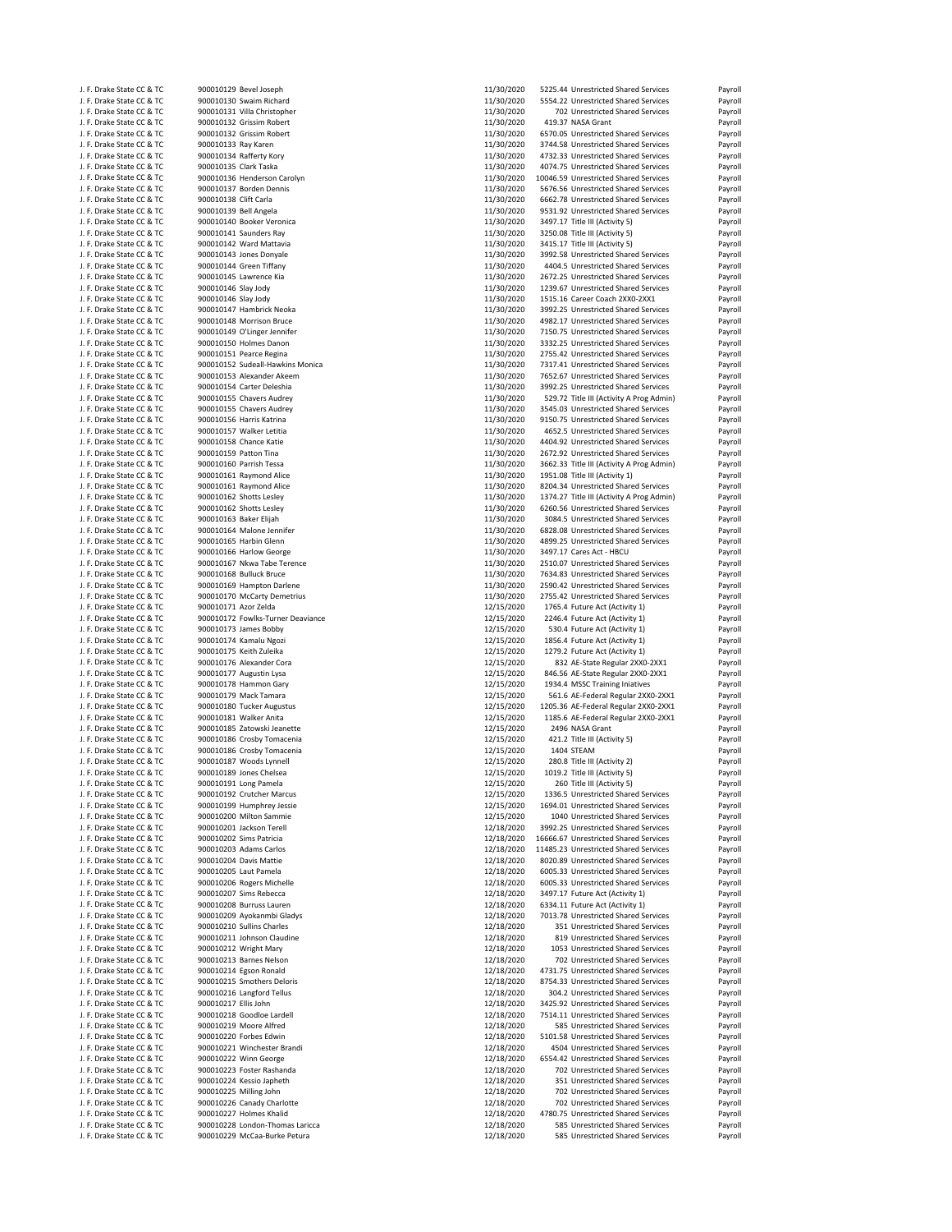| | | | | | |
|---|---|---|---|---|---|
| J. F. Drake State CC & TC | 900010129 Bevel Joseph | 11/30/2020 | 5225.44 | Unrestricted Shared Services | Payroll |
| J. F. Drake State CC & TC | 900010130 Swaim Richard | 11/30/2020 | 5554.22 | Unrestricted Shared Services | Payroll |
| J. F. Drake State CC & TC | 900010131 Villa Christopher | 11/30/2020 | 702 | Unrestricted Shared Services | Payroll |
| J. F. Drake State CC & TC | 900010132 Grissim Robert | 11/30/2020 | 419.37 | NASA Grant | Payroll |
| J. F. Drake State CC & TC | 900010132 Grissim Robert | 11/30/2020 | 6570.05 | Unrestricted Shared Services | Payroll |
| J. F. Drake State CC & TC | 900010133 Ray Karen | 11/30/2020 | 3744.58 | Unrestricted Shared Services | Payroll |
| J. F. Drake State CC & TC | 900010134 Rafferty Kory | 11/30/2020 | 4732.33 | Unrestricted Shared Services | Payroll |
| J. F. Drake State CC & TC | 900010135 Clark Taska | 11/30/2020 | 4074.75 | Unrestricted Shared Services | Payroll |
| J. F. Drake State CC & TC | 900010136 Henderson Carolyn | 11/30/2020 | 10046.59 | Unrestricted Shared Services | Payroll |
| J. F. Drake State CC & TC | 900010137 Borden Dennis | 11/30/2020 | 5676.56 | Unrestricted Shared Services | Payroll |
| J. F. Drake State CC & TC | 900010138 Clift Carla | 11/30/2020 | 6662.78 | Unrestricted Shared Services | Payroll |
| J. F. Drake State CC & TC | 900010139 Bell Angela | 11/30/2020 | 9531.92 | Unrestricted Shared Services | Payroll |
| J. F. Drake State CC & TC | 900010140 Booker Veronica | 11/30/2020 | 3497.17 | Title III (Activity 5) | Payroll |
| J. F. Drake State CC & TC | 900010141 Saunders Ray | 11/30/2020 | 3250.08 | Title III (Activity 5) | Payroll |
| J. F. Drake State CC & TC | 900010142 Ward Mattavia | 11/30/2020 | 3415.17 | Title III (Activity 5) | Payroll |
| J. F. Drake State CC & TC | 900010143 Jones Donyale | 11/30/2020 | 3992.58 | Unrestricted Shared Services | Payroll |
| J. F. Drake State CC & TC | 900010144 Green Tiffany | 11/30/2020 | 4404.5 | Unrestricted Shared Services | Payroll |
| J. F. Drake State CC & TC | 900010145 Lawrence Kia | 11/30/2020 | 2672.25 | Unrestricted Shared Services | Payroll |
| J. F. Drake State CC & TC | 900010146 Slay Jody | 11/30/2020 | 1239.67 | Unrestricted Shared Services | Payroll |
| J. F. Drake State CC & TC | 900010146 Slay Jody | 11/30/2020 | 1515.16 | Career Coach 2XX0-2XX1 | Payroll |
| J. F. Drake State CC & TC | 900010147 Hambrick Neoka | 11/30/2020 | 3992.25 | Unrestricted Shared Services | Payroll |
| J. F. Drake State CC & TC | 900010148 Morrison Bruce | 11/30/2020 | 4982.17 | Unrestricted Shared Services | Payroll |
| J. F. Drake State CC & TC | 900010149 O'Linger Jennifer | 11/30/2020 | 7150.75 | Unrestricted Shared Services | Payroll |
| J. F. Drake State CC & TC | 900010150 Holmes Danon | 11/30/2020 | 3332.25 | Unrestricted Shared Services | Payroll |
| J. F. Drake State CC & TC | 900010151 Pearce Regina | 11/30/2020 | 2755.42 | Unrestricted Shared Services | Payroll |
| J. F. Drake State CC & TC | 900010152 Sudeall-Hawkins Monica | 11/30/2020 | 7317.41 | Unrestricted Shared Services | Payroll |
| J. F. Drake State CC & TC | 900010153 Alexander Akeem | 11/30/2020 | 7652.67 | Unrestricted Shared Services | Payroll |
| J. F. Drake State CC & TC | 900010154 Carter Deleshia | 11/30/2020 | 3992.25 | Unrestricted Shared Services | Payroll |
| J. F. Drake State CC & TC | 900010155 Chavers Audrey | 11/30/2020 | 529.72 | Title III (Activity A Prog Admin) | Payroll |
| J. F. Drake State CC & TC | 900010155 Chavers Audrey | 11/30/2020 | 3545.03 | Unrestricted Shared Services | Payroll |
| J. F. Drake State CC & TC | 900010156 Harris Katrina | 11/30/2020 | 9150.75 | Unrestricted Shared Services | Payroll |
| J. F. Drake State CC & TC | 900010157 Walker Letitia | 11/30/2020 | 4652.5 | Unrestricted Shared Services | Payroll |
| J. F. Drake State CC & TC | 900010158 Chance Katie | 11/30/2020 | 4404.92 | Unrestricted Shared Services | Payroll |
| J. F. Drake State CC & TC | 900010159 Patton Tina | 11/30/2020 | 2672.92 | Unrestricted Shared Services | Payroll |
| J. F. Drake State CC & TC | 900010160 Parrish Tessa | 11/30/2020 | 3662.33 | Title III (Activity A Prog Admin) | Payroll |
| J. F. Drake State CC & TC | 900010161 Raymond Alice | 11/30/2020 | 1951.08 | Title III (Activity 1) | Payroll |
| J. F. Drake State CC & TC | 900010161 Raymond Alice | 11/30/2020 | 8204.34 | Unrestricted Shared Services | Payroll |
| J. F. Drake State CC & TC | 900010162 Shotts Lesley | 11/30/2020 | 1374.27 | Title III (Activity A Prog Admin) | Payroll |
| J. F. Drake State CC & TC | 900010162 Shotts Lesley | 11/30/2020 | 6260.56 | Unrestricted Shared Services | Payroll |
| J. F. Drake State CC & TC | 900010163 Baker Elijah | 11/30/2020 | 3084.5 | Unrestricted Shared Services | Payroll |
| J. F. Drake State CC & TC | 900010164 Malone Jennifer | 11/30/2020 | 6828.08 | Unrestricted Shared Services | Payroll |
| J. F. Drake State CC & TC | 900010165 Harbin Glenn | 11/30/2020 | 4899.25 | Unrestricted Shared Services | Payroll |
| J. F. Drake State CC & TC | 900010166 Harlow George | 11/30/2020 | 3497.17 | Cares Act - HBCU | Payroll |
| J. F. Drake State CC & TC | 900010167 Nkwa Tabe Terence | 11/30/2020 | 2510.07 | Unrestricted Shared Services | Payroll |
| J. F. Drake State CC & TC | 900010168 Bulluck Bruce | 11/30/2020 | 7634.83 | Unrestricted Shared Services | Payroll |
| J. F. Drake State CC & TC | 900010169 Hampton Darlene | 11/30/2020 | 2590.42 | Unrestricted Shared Services | Payroll |
| J. F. Drake State CC & TC | 900010170 McCarty Demetrius | 11/30/2020 | 2755.42 | Unrestricted Shared Services | Payroll |
| J. F. Drake State CC & TC | 900010171 Azor Zelda | 12/15/2020 | 1765.4 | Future Act (Activity 1) | Payroll |
| J. F. Drake State CC & TC | 900010172 Fowlks-Turner Deaviance | 12/15/2020 | 2246.4 | Future Act (Activity 1) | Payroll |
| J. F. Drake State CC & TC | 900010173 James Bobby | 12/15/2020 | 530.4 | Future Act (Activity 1) | Payroll |
| J. F. Drake State CC & TC | 900010174 Kamalu Ngozi | 12/15/2020 | 1856.4 | Future Act (Activity 1) | Payroll |
| J. F. Drake State CC & TC | 900010175 Keith Zuleika | 12/15/2020 | 1279.2 | Future Act (Activity 1) | Payroll |
| J. F. Drake State CC & TC | 900010176 Alexander Cora | 12/15/2020 | 832 | AE-State Regular 2XX0-2XX1 | Payroll |
| J. F. Drake State CC & TC | 900010177 Augustin Lysa | 12/15/2020 | 846.56 | AE-State Regular 2XX0-2XX1 | Payroll |
| J. F. Drake State CC & TC | 900010178 Hammon Gary | 12/15/2020 | 1934.4 | MSSC Training Iniatives | Payroll |
| J. F. Drake State CC & TC | 900010179 Mack Tamara | 12/15/2020 | 561.6 | AE-Federal Regular 2XX0-2XX1 | Payroll |
| J. F. Drake State CC & TC | 900010180 Tucker Augustus | 12/15/2020 | 1205.36 | AE-Federal Regular 2XX0-2XX1 | Payroll |
| J. F. Drake State CC & TC | 900010181 Walker Anita | 12/15/2020 | 1185.6 | AE-Federal Regular 2XX0-2XX1 | Payroll |
| J. F. Drake State CC & TC | 900010185 Zatowski Jeanette | 12/15/2020 | 2496 | NASA Grant | Payroll |
| J. F. Drake State CC & TC | 900010186 Crosby Tomacenia | 12/15/2020 | 421.2 | Title III (Activity 5) | Payroll |
| J. F. Drake State CC & TC | 900010186 Crosby Tomacenia | 12/15/2020 | 1404 | STEAM | Payroll |
| J. F. Drake State CC & TC | 900010187 Woods Lynnell | 12/15/2020 | 280.8 | Title III (Activity 2) | Payroll |
| J. F. Drake State CC & TC | 900010189 Jones Chelsea | 12/15/2020 | 1019.2 | Title III (Activity 5) | Payroll |
| J. F. Drake State CC & TC | 900010191 Long Pamela | 12/15/2020 | 260 | Title III (Activity 5) | Payroll |
| J. F. Drake State CC & TC | 900010192 Crutcher Marcus | 12/15/2020 | 1336.5 | Unrestricted Shared Services | Payroll |
| J. F. Drake State CC & TC | 900010199 Humphrey Jessie | 12/15/2020 | 1694.01 | Unrestricted Shared Services | Payroll |
| J. F. Drake State CC & TC | 900010200 Milton Sammie | 12/15/2020 | 1040 | Unrestricted Shared Services | Payroll |
| J. F. Drake State CC & TC | 900010201 Jackson Terell | 12/18/2020 | 3992.25 | Unrestricted Shared Services | Payroll |
| J. F. Drake State CC & TC | 900010202 Sims Patricia | 12/18/2020 | 16666.67 | Unrestricted Shared Services | Payroll |
| J. F. Drake State CC & TC | 900010203 Adams Carlos | 12/18/2020 | 11485.23 | Unrestricted Shared Services | Payroll |
| J. F. Drake State CC & TC | 900010204 Davis Mattie | 12/18/2020 | 8020.89 | Unrestricted Shared Services | Payroll |
| J. F. Drake State CC & TC | 900010205 Laut Pamela | 12/18/2020 | 6005.33 | Unrestricted Shared Services | Payroll |
| J. F. Drake State CC & TC | 900010206 Rogers Michelle | 12/18/2020 | 6005.33 | Unrestricted Shared Services | Payroll |
| J. F. Drake State CC & TC | 900010207 Sims Rebecca | 12/18/2020 | 3497.17 | Future Act (Activity 1) | Payroll |
| J. F. Drake State CC & TC | 900010208 Burruss Lauren | 12/18/2020 | 6334.11 | Future Act (Activity 1) | Payroll |
| J. F. Drake State CC & TC | 900010209 Ayokanmbi Gladys | 12/18/2020 | 7013.78 | Unrestricted Shared Services | Payroll |
| J. F. Drake State CC & TC | 900010210 Sullins Charles | 12/18/2020 | 351 | Unrestricted Shared Services | Payroll |
| J. F. Drake State CC & TC | 900010211 Johnson Claudine | 12/18/2020 | 819 | Unrestricted Shared Services | Payroll |
| J. F. Drake State CC & TC | 900010212 Wright Mary | 12/18/2020 | 1053 | Unrestricted Shared Services | Payroll |
| J. F. Drake State CC & TC | 900010213 Barnes Nelson | 12/18/2020 | 702 | Unrestricted Shared Services | Payroll |
| J. F. Drake State CC & TC | 900010214 Egson Ronald | 12/18/2020 | 4731.75 | Unrestricted Shared Services | Payroll |
| J. F. Drake State CC & TC | 900010215 Smothers Deloris | 12/18/2020 | 8754.33 | Unrestricted Shared Services | Payroll |
| J. F. Drake State CC & TC | 900010216 Langford Tellus | 12/18/2020 | 304.2 | Unrestricted Shared Services | Payroll |
| J. F. Drake State CC & TC | 900010217 Ellis John | 12/18/2020 | 3425.92 | Unrestricted Shared Services | Payroll |
| J. F. Drake State CC & TC | 900010218 Goodloe Lardell | 12/18/2020 | 7514.11 | Unrestricted Shared Services | Payroll |
| J. F. Drake State CC & TC | 900010219 Moore Alfred | 12/18/2020 | 585 | Unrestricted Shared Services | Payroll |
| J. F. Drake State CC & TC | 900010220 Forbes Edwin | 12/18/2020 | 5101.58 | Unrestricted Shared Services | Payroll |
| J. F. Drake State CC & TC | 900010221 Winchester Brandi | 12/18/2020 | 4504 | Unrestricted Shared Services | Payroll |
| J. F. Drake State CC & TC | 900010222 Winn George | 12/18/2020 | 6554.42 | Unrestricted Shared Services | Payroll |
| J. F. Drake State CC & TC | 900010223 Foster Rashanda | 12/18/2020 | 702 | Unrestricted Shared Services | Payroll |
| J. F. Drake State CC & TC | 900010224 Kessio Japheth | 12/18/2020 | 351 | Unrestricted Shared Services | Payroll |
| J. F. Drake State CC & TC | 900010225 Milling John | 12/18/2020 | 702 | Unrestricted Shared Services | Payroll |
| J. F. Drake State CC & TC | 900010226 Canady Charlotte | 12/18/2020 | 702 | Unrestricted Shared Services | Payroll |
| J. F. Drake State CC & TC | 900010227 Holmes Khalid | 12/18/2020 | 4780.75 | Unrestricted Shared Services | Payroll |
| J. F. Drake State CC & TC | 900010228 London-Thomas Laricca | 12/18/2020 | 585 | Unrestricted Shared Services | Payroll |
| J. F. Drake State CC & TC | 900010229 McCaa-Burke Petura | 12/18/2020 | 585 | Unrestricted Shared Services | Payroll |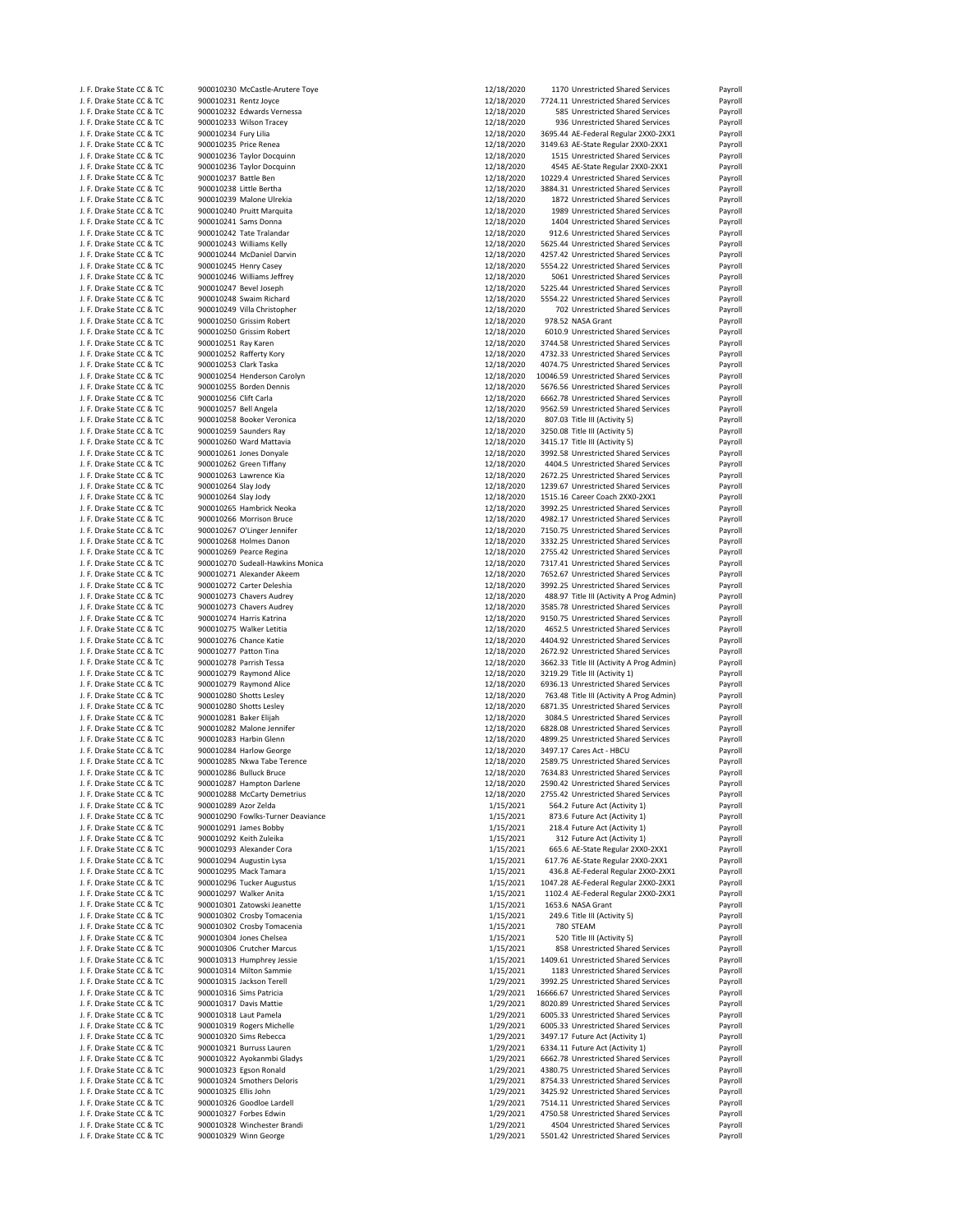| | | | | | | |
|---|---|---|---|---|---|---|
| J. F. Drake State CC & TC | 900010230 | McCastle-Arutere Toye | 12/18/2020 | 1170 | Unrestricted Shared Services | Payroll |
| J. F. Drake State CC & TC | 900010231 | Rentz Joyce | 12/18/2020 | 7724.11 | Unrestricted Shared Services | Payroll |
| J. F. Drake State CC & TC | 900010232 | Edwards Vernessa | 12/18/2020 | 585 | Unrestricted Shared Services | Payroll |
| J. F. Drake State CC & TC | 900010233 | Wilson Tracey | 12/18/2020 | 936 | Unrestricted Shared Services | Payroll |
| J. F. Drake State CC & TC | 900010234 | Fury Lilia | 12/18/2020 | 3695.44 | AE-Federal Regular 2XX0-2XX1 | Payroll |
| J. F. Drake State CC & TC | 900010235 | Price Renea | 12/18/2020 | 3149.63 | AE-State Regular 2XX0-2XX1 | Payroll |
| J. F. Drake State CC & TC | 900010236 | Taylor Docquinn | 12/18/2020 | 1515 | Unrestricted Shared Services | Payroll |
| J. F. Drake State CC & TC | 900010236 | Taylor Docquinn | 12/18/2020 | 4545 | AE-State Regular 2XX0-2XX1 | Payroll |
| J. F. Drake State CC & TC | 900010237 | Battle Ben | 12/18/2020 | 10229.4 | Unrestricted Shared Services | Payroll |
| J. F. Drake State CC & TC | 900010238 | Little Bertha | 12/18/2020 | 3884.31 | Unrestricted Shared Services | Payroll |
| J. F. Drake State CC & TC | 900010239 | Malone Ulrekia | 12/18/2020 | 1872 | Unrestricted Shared Services | Payroll |
| J. F. Drake State CC & TC | 900010240 | Pruitt Marquita | 12/18/2020 | 1989 | Unrestricted Shared Services | Payroll |
| J. F. Drake State CC & TC | 900010241 | Sams Donna | 12/18/2020 | 1404 | Unrestricted Shared Services | Payroll |
| J. F. Drake State CC & TC | 900010242 | Tate Tralandar | 12/18/2020 | 912.6 | Unrestricted Shared Services | Payroll |
| J. F. Drake State CC & TC | 900010243 | Williams Kelly | 12/18/2020 | 5625.44 | Unrestricted Shared Services | Payroll |
| J. F. Drake State CC & TC | 900010244 | McDaniel Darvin | 12/18/2020 | 4257.42 | Unrestricted Shared Services | Payroll |
| J. F. Drake State CC & TC | 900010245 | Henry Casey | 12/18/2020 | 5554.22 | Unrestricted Shared Services | Payroll |
| J. F. Drake State CC & TC | 900010246 | Williams Jeffrey | 12/18/2020 | 5061 | Unrestricted Shared Services | Payroll |
| J. F. Drake State CC & TC | 900010247 | Bevel Joseph | 12/18/2020 | 5225.44 | Unrestricted Shared Services | Payroll |
| J. F. Drake State CC & TC | 900010248 | Swaim Richard | 12/18/2020 | 5554.22 | Unrestricted Shared Services | Payroll |
| J. F. Drake State CC & TC | 900010249 | Villa Christopher | 12/18/2020 | 702 | Unrestricted Shared Services | Payroll |
| J. F. Drake State CC & TC | 900010250 | Grissim Robert | 12/18/2020 | 978.52 | NASA Grant | Payroll |
| J. F. Drake State CC & TC | 900010250 | Grissim Robert | 12/18/2020 | 6010.9 | Unrestricted Shared Services | Payroll |
| J. F. Drake State CC & TC | 900010251 | Ray Karen | 12/18/2020 | 3744.58 | Unrestricted Shared Services | Payroll |
| J. F. Drake State CC & TC | 900010252 | Rafferty Kory | 12/18/2020 | 4732.33 | Unrestricted Shared Services | Payroll |
| J. F. Drake State CC & TC | 900010253 | Clark Taska | 12/18/2020 | 4074.75 | Unrestricted Shared Services | Payroll |
| J. F. Drake State CC & TC | 900010254 | Henderson Carolyn | 12/18/2020 | 10046.59 | Unrestricted Shared Services | Payroll |
| J. F. Drake State CC & TC | 900010255 | Borden Dennis | 12/18/2020 | 5676.56 | Unrestricted Shared Services | Payroll |
| J. F. Drake State CC & TC | 900010256 | Clift Carla | 12/18/2020 | 6662.78 | Unrestricted Shared Services | Payroll |
| J. F. Drake State CC & TC | 900010257 | Bell Angela | 12/18/2020 | 9562.59 | Unrestricted Shared Services | Payroll |
| J. F. Drake State CC & TC | 900010258 | Booker Veronica | 12/18/2020 | 807.03 | Title III (Activity 5) | Payroll |
| J. F. Drake State CC & TC | 900010259 | Saunders Ray | 12/18/2020 | 3250.08 | Title III (Activity 5) | Payroll |
| J. F. Drake State CC & TC | 900010260 | Ward Mattavia | 12/18/2020 | 3415.17 | Title III (Activity 5) | Payroll |
| J. F. Drake State CC & TC | 900010261 | Jones Donyale | 12/18/2020 | 3992.58 | Unrestricted Shared Services | Payroll |
| J. F. Drake State CC & TC | 900010262 | Green Tiffany | 12/18/2020 | 4404.5 | Unrestricted Shared Services | Payroll |
| J. F. Drake State CC & TC | 900010263 | Lawrence Kia | 12/18/2020 | 2672.25 | Unrestricted Shared Services | Payroll |
| J. F. Drake State CC & TC | 900010264 | Slay Jody | 12/18/2020 | 1239.67 | Unrestricted Shared Services | Payroll |
| J. F. Drake State CC & TC | 900010264 | Slay Jody | 12/18/2020 | 1515.16 | Career Coach 2XX0-2XX1 | Payroll |
| J. F. Drake State CC & TC | 900010265 | Hambrick Neoka | 12/18/2020 | 3992.25 | Unrestricted Shared Services | Payroll |
| J. F. Drake State CC & TC | 900010266 | Morrison Bruce | 12/18/2020 | 4982.17 | Unrestricted Shared Services | Payroll |
| J. F. Drake State CC & TC | 900010267 | O'Linger Jennifer | 12/18/2020 | 7150.75 | Unrestricted Shared Services | Payroll |
| J. F. Drake State CC & TC | 900010268 | Holmes Danon | 12/18/2020 | 3332.25 | Unrestricted Shared Services | Payroll |
| J. F. Drake State CC & TC | 900010269 | Pearce Regina | 12/18/2020 | 2755.42 | Unrestricted Shared Services | Payroll |
| J. F. Drake State CC & TC | 900010270 | Sudeall-Hawkins Monica | 12/18/2020 | 7317.41 | Unrestricted Shared Services | Payroll |
| J. F. Drake State CC & TC | 900010271 | Alexander Akeem | 12/18/2020 | 7652.67 | Unrestricted Shared Services | Payroll |
| J. F. Drake State CC & TC | 900010272 | Carter Deleshia | 12/18/2020 | 3992.25 | Unrestricted Shared Services | Payroll |
| J. F. Drake State CC & TC | 900010273 | Chavers Audrey | 12/18/2020 | 488.97 | Title III (Activity A Prog Admin) | Payroll |
| J. F. Drake State CC & TC | 900010273 | Chavers Audrey | 12/18/2020 | 3585.78 | Unrestricted Shared Services | Payroll |
| J. F. Drake State CC & TC | 900010274 | Harris Katrina | 12/18/2020 | 9150.75 | Unrestricted Shared Services | Payroll |
| J. F. Drake State CC & TC | 900010275 | Walker Letitia | 12/18/2020 | 4652.5 | Unrestricted Shared Services | Payroll |
| J. F. Drake State CC & TC | 900010276 | Chance Katie | 12/18/2020 | 4404.92 | Unrestricted Shared Services | Payroll |
| J. F. Drake State CC & TC | 900010277 | Patton Tina | 12/18/2020 | 2672.92 | Unrestricted Shared Services | Payroll |
| J. F. Drake State CC & TC | 900010278 | Parrish Tessa | 12/18/2020 | 3662.33 | Title III (Activity A Prog Admin) | Payroll |
| J. F. Drake State CC & TC | 900010279 | Raymond Alice | 12/18/2020 | 3219.29 | Title III (Activity 1) | Payroll |
| J. F. Drake State CC & TC | 900010279 | Raymond Alice | 12/18/2020 | 6936.13 | Unrestricted Shared Services | Payroll |
| J. F. Drake State CC & TC | 900010280 | Shotts Lesley | 12/18/2020 | 763.48 | Title III (Activity A Prog Admin) | Payroll |
| J. F. Drake State CC & TC | 900010280 | Shotts Lesley | 12/18/2020 | 6871.35 | Unrestricted Shared Services | Payroll |
| J. F. Drake State CC & TC | 900010281 | Baker Elijah | 12/18/2020 | 3084.5 | Unrestricted Shared Services | Payroll |
| J. F. Drake State CC & TC | 900010282 | Malone Jennifer | 12/18/2020 | 6828.08 | Unrestricted Shared Services | Payroll |
| J. F. Drake State CC & TC | 900010283 | Harbin Glenn | 12/18/2020 | 4899.25 | Unrestricted Shared Services | Payroll |
| J. F. Drake State CC & TC | 900010284 | Harlow George | 12/18/2020 | 3497.17 | Cares Act - HBCU | Payroll |
| J. F. Drake State CC & TC | 900010285 | Nkwa Tabe Terence | 12/18/2020 | 2589.75 | Unrestricted Shared Services | Payroll |
| J. F. Drake State CC & TC | 900010286 | Bulluck Bruce | 12/18/2020 | 7634.83 | Unrestricted Shared Services | Payroll |
| J. F. Drake State CC & TC | 900010287 | Hampton Darlene | 12/18/2020 | 2590.42 | Unrestricted Shared Services | Payroll |
| J. F. Drake State CC & TC | 900010288 | McCarty Demetrius | 12/18/2020 | 2755.42 | Unrestricted Shared Services | Payroll |
| J. F. Drake State CC & TC | 900010289 | Azor Zelda | 1/15/2021 | 564.2 | Future Act (Activity 1) | Payroll |
| J. F. Drake State CC & TC | 900010290 | Fowlks-Turner Deaviance | 1/15/2021 | 873.6 | Future Act (Activity 1) | Payroll |
| J. F. Drake State CC & TC | 900010291 | James Bobby | 1/15/2021 | 218.4 | Future Act (Activity 1) | Payroll |
| J. F. Drake State CC & TC | 900010292 | Keith Zuleika | 1/15/2021 | 312 | Future Act (Activity 1) | Payroll |
| J. F. Drake State CC & TC | 900010293 | Alexander Cora | 1/15/2021 | 665.6 | AE-State Regular 2XX0-2XX1 | Payroll |
| J. F. Drake State CC & TC | 900010294 | Augustin Lysa | 1/15/2021 | 617.76 | AE-State Regular 2XX0-2XX1 | Payroll |
| J. F. Drake State CC & TC | 900010295 | Mack Tamara | 1/15/2021 | 436.8 | AE-Federal Regular 2XX0-2XX1 | Payroll |
| J. F. Drake State CC & TC | 900010296 | Tucker Augustus | 1/15/2021 | 1047.28 | AE-Federal Regular 2XX0-2XX1 | Payroll |
| J. F. Drake State CC & TC | 900010297 | Walker Anita | 1/15/2021 | 1102.4 | AE-Federal Regular 2XX0-2XX1 | Payroll |
| J. F. Drake State CC & TC | 900010301 | Zatowski Jeanette | 1/15/2021 | 1653.6 | NASA Grant | Payroll |
| J. F. Drake State CC & TC | 900010302 | Crosby Tomacenia | 1/15/2021 | 249.6 | Title III (Activity 5) | Payroll |
| J. F. Drake State CC & TC | 900010302 | Crosby Tomacenia | 1/15/2021 | 780 | STEAM | Payroll |
| J. F. Drake State CC & TC | 900010304 | Jones Chelsea | 1/15/2021 | 520 | Title III (Activity 5) | Payroll |
| J. F. Drake State CC & TC | 900010306 | Crutcher Marcus | 1/15/2021 | 858 | Unrestricted Shared Services | Payroll |
| J. F. Drake State CC & TC | 900010313 | Humphrey Jessie | 1/15/2021 | 1409.61 | Unrestricted Shared Services | Payroll |
| J. F. Drake State CC & TC | 900010314 | Milton Sammie | 1/15/2021 | 1183 | Unrestricted Shared Services | Payroll |
| J. F. Drake State CC & TC | 900010315 | Jackson Terell | 1/29/2021 | 3992.25 | Unrestricted Shared Services | Payroll |
| J. F. Drake State CC & TC | 900010316 | Sims Patricia | 1/29/2021 | 16666.67 | Unrestricted Shared Services | Payroll |
| J. F. Drake State CC & TC | 900010317 | Davis Mattie | 1/29/2021 | 8020.89 | Unrestricted Shared Services | Payroll |
| J. F. Drake State CC & TC | 900010318 | Laut Pamela | 1/29/2021 | 6005.33 | Unrestricted Shared Services | Payroll |
| J. F. Drake State CC & TC | 900010319 | Rogers Michelle | 1/29/2021 | 6005.33 | Unrestricted Shared Services | Payroll |
| J. F. Drake State CC & TC | 900010320 | Sims Rebecca | 1/29/2021 | 3497.17 | Future Act (Activity 1) | Payroll |
| J. F. Drake State CC & TC | 900010321 | Burruss Lauren | 1/29/2021 | 6334.11 | Future Act (Activity 1) | Payroll |
| J. F. Drake State CC & TC | 900010322 | Ayokanmbi Gladys | 1/29/2021 | 6662.78 | Unrestricted Shared Services | Payroll |
| J. F. Drake State CC & TC | 900010323 | Egson Ronald | 1/29/2021 | 4380.75 | Unrestricted Shared Services | Payroll |
| J. F. Drake State CC & TC | 900010324 | Smothers Deloris | 1/29/2021 | 8754.33 | Unrestricted Shared Services | Payroll |
| J. F. Drake State CC & TC | 900010325 | Ellis John | 1/29/2021 | 3425.92 | Unrestricted Shared Services | Payroll |
| J. F. Drake State CC & TC | 900010326 | Goodloe Lardell | 1/29/2021 | 7514.11 | Unrestricted Shared Services | Payroll |
| J. F. Drake State CC & TC | 900010327 | Forbes Edwin | 1/29/2021 | 4750.58 | Unrestricted Shared Services | Payroll |
| J. F. Drake State CC & TC | 900010328 | Winchester Brandi | 1/29/2021 | 4504 | Unrestricted Shared Services | Payroll |
| J. F. Drake State CC & TC | 900010329 | Winn George | 1/29/2021 | 5501.42 | Unrestricted Shared Services | Payroll |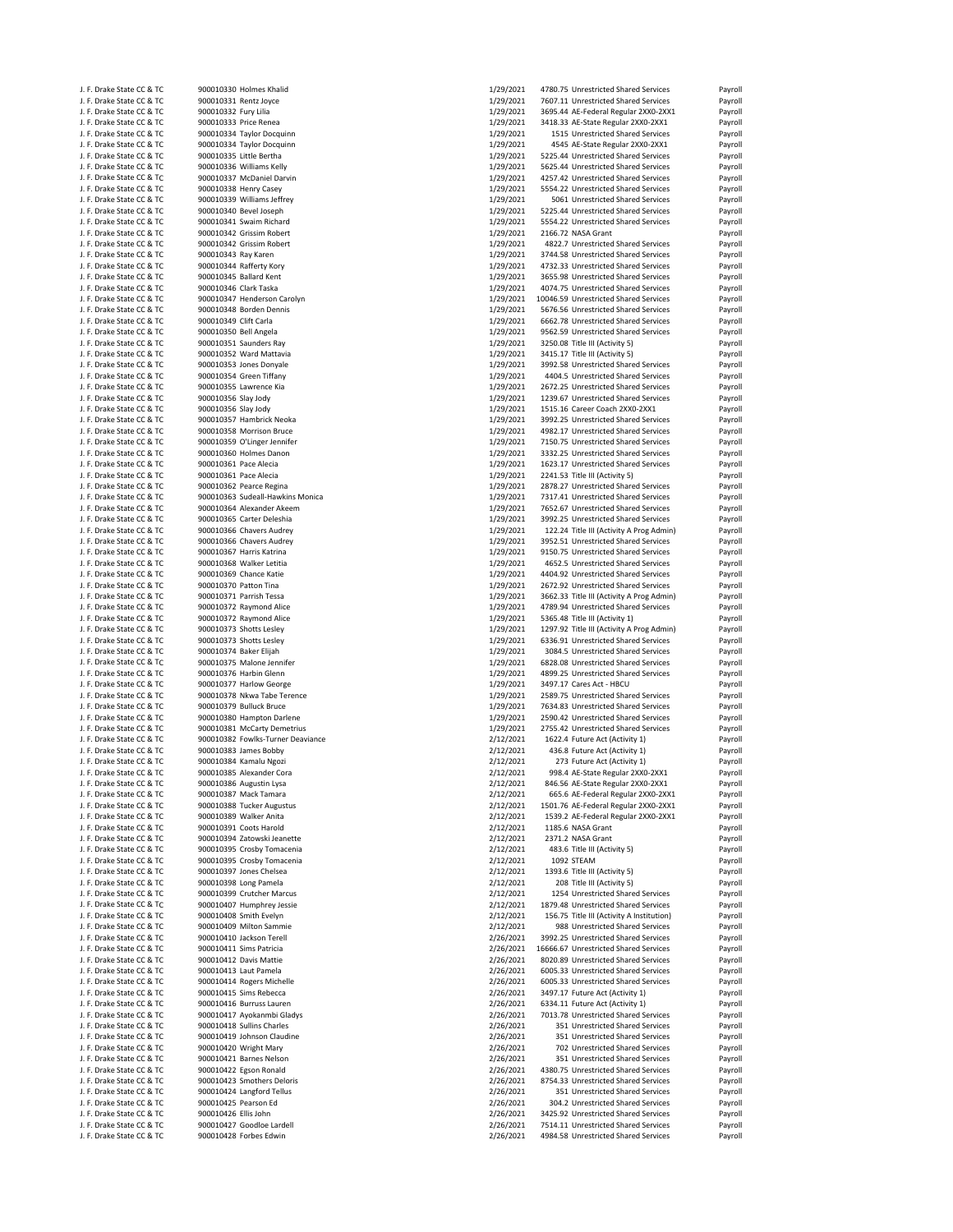| | | | | | | |
|---|---|---|---|---|---|---|
| J. F. Drake State CC & TC | 900010330 | Holmes Khalid | 1/29/2021 | 4780.75 | Unrestricted Shared Services | Payroll |
| J. F. Drake State CC & TC | 900010331 | Rentz Joyce | 1/29/2021 | 7607.11 | Unrestricted Shared Services | Payroll |
| J. F. Drake State CC & TC | 900010332 | Fury Lilia | 1/29/2021 | 3695.44 | AE-Federal Regular 2XX0-2XX1 | Payroll |
| J. F. Drake State CC & TC | 900010333 | Price Renea | 1/29/2021 | 3418.33 | AE-State Regular 2XX0-2XX1 | Payroll |
| J. F. Drake State CC & TC | 900010334 | Taylor Docquinn | 1/29/2021 | 1515 | Unrestricted Shared Services | Payroll |
| J. F. Drake State CC & TC | 900010334 | Taylor Docquinn | 1/29/2021 | 4545 | AE-State Regular 2XX0-2XX1 | Payroll |
| J. F. Drake State CC & TC | 900010335 | Little Bertha | 1/29/2021 | 5225.44 | Unrestricted Shared Services | Payroll |
| J. F. Drake State CC & TC | 900010336 | Williams Kelly | 1/29/2021 | 5625.44 | Unrestricted Shared Services | Payroll |
| J. F. Drake State CC & TC | 900010337 | McDaniel Darvin | 1/29/2021 | 4257.42 | Unrestricted Shared Services | Payroll |
| J. F. Drake State CC & TC | 900010338 | Henry Casey | 1/29/2021 | 5554.22 | Unrestricted Shared Services | Payroll |
| J. F. Drake State CC & TC | 900010339 | Williams Jeffrey | 1/29/2021 | 5061 | Unrestricted Shared Services | Payroll |
| J. F. Drake State CC & TC | 900010340 | Bevel Joseph | 1/29/2021 | 5225.44 | Unrestricted Shared Services | Payroll |
| J. F. Drake State CC & TC | 900010341 | Swaim Richard | 1/29/2021 | 5554.22 | Unrestricted Shared Services | Payroll |
| J. F. Drake State CC & TC | 900010342 | Grissim Robert | 1/29/2021 | 2166.72 | NASA Grant | Payroll |
| J. F. Drake State CC & TC | 900010342 | Grissim Robert | 1/29/2021 | 4822.7 | Unrestricted Shared Services | Payroll |
| J. F. Drake State CC & TC | 900010343 | Ray Karen | 1/29/2021 | 3744.58 | Unrestricted Shared Services | Payroll |
| J. F. Drake State CC & TC | 900010344 | Rafferty Kory | 1/29/2021 | 4732.33 | Unrestricted Shared Services | Payroll |
| J. F. Drake State CC & TC | 900010345 | Ballard Kent | 1/29/2021 | 3655.98 | Unrestricted Shared Services | Payroll |
| J. F. Drake State CC & TC | 900010346 | Clark Taska | 1/29/2021 | 4074.75 | Unrestricted Shared Services | Payroll |
| J. F. Drake State CC & TC | 900010347 | Henderson Carolyn | 1/29/2021 | 10046.59 | Unrestricted Shared Services | Payroll |
| J. F. Drake State CC & TC | 900010348 | Borden Dennis | 1/29/2021 | 5676.56 | Unrestricted Shared Services | Payroll |
| J. F. Drake State CC & TC | 900010349 | Clift Carla | 1/29/2021 | 6662.78 | Unrestricted Shared Services | Payroll |
| J. F. Drake State CC & TC | 900010350 | Bell Angela | 1/29/2021 | 9562.59 | Unrestricted Shared Services | Payroll |
| J. F. Drake State CC & TC | 900010351 | Saunders Ray | 1/29/2021 | 3250.08 | Title III (Activity 5) | Payroll |
| J. F. Drake State CC & TC | 900010352 | Ward Mattavia | 1/29/2021 | 3415.17 | Title III (Activity 5) | Payroll |
| J. F. Drake State CC & TC | 900010353 | Jones Donyale | 1/29/2021 | 3992.58 | Unrestricted Shared Services | Payroll |
| J. F. Drake State CC & TC | 900010354 | Green Tiffany | 1/29/2021 | 4404.5 | Unrestricted Shared Services | Payroll |
| J. F. Drake State CC & TC | 900010355 | Lawrence Kia | 1/29/2021 | 2672.25 | Unrestricted Shared Services | Payroll |
| J. F. Drake State CC & TC | 900010356 | Slay Jody | 1/29/2021 | 1239.67 | Unrestricted Shared Services | Payroll |
| J. F. Drake State CC & TC | 900010356 | Slay Jody | 1/29/2021 | 1515.16 | Career Coach 2XX0-2XX1 | Payroll |
| J. F. Drake State CC & TC | 900010357 | Hambrick Neoka | 1/29/2021 | 3992.25 | Unrestricted Shared Services | Payroll |
| J. F. Drake State CC & TC | 900010358 | Morrison Bruce | 1/29/2021 | 4982.17 | Unrestricted Shared Services | Payroll |
| J. F. Drake State CC & TC | 900010359 | O'Linger Jennifer | 1/29/2021 | 7150.75 | Unrestricted Shared Services | Payroll |
| J. F. Drake State CC & TC | 900010360 | Holmes Danon | 1/29/2021 | 3332.25 | Unrestricted Shared Services | Payroll |
| J. F. Drake State CC & TC | 900010361 | Pace Alecia | 1/29/2021 | 1623.17 | Unrestricted Shared Services | Payroll |
| J. F. Drake State CC & TC | 900010361 | Pace Alecia | 1/29/2021 | 2241.53 | Title III (Activity 5) | Payroll |
| J. F. Drake State CC & TC | 900010362 | Pearce Regina | 1/29/2021 | 2878.27 | Unrestricted Shared Services | Payroll |
| J. F. Drake State CC & TC | 900010363 | Sudeall-Hawkins Monica | 1/29/2021 | 7317.41 | Unrestricted Shared Services | Payroll |
| J. F. Drake State CC & TC | 900010364 | Alexander Akeem | 1/29/2021 | 7652.67 | Unrestricted Shared Services | Payroll |
| J. F. Drake State CC & TC | 900010365 | Carter Deleshia | 1/29/2021 | 3992.25 | Unrestricted Shared Services | Payroll |
| J. F. Drake State CC & TC | 900010366 | Chavers Audrey | 1/29/2021 | 122.24 | Title III (Activity A Prog Admin) | Payroll |
| J. F. Drake State CC & TC | 900010366 | Chavers Audrey | 1/29/2021 | 3952.51 | Unrestricted Shared Services | Payroll |
| J. F. Drake State CC & TC | 900010367 | Harris Katrina | 1/29/2021 | 9150.75 | Unrestricted Shared Services | Payroll |
| J. F. Drake State CC & TC | 900010368 | Walker Letitia | 1/29/2021 | 4652.5 | Unrestricted Shared Services | Payroll |
| J. F. Drake State CC & TC | 900010369 | Chance Katie | 1/29/2021 | 4404.92 | Unrestricted Shared Services | Payroll |
| J. F. Drake State CC & TC | 900010370 | Patton Tina | 1/29/2021 | 2672.92 | Unrestricted Shared Services | Payroll |
| J. F. Drake State CC & TC | 900010371 | Parrish Tessa | 1/29/2021 | 3662.33 | Title III (Activity A Prog Admin) | Payroll |
| J. F. Drake State CC & TC | 900010372 | Raymond Alice | 1/29/2021 | 4789.94 | Unrestricted Shared Services | Payroll |
| J. F. Drake State CC & TC | 900010372 | Raymond Alice | 1/29/2021 | 5365.48 | Title III (Activity 1) | Payroll |
| J. F. Drake State CC & TC | 900010373 | Shotts Lesley | 1/29/2021 | 1297.92 | Title III (Activity A Prog Admin) | Payroll |
| J. F. Drake State CC & TC | 900010373 | Shotts Lesley | 1/29/2021 | 6336.91 | Unrestricted Shared Services | Payroll |
| J. F. Drake State CC & TC | 900010374 | Baker Elijah | 1/29/2021 | 3084.5 | Unrestricted Shared Services | Payroll |
| J. F. Drake State CC & TC | 900010375 | Malone Jennifer | 1/29/2021 | 6828.08 | Unrestricted Shared Services | Payroll |
| J. F. Drake State CC & TC | 900010376 | Harbin Glenn | 1/29/2021 | 4899.25 | Unrestricted Shared Services | Payroll |
| J. F. Drake State CC & TC | 900010377 | Harlow George | 1/29/2021 | 3497.17 | Cares Act - HBCU | Payroll |
| J. F. Drake State CC & TC | 900010378 | Nkwa Tabe Terence | 1/29/2021 | 2589.75 | Unrestricted Shared Services | Payroll |
| J. F. Drake State CC & TC | 900010379 | Bulluck Bruce | 1/29/2021 | 7634.83 | Unrestricted Shared Services | Payroll |
| J. F. Drake State CC & TC | 900010380 | Hampton Darlene | 1/29/2021 | 2590.42 | Unrestricted Shared Services | Payroll |
| J. F. Drake State CC & TC | 900010381 | McCarty Demetrius | 1/29/2021 | 2755.42 | Unrestricted Shared Services | Payroll |
| J. F. Drake State CC & TC | 900010382 | Fowlks-Turner Deaviance | 2/12/2021 | 1622.4 | Future Act (Activity 1) | Payroll |
| J. F. Drake State CC & TC | 900010383 | James Bobby | 2/12/2021 | 436.8 | Future Act (Activity 1) | Payroll |
| J. F. Drake State CC & TC | 900010384 | Kamalu Ngozi | 2/12/2021 | 273 | Future Act (Activity 1) | Payroll |
| J. F. Drake State CC & TC | 900010385 | Alexander Cora | 2/12/2021 | 998.4 | AE-State Regular 2XX0-2XX1 | Payroll |
| J. F. Drake State CC & TC | 900010386 | Augustin Lysa | 2/12/2021 | 846.56 | AE-State Regular 2XX0-2XX1 | Payroll |
| J. F. Drake State CC & TC | 900010387 | Mack Tamara | 2/12/2021 | 665.6 | AE-Federal Regular 2XX0-2XX1 | Payroll |
| J. F. Drake State CC & TC | 900010388 | Tucker Augustus | 2/12/2021 | 1501.76 | AE-Federal Regular 2XX0-2XX1 | Payroll |
| J. F. Drake State CC & TC | 900010389 | Walker Anita | 2/12/2021 | 1539.2 | AE-Federal Regular 2XX0-2XX1 | Payroll |
| J. F. Drake State CC & TC | 900010391 | Coots Harold | 2/12/2021 | 1185.6 | NASA Grant | Payroll |
| J. F. Drake State CC & TC | 900010394 | Zatowski Jeanette | 2/12/2021 | 2371.2 | NASA Grant | Payroll |
| J. F. Drake State CC & TC | 900010395 | Crosby Tomacenia | 2/12/2021 | 483.6 | Title III (Activity 5) | Payroll |
| J. F. Drake State CC & TC | 900010395 | Crosby Tomacenia | 2/12/2021 | 1092 | STEAM | Payroll |
| J. F. Drake State CC & TC | 900010397 | Jones Chelsea | 2/12/2021 | 1393.6 | Title III (Activity 5) | Payroll |
| J. F. Drake State CC & TC | 900010398 | Long Pamela | 2/12/2021 | 208 | Title III (Activity 5) | Payroll |
| J. F. Drake State CC & TC | 900010399 | Crutcher Marcus | 2/12/2021 | 1254 | Unrestricted Shared Services | Payroll |
| J. F. Drake State CC & TC | 900010407 | Humphrey Jessie | 2/12/2021 | 1879.48 | Unrestricted Shared Services | Payroll |
| J. F. Drake State CC & TC | 900010408 | Smith Evelyn | 2/12/2021 | 156.75 | Title III (Activity A Institution) | Payroll |
| J. F. Drake State CC & TC | 900010409 | Milton Sammie | 2/12/2021 | 988 | Unrestricted Shared Services | Payroll |
| J. F. Drake State CC & TC | 900010410 | Jackson Terell | 2/26/2021 | 3992.25 | Unrestricted Shared Services | Payroll |
| J. F. Drake State CC & TC | 900010411 | Sims Patricia | 2/26/2021 | 16666.67 | Unrestricted Shared Services | Payroll |
| J. F. Drake State CC & TC | 900010412 | Davis Mattie | 2/26/2021 | 8020.89 | Unrestricted Shared Services | Payroll |
| J. F. Drake State CC & TC | 900010413 | Laut Pamela | 2/26/2021 | 6005.33 | Unrestricted Shared Services | Payroll |
| J. F. Drake State CC & TC | 900010414 | Rogers Michelle | 2/26/2021 | 6005.33 | Unrestricted Shared Services | Payroll |
| J. F. Drake State CC & TC | 900010415 | Sims Rebecca | 2/26/2021 | 3497.17 | Future Act (Activity 1) | Payroll |
| J. F. Drake State CC & TC | 900010416 | Burruss Lauren | 2/26/2021 | 6334.11 | Future Act (Activity 1) | Payroll |
| J. F. Drake State CC & TC | 900010417 | Ayokanmbi Gladys | 2/26/2021 | 7013.78 | Unrestricted Shared Services | Payroll |
| J. F. Drake State CC & TC | 900010418 | Sullins Charles | 2/26/2021 | 351 | Unrestricted Shared Services | Payroll |
| J. F. Drake State CC & TC | 900010419 | Johnson Claudine | 2/26/2021 | 351 | Unrestricted Shared Services | Payroll |
| J. F. Drake State CC & TC | 900010420 | Wright Mary | 2/26/2021 | 702 | Unrestricted Shared Services | Payroll |
| J. F. Drake State CC & TC | 900010421 | Barnes Nelson | 2/26/2021 | 351 | Unrestricted Shared Services | Payroll |
| J. F. Drake State CC & TC | 900010422 | Egson Ronald | 2/26/2021 | 4380.75 | Unrestricted Shared Services | Payroll |
| J. F. Drake State CC & TC | 900010423 | Smothers Deloris | 2/26/2021 | 8754.33 | Unrestricted Shared Services | Payroll |
| J. F. Drake State CC & TC | 900010424 | Langford Tellus | 2/26/2021 | 351 | Unrestricted Shared Services | Payroll |
| J. F. Drake State CC & TC | 900010425 | Pearson Ed | 2/26/2021 | 304.2 | Unrestricted Shared Services | Payroll |
| J. F. Drake State CC & TC | 900010426 | Ellis John | 2/26/2021 | 3425.92 | Unrestricted Shared Services | Payroll |
| J. F. Drake State CC & TC | 900010427 | Goodloe Lardell | 2/26/2021 | 7514.11 | Unrestricted Shared Services | Payroll |
| J. F. Drake State CC & TC | 900010428 | Forbes Edwin | 2/26/2021 | 4984.58 | Unrestricted Shared Services | Payroll |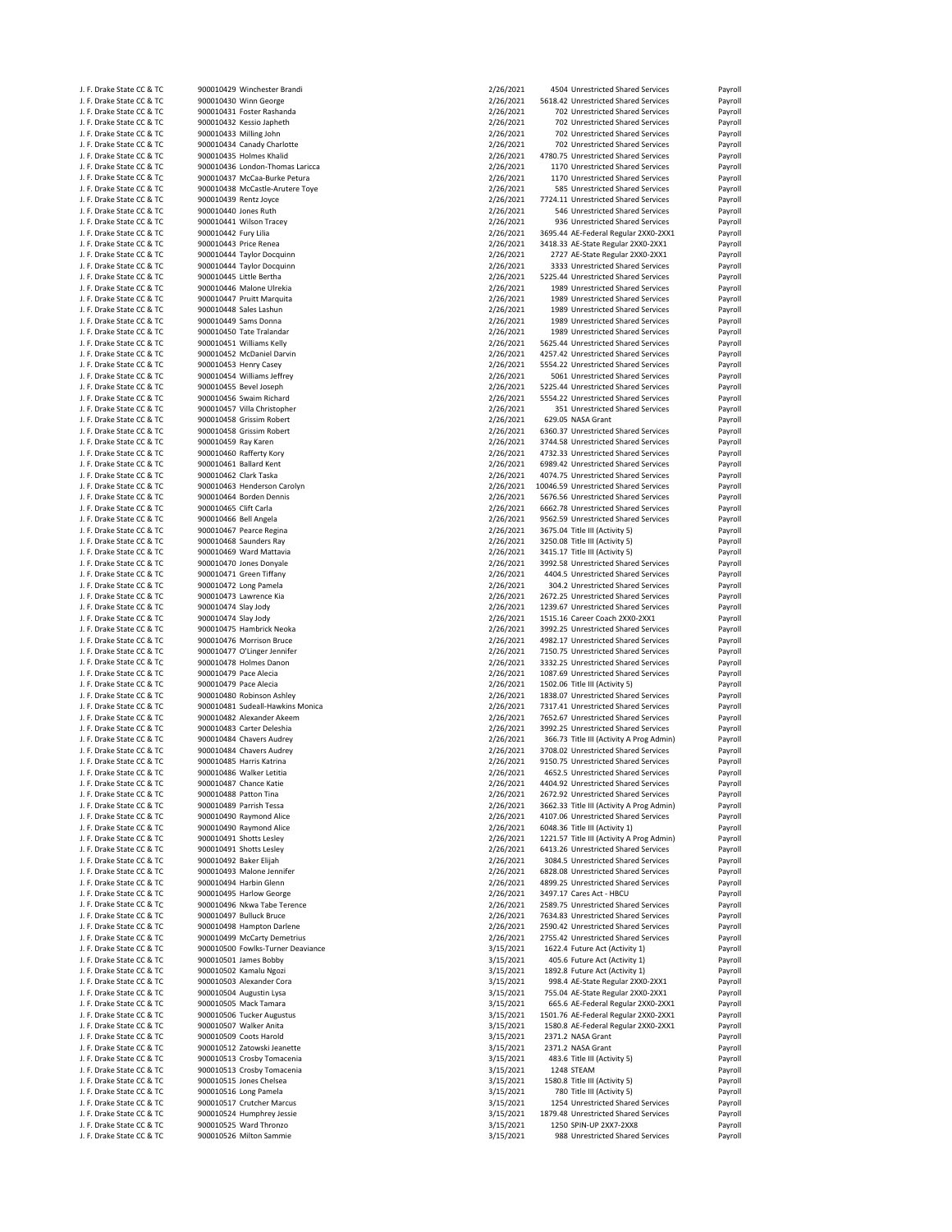| | | | | | | |
|---|---|---|---|---|---|---|
| J. F. Drake State CC & TC | 900010429 | Winchester Brandi | 2/26/2021 | 4504 | Unrestricted Shared Services | Payroll |
| J. F. Drake State CC & TC | 900010430 | Winn George | 2/26/2021 | 5618.42 | Unrestricted Shared Services | Payroll |
| J. F. Drake State CC & TC | 900010431 | Foster Rashanda | 2/26/2021 | 702 | Unrestricted Shared Services | Payroll |
| J. F. Drake State CC & TC | 900010432 | Kessio Japheth | 2/26/2021 | 702 | Unrestricted Shared Services | Payroll |
| J. F. Drake State CC & TC | 900010433 | Milling John | 2/26/2021 | 702 | Unrestricted Shared Services | Payroll |
| J. F. Drake State CC & TC | 900010434 | Canady Charlotte | 2/26/2021 | 702 | Unrestricted Shared Services | Payroll |
| J. F. Drake State CC & TC | 900010435 | Holmes Khalid | 2/26/2021 | 4780.75 | Unrestricted Shared Services | Payroll |
| J. F. Drake State CC & TC | 900010436 | London-Thomas Laricca | 2/26/2021 | 1170 | Unrestricted Shared Services | Payroll |
| J. F. Drake State CC & TC | 900010437 | McCaa-Burke Petura | 2/26/2021 | 1170 | Unrestricted Shared Services | Payroll |
| J. F. Drake State CC & TC | 900010438 | McCastle-Arutere Toye | 2/26/2021 | 585 | Unrestricted Shared Services | Payroll |
| J. F. Drake State CC & TC | 900010439 | Rentz Joyce | 2/26/2021 | 7724.11 | Unrestricted Shared Services | Payroll |
| J. F. Drake State CC & TC | 900010440 | Jones Ruth | 2/26/2021 | 546 | Unrestricted Shared Services | Payroll |
| J. F. Drake State CC & TC | 900010441 | Wilson Tracey | 2/26/2021 | 936 | Unrestricted Shared Services | Payroll |
| J. F. Drake State CC & TC | 900010442 | Fury Lilia | 2/26/2021 | 3695.44 | AE-Federal Regular 2XX0-2XX1 | Payroll |
| J. F. Drake State CC & TC | 900010443 | Price Renea | 2/26/2021 | 3418.33 | AE-State Regular 2XX0-2XX1 | Payroll |
| J. F. Drake State CC & TC | 900010444 | Taylor Docquinn | 2/26/2021 | 2727 | AE-State Regular 2XX0-2XX1 | Payroll |
| J. F. Drake State CC & TC | 900010444 | Taylor Docquinn | 2/26/2021 | 3333 | Unrestricted Shared Services | Payroll |
| J. F. Drake State CC & TC | 900010445 | Little Bertha | 2/26/2021 | 5225.44 | Unrestricted Shared Services | Payroll |
| J. F. Drake State CC & TC | 900010446 | Malone Ulrekia | 2/26/2021 | 1989 | Unrestricted Shared Services | Payroll |
| J. F. Drake State CC & TC | 900010447 | Pruitt Marquita | 2/26/2021 | 1989 | Unrestricted Shared Services | Payroll |
| J. F. Drake State CC & TC | 900010448 | Sales Lashun | 2/26/2021 | 1989 | Unrestricted Shared Services | Payroll |
| J. F. Drake State CC & TC | 900010449 | Sams Donna | 2/26/2021 | 1989 | Unrestricted Shared Services | Payroll |
| J. F. Drake State CC & TC | 900010450 | Tate Tralandar | 2/26/2021 | 1989 | Unrestricted Shared Services | Payroll |
| J. F. Drake State CC & TC | 900010451 | Williams Kelly | 2/26/2021 | 5625.44 | Unrestricted Shared Services | Payroll |
| J. F. Drake State CC & TC | 900010452 | McDaniel Darvin | 2/26/2021 | 4257.42 | Unrestricted Shared Services | Payroll |
| J. F. Drake State CC & TC | 900010453 | Henry Casey | 2/26/2021 | 5554.22 | Unrestricted Shared Services | Payroll |
| J. F. Drake State CC & TC | 900010454 | Williams Jeffrey | 2/26/2021 | 5061 | Unrestricted Shared Services | Payroll |
| J. F. Drake State CC & TC | 900010455 | Bevel Joseph | 2/26/2021 | 5225.44 | Unrestricted Shared Services | Payroll |
| J. F. Drake State CC & TC | 900010456 | Swaim Richard | 2/26/2021 | 5554.22 | Unrestricted Shared Services | Payroll |
| J. F. Drake State CC & TC | 900010457 | Villa Christopher | 2/26/2021 | 351 | Unrestricted Shared Services | Payroll |
| J. F. Drake State CC & TC | 900010458 | Grissim Robert | 2/26/2021 | 629.05 | NASA Grant | Payroll |
| J. F. Drake State CC & TC | 900010458 | Grissim Robert | 2/26/2021 | 6360.37 | Unrestricted Shared Services | Payroll |
| J. F. Drake State CC & TC | 900010459 | Ray Karen | 2/26/2021 | 3744.58 | Unrestricted Shared Services | Payroll |
| J. F. Drake State CC & TC | 900010460 | Rafferty Kory | 2/26/2021 | 4732.33 | Unrestricted Shared Services | Payroll |
| J. F. Drake State CC & TC | 900010461 | Ballard Kent | 2/26/2021 | 6989.42 | Unrestricted Shared Services | Payroll |
| J. F. Drake State CC & TC | 900010462 | Clark Taska | 2/26/2021 | 4074.75 | Unrestricted Shared Services | Payroll |
| J. F. Drake State CC & TC | 900010463 | Henderson Carolyn | 2/26/2021 | 10046.59 | Unrestricted Shared Services | Payroll |
| J. F. Drake State CC & TC | 900010464 | Borden Dennis | 2/26/2021 | 5676.56 | Unrestricted Shared Services | Payroll |
| J. F. Drake State CC & TC | 900010465 | Clift Carla | 2/26/2021 | 6662.78 | Unrestricted Shared Services | Payroll |
| J. F. Drake State CC & TC | 900010466 | Bell Angela | 2/26/2021 | 9562.59 | Unrestricted Shared Services | Payroll |
| J. F. Drake State CC & TC | 900010467 | Pearce Regina | 2/26/2021 | 3675.04 | Title III (Activity 5) | Payroll |
| J. F. Drake State CC & TC | 900010468 | Saunders Ray | 2/26/2021 | 3250.08 | Title III (Activity 5) | Payroll |
| J. F. Drake State CC & TC | 900010469 | Ward Mattavia | 2/26/2021 | 3415.17 | Title III (Activity 5) | Payroll |
| J. F. Drake State CC & TC | 900010470 | Jones Donyale | 2/26/2021 | 3992.58 | Unrestricted Shared Services | Payroll |
| J. F. Drake State CC & TC | 900010471 | Green Tiffany | 2/26/2021 | 4404.5 | Unrestricted Shared Services | Payroll |
| J. F. Drake State CC & TC | 900010472 | Long Pamela | 2/26/2021 | 304.2 | Unrestricted Shared Services | Payroll |
| J. F. Drake State CC & TC | 900010473 | Lawrence Kia | 2/26/2021 | 2672.25 | Unrestricted Shared Services | Payroll |
| J. F. Drake State CC & TC | 900010474 | Slay Jody | 2/26/2021 | 1239.67 | Unrestricted Shared Services | Payroll |
| J. F. Drake State CC & TC | 900010474 | Slay Jody | 2/26/2021 | 1515.16 | Career Coach 2XX0-2XX1 | Payroll |
| J. F. Drake State CC & TC | 900010475 | Hambrick Neoka | 2/26/2021 | 3992.25 | Unrestricted Shared Services | Payroll |
| J. F. Drake State CC & TC | 900010476 | Morrison Bruce | 2/26/2021 | 4982.17 | Unrestricted Shared Services | Payroll |
| J. F. Drake State CC & TC | 900010477 | O'Linger Jennifer | 2/26/2021 | 7150.75 | Unrestricted Shared Services | Payroll |
| J. F. Drake State CC & TC | 900010478 | Holmes Danon | 2/26/2021 | 3332.25 | Unrestricted Shared Services | Payroll |
| J. F. Drake State CC & TC | 900010479 | Pace Alecia | 2/26/2021 | 1087.69 | Unrestricted Shared Services | Payroll |
| J. F. Drake State CC & TC | 900010479 | Pace Alecia | 2/26/2021 | 1502.06 | Title III (Activity 5) | Payroll |
| J. F. Drake State CC & TC | 900010480 | Robinson Ashley | 2/26/2021 | 1838.07 | Unrestricted Shared Services | Payroll |
| J. F. Drake State CC & TC | 900010481 | Sudeall-Hawkins Monica | 2/26/2021 | 7317.41 | Unrestricted Shared Services | Payroll |
| J. F. Drake State CC & TC | 900010482 | Alexander Akeem | 2/26/2021 | 7652.67 | Unrestricted Shared Services | Payroll |
| J. F. Drake State CC & TC | 900010483 | Carter Deleshia | 2/26/2021 | 3992.25 | Unrestricted Shared Services | Payroll |
| J. F. Drake State CC & TC | 900010484 | Chavers Audrey | 2/26/2021 | 366.73 | Title III (Activity A Prog Admin) | Payroll |
| J. F. Drake State CC & TC | 900010484 | Chavers Audrey | 2/26/2021 | 3708.02 | Unrestricted Shared Services | Payroll |
| J. F. Drake State CC & TC | 900010485 | Harris Katrina | 2/26/2021 | 9150.75 | Unrestricted Shared Services | Payroll |
| J. F. Drake State CC & TC | 900010486 | Walker Letitia | 2/26/2021 | 4652.5 | Unrestricted Shared Services | Payroll |
| J. F. Drake State CC & TC | 900010487 | Chance Katie | 2/26/2021 | 4404.92 | Unrestricted Shared Services | Payroll |
| J. F. Drake State CC & TC | 900010488 | Patton Tina | 2/26/2021 | 2672.92 | Unrestricted Shared Services | Payroll |
| J. F. Drake State CC & TC | 900010489 | Parrish Tessa | 2/26/2021 | 3662.33 | Title III (Activity A Prog Admin) | Payroll |
| J. F. Drake State CC & TC | 900010490 | Raymond Alice | 2/26/2021 | 4107.06 | Unrestricted Shared Services | Payroll |
| J. F. Drake State CC & TC | 900010490 | Raymond Alice | 2/26/2021 | 6048.36 | Title III (Activity 1) | Payroll |
| J. F. Drake State CC & TC | 900010491 | Shotts Lesley | 2/26/2021 | 1221.57 | Title III (Activity A Prog Admin) | Payroll |
| J. F. Drake State CC & TC | 900010491 | Shotts Lesley | 2/26/2021 | 6413.26 | Unrestricted Shared Services | Payroll |
| J. F. Drake State CC & TC | 900010492 | Baker Elijah | 2/26/2021 | 3084.5 | Unrestricted Shared Services | Payroll |
| J. F. Drake State CC & TC | 900010493 | Malone Jennifer | 2/26/2021 | 6828.08 | Unrestricted Shared Services | Payroll |
| J. F. Drake State CC & TC | 900010494 | Harbin Glenn | 2/26/2021 | 4899.25 | Unrestricted Shared Services | Payroll |
| J. F. Drake State CC & TC | 900010495 | Harlow George | 2/26/2021 | 3497.17 | Cares Act - HBCU | Payroll |
| J. F. Drake State CC & TC | 900010496 | Nkwa Tabe Terence | 2/26/2021 | 2589.75 | Unrestricted Shared Services | Payroll |
| J. F. Drake State CC & TC | 900010497 | Bulluck Bruce | 2/26/2021 | 7634.83 | Unrestricted Shared Services | Payroll |
| J. F. Drake State CC & TC | 900010498 | Hampton Darlene | 2/26/2021 | 2590.42 | Unrestricted Shared Services | Payroll |
| J. F. Drake State CC & TC | 900010499 | McCarty Demetrius | 2/26/2021 | 2755.42 | Unrestricted Shared Services | Payroll |
| J. F. Drake State CC & TC | 900010500 | Fowlks-Turner Deaviance | 3/15/2021 | 1622.4 | Future Act (Activity 1) | Payroll |
| J. F. Drake State CC & TC | 900010501 | James Bobby | 3/15/2021 | 405.6 | Future Act (Activity 1) | Payroll |
| J. F. Drake State CC & TC | 900010502 | Kamalu Ngozi | 3/15/2021 | 1892.8 | Future Act (Activity 1) | Payroll |
| J. F. Drake State CC & TC | 900010503 | Alexander Cora | 3/15/2021 | 998.4 | AE-State Regular 2XX0-2XX1 | Payroll |
| J. F. Drake State CC & TC | 900010504 | Augustin Lysa | 3/15/2021 | 755.04 | AE-State Regular 2XX0-2XX1 | Payroll |
| J. F. Drake State CC & TC | 900010505 | Mack Tamara | 3/15/2021 | 665.6 | AE-Federal Regular 2XX0-2XX1 | Payroll |
| J. F. Drake State CC & TC | 900010506 | Tucker Augustus | 3/15/2021 | 1501.76 | AE-Federal Regular 2XX0-2XX1 | Payroll |
| J. F. Drake State CC & TC | 900010507 | Walker Anita | 3/15/2021 | 1580.8 | AE-Federal Regular 2XX0-2XX1 | Payroll |
| J. F. Drake State CC & TC | 900010509 | Coots Harold | 3/15/2021 | 2371.2 | NASA Grant | Payroll |
| J. F. Drake State CC & TC | 900010512 | Zatowski Jeanette | 3/15/2021 | 2371.2 | NASA Grant | Payroll |
| J. F. Drake State CC & TC | 900010513 | Crosby Tomacenia | 3/15/2021 | 483.6 | Title III (Activity 5) | Payroll |
| J. F. Drake State CC & TC | 900010513 | Crosby Tomacenia | 3/15/2021 | 1248 | STEAM | Payroll |
| J. F. Drake State CC & TC | 900010515 | Jones Chelsea | 3/15/2021 | 1580.8 | Title III (Activity 5) | Payroll |
| J. F. Drake State CC & TC | 900010516 | Long Pamela | 3/15/2021 | 780 | Title III (Activity 5) | Payroll |
| J. F. Drake State CC & TC | 900010517 | Crutcher Marcus | 3/15/2021 | 1254 | Unrestricted Shared Services | Payroll |
| J. F. Drake State CC & TC | 900010524 | Humphrey Jessie | 3/15/2021 | 1879.48 | Unrestricted Shared Services | Payroll |
| J. F. Drake State CC & TC | 900010525 | Ward Thronzo | 3/15/2021 | 1250 | SPIN-UP 2XX7-2XX8 | Payroll |
| J. F. Drake State CC & TC | 900010526 | Milton Sammie | 3/15/2021 | 988 | Unrestricted Shared Services | Payroll |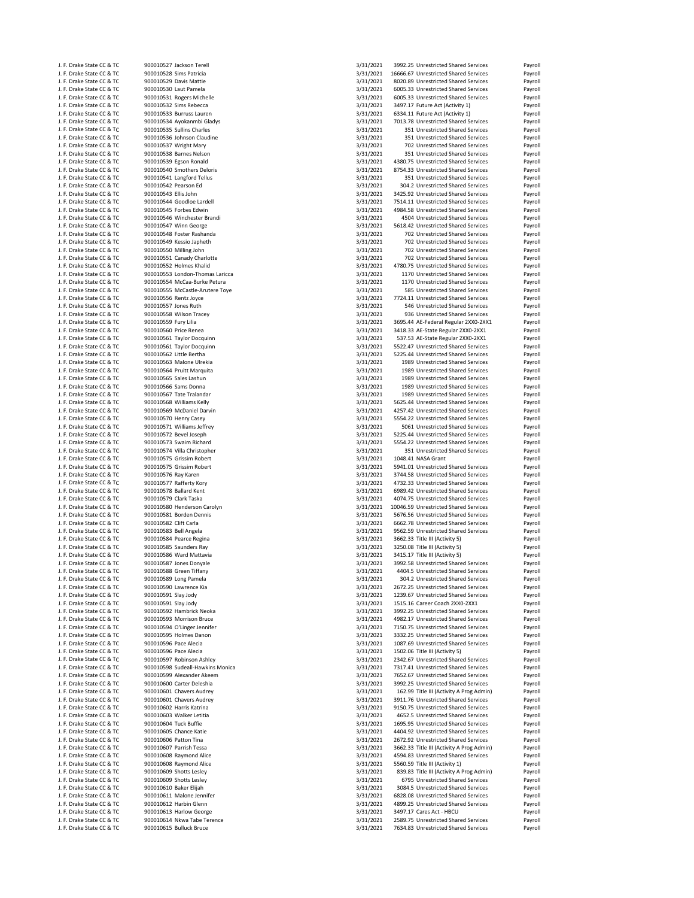| | | | | | | |
|---|---|---|---|---|---|---|
| J. F. Drake State CC & TC | 900010527 | Jackson Terell | 3/31/2021 | 3992.25 | Unrestricted Shared Services | Payroll |
| J. F. Drake State CC & TC | 900010528 | Sims Patricia | 3/31/2021 | 16666.67 | Unrestricted Shared Services | Payroll |
| J. F. Drake State CC & TC | 900010529 | Davis Mattie | 3/31/2021 | 8020.89 | Unrestricted Shared Services | Payroll |
| J. F. Drake State CC & TC | 900010530 | Laut Pamela | 3/31/2021 | 6005.33 | Unrestricted Shared Services | Payroll |
| J. F. Drake State CC & TC | 900010531 | Rogers Michelle | 3/31/2021 | 6005.33 | Unrestricted Shared Services | Payroll |
| J. F. Drake State CC & TC | 900010532 | Sims Rebecca | 3/31/2021 | 3497.17 | Future Act (Activity 1) | Payroll |
| J. F. Drake State CC & TC | 900010533 | Burruss Lauren | 3/31/2021 | 6334.11 | Future Act (Activity 1) | Payroll |
| J. F. Drake State CC & TC | 900010534 | Ayokanmbi Gladys | 3/31/2021 | 7013.78 | Unrestricted Shared Services | Payroll |
| J. F. Drake State CC & TC | 900010535 | Sullins Charles | 3/31/2021 | 351 | Unrestricted Shared Services | Payroll |
| J. F. Drake State CC & TC | 900010536 | Johnson Claudine | 3/31/2021 | 351 | Unrestricted Shared Services | Payroll |
| J. F. Drake State CC & TC | 900010537 | Wright Mary | 3/31/2021 | 702 | Unrestricted Shared Services | Payroll |
| J. F. Drake State CC & TC | 900010538 | Barnes Nelson | 3/31/2021 | 351 | Unrestricted Shared Services | Payroll |
| J. F. Drake State CC & TC | 900010539 | Egson Ronald | 3/31/2021 | 4380.75 | Unrestricted Shared Services | Payroll |
| J. F. Drake State CC & TC | 900010540 | Smothers Deloris | 3/31/2021 | 8754.33 | Unrestricted Shared Services | Payroll |
| J. F. Drake State CC & TC | 900010541 | Langford Tellus | 3/31/2021 | 351 | Unrestricted Shared Services | Payroll |
| J. F. Drake State CC & TC | 900010542 | Pearson Ed | 3/31/2021 | 304.2 | Unrestricted Shared Services | Payroll |
| J. F. Drake State CC & TC | 900010543 | Ellis John | 3/31/2021 | 3425.92 | Unrestricted Shared Services | Payroll |
| J. F. Drake State CC & TC | 900010544 | Goodloe Lardell | 3/31/2021 | 7514.11 | Unrestricted Shared Services | Payroll |
| J. F. Drake State CC & TC | 900010545 | Forbes Edwin | 3/31/2021 | 4984.58 | Unrestricted Shared Services | Payroll |
| J. F. Drake State CC & TC | 900010546 | Winchester Brandi | 3/31/2021 | 4504 | Unrestricted Shared Services | Payroll |
| J. F. Drake State CC & TC | 900010547 | Winn George | 3/31/2021 | 5618.42 | Unrestricted Shared Services | Payroll |
| J. F. Drake State CC & TC | 900010548 | Foster Rashanda | 3/31/2021 | 702 | Unrestricted Shared Services | Payroll |
| J. F. Drake State CC & TC | 900010549 | Kessio Japheth | 3/31/2021 | 702 | Unrestricted Shared Services | Payroll |
| J. F. Drake State CC & TC | 900010550 | Milling John | 3/31/2021 | 702 | Unrestricted Shared Services | Payroll |
| J. F. Drake State CC & TC | 900010551 | Canady Charlotte | 3/31/2021 | 702 | Unrestricted Shared Services | Payroll |
| J. F. Drake State CC & TC | 900010552 | Holmes Khalid | 3/31/2021 | 4780.75 | Unrestricted Shared Services | Payroll |
| J. F. Drake State CC & TC | 900010553 | London-Thomas Laricca | 3/31/2021 | 1170 | Unrestricted Shared Services | Payroll |
| J. F. Drake State CC & TC | 900010554 | McCaa-Burke Petura | 3/31/2021 | 1170 | Unrestricted Shared Services | Payroll |
| J. F. Drake State CC & TC | 900010555 | McCastle-Arutere Toye | 3/31/2021 | 585 | Unrestricted Shared Services | Payroll |
| J. F. Drake State CC & TC | 900010556 | Rentz Joyce | 3/31/2021 | 7724.11 | Unrestricted Shared Services | Payroll |
| J. F. Drake State CC & TC | 900010557 | Jones Ruth | 3/31/2021 | 546 | Unrestricted Shared Services | Payroll |
| J. F. Drake State CC & TC | 900010558 | Wilson Tracey | 3/31/2021 | 936 | Unrestricted Shared Services | Payroll |
| J. F. Drake State CC & TC | 900010559 | Fury Lilia | 3/31/2021 | 3695.44 | AE-Federal Regular 2XX0-2XX1 | Payroll |
| J. F. Drake State CC & TC | 900010560 | Price Renea | 3/31/2021 | 3418.33 | AE-State Regular 2XX0-2XX1 | Payroll |
| J. F. Drake State CC & TC | 900010561 | Taylor Docquinn | 3/31/2021 | 537.53 | AE-State Regular 2XX0-2XX1 | Payroll |
| J. F. Drake State CC & TC | 900010561 | Taylor Docquinn | 3/31/2021 | 5522.47 | Unrestricted Shared Services | Payroll |
| J. F. Drake State CC & TC | 900010562 | Little Bertha | 3/31/2021 | 5225.44 | Unrestricted Shared Services | Payroll |
| J. F. Drake State CC & TC | 900010563 | Malone Ulrekia | 3/31/2021 | 1989 | Unrestricted Shared Services | Payroll |
| J. F. Drake State CC & TC | 900010564 | Pruitt Marquita | 3/31/2021 | 1989 | Unrestricted Shared Services | Payroll |
| J. F. Drake State CC & TC | 900010565 | Sales Lashun | 3/31/2021 | 1989 | Unrestricted Shared Services | Payroll |
| J. F. Drake State CC & TC | 900010566 | Sams Donna | 3/31/2021 | 1989 | Unrestricted Shared Services | Payroll |
| J. F. Drake State CC & TC | 900010567 | Tate Tralandar | 3/31/2021 | 1989 | Unrestricted Shared Services | Payroll |
| J. F. Drake State CC & TC | 900010568 | Williams Kelly | 3/31/2021 | 5625.44 | Unrestricted Shared Services | Payroll |
| J. F. Drake State CC & TC | 900010569 | McDaniel Darvin | 3/31/2021 | 4257.42 | Unrestricted Shared Services | Payroll |
| J. F. Drake State CC & TC | 900010570 | Henry Casey | 3/31/2021 | 5554.22 | Unrestricted Shared Services | Payroll |
| J. F. Drake State CC & TC | 900010571 | Williams Jeffrey | 3/31/2021 | 5061 | Unrestricted Shared Services | Payroll |
| J. F. Drake State CC & TC | 900010572 | Bevel Joseph | 3/31/2021 | 5225.44 | Unrestricted Shared Services | Payroll |
| J. F. Drake State CC & TC | 900010573 | Swaim Richard | 3/31/2021 | 5554.22 | Unrestricted Shared Services | Payroll |
| J. F. Drake State CC & TC | 900010574 | Villa Christopher | 3/31/2021 | 351 | Unrestricted Shared Services | Payroll |
| J. F. Drake State CC & TC | 900010575 | Grissim Robert | 3/31/2021 | 1048.41 | NASA Grant | Payroll |
| J. F. Drake State CC & TC | 900010575 | Grissim Robert | 3/31/2021 | 5941.01 | Unrestricted Shared Services | Payroll |
| J. F. Drake State CC & TC | 900010576 | Ray Karen | 3/31/2021 | 3744.58 | Unrestricted Shared Services | Payroll |
| J. F. Drake State CC & TC | 900010577 | Rafferty Kory | 3/31/2021 | 4732.33 | Unrestricted Shared Services | Payroll |
| J. F. Drake State CC & TC | 900010578 | Ballard Kent | 3/31/2021 | 6989.42 | Unrestricted Shared Services | Payroll |
| J. F. Drake State CC & TC | 900010579 | Clark Taska | 3/31/2021 | 4074.75 | Unrestricted Shared Services | Payroll |
| J. F. Drake State CC & TC | 900010580 | Henderson Carolyn | 3/31/2021 | 10046.59 | Unrestricted Shared Services | Payroll |
| J. F. Drake State CC & TC | 900010581 | Borden Dennis | 3/31/2021 | 5676.56 | Unrestricted Shared Services | Payroll |
| J. F. Drake State CC & TC | 900010582 | Clift Carla | 3/31/2021 | 6662.78 | Unrestricted Shared Services | Payroll |
| J. F. Drake State CC & TC | 900010583 | Bell Angela | 3/31/2021 | 9562.59 | Unrestricted Shared Services | Payroll |
| J. F. Drake State CC & TC | 900010584 | Pearce Regina | 3/31/2021 | 3662.33 | Title III (Activity 5) | Payroll |
| J. F. Drake State CC & TC | 900010585 | Saunders Ray | 3/31/2021 | 3250.08 | Title III (Activity 5) | Payroll |
| J. F. Drake State CC & TC | 900010586 | Ward Mattavia | 3/31/2021 | 3415.17 | Title III (Activity 5) | Payroll |
| J. F. Drake State CC & TC | 900010587 | Jones Donyale | 3/31/2021 | 3992.58 | Unrestricted Shared Services | Payroll |
| J. F. Drake State CC & TC | 900010588 | Green Tiffany | 3/31/2021 | 4404.5 | Unrestricted Shared Services | Payroll |
| J. F. Drake State CC & TC | 900010589 | Long Pamela | 3/31/2021 | 304.2 | Unrestricted Shared Services | Payroll |
| J. F. Drake State CC & TC | 900010590 | Lawrence Kia | 3/31/2021 | 2672.25 | Unrestricted Shared Services | Payroll |
| J. F. Drake State CC & TC | 900010591 | Slay Jody | 3/31/2021 | 1239.67 | Unrestricted Shared Services | Payroll |
| J. F. Drake State CC & TC | 900010591 | Slay Jody | 3/31/2021 | 1515.16 | Career Coach 2XX0-2XX1 | Payroll |
| J. F. Drake State CC & TC | 900010592 | Hambrick Neoka | 3/31/2021 | 3992.25 | Unrestricted Shared Services | Payroll |
| J. F. Drake State CC & TC | 900010593 | Morrison Bruce | 3/31/2021 | 4982.17 | Unrestricted Shared Services | Payroll |
| J. F. Drake State CC & TC | 900010594 | O'Linger Jennifer | 3/31/2021 | 7150.75 | Unrestricted Shared Services | Payroll |
| J. F. Drake State CC & TC | 900010595 | Holmes Danon | 3/31/2021 | 3332.25 | Unrestricted Shared Services | Payroll |
| J. F. Drake State CC & TC | 900010596 | Pace Alecia | 3/31/2021 | 1087.69 | Unrestricted Shared Services | Payroll |
| J. F. Drake State CC & TC | 900010596 | Pace Alecia | 3/31/2021 | 1502.06 | Title III (Activity 5) | Payroll |
| J. F. Drake State CC & TC | 900010597 | Robinson Ashley | 3/31/2021 | 2342.67 | Unrestricted Shared Services | Payroll |
| J. F. Drake State CC & TC | 900010598 | Sudeall-Hawkins Monica | 3/31/2021 | 7317.41 | Unrestricted Shared Services | Payroll |
| J. F. Drake State CC & TC | 900010599 | Alexander Akeem | 3/31/2021 | 7652.67 | Unrestricted Shared Services | Payroll |
| J. F. Drake State CC & TC | 900010600 | Carter Deleshia | 3/31/2021 | 3992.25 | Unrestricted Shared Services | Payroll |
| J. F. Drake State CC & TC | 900010601 | Chavers Audrey | 3/31/2021 | 162.99 | Title III (Activity A Prog Admin) | Payroll |
| J. F. Drake State CC & TC | 900010601 | Chavers Audrey | 3/31/2021 | 3911.76 | Unrestricted Shared Services | Payroll |
| J. F. Drake State CC & TC | 900010602 | Harris Katrina | 3/31/2021 | 9150.75 | Unrestricted Shared Services | Payroll |
| J. F. Drake State CC & TC | 900010603 | Walker Letitia | 3/31/2021 | 4652.5 | Unrestricted Shared Services | Payroll |
| J. F. Drake State CC & TC | 900010604 | Tuck Buffie | 3/31/2021 | 1695.95 | Unrestricted Shared Services | Payroll |
| J. F. Drake State CC & TC | 900010605 | Chance Katie | 3/31/2021 | 4404.92 | Unrestricted Shared Services | Payroll |
| J. F. Drake State CC & TC | 900010606 | Patton Tina | 3/31/2021 | 2672.92 | Unrestricted Shared Services | Payroll |
| J. F. Drake State CC & TC | 900010607 | Parrish Tessa | 3/31/2021 | 3662.33 | Title III (Activity A Prog Admin) | Payroll |
| J. F. Drake State CC & TC | 900010608 | Raymond Alice | 3/31/2021 | 4594.83 | Unrestricted Shared Services | Payroll |
| J. F. Drake State CC & TC | 900010608 | Raymond Alice | 3/31/2021 | 5560.59 | Title III (Activity 1) | Payroll |
| J. F. Drake State CC & TC | 900010609 | Shotts Lesley | 3/31/2021 | 839.83 | Title III (Activity A Prog Admin) | Payroll |
| J. F. Drake State CC & TC | 900010609 | Shotts Lesley | 3/31/2021 | 6795 | Unrestricted Shared Services | Payroll |
| J. F. Drake State CC & TC | 900010610 | Baker Elijah | 3/31/2021 | 3084.5 | Unrestricted Shared Services | Payroll |
| J. F. Drake State CC & TC | 900010611 | Malone Jennifer | 3/31/2021 | 6828.08 | Unrestricted Shared Services | Payroll |
| J. F. Drake State CC & TC | 900010612 | Harbin Glenn | 3/31/2021 | 4899.25 | Unrestricted Shared Services | Payroll |
| J. F. Drake State CC & TC | 900010613 | Harlow George | 3/31/2021 | 3497.17 | Cares Act - HBCU | Payroll |
| J. F. Drake State CC & TC | 900010614 | Nkwa Tabe Terence | 3/31/2021 | 2589.75 | Unrestricted Shared Services | Payroll |
| J. F. Drake State CC & TC | 900010615 | Bulluck Bruce | 3/31/2021 | 7634.83 | Unrestricted Shared Services | Payroll |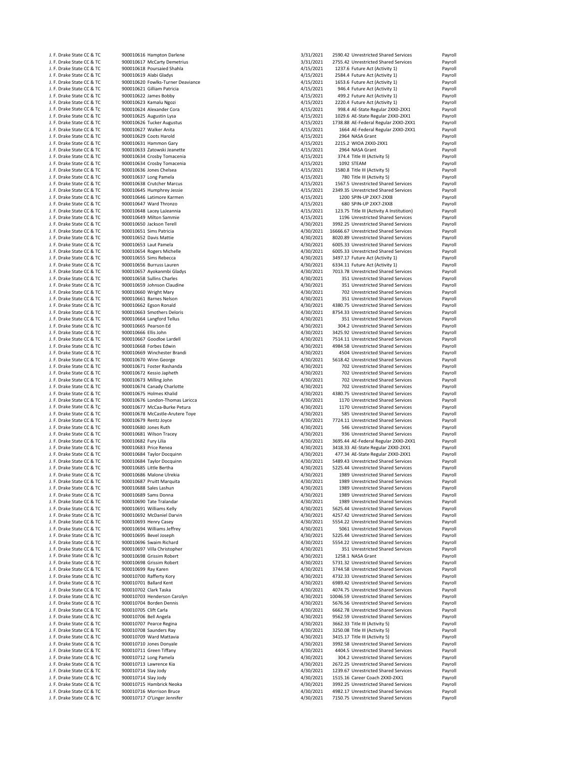| | | | | | | |
|---|---|---|---|---|---|---|
| J. F. Drake State CC & TC | 900010616 | Hampton Darlene | 3/31/2021 | 2590.42 | Unrestricted Shared Services | Payroll |
| J. F. Drake State CC & TC | 900010617 | McCarty Demetrius | 3/31/2021 | 2755.42 | Unrestricted Shared Services | Payroll |
| J. F. Drake State CC & TC | 900010618 | Poursaied Shahla | 4/15/2021 | 1237.6 | Future Act (Activity 1) | Payroll |
| J. F. Drake State CC & TC | 900010619 | Alabi Gladys | 4/15/2021 | 2584.4 | Future Act (Activity 1) | Payroll |
| J. F. Drake State CC & TC | 900010620 | Fowlks-Turner Deaviance | 4/15/2021 | 1653.6 | Future Act (Activity 1) | Payroll |
| J. F. Drake State CC & TC | 900010621 | Gilliam Patricia | 4/15/2021 | 946.4 | Future Act (Activity 1) | Payroll |
| J. F. Drake State CC & TC | 900010622 | James Bobby | 4/15/2021 | 499.2 | Future Act (Activity 1) | Payroll |
| J. F. Drake State CC & TC | 900010623 | Kamalu Ngozi | 4/15/2021 | 2220.4 | Future Act (Activity 1) | Payroll |
| J. F. Drake State CC & TC | 900010624 | Alexander Cora | 4/15/2021 | 998.4 | AE-State Regular 2XX0-2XX1 | Payroll |
| J. F. Drake State CC & TC | 900010625 | Augustin Lysa | 4/15/2021 | 1029.6 | AE-State Regular 2XX0-2XX1 | Payroll |
| J. F. Drake State CC & TC | 900010626 | Tucker Augustus | 4/15/2021 | 1738.88 | AE-Federal Regular 2XX0-2XX1 | Payroll |
| J. F. Drake State CC & TC | 900010627 | Walker Anita | 4/15/2021 | 1664 | AE-Federal Regular 2XX0-2XX1 | Payroll |
| J. F. Drake State CC & TC | 900010629 | Coots Harold | 4/15/2021 | 2964 | NASA Grant | Payroll |
| J. F. Drake State CC & TC | 900010631 | Hammon Gary | 4/15/2021 | 2215.2 | WIOA 2XX0-2XX1 | Payroll |
| J. F. Drake State CC & TC | 900010633 | Zatowski Jeanette | 4/15/2021 | 2964 | NASA Grant | Payroll |
| J. F. Drake State CC & TC | 900010634 | Crosby Tomacenia | 4/15/2021 | 374.4 | Title III (Activity 5) | Payroll |
| J. F. Drake State CC & TC | 900010634 | Crosby Tomacenia | 4/15/2021 | 1092 | STEAM | Payroll |
| J. F. Drake State CC & TC | 900010636 | Jones Chelsea | 4/15/2021 | 1580.8 | Title III (Activity 5) | Payroll |
| J. F. Drake State CC & TC | 900010637 | Long Pamela | 4/15/2021 | 780 | Title III (Activity 5) | Payroll |
| J. F. Drake State CC & TC | 900010638 | Crutcher Marcus | 4/15/2021 | 1567.5 | Unrestricted Shared Services | Payroll |
| J. F. Drake State CC & TC | 900010645 | Humphrey Jessie | 4/15/2021 | 2349.35 | Unrestricted Shared Services | Payroll |
| J. F. Drake State CC & TC | 900010646 | Latimore Karmen | 4/15/2021 | 1200 | SPIN-UP 2XX7-2XX8 | Payroll |
| J. F. Drake State CC & TC | 900010647 | Ward Thronzo | 4/15/2021 | 680 | SPIN-UP 2XX7-2XX8 | Payroll |
| J. F. Drake State CC & TC | 900010648 | Lacey LaJeannia | 4/15/2021 | 123.75 | Title III (Activity A Institution) | Payroll |
| J. F. Drake State CC & TC | 900010649 | Milton Sammie | 4/15/2021 | 1196 | Unrestricted Shared Services | Payroll |
| J. F. Drake State CC & TC | 900010650 | Jackson Terell | 4/30/2021 | 3992.25 | Unrestricted Shared Services | Payroll |
| J. F. Drake State CC & TC | 900010651 | Sims Patricia | 4/30/2021 | 16666.67 | Unrestricted Shared Services | Payroll |
| J. F. Drake State CC & TC | 900010652 | Davis Mattie | 4/30/2021 | 8020.89 | Unrestricted Shared Services | Payroll |
| J. F. Drake State CC & TC | 900010653 | Laut Pamela | 4/30/2021 | 6005.33 | Unrestricted Shared Services | Payroll |
| J. F. Drake State CC & TC | 900010654 | Rogers Michelle | 4/30/2021 | 6005.33 | Unrestricted Shared Services | Payroll |
| J. F. Drake State CC & TC | 900010655 | Sims Rebecca | 4/30/2021 | 3497.17 | Future Act (Activity 1) | Payroll |
| J. F. Drake State CC & TC | 900010656 | Burruss Lauren | 4/30/2021 | 6334.11 | Future Act (Activity 1) | Payroll |
| J. F. Drake State CC & TC | 900010657 | Ayokanmbi Gladys | 4/30/2021 | 7013.78 | Unrestricted Shared Services | Payroll |
| J. F. Drake State CC & TC | 900010658 | Sullins Charles | 4/30/2021 | 351 | Unrestricted Shared Services | Payroll |
| J. F. Drake State CC & TC | 900010659 | Johnson Claudine | 4/30/2021 | 351 | Unrestricted Shared Services | Payroll |
| J. F. Drake State CC & TC | 900010660 | Wright Mary | 4/30/2021 | 702 | Unrestricted Shared Services | Payroll |
| J. F. Drake State CC & TC | 900010661 | Barnes Nelson | 4/30/2021 | 351 | Unrestricted Shared Services | Payroll |
| J. F. Drake State CC & TC | 900010662 | Egson Ronald | 4/30/2021 | 4380.75 | Unrestricted Shared Services | Payroll |
| J. F. Drake State CC & TC | 900010663 | Smothers Deloris | 4/30/2021 | 8754.33 | Unrestricted Shared Services | Payroll |
| J. F. Drake State CC & TC | 900010664 | Langford Tellus | 4/30/2021 | 351 | Unrestricted Shared Services | Payroll |
| J. F. Drake State CC & TC | 900010665 | Pearson Ed | 4/30/2021 | 304.2 | Unrestricted Shared Services | Payroll |
| J. F. Drake State CC & TC | 900010666 | Ellis John | 4/30/2021 | 3425.92 | Unrestricted Shared Services | Payroll |
| J. F. Drake State CC & TC | 900010667 | Goodloe Lardell | 4/30/2021 | 7514.11 | Unrestricted Shared Services | Payroll |
| J. F. Drake State CC & TC | 900010668 | Forbes Edwin | 4/30/2021 | 4984.58 | Unrestricted Shared Services | Payroll |
| J. F. Drake State CC & TC | 900010669 | Winchester Brandi | 4/30/2021 | 4504 | Unrestricted Shared Services | Payroll |
| J. F. Drake State CC & TC | 900010670 | Winn George | 4/30/2021 | 5618.42 | Unrestricted Shared Services | Payroll |
| J. F. Drake State CC & TC | 900010671 | Foster Rashanda | 4/30/2021 | 702 | Unrestricted Shared Services | Payroll |
| J. F. Drake State CC & TC | 900010672 | Kessio Japheth | 4/30/2021 | 702 | Unrestricted Shared Services | Payroll |
| J. F. Drake State CC & TC | 900010673 | Milling John | 4/30/2021 | 702 | Unrestricted Shared Services | Payroll |
| J. F. Drake State CC & TC | 900010674 | Canady Charlotte | 4/30/2021 | 702 | Unrestricted Shared Services | Payroll |
| J. F. Drake State CC & TC | 900010675 | Holmes Khalid | 4/30/2021 | 4380.75 | Unrestricted Shared Services | Payroll |
| J. F. Drake State CC & TC | 900010676 | London-Thomas Laricca | 4/30/2021 | 1170 | Unrestricted Shared Services | Payroll |
| J. F. Drake State CC & TC | 900010677 | McCaa-Burke Petura | 4/30/2021 | 1170 | Unrestricted Shared Services | Payroll |
| J. F. Drake State CC & TC | 900010678 | McCastle-Arutere Toye | 4/30/2021 | 585 | Unrestricted Shared Services | Payroll |
| J. F. Drake State CC & TC | 900010679 | Rentz Joyce | 4/30/2021 | 7724.11 | Unrestricted Shared Services | Payroll |
| J. F. Drake State CC & TC | 900010680 | Jones Ruth | 4/30/2021 | 546 | Unrestricted Shared Services | Payroll |
| J. F. Drake State CC & TC | 900010681 | Wilson Tracey | 4/30/2021 | 936 | Unrestricted Shared Services | Payroll |
| J. F. Drake State CC & TC | 900010682 | Fury Lilia | 4/30/2021 | 3695.44 | AE-Federal Regular 2XX0-2XX1 | Payroll |
| J. F. Drake State CC & TC | 900010683 | Price Renea | 4/30/2021 | 3418.33 | AE-State Regular 2XX0-2XX1 | Payroll |
| J. F. Drake State CC & TC | 900010684 | Taylor Docquinn | 4/30/2021 | 477.34 | AE-State Regular 2XX0-2XX1 | Payroll |
| J. F. Drake State CC & TC | 900010684 | Taylor Docquinn | 4/30/2021 | 5489.43 | Unrestricted Shared Services | Payroll |
| J. F. Drake State CC & TC | 900010685 | Little Bertha | 4/30/2021 | 5225.44 | Unrestricted Shared Services | Payroll |
| J. F. Drake State CC & TC | 900010686 | Malone Ulrekia | 4/30/2021 | 1989 | Unrestricted Shared Services | Payroll |
| J. F. Drake State CC & TC | 900010687 | Pruitt Marquita | 4/30/2021 | 1989 | Unrestricted Shared Services | Payroll |
| J. F. Drake State CC & TC | 900010688 | Sales Lashun | 4/30/2021 | 1989 | Unrestricted Shared Services | Payroll |
| J. F. Drake State CC & TC | 900010689 | Sams Donna | 4/30/2021 | 1989 | Unrestricted Shared Services | Payroll |
| J. F. Drake State CC & TC | 900010690 | Tate Tralandar | 4/30/2021 | 1989 | Unrestricted Shared Services | Payroll |
| J. F. Drake State CC & TC | 900010691 | Williams Kelly | 4/30/2021 | 5625.44 | Unrestricted Shared Services | Payroll |
| J. F. Drake State CC & TC | 900010692 | McDaniel Darvin | 4/30/2021 | 4257.42 | Unrestricted Shared Services | Payroll |
| J. F. Drake State CC & TC | 900010693 | Henry Casey | 4/30/2021 | 5554.22 | Unrestricted Shared Services | Payroll |
| J. F. Drake State CC & TC | 900010694 | Williams Jeffrey | 4/30/2021 | 5061 | Unrestricted Shared Services | Payroll |
| J. F. Drake State CC & TC | 900010695 | Bevel Joseph | 4/30/2021 | 5225.44 | Unrestricted Shared Services | Payroll |
| J. F. Drake State CC & TC | 900010696 | Swaim Richard | 4/30/2021 | 5554.22 | Unrestricted Shared Services | Payroll |
| J. F. Drake State CC & TC | 900010697 | Villa Christopher | 4/30/2021 | 351 | Unrestricted Shared Services | Payroll |
| J. F. Drake State CC & TC | 900010698 | Grissim Robert | 4/30/2021 | 1258.1 | NASA Grant | Payroll |
| J. F. Drake State CC & TC | 900010698 | Grissim Robert | 4/30/2021 | 5731.32 | Unrestricted Shared Services | Payroll |
| J. F. Drake State CC & TC | 900010699 | Ray Karen | 4/30/2021 | 3744.58 | Unrestricted Shared Services | Payroll |
| J. F. Drake State CC & TC | 900010700 | Rafferty Kory | 4/30/2021 | 4732.33 | Unrestricted Shared Services | Payroll |
| J. F. Drake State CC & TC | 900010701 | Ballard Kent | 4/30/2021 | 6989.42 | Unrestricted Shared Services | Payroll |
| J. F. Drake State CC & TC | 900010702 | Clark Taska | 4/30/2021 | 4074.75 | Unrestricted Shared Services | Payroll |
| J. F. Drake State CC & TC | 900010703 | Henderson Carolyn | 4/30/2021 | 10046.59 | Unrestricted Shared Services | Payroll |
| J. F. Drake State CC & TC | 900010704 | Borden Dennis | 4/30/2021 | 5676.56 | Unrestricted Shared Services | Payroll |
| J. F. Drake State CC & TC | 900010705 | Clift Carla | 4/30/2021 | 6662.78 | Unrestricted Shared Services | Payroll |
| J. F. Drake State CC & TC | 900010706 | Bell Angela | 4/30/2021 | 9562.59 | Unrestricted Shared Services | Payroll |
| J. F. Drake State CC & TC | 900010707 | Pearce Regina | 4/30/2021 | 3662.33 | Title III (Activity 5) | Payroll |
| J. F. Drake State CC & TC | 900010708 | Saunders Ray | 4/30/2021 | 3250.08 | Title III (Activity 5) | Payroll |
| J. F. Drake State CC & TC | 900010709 | Ward Mattavia | 4/30/2021 | 3415.17 | Title III (Activity 5) | Payroll |
| J. F. Drake State CC & TC | 900010710 | Jones Donyale | 4/30/2021 | 3992.58 | Unrestricted Shared Services | Payroll |
| J. F. Drake State CC & TC | 900010711 | Green Tiffany | 4/30/2021 | 4404.5 | Unrestricted Shared Services | Payroll |
| J. F. Drake State CC & TC | 900010712 | Long Pamela | 4/30/2021 | 304.2 | Unrestricted Shared Services | Payroll |
| J. F. Drake State CC & TC | 900010713 | Lawrence Kia | 4/30/2021 | 2672.25 | Unrestricted Shared Services | Payroll |
| J. F. Drake State CC & TC | 900010714 | Slay Jody | 4/30/2021 | 1239.67 | Unrestricted Shared Services | Payroll |
| J. F. Drake State CC & TC | 900010714 | Slay Jody | 4/30/2021 | 1515.16 | Career Coach 2XX0-2XX1 | Payroll |
| J. F. Drake State CC & TC | 900010715 | Hambrick Neoka | 4/30/2021 | 3992.25 | Unrestricted Shared Services | Payroll |
| J. F. Drake State CC & TC | 900010716 | Morrison Bruce | 4/30/2021 | 4982.17 | Unrestricted Shared Services | Payroll |
| J. F. Drake State CC & TC | 900010717 | O'Linger Jennifer | 4/30/2021 | 7150.75 | Unrestricted Shared Services | Payroll |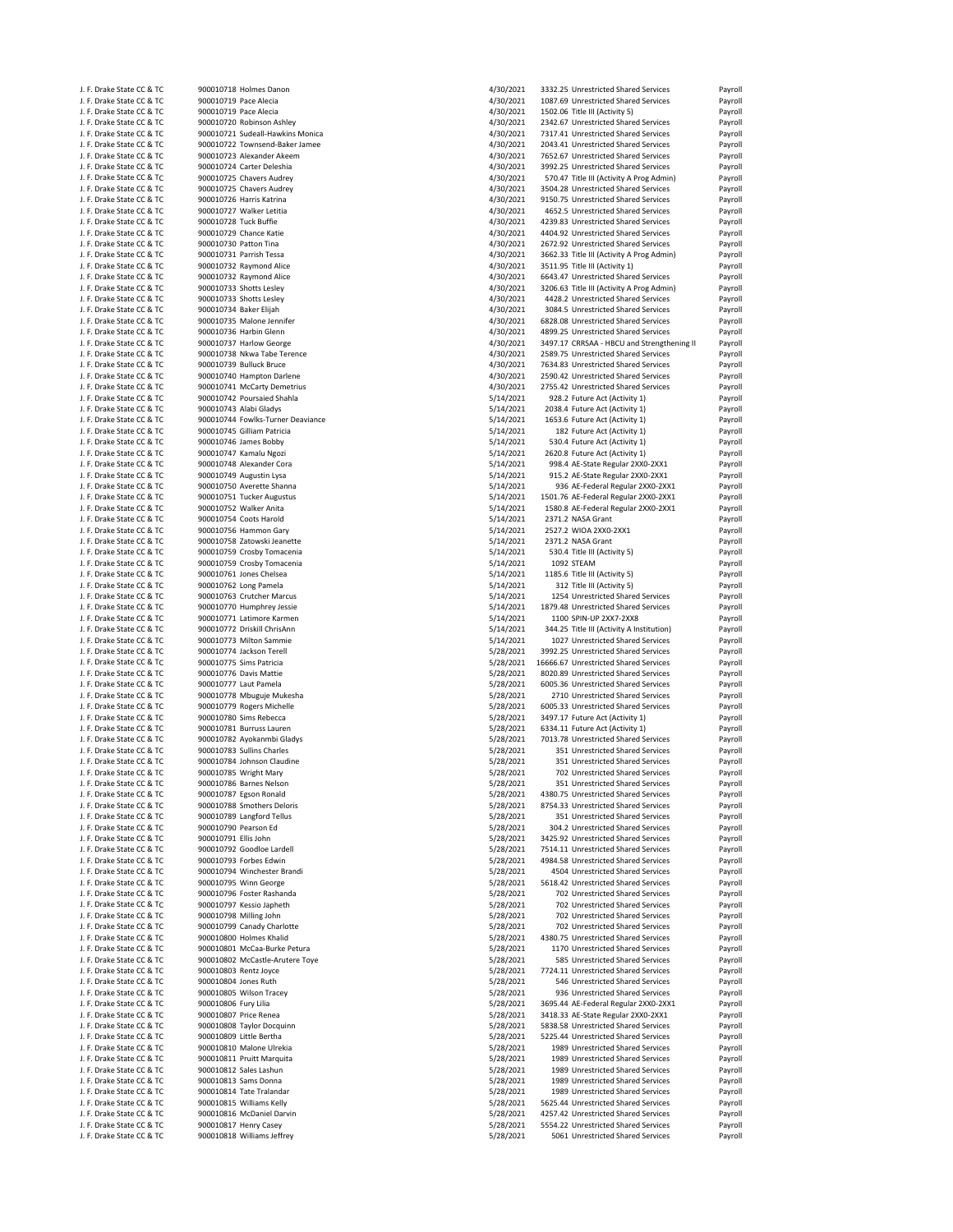| | | | | | |
|---|---|---|---|---|---|
| J. F. Drake State CC & TC | 900010718 Holmes Danon | 4/30/2021 | 3332.25 | Unrestricted Shared Services | Payroll |
| J. F. Drake State CC & TC | 900010719 Pace Alecia | 4/30/2021 | 1087.69 | Unrestricted Shared Services | Payroll |
| J. F. Drake State CC & TC | 900010719 Pace Alecia | 4/30/2021 | 1502.06 | Title III (Activity 5) | Payroll |
| J. F. Drake State CC & TC | 900010720 Robinson Ashley | 4/30/2021 | 2342.67 | Unrestricted Shared Services | Payroll |
| J. F. Drake State CC & TC | 900010721 Sudeall-Hawkins Monica | 4/30/2021 | 7317.41 | Unrestricted Shared Services | Payroll |
| J. F. Drake State CC & TC | 900010722 Townsend-Baker Jamee | 4/30/2021 | 2043.41 | Unrestricted Shared Services | Payroll |
| J. F. Drake State CC & TC | 900010723 Alexander Akeem | 4/30/2021 | 7652.67 | Unrestricted Shared Services | Payroll |
| J. F. Drake State CC & TC | 900010724 Carter Deleshia | 4/30/2021 | 3992.25 | Unrestricted Shared Services | Payroll |
| J. F. Drake State CC & TC | 900010725 Chavers Audrey | 4/30/2021 | 570.47 | Title III (Activity A Prog Admin) | Payroll |
| J. F. Drake State CC & TC | 900010725 Chavers Audrey | 4/30/2021 | 3504.28 | Unrestricted Shared Services | Payroll |
| J. F. Drake State CC & TC | 900010726 Harris Katrina | 4/30/2021 | 9150.75 | Unrestricted Shared Services | Payroll |
| J. F. Drake State CC & TC | 900010727 Walker Letitia | 4/30/2021 | 4652.5 | Unrestricted Shared Services | Payroll |
| J. F. Drake State CC & TC | 900010728 Tuck Buffie | 4/30/2021 | 4239.83 | Unrestricted Shared Services | Payroll |
| J. F. Drake State CC & TC | 900010729 Chance Katie | 4/30/2021 | 4404.92 | Unrestricted Shared Services | Payroll |
| J. F. Drake State CC & TC | 900010730 Patton Tina | 4/30/2021 | 2672.92 | Unrestricted Shared Services | Payroll |
| J. F. Drake State CC & TC | 900010731 Parrish Tessa | 4/30/2021 | 3662.33 | Title III (Activity A Prog Admin) | Payroll |
| J. F. Drake State CC & TC | 900010732 Raymond Alice | 4/30/2021 | 3511.95 | Title III (Activity 1) | Payroll |
| J. F. Drake State CC & TC | 900010732 Raymond Alice | 4/30/2021 | 6643.47 | Unrestricted Shared Services | Payroll |
| J. F. Drake State CC & TC | 900010733 Shotts Lesley | 4/30/2021 | 3206.63 | Title III (Activity A Prog Admin) | Payroll |
| J. F. Drake State CC & TC | 900010733 Shotts Lesley | 4/30/2021 | 4428.2 | Unrestricted Shared Services | Payroll |
| J. F. Drake State CC & TC | 900010734 Baker Elijah | 4/30/2021 | 3084.5 | Unrestricted Shared Services | Payroll |
| J. F. Drake State CC & TC | 900010735 Malone Jennifer | 4/30/2021 | 6828.08 | Unrestricted Shared Services | Payroll |
| J. F. Drake State CC & TC | 900010736 Harbin Glenn | 4/30/2021 | 4899.25 | Unrestricted Shared Services | Payroll |
| J. F. Drake State CC & TC | 900010737 Harlow George | 4/30/2021 | 3497.17 | CRRSAA - HBCU and Strengthening II | Payroll |
| J. F. Drake State CC & TC | 900010738 Nkwa Tabe Terence | 4/30/2021 | 2589.75 | Unrestricted Shared Services | Payroll |
| J. F. Drake State CC & TC | 900010739 Bulluck Bruce | 4/30/2021 | 7634.83 | Unrestricted Shared Services | Payroll |
| J. F. Drake State CC & TC | 900010740 Hampton Darlene | 4/30/2021 | 2590.42 | Unrestricted Shared Services | Payroll |
| J. F. Drake State CC & TC | 900010741 McCarty Demetrius | 4/30/2021 | 2755.42 | Unrestricted Shared Services | Payroll |
| J. F. Drake State CC & TC | 900010742 Poursaied Shahla | 5/14/2021 | 928.2 | Future Act (Activity 1) | Payroll |
| J. F. Drake State CC & TC | 900010743 Alabi Gladys | 5/14/2021 | 2038.4 | Future Act (Activity 1) | Payroll |
| J. F. Drake State CC & TC | 900010744 Fowlks-Turner Deaviance | 5/14/2021 | 1653.6 | Future Act (Activity 1) | Payroll |
| J. F. Drake State CC & TC | 900010745 Gilliam Patricia | 5/14/2021 | 182 | Future Act (Activity 1) | Payroll |
| J. F. Drake State CC & TC | 900010746 James Bobby | 5/14/2021 | 530.4 | Future Act (Activity 1) | Payroll |
| J. F. Drake State CC & TC | 900010747 Kamalu Ngozi | 5/14/2021 | 2620.8 | Future Act (Activity 1) | Payroll |
| J. F. Drake State CC & TC | 900010748 Alexander Cora | 5/14/2021 | 998.4 | AE-State Regular 2XX0-2XX1 | Payroll |
| J. F. Drake State CC & TC | 900010749 Augustin Lysa | 5/14/2021 | 915.2 | AE-State Regular 2XX0-2XX1 | Payroll |
| J. F. Drake State CC & TC | 900010750 Averette Shanna | 5/14/2021 | 936 | AE-Federal Regular 2XX0-2XX1 | Payroll |
| J. F. Drake State CC & TC | 900010751 Tucker Augustus | 5/14/2021 | 1501.76 | AE-Federal Regular 2XX0-2XX1 | Payroll |
| J. F. Drake State CC & TC | 900010752 Walker Anita | 5/14/2021 | 1580.8 | AE-Federal Regular 2XX0-2XX1 | Payroll |
| J. F. Drake State CC & TC | 900010754 Coots Harold | 5/14/2021 | 2371.2 | NASA Grant | Payroll |
| J. F. Drake State CC & TC | 900010756 Hammon Gary | 5/14/2021 | 2527.2 | WIOA 2XX0-2XX1 | Payroll |
| J. F. Drake State CC & TC | 900010758 Zatowski Jeanette | 5/14/2021 | 2371.2 | NASA Grant | Payroll |
| J. F. Drake State CC & TC | 900010759 Crosby Tomacenia | 5/14/2021 | 530.4 | Title III (Activity 5) | Payroll |
| J. F. Drake State CC & TC | 900010759 Crosby Tomacenia | 5/14/2021 | 1092 | STEAM | Payroll |
| J. F. Drake State CC & TC | 900010761 Jones Chelsea | 5/14/2021 | 1185.6 | Title III (Activity 5) | Payroll |
| J. F. Drake State CC & TC | 900010762 Long Pamela | 5/14/2021 | 312 | Title III (Activity 5) | Payroll |
| J. F. Drake State CC & TC | 900010763 Crutcher Marcus | 5/14/2021 | 1254 | Unrestricted Shared Services | Payroll |
| J. F. Drake State CC & TC | 900010770 Humphrey Jessie | 5/14/2021 | 1879.48 | Unrestricted Shared Services | Payroll |
| J. F. Drake State CC & TC | 900010771 Latimore Karmen | 5/14/2021 | 1100 | SPIN-UP 2XX7-2XX8 | Payroll |
| J. F. Drake State CC & TC | 900010772 Driskill ChrisAnn | 5/14/2021 | 344.25 | Title III (Activity A Institution) | Payroll |
| J. F. Drake State CC & TC | 900010773 Milton Sammie | 5/14/2021 | 1027 | Unrestricted Shared Services | Payroll |
| J. F. Drake State CC & TC | 900010774 Jackson Terell | 5/28/2021 | 3992.25 | Unrestricted Shared Services | Payroll |
| J. F. Drake State CC & TC | 900010775 Sims Patricia | 5/28/2021 | 16666.67 | Unrestricted Shared Services | Payroll |
| J. F. Drake State CC & TC | 900010776 Davis Mattie | 5/28/2021 | 8020.89 | Unrestricted Shared Services | Payroll |
| J. F. Drake State CC & TC | 900010777 Laut Pamela | 5/28/2021 | 6005.36 | Unrestricted Shared Services | Payroll |
| J. F. Drake State CC & TC | 900010778 Mbuguje Mukesha | 5/28/2021 | 2710 | Unrestricted Shared Services | Payroll |
| J. F. Drake State CC & TC | 900010779 Rogers Michelle | 5/28/2021 | 6005.33 | Unrestricted Shared Services | Payroll |
| J. F. Drake State CC & TC | 900010780 Sims Rebecca | 5/28/2021 | 3497.17 | Future Act (Activity 1) | Payroll |
| J. F. Drake State CC & TC | 900010781 Burruss Lauren | 5/28/2021 | 6334.11 | Future Act (Activity 1) | Payroll |
| J. F. Drake State CC & TC | 900010782 Ayokanmbi Gladys | 5/28/2021 | 7013.78 | Unrestricted Shared Services | Payroll |
| J. F. Drake State CC & TC | 900010783 Sullins Charles | 5/28/2021 | 351 | Unrestricted Shared Services | Payroll |
| J. F. Drake State CC & TC | 900010784 Johnson Claudine | 5/28/2021 | 351 | Unrestricted Shared Services | Payroll |
| J. F. Drake State CC & TC | 900010785 Wright Mary | 5/28/2021 | 702 | Unrestricted Shared Services | Payroll |
| J. F. Drake State CC & TC | 900010786 Barnes Nelson | 5/28/2021 | 351 | Unrestricted Shared Services | Payroll |
| J. F. Drake State CC & TC | 900010787 Egson Ronald | 5/28/2021 | 4380.75 | Unrestricted Shared Services | Payroll |
| J. F. Drake State CC & TC | 900010788 Smothers Deloris | 5/28/2021 | 8754.33 | Unrestricted Shared Services | Payroll |
| J. F. Drake State CC & TC | 900010789 Langford Tellus | 5/28/2021 | 351 | Unrestricted Shared Services | Payroll |
| J. F. Drake State CC & TC | 900010790 Pearson Ed | 5/28/2021 | 304.2 | Unrestricted Shared Services | Payroll |
| J. F. Drake State CC & TC | 900010791 Ellis John | 5/28/2021 | 3425.92 | Unrestricted Shared Services | Payroll |
| J. F. Drake State CC & TC | 900010792 Goodloe Lardell | 5/28/2021 | 7514.11 | Unrestricted Shared Services | Payroll |
| J. F. Drake State CC & TC | 900010793 Forbes Edwin | 5/28/2021 | 4984.58 | Unrestricted Shared Services | Payroll |
| J. F. Drake State CC & TC | 900010794 Winchester Brandi | 5/28/2021 | 4504 | Unrestricted Shared Services | Payroll |
| J. F. Drake State CC & TC | 900010795 Winn George | 5/28/2021 | 5618.42 | Unrestricted Shared Services | Payroll |
| J. F. Drake State CC & TC | 900010796 Foster Rashanda | 5/28/2021 | 702 | Unrestricted Shared Services | Payroll |
| J. F. Drake State CC & TC | 900010797 Kessio Japheth | 5/28/2021 | 702 | Unrestricted Shared Services | Payroll |
| J. F. Drake State CC & TC | 900010798 Milling John | 5/28/2021 | 702 | Unrestricted Shared Services | Payroll |
| J. F. Drake State CC & TC | 900010799 Canady Charlotte | 5/28/2021 | 702 | Unrestricted Shared Services | Payroll |
| J. F. Drake State CC & TC | 900010800 Holmes Khalid | 5/28/2021 | 4380.75 | Unrestricted Shared Services | Payroll |
| J. F. Drake State CC & TC | 900010801 McCaa-Burke Petura | 5/28/2021 | 1170 | Unrestricted Shared Services | Payroll |
| J. F. Drake State CC & TC | 900010802 McCastle-Arutere Toye | 5/28/2021 | 585 | Unrestricted Shared Services | Payroll |
| J. F. Drake State CC & TC | 900010803 Rentz Joyce | 5/28/2021 | 7724.11 | Unrestricted Shared Services | Payroll |
| J. F. Drake State CC & TC | 900010804 Jones Ruth | 5/28/2021 | 546 | Unrestricted Shared Services | Payroll |
| J. F. Drake State CC & TC | 900010805 Wilson Tracey | 5/28/2021 | 936 | Unrestricted Shared Services | Payroll |
| J. F. Drake State CC & TC | 900010806 Fury Lilia | 5/28/2021 | 3695.44 | AE-Federal Regular 2XX0-2XX1 | Payroll |
| J. F. Drake State CC & TC | 900010807 Price Renea | 5/28/2021 | 3418.33 | AE-State Regular 2XX0-2XX1 | Payroll |
| J. F. Drake State CC & TC | 900010808 Taylor Docquinn | 5/28/2021 | 5838.58 | Unrestricted Shared Services | Payroll |
| J. F. Drake State CC & TC | 900010809 Little Bertha | 5/28/2021 | 5225.44 | Unrestricted Shared Services | Payroll |
| J. F. Drake State CC & TC | 900010810 Malone Ulrekia | 5/28/2021 | 1989 | Unrestricted Shared Services | Payroll |
| J. F. Drake State CC & TC | 900010811 Pruitt Marquita | 5/28/2021 | 1989 | Unrestricted Shared Services | Payroll |
| J. F. Drake State CC & TC | 900010812 Sales Lashun | 5/28/2021 | 1989 | Unrestricted Shared Services | Payroll |
| J. F. Drake State CC & TC | 900010813 Sams Donna | 5/28/2021 | 1989 | Unrestricted Shared Services | Payroll |
| J. F. Drake State CC & TC | 900010814 Tate Tralandar | 5/28/2021 | 1989 | Unrestricted Shared Services | Payroll |
| J. F. Drake State CC & TC | 900010815 Williams Kelly | 5/28/2021 | 5625.44 | Unrestricted Shared Services | Payroll |
| J. F. Drake State CC & TC | 900010816 McDaniel Darvin | 5/28/2021 | 4257.42 | Unrestricted Shared Services | Payroll |
| J. F. Drake State CC & TC | 900010817 Henry Casey | 5/28/2021 | 5554.22 | Unrestricted Shared Services | Payroll |
| J. F. Drake State CC & TC | 900010818 Williams Jeffrey | 5/28/2021 | 5061 | Unrestricted Shared Services | Payroll |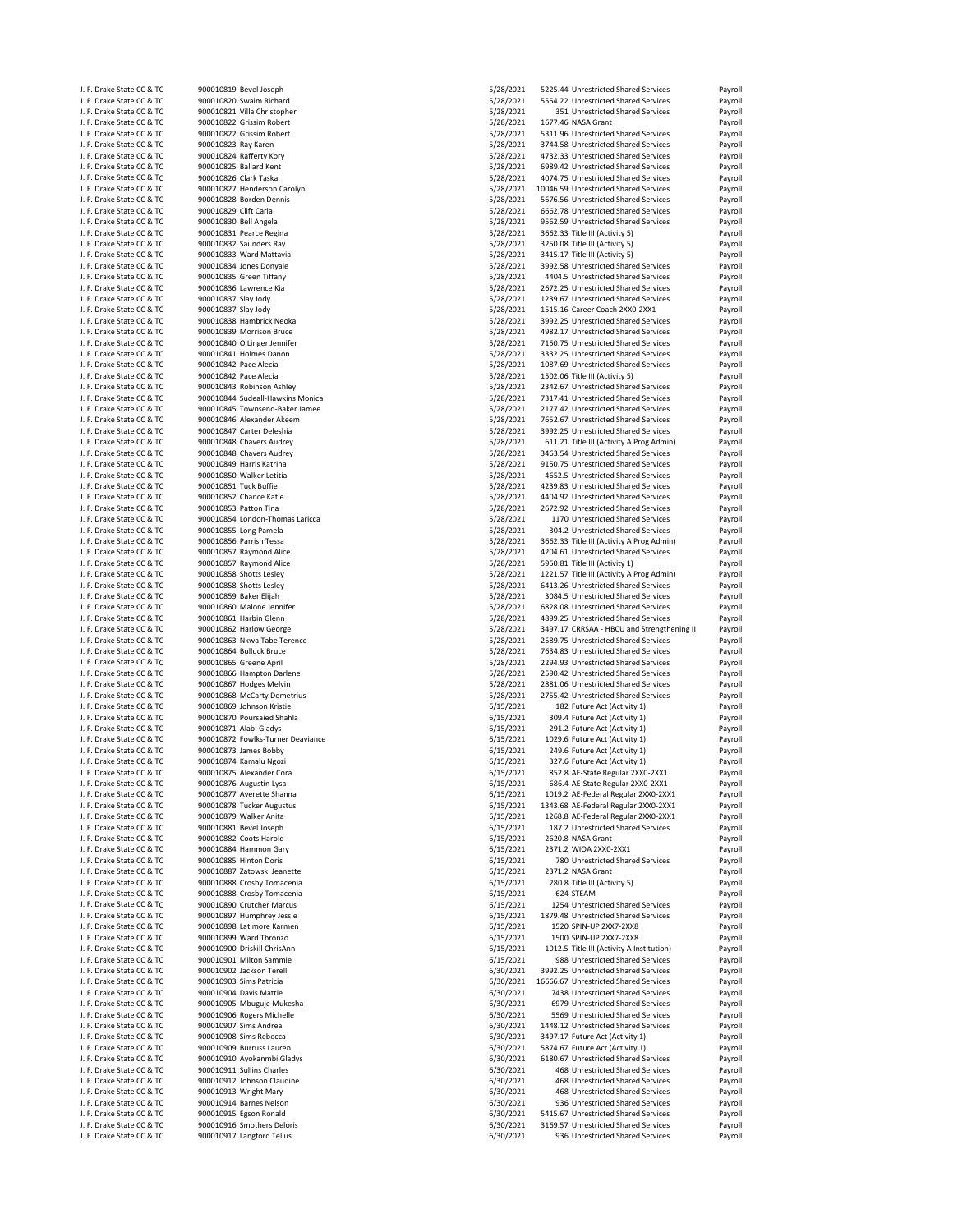| | | | | | | |
|---|---|---|---|---|---|---|
| J. F. Drake State CC & TC | 900010819 | Bevel Joseph | 5/28/2021 | 5225.44 | Unrestricted Shared Services | Payroll |
| J. F. Drake State CC & TC | 900010820 | Swaim Richard | 5/28/2021 | 5554.22 | Unrestricted Shared Services | Payroll |
| J. F. Drake State CC & TC | 900010821 | Villa Christopher | 5/28/2021 | 351 | Unrestricted Shared Services | Payroll |
| J. F. Drake State CC & TC | 900010822 | Grissim Robert | 5/28/2021 | 1677.46 | NASA Grant | Payroll |
| J. F. Drake State CC & TC | 900010822 | Grissim Robert | 5/28/2021 | 5311.96 | Unrestricted Shared Services | Payroll |
| J. F. Drake State CC & TC | 900010823 | Ray Karen | 5/28/2021 | 3744.58 | Unrestricted Shared Services | Payroll |
| J. F. Drake State CC & TC | 900010824 | Rafferty Kory | 5/28/2021 | 4732.33 | Unrestricted Shared Services | Payroll |
| J. F. Drake State CC & TC | 900010825 | Ballard Kent | 5/28/2021 | 6989.42 | Unrestricted Shared Services | Payroll |
| J. F. Drake State CC & TC | 900010826 | Clark Taska | 5/28/2021 | 4074.75 | Unrestricted Shared Services | Payroll |
| J. F. Drake State CC & TC | 900010827 | Henderson Carolyn | 5/28/2021 | 10046.59 | Unrestricted Shared Services | Payroll |
| J. F. Drake State CC & TC | 900010828 | Borden Dennis | 5/28/2021 | 5676.56 | Unrestricted Shared Services | Payroll |
| J. F. Drake State CC & TC | 900010829 | Clift Carla | 5/28/2021 | 6662.78 | Unrestricted Shared Services | Payroll |
| J. F. Drake State CC & TC | 900010830 | Bell Angela | 5/28/2021 | 9562.59 | Unrestricted Shared Services | Payroll |
| J. F. Drake State CC & TC | 900010831 | Pearce Regina | 5/28/2021 | 3662.33 | Title III (Activity 5) | Payroll |
| J. F. Drake State CC & TC | 900010832 | Saunders Ray | 5/28/2021 | 3250.08 | Title III (Activity 5) | Payroll |
| J. F. Drake State CC & TC | 900010833 | Ward Mattavia | 5/28/2021 | 3415.17 | Title III (Activity 5) | Payroll |
| J. F. Drake State CC & TC | 900010834 | Jones Donyale | 5/28/2021 | 3992.58 | Unrestricted Shared Services | Payroll |
| J. F. Drake State CC & TC | 900010835 | Green Tiffany | 5/28/2021 | 4404.5 | Unrestricted Shared Services | Payroll |
| J. F. Drake State CC & TC | 900010836 | Lawrence Kia | 5/28/2021 | 2672.25 | Unrestricted Shared Services | Payroll |
| J. F. Drake State CC & TC | 900010837 | Slay Jody | 5/28/2021 | 1239.67 | Unrestricted Shared Services | Payroll |
| J. F. Drake State CC & TC | 900010837 | Slay Jody | 5/28/2021 | 1515.16 | Career Coach 2XX0-2XX1 | Payroll |
| J. F. Drake State CC & TC | 900010838 | Hambrick Neoka | 5/28/2021 | 3992.25 | Unrestricted Shared Services | Payroll |
| J. F. Drake State CC & TC | 900010839 | Morrison Bruce | 5/28/2021 | 4982.17 | Unrestricted Shared Services | Payroll |
| J. F. Drake State CC & TC | 900010840 | O'Linger Jennifer | 5/28/2021 | 7150.75 | Unrestricted Shared Services | Payroll |
| J. F. Drake State CC & TC | 900010841 | Holmes Danon | 5/28/2021 | 3332.25 | Unrestricted Shared Services | Payroll |
| J. F. Drake State CC & TC | 900010842 | Pace Alecia | 5/28/2021 | 1087.69 | Unrestricted Shared Services | Payroll |
| J. F. Drake State CC & TC | 900010842 | Pace Alecia | 5/28/2021 | 1502.06 | Title III (Activity 5) | Payroll |
| J. F. Drake State CC & TC | 900010843 | Robinson Ashley | 5/28/2021 | 2342.67 | Unrestricted Shared Services | Payroll |
| J. F. Drake State CC & TC | 900010844 | Sudeall-Hawkins Monica | 5/28/2021 | 7317.41 | Unrestricted Shared Services | Payroll |
| J. F. Drake State CC & TC | 900010845 | Townsend-Baker Jamee | 5/28/2021 | 2177.42 | Unrestricted Shared Services | Payroll |
| J. F. Drake State CC & TC | 900010846 | Alexander Akeem | 5/28/2021 | 7652.67 | Unrestricted Shared Services | Payroll |
| J. F. Drake State CC & TC | 900010847 | Carter Deleshia | 5/28/2021 | 3992.25 | Unrestricted Shared Services | Payroll |
| J. F. Drake State CC & TC | 900010848 | Chavers Audrey | 5/28/2021 | 611.21 | Title III (Activity A Prog Admin) | Payroll |
| J. F. Drake State CC & TC | 900010848 | Chavers Audrey | 5/28/2021 | 3463.54 | Unrestricted Shared Services | Payroll |
| J. F. Drake State CC & TC | 900010849 | Harris Katrina | 5/28/2021 | 9150.75 | Unrestricted Shared Services | Payroll |
| J. F. Drake State CC & TC | 900010850 | Walker Letitia | 5/28/2021 | 4652.5 | Unrestricted Shared Services | Payroll |
| J. F. Drake State CC & TC | 900010851 | Tuck Buffie | 5/28/2021 | 4239.83 | Unrestricted Shared Services | Payroll |
| J. F. Drake State CC & TC | 900010852 | Chance Katie | 5/28/2021 | 4404.92 | Unrestricted Shared Services | Payroll |
| J. F. Drake State CC & TC | 900010853 | Patton Tina | 5/28/2021 | 2672.92 | Unrestricted Shared Services | Payroll |
| J. F. Drake State CC & TC | 900010854 | London-Thomas Laricca | 5/28/2021 | 1170 | Unrestricted Shared Services | Payroll |
| J. F. Drake State CC & TC | 900010855 | Long Pamela | 5/28/2021 | 304.2 | Unrestricted Shared Services | Payroll |
| J. F. Drake State CC & TC | 900010856 | Parrish Tessa | 5/28/2021 | 3662.33 | Title III (Activity A Prog Admin) | Payroll |
| J. F. Drake State CC & TC | 900010857 | Raymond Alice | 5/28/2021 | 4204.61 | Unrestricted Shared Services | Payroll |
| J. F. Drake State CC & TC | 900010857 | Raymond Alice | 5/28/2021 | 5950.81 | Title III (Activity 1) | Payroll |
| J. F. Drake State CC & TC | 900010858 | Shotts Lesley | 5/28/2021 | 1221.57 | Title III (Activity A Prog Admin) | Payroll |
| J. F. Drake State CC & TC | 900010858 | Shotts Lesley | 5/28/2021 | 6413.26 | Unrestricted Shared Services | Payroll |
| J. F. Drake State CC & TC | 900010859 | Baker Elijah | 5/28/2021 | 3084.5 | Unrestricted Shared Services | Payroll |
| J. F. Drake State CC & TC | 900010860 | Malone Jennifer | 5/28/2021 | 6828.08 | Unrestricted Shared Services | Payroll |
| J. F. Drake State CC & TC | 900010861 | Harbin Glenn | 5/28/2021 | 4899.25 | Unrestricted Shared Services | Payroll |
| J. F. Drake State CC & TC | 900010862 | Harlow George | 5/28/2021 | 3497.17 | CRRSAA - HBCU and Strengthening II | Payroll |
| J. F. Drake State CC & TC | 900010863 | Nkwa Tabe Terence | 5/28/2021 | 2589.75 | Unrestricted Shared Services | Payroll |
| J. F. Drake State CC & TC | 900010864 | Bulluck Bruce | 5/28/2021 | 7634.83 | Unrestricted Shared Services | Payroll |
| J. F. Drake State CC & TC | 900010865 | Greene April | 5/28/2021 | 2294.93 | Unrestricted Shared Services | Payroll |
| J. F. Drake State CC & TC | 900010866 | Hampton Darlene | 5/28/2021 | 2590.42 | Unrestricted Shared Services | Payroll |
| J. F. Drake State CC & TC | 900010867 | Hodges Melvin | 5/28/2021 | 2881.06 | Unrestricted Shared Services | Payroll |
| J. F. Drake State CC & TC | 900010868 | McCarty Demetrius | 5/28/2021 | 2755.42 | Unrestricted Shared Services | Payroll |
| J. F. Drake State CC & TC | 900010869 | Johnson Kristie | 6/15/2021 | 182 | Future Act (Activity 1) | Payroll |
| J. F. Drake State CC & TC | 900010870 | Poursaied Shahla | 6/15/2021 | 309.4 | Future Act (Activity 1) | Payroll |
| J. F. Drake State CC & TC | 900010871 | Alabi Gladys | 6/15/2021 | 291.2 | Future Act (Activity 1) | Payroll |
| J. F. Drake State CC & TC | 900010872 | Fowlks-Turner Deaviance | 6/15/2021 | 1029.6 | Future Act (Activity 1) | Payroll |
| J. F. Drake State CC & TC | 900010873 | James Bobby | 6/15/2021 | 249.6 | Future Act (Activity 1) | Payroll |
| J. F. Drake State CC & TC | 900010874 | Kamalu Ngozi | 6/15/2021 | 327.6 | Future Act (Activity 1) | Payroll |
| J. F. Drake State CC & TC | 900010875 | Alexander Cora | 6/15/2021 | 852.8 | AE-State Regular 2XX0-2XX1 | Payroll |
| J. F. Drake State CC & TC | 900010876 | Augustin Lysa | 6/15/2021 | 686.4 | AE-State Regular 2XX0-2XX1 | Payroll |
| J. F. Drake State CC & TC | 900010877 | Averette Shanna | 6/15/2021 | 1019.2 | AE-Federal Regular 2XX0-2XX1 | Payroll |
| J. F. Drake State CC & TC | 900010878 | Tucker Augustus | 6/15/2021 | 1343.68 | AE-Federal Regular 2XX0-2XX1 | Payroll |
| J. F. Drake State CC & TC | 900010879 | Walker Anita | 6/15/2021 | 1268.8 | AE-Federal Regular 2XX0-2XX1 | Payroll |
| J. F. Drake State CC & TC | 900010881 | Bevel Joseph | 6/15/2021 | 187.2 | Unrestricted Shared Services | Payroll |
| J. F. Drake State CC & TC | 900010882 | Coots Harold | 6/15/2021 | 2620.8 | NASA Grant | Payroll |
| J. F. Drake State CC & TC | 900010884 | Hammon Gary | 6/15/2021 | 2371.2 | WIOA 2XX0-2XX1 | Payroll |
| J. F. Drake State CC & TC | 900010885 | Hinton Doris | 6/15/2021 | 780 | Unrestricted Shared Services | Payroll |
| J. F. Drake State CC & TC | 900010887 | Zatowski Jeanette | 6/15/2021 | 2371.2 | NASA Grant | Payroll |
| J. F. Drake State CC & TC | 900010888 | Crosby Tomacenia | 6/15/2021 | 280.8 | Title III (Activity 5) | Payroll |
| J. F. Drake State CC & TC | 900010888 | Crosby Tomacenia | 6/15/2021 | 624 | STEAM | Payroll |
| J. F. Drake State CC & TC | 900010890 | Crutcher Marcus | 6/15/2021 | 1254 | Unrestricted Shared Services | Payroll |
| J. F. Drake State CC & TC | 900010897 | Humphrey Jessie | 6/15/2021 | 1879.48 | Unrestricted Shared Services | Payroll |
| J. F. Drake State CC & TC | 900010898 | Latimore Karmen | 6/15/2021 | 1520 | SPIN-UP 2XX7-2XX8 | Payroll |
| J. F. Drake State CC & TC | 900010899 | Ward Thronzo | 6/15/2021 | 1500 | SPIN-UP 2XX7-2XX8 | Payroll |
| J. F. Drake State CC & TC | 900010900 | Driskill ChrisAnn | 6/15/2021 | 1012.5 | Title III (Activity A Institution) | Payroll |
| J. F. Drake State CC & TC | 900010901 | Milton Sammie | 6/15/2021 | 988 | Unrestricted Shared Services | Payroll |
| J. F. Drake State CC & TC | 900010902 | Jackson Terell | 6/30/2021 | 3992.25 | Unrestricted Shared Services | Payroll |
| J. F. Drake State CC & TC | 900010903 | Sims Patricia | 6/30/2021 | 16666.67 | Unrestricted Shared Services | Payroll |
| J. F. Drake State CC & TC | 900010904 | Davis Mattie | 6/30/2021 | 7438 | Unrestricted Shared Services | Payroll |
| J. F. Drake State CC & TC | 900010905 | Mbuguje Mukesha | 6/30/2021 | 6979 | Unrestricted Shared Services | Payroll |
| J. F. Drake State CC & TC | 900010906 | Rogers Michelle | 6/30/2021 | 5569 | Unrestricted Shared Services | Payroll |
| J. F. Drake State CC & TC | 900010907 | Sims Andrea | 6/30/2021 | 1448.12 | Unrestricted Shared Services | Payroll |
| J. F. Drake State CC & TC | 900010908 | Sims Rebecca | 6/30/2021 | 3497.17 | Future Act (Activity 1) | Payroll |
| J. F. Drake State CC & TC | 900010909 | Burruss Lauren | 6/30/2021 | 5874.67 | Future Act (Activity 1) | Payroll |
| J. F. Drake State CC & TC | 900010910 | Ayokanmbi Gladys | 6/30/2021 | 6180.67 | Unrestricted Shared Services | Payroll |
| J. F. Drake State CC & TC | 900010911 | Sullins Charles | 6/30/2021 | 468 | Unrestricted Shared Services | Payroll |
| J. F. Drake State CC & TC | 900010912 | Johnson Claudine | 6/30/2021 | 468 | Unrestricted Shared Services | Payroll |
| J. F. Drake State CC & TC | 900010913 | Wright Mary | 6/30/2021 | 468 | Unrestricted Shared Services | Payroll |
| J. F. Drake State CC & TC | 900010914 | Barnes Nelson | 6/30/2021 | 936 | Unrestricted Shared Services | Payroll |
| J. F. Drake State CC & TC | 900010915 | Egson Ronald | 6/30/2021 | 5415.67 | Unrestricted Shared Services | Payroll |
| J. F. Drake State CC & TC | 900010916 | Smothers Deloris | 6/30/2021 | 3169.57 | Unrestricted Shared Services | Payroll |
| J. F. Drake State CC & TC | 900010917 | Langford Tellus | 6/30/2021 | 936 | Unrestricted Shared Services | Payroll |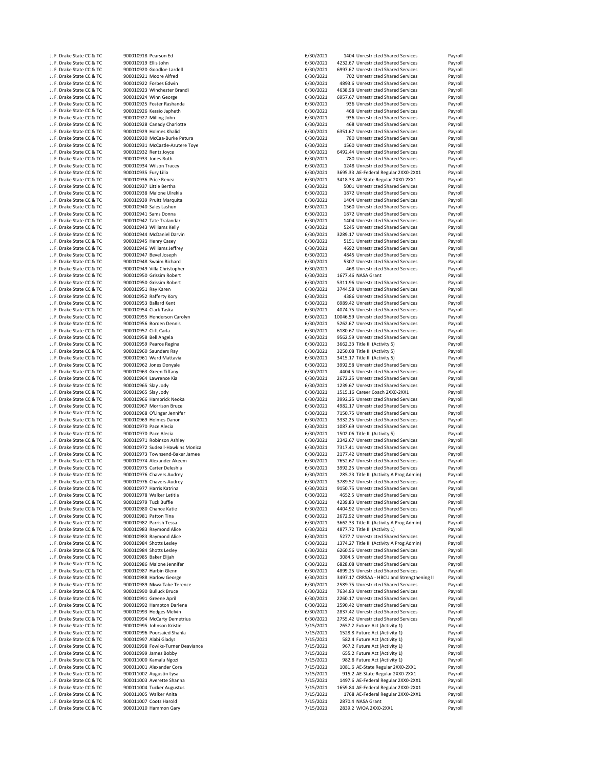| | | | | | | |
|---|---|---|---|---|---|---|
| J. F. Drake State CC & TC | 900010918 | Pearson Ed | 6/30/2021 | 1404 | Unrestricted Shared Services | Payroll |
| J. F. Drake State CC & TC | 900010919 | Ellis John | 6/30/2021 | 4232.67 | Unrestricted Shared Services | Payroll |
| J. F. Drake State CC & TC | 900010920 | Goodloe Lardell | 6/30/2021 | 6997.67 | Unrestricted Shared Services | Payroll |
| J. F. Drake State CC & TC | 900010921 | Moore Alfred | 6/30/2021 | 702 | Unrestricted Shared Services | Payroll |
| J. F. Drake State CC & TC | 900010922 | Forbes Edwin | 6/30/2021 | 4893.6 | Unrestricted Shared Services | Payroll |
| J. F. Drake State CC & TC | 900010923 | Winchester Brandi | 6/30/2021 | 4638.98 | Unrestricted Shared Services | Payroll |
| J. F. Drake State CC & TC | 900010924 | Winn George | 6/30/2021 | 6957.67 | Unrestricted Shared Services | Payroll |
| J. F. Drake State CC & TC | 900010925 | Foster Rashanda | 6/30/2021 | 936 | Unrestricted Shared Services | Payroll |
| J. F. Drake State CC & TC | 900010926 | Kessio Japheth | 6/30/2021 | 468 | Unrestricted Shared Services | Payroll |
| J. F. Drake State CC & TC | 900010927 | Milling John | 6/30/2021 | 936 | Unrestricted Shared Services | Payroll |
| J. F. Drake State CC & TC | 900010928 | Canady Charlotte | 6/30/2021 | 468 | Unrestricted Shared Services | Payroll |
| J. F. Drake State CC & TC | 900010929 | Holmes Khalid | 6/30/2021 | 6351.67 | Unrestricted Shared Services | Payroll |
| J. F. Drake State CC & TC | 900010930 | McCaa-Burke Petura | 6/30/2021 | 780 | Unrestricted Shared Services | Payroll |
| J. F. Drake State CC & TC | 900010931 | McCastle-Arutere Toye | 6/30/2021 | 1560 | Unrestricted Shared Services | Payroll |
| J. F. Drake State CC & TC | 900010932 | Rentz Joyce | 6/30/2021 | 6492.44 | Unrestricted Shared Services | Payroll |
| J. F. Drake State CC & TC | 900010933 | Jones Ruth | 6/30/2021 | 780 | Unrestricted Shared Services | Payroll |
| J. F. Drake State CC & TC | 900010934 | Wilson Tracey | 6/30/2021 | 1248 | Unrestricted Shared Services | Payroll |
| J. F. Drake State CC & TC | 900010935 | Fury Lilia | 6/30/2021 | 3695.33 | AE-Federal Regular 2XX0-2XX1 | Payroll |
| J. F. Drake State CC & TC | 900010936 | Price Renea | 6/30/2021 | 3418.33 | AE-State Regular 2XX0-2XX1 | Payroll |
| J. F. Drake State CC & TC | 900010937 | Little Bertha | 6/30/2021 | 5001 | Unrestricted Shared Services | Payroll |
| J. F. Drake State CC & TC | 900010938 | Malone Ulrekia | 6/30/2021 | 1872 | Unrestricted Shared Services | Payroll |
| J. F. Drake State CC & TC | 900010939 | Pruitt Marquita | 6/30/2021 | 1404 | Unrestricted Shared Services | Payroll |
| J. F. Drake State CC & TC | 900010940 | Sales Lashun | 6/30/2021 | 1560 | Unrestricted Shared Services | Payroll |
| J. F. Drake State CC & TC | 900010941 | Sams Donna | 6/30/2021 | 1872 | Unrestricted Shared Services | Payroll |
| J. F. Drake State CC & TC | 900010942 | Tate Tralandar | 6/30/2021 | 1404 | Unrestricted Shared Services | Payroll |
| J. F. Drake State CC & TC | 900010943 | Williams Kelly | 6/30/2021 | 5245 | Unrestricted Shared Services | Payroll |
| J. F. Drake State CC & TC | 900010944 | McDaniel Darvin | 6/30/2021 | 3289.17 | Unrestricted Shared Services | Payroll |
| J. F. Drake State CC & TC | 900010945 | Henry Casey | 6/30/2021 | 5151 | Unrestricted Shared Services | Payroll |
| J. F. Drake State CC & TC | 900010946 | Williams Jeffrey | 6/30/2021 | 4692 | Unrestricted Shared Services | Payroll |
| J. F. Drake State CC & TC | 900010947 | Bevel Joseph | 6/30/2021 | 4845 | Unrestricted Shared Services | Payroll |
| J. F. Drake State CC & TC | 900010948 | Swaim Richard | 6/30/2021 | 5307 | Unrestricted Shared Services | Payroll |
| J. F. Drake State CC & TC | 900010949 | Villa Christopher | 6/30/2021 | 468 | Unrestricted Shared Services | Payroll |
| J. F. Drake State CC & TC | 900010950 | Grissim Robert | 6/30/2021 | 1677.46 | NASA Grant | Payroll |
| J. F. Drake State CC & TC | 900010950 | Grissim Robert | 6/30/2021 | 5311.96 | Unrestricted Shared Services | Payroll |
| J. F. Drake State CC & TC | 900010951 | Ray Karen | 6/30/2021 | 3744.58 | Unrestricted Shared Services | Payroll |
| J. F. Drake State CC & TC | 900010952 | Rafferty Kory | 6/30/2021 | 4386 | Unrestricted Shared Services | Payroll |
| J. F. Drake State CC & TC | 900010953 | Ballard Kent | 6/30/2021 | 6989.42 | Unrestricted Shared Services | Payroll |
| J. F. Drake State CC & TC | 900010954 | Clark Taska | 6/30/2021 | 4074.75 | Unrestricted Shared Services | Payroll |
| J. F. Drake State CC & TC | 900010955 | Henderson Carolyn | 6/30/2021 | 10046.59 | Unrestricted Shared Services | Payroll |
| J. F. Drake State CC & TC | 900010956 | Borden Dennis | 6/30/2021 | 5262.67 | Unrestricted Shared Services | Payroll |
| J. F. Drake State CC & TC | 900010957 | Clift Carla | 6/30/2021 | 6180.67 | Unrestricted Shared Services | Payroll |
| J. F. Drake State CC & TC | 900010958 | Bell Angela | 6/30/2021 | 9562.59 | Unrestricted Shared Services | Payroll |
| J. F. Drake State CC & TC | 900010959 | Pearce Regina | 6/30/2021 | 3662.33 | Title III (Activity 5) | Payroll |
| J. F. Drake State CC & TC | 900010960 | Saunders Ray | 6/30/2021 | 3250.08 | Title III (Activity 5) | Payroll |
| J. F. Drake State CC & TC | 900010961 | Ward Mattavia | 6/30/2021 | 3415.17 | Title III (Activity 5) | Payroll |
| J. F. Drake State CC & TC | 900010962 | Jones Donyale | 6/30/2021 | 3992.58 | Unrestricted Shared Services | Payroll |
| J. F. Drake State CC & TC | 900010963 | Green Tiffany | 6/30/2021 | 4404.5 | Unrestricted Shared Services | Payroll |
| J. F. Drake State CC & TC | 900010964 | Lawrence Kia | 6/30/2021 | 2672.25 | Unrestricted Shared Services | Payroll |
| J. F. Drake State CC & TC | 900010965 | Slay Jody | 6/30/2021 | 1239.67 | Unrestricted Shared Services | Payroll |
| J. F. Drake State CC & TC | 900010965 | Slay Jody | 6/30/2021 | 1515.16 | Career Coach 2XX0-2XX1 | Payroll |
| J. F. Drake State CC & TC | 900010966 | Hambrick Neoka | 6/30/2021 | 3992.25 | Unrestricted Shared Services | Payroll |
| J. F. Drake State CC & TC | 900010967 | Morrison Bruce | 6/30/2021 | 4982.17 | Unrestricted Shared Services | Payroll |
| J. F. Drake State CC & TC | 900010968 | O'Linger Jennifer | 6/30/2021 | 7150.75 | Unrestricted Shared Services | Payroll |
| J. F. Drake State CC & TC | 900010969 | Holmes Danon | 6/30/2021 | 3332.25 | Unrestricted Shared Services | Payroll |
| J. F. Drake State CC & TC | 900010970 | Pace Alecia | 6/30/2021 | 1087.69 | Unrestricted Shared Services | Payroll |
| J. F. Drake State CC & TC | 900010970 | Pace Alecia | 6/30/2021 | 1502.06 | Title III (Activity 5) | Payroll |
| J. F. Drake State CC & TC | 900010971 | Robinson Ashley | 6/30/2021 | 2342.67 | Unrestricted Shared Services | Payroll |
| J. F. Drake State CC & TC | 900010972 | Sudeall-Hawkins Monica | 6/30/2021 | 7317.41 | Unrestricted Shared Services | Payroll |
| J. F. Drake State CC & TC | 900010973 | Townsend-Baker Jamee | 6/30/2021 | 2177.42 | Unrestricted Shared Services | Payroll |
| J. F. Drake State CC & TC | 900010974 | Alexander Akeem | 6/30/2021 | 7652.67 | Unrestricted Shared Services | Payroll |
| J. F. Drake State CC & TC | 900010975 | Carter Deleshia | 6/30/2021 | 3992.25 | Unrestricted Shared Services | Payroll |
| J. F. Drake State CC & TC | 900010976 | Chavers Audrey | 6/30/2021 | 285.23 | Title III (Activity A Prog Admin) | Payroll |
| J. F. Drake State CC & TC | 900010976 | Chavers Audrey | 6/30/2021 | 3789.52 | Unrestricted Shared Services | Payroll |
| J. F. Drake State CC & TC | 900010977 | Harris Katrina | 6/30/2021 | 9150.75 | Unrestricted Shared Services | Payroll |
| J. F. Drake State CC & TC | 900010978 | Walker Letitia | 6/30/2021 | 4652.5 | Unrestricted Shared Services | Payroll |
| J. F. Drake State CC & TC | 900010979 | Tuck Buffie | 6/30/2021 | 4239.83 | Unrestricted Shared Services | Payroll |
| J. F. Drake State CC & TC | 900010980 | Chance Katie | 6/30/2021 | 4404.92 | Unrestricted Shared Services | Payroll |
| J. F. Drake State CC & TC | 900010981 | Patton Tina | 6/30/2021 | 2672.92 | Unrestricted Shared Services | Payroll |
| J. F. Drake State CC & TC | 900010982 | Parrish Tessa | 6/30/2021 | 3662.33 | Title III (Activity A Prog Admin) | Payroll |
| J. F. Drake State CC & TC | 900010983 | Raymond Alice | 6/30/2021 | 4877.72 | Title III (Activity 1) | Payroll |
| J. F. Drake State CC & TC | 900010983 | Raymond Alice | 6/30/2021 | 5277.7 | Unrestricted Shared Services | Payroll |
| J. F. Drake State CC & TC | 900010984 | Shotts Lesley | 6/30/2021 | 1374.27 | Title III (Activity A Prog Admin) | Payroll |
| J. F. Drake State CC & TC | 900010984 | Shotts Lesley | 6/30/2021 | 6260.56 | Unrestricted Shared Services | Payroll |
| J. F. Drake State CC & TC | 900010985 | Baker Elijah | 6/30/2021 | 3084.5 | Unrestricted Shared Services | Payroll |
| J. F. Drake State CC & TC | 900010986 | Malone Jennifer | 6/30/2021 | 6828.08 | Unrestricted Shared Services | Payroll |
| J. F. Drake State CC & TC | 900010987 | Harbin Glenn | 6/30/2021 | 4899.25 | Unrestricted Shared Services | Payroll |
| J. F. Drake State CC & TC | 900010988 | Harlow George | 6/30/2021 | 3497.17 | CRRSAA - HBCU and Strengthening II | Payroll |
| J. F. Drake State CC & TC | 900010989 | Nkwa Tabe Terence | 6/30/2021 | 2589.75 | Unrestricted Shared Services | Payroll |
| J. F. Drake State CC & TC | 900010990 | Bulluck Bruce | 6/30/2021 | 7634.83 | Unrestricted Shared Services | Payroll |
| J. F. Drake State CC & TC | 900010991 | Greene April | 6/30/2021 | 2260.17 | Unrestricted Shared Services | Payroll |
| J. F. Drake State CC & TC | 900010992 | Hampton Darlene | 6/30/2021 | 2590.42 | Unrestricted Shared Services | Payroll |
| J. F. Drake State CC & TC | 900010993 | Hodges Melvin | 6/30/2021 | 2837.42 | Unrestricted Shared Services | Payroll |
| J. F. Drake State CC & TC | 900010994 | McCarty Demetrius | 6/30/2021 | 2755.42 | Unrestricted Shared Services | Payroll |
| J. F. Drake State CC & TC | 900010995 | Johnson Kristie | 7/15/2021 | 2657.2 | Future Act (Activity 1) | Payroll |
| J. F. Drake State CC & TC | 900010996 | Poursaied Shahla | 7/15/2021 | 1528.8 | Future Act (Activity 1) | Payroll |
| J. F. Drake State CC & TC | 900010997 | Alabi Gladys | 7/15/2021 | 582.4 | Future Act (Activity 1) | Payroll |
| J. F. Drake State CC & TC | 900010998 | Fowlks-Turner Deaviance | 7/15/2021 | 967.2 | Future Act (Activity 1) | Payroll |
| J. F. Drake State CC & TC | 900010999 | James Bobby | 7/15/2021 | 655.2 | Future Act (Activity 1) | Payroll |
| J. F. Drake State CC & TC | 900011000 | Kamalu Ngozi | 7/15/2021 | 982.8 | Future Act (Activity 1) | Payroll |
| J. F. Drake State CC & TC | 900011001 | Alexander Cora | 7/15/2021 | 1081.6 | AE-State Regular 2XX0-2XX1 | Payroll |
| J. F. Drake State CC & TC | 900011002 | Augustin Lysa | 7/15/2021 | 915.2 | AE-State Regular 2XX0-2XX1 | Payroll |
| J. F. Drake State CC & TC | 900011003 | Averette Shanna | 7/15/2021 | 1497.6 | AE-Federal Regular 2XX0-2XX1 | Payroll |
| J. F. Drake State CC & TC | 900011004 | Tucker Augustus | 7/15/2021 | 1659.84 | AE-Federal Regular 2XX0-2XX1 | Payroll |
| J. F. Drake State CC & TC | 900011005 | Walker Anita | 7/15/2021 | 1768 | AE-Federal Regular 2XX0-2XX1 | Payroll |
| J. F. Drake State CC & TC | 900011007 | Coots Harold | 7/15/2021 | 2870.4 | NASA Grant | Payroll |
| J. F. Drake State CC & TC | 900011010 | Hammon Gary | 7/15/2021 | 2839.2 | WIOA 2XX0-2XX1 | Payroll |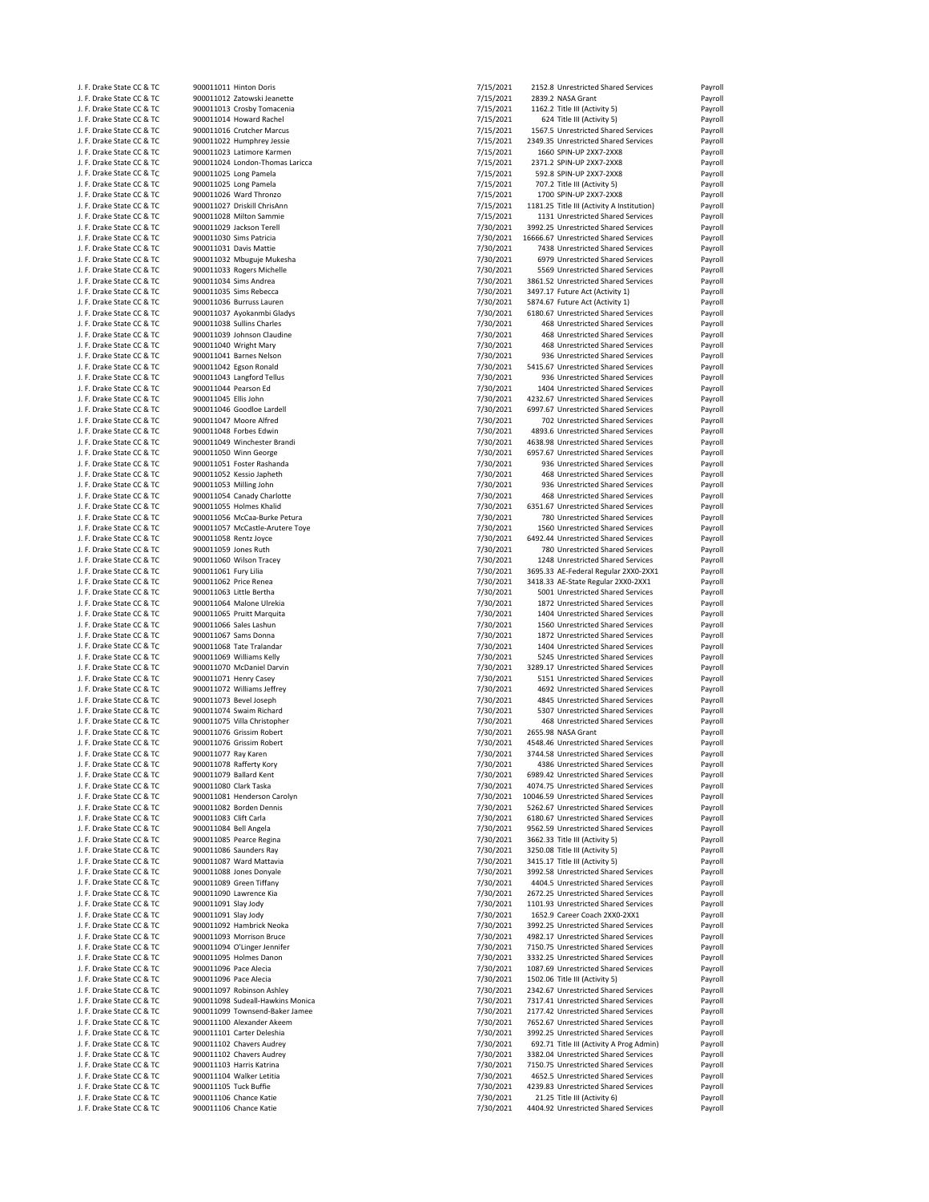| | | | | | | |
|---|---|---|---|---|---|---|
| J. F. Drake State CC & TC | 900011011 | Hinton Doris | 7/15/2021 | 2152.8 | Unrestricted Shared Services | Payroll |
| J. F. Drake State CC & TC | 900011012 | Zatowski Jeanette | 7/15/2021 | 2839.2 | NASA Grant | Payroll |
| J. F. Drake State CC & TC | 900011013 | Crosby Tomacenia | 7/15/2021 | 1162.2 | Title III (Activity 5) | Payroll |
| J. F. Drake State CC & TC | 900011014 | Howard Rachel | 7/15/2021 | 624 | Title III (Activity 5) | Payroll |
| J. F. Drake State CC & TC | 900011016 | Crutcher Marcus | 7/15/2021 | 1567.5 | Unrestricted Shared Services | Payroll |
| J. F. Drake State CC & TC | 900011022 | Humphrey Jessie | 7/15/2021 | 2349.35 | Unrestricted Shared Services | Payroll |
| J. F. Drake State CC & TC | 900011023 | Latimore Karmen | 7/15/2021 | 1660 | SPIN-UP 2XX7-2XX8 | Payroll |
| J. F. Drake State CC & TC | 900011024 | London-Thomas Laricca | 7/15/2021 | 2371.2 | SPIN-UP 2XX7-2XX8 | Payroll |
| J. F. Drake State CC & TC | 900011025 | Long Pamela | 7/15/2021 | 592.8 | SPIN-UP 2XX7-2XX8 | Payroll |
| J. F. Drake State CC & TC | 900011025 | Long Pamela | 7/15/2021 | 707.2 | Title III (Activity 5) | Payroll |
| J. F. Drake State CC & TC | 900011026 | Ward Thronzo | 7/15/2021 | 1700 | SPIN-UP 2XX7-2XX8 | Payroll |
| J. F. Drake State CC & TC | 900011027 | Driskill ChrisAnn | 7/15/2021 | 1181.25 | Title III (Activity A Institution) | Payroll |
| J. F. Drake State CC & TC | 900011028 | Milton Sammie | 7/15/2021 | 1131 | Unrestricted Shared Services | Payroll |
| J. F. Drake State CC & TC | 900011029 | Jackson Terell | 7/30/2021 | 3992.25 | Unrestricted Shared Services | Payroll |
| J. F. Drake State CC & TC | 900011030 | Sims Patricia | 7/30/2021 | 16666.67 | Unrestricted Shared Services | Payroll |
| J. F. Drake State CC & TC | 900011031 | Davis Mattie | 7/30/2021 | 7438 | Unrestricted Shared Services | Payroll |
| J. F. Drake State CC & TC | 900011032 | Mbuguje Mukesha | 7/30/2021 | 6979 | Unrestricted Shared Services | Payroll |
| J. F. Drake State CC & TC | 900011033 | Rogers Michelle | 7/30/2021 | 5569 | Unrestricted Shared Services | Payroll |
| J. F. Drake State CC & TC | 900011034 | Sims Andrea | 7/30/2021 | 3861.52 | Unrestricted Shared Services | Payroll |
| J. F. Drake State CC & TC | 900011035 | Sims Rebecca | 7/30/2021 | 3497.17 | Future Act (Activity 1) | Payroll |
| J. F. Drake State CC & TC | 900011036 | Burruss Lauren | 7/30/2021 | 5874.67 | Future Act (Activity 1) | Payroll |
| J. F. Drake State CC & TC | 900011037 | Ayokanmbi Gladys | 7/30/2021 | 6180.67 | Unrestricted Shared Services | Payroll |
| J. F. Drake State CC & TC | 900011038 | Sullins Charles | 7/30/2021 | 468 | Unrestricted Shared Services | Payroll |
| J. F. Drake State CC & TC | 900011039 | Johnson Claudine | 7/30/2021 | 468 | Unrestricted Shared Services | Payroll |
| J. F. Drake State CC & TC | 900011040 | Wright Mary | 7/30/2021 | 468 | Unrestricted Shared Services | Payroll |
| J. F. Drake State CC & TC | 900011041 | Barnes Nelson | 7/30/2021 | 936 | Unrestricted Shared Services | Payroll |
| J. F. Drake State CC & TC | 900011042 | Egson Ronald | 7/30/2021 | 5415.67 | Unrestricted Shared Services | Payroll |
| J. F. Drake State CC & TC | 900011043 | Langford Tellus | 7/30/2021 | 936 | Unrestricted Shared Services | Payroll |
| J. F. Drake State CC & TC | 900011044 | Pearson Ed | 7/30/2021 | 1404 | Unrestricted Shared Services | Payroll |
| J. F. Drake State CC & TC | 900011045 | Ellis John | 7/30/2021 | 4232.67 | Unrestricted Shared Services | Payroll |
| J. F. Drake State CC & TC | 900011046 | Goodloe Lardell | 7/30/2021 | 6997.67 | Unrestricted Shared Services | Payroll |
| J. F. Drake State CC & TC | 900011047 | Moore Alfred | 7/30/2021 | 702 | Unrestricted Shared Services | Payroll |
| J. F. Drake State CC & TC | 900011048 | Forbes Edwin | 7/30/2021 | 4893.6 | Unrestricted Shared Services | Payroll |
| J. F. Drake State CC & TC | 900011049 | Winchester Brandi | 7/30/2021 | 4638.98 | Unrestricted Shared Services | Payroll |
| J. F. Drake State CC & TC | 900011050 | Winn George | 7/30/2021 | 6957.67 | Unrestricted Shared Services | Payroll |
| J. F. Drake State CC & TC | 900011051 | Foster Rashanda | 7/30/2021 | 936 | Unrestricted Shared Services | Payroll |
| J. F. Drake State CC & TC | 900011052 | Kessio Japheth | 7/30/2021 | 468 | Unrestricted Shared Services | Payroll |
| J. F. Drake State CC & TC | 900011053 | Milling John | 7/30/2021 | 936 | Unrestricted Shared Services | Payroll |
| J. F. Drake State CC & TC | 900011054 | Canady Charlotte | 7/30/2021 | 468 | Unrestricted Shared Services | Payroll |
| J. F. Drake State CC & TC | 900011055 | Holmes Khalid | 7/30/2021 | 6351.67 | Unrestricted Shared Services | Payroll |
| J. F. Drake State CC & TC | 900011056 | McCaa-Burke Petura | 7/30/2021 | 780 | Unrestricted Shared Services | Payroll |
| J. F. Drake State CC & TC | 900011057 | McCastle-Arutere Toye | 7/30/2021 | 1560 | Unrestricted Shared Services | Payroll |
| J. F. Drake State CC & TC | 900011058 | Rentz Joyce | 7/30/2021 | 6492.44 | Unrestricted Shared Services | Payroll |
| J. F. Drake State CC & TC | 900011059 | Jones Ruth | 7/30/2021 | 780 | Unrestricted Shared Services | Payroll |
| J. F. Drake State CC & TC | 900011060 | Wilson Tracey | 7/30/2021 | 1248 | Unrestricted Shared Services | Payroll |
| J. F. Drake State CC & TC | 900011061 | Fury Lilia | 7/30/2021 | 3695.33 | AE-Federal Regular 2XX0-2XX1 | Payroll |
| J. F. Drake State CC & TC | 900011062 | Price Renea | 7/30/2021 | 3418.33 | AE-State Regular 2XX0-2XX1 | Payroll |
| J. F. Drake State CC & TC | 900011063 | Little Bertha | 7/30/2021 | 5001 | Unrestricted Shared Services | Payroll |
| J. F. Drake State CC & TC | 900011064 | Malone Ulrekia | 7/30/2021 | 1872 | Unrestricted Shared Services | Payroll |
| J. F. Drake State CC & TC | 900011065 | Pruitt Marquita | 7/30/2021 | 1404 | Unrestricted Shared Services | Payroll |
| J. F. Drake State CC & TC | 900011066 | Sales Lashun | 7/30/2021 | 1560 | Unrestricted Shared Services | Payroll |
| J. F. Drake State CC & TC | 900011067 | Sams Donna | 7/30/2021 | 1872 | Unrestricted Shared Services | Payroll |
| J. F. Drake State CC & TC | 900011068 | Tate Tralandar | 7/30/2021 | 1404 | Unrestricted Shared Services | Payroll |
| J. F. Drake State CC & TC | 900011069 | Williams Kelly | 7/30/2021 | 5245 | Unrestricted Shared Services | Payroll |
| J. F. Drake State CC & TC | 900011070 | McDaniel Darvin | 7/30/2021 | 3289.17 | Unrestricted Shared Services | Payroll |
| J. F. Drake State CC & TC | 900011071 | Henry Casey | 7/30/2021 | 5151 | Unrestricted Shared Services | Payroll |
| J. F. Drake State CC & TC | 900011072 | Williams Jeffrey | 7/30/2021 | 4692 | Unrestricted Shared Services | Payroll |
| J. F. Drake State CC & TC | 900011073 | Bevel Joseph | 7/30/2021 | 4845 | Unrestricted Shared Services | Payroll |
| J. F. Drake State CC & TC | 900011074 | Swaim Richard | 7/30/2021 | 5307 | Unrestricted Shared Services | Payroll |
| J. F. Drake State CC & TC | 900011075 | Villa Christopher | 7/30/2021 | 468 | Unrestricted Shared Services | Payroll |
| J. F. Drake State CC & TC | 900011076 | Grissim Robert | 7/30/2021 | 2655.98 | NASA Grant | Payroll |
| J. F. Drake State CC & TC | 900011076 | Grissim Robert | 7/30/2021 | 4548.46 | Unrestricted Shared Services | Payroll |
| J. F. Drake State CC & TC | 900011077 | Ray Karen | 7/30/2021 | 3744.58 | Unrestricted Shared Services | Payroll |
| J. F. Drake State CC & TC | 900011078 | Rafferty Kory | 7/30/2021 | 4386 | Unrestricted Shared Services | Payroll |
| J. F. Drake State CC & TC | 900011079 | Ballard Kent | 7/30/2021 | 6989.42 | Unrestricted Shared Services | Payroll |
| J. F. Drake State CC & TC | 900011080 | Clark Taska | 7/30/2021 | 4074.75 | Unrestricted Shared Services | Payroll |
| J. F. Drake State CC & TC | 900011081 | Henderson Carolyn | 7/30/2021 | 10046.59 | Unrestricted Shared Services | Payroll |
| J. F. Drake State CC & TC | 900011082 | Borden Dennis | 7/30/2021 | 5262.67 | Unrestricted Shared Services | Payroll |
| J. F. Drake State CC & TC | 900011083 | Clift Carla | 7/30/2021 | 6180.67 | Unrestricted Shared Services | Payroll |
| J. F. Drake State CC & TC | 900011084 | Bell Angela | 7/30/2021 | 9562.59 | Unrestricted Shared Services | Payroll |
| J. F. Drake State CC & TC | 900011085 | Pearce Regina | 7/30/2021 | 3662.33 | Title III (Activity 5) | Payroll |
| J. F. Drake State CC & TC | 900011086 | Saunders Ray | 7/30/2021 | 3250.08 | Title III (Activity 5) | Payroll |
| J. F. Drake State CC & TC | 900011087 | Ward Mattavia | 7/30/2021 | 3415.17 | Title III (Activity 5) | Payroll |
| J. F. Drake State CC & TC | 900011088 | Jones Donyale | 7/30/2021 | 3992.58 | Unrestricted Shared Services | Payroll |
| J. F. Drake State CC & TC | 900011089 | Green Tiffany | 7/30/2021 | 4404.5 | Unrestricted Shared Services | Payroll |
| J. F. Drake State CC & TC | 900011090 | Lawrence Kia | 7/30/2021 | 2672.25 | Unrestricted Shared Services | Payroll |
| J. F. Drake State CC & TC | 900011091 | Slay Jody | 7/30/2021 | 1101.93 | Unrestricted Shared Services | Payroll |
| J. F. Drake State CC & TC | 900011091 | Slay Jody | 7/30/2021 | 1652.9 | Career Coach 2XX0-2XX1 | Payroll |
| J. F. Drake State CC & TC | 900011092 | Hambrick Neoka | 7/30/2021 | 3992.25 | Unrestricted Shared Services | Payroll |
| J. F. Drake State CC & TC | 900011093 | Morrison Bruce | 7/30/2021 | 4982.17 | Unrestricted Shared Services | Payroll |
| J. F. Drake State CC & TC | 900011094 | O'Linger Jennifer | 7/30/2021 | 7150.75 | Unrestricted Shared Services | Payroll |
| J. F. Drake State CC & TC | 900011095 | Holmes Danon | 7/30/2021 | 3332.25 | Unrestricted Shared Services | Payroll |
| J. F. Drake State CC & TC | 900011096 | Pace Alecia | 7/30/2021 | 1087.69 | Unrestricted Shared Services | Payroll |
| J. F. Drake State CC & TC | 900011096 | Pace Alecia | 7/30/2021 | 1502.06 | Title III (Activity 5) | Payroll |
| J. F. Drake State CC & TC | 900011097 | Robinson Ashley | 7/30/2021 | 2342.67 | Unrestricted Shared Services | Payroll |
| J. F. Drake State CC & TC | 900011098 | Sudeall-Hawkins Monica | 7/30/2021 | 7317.41 | Unrestricted Shared Services | Payroll |
| J. F. Drake State CC & TC | 900011099 | Townsend-Baker Jamee | 7/30/2021 | 2177.42 | Unrestricted Shared Services | Payroll |
| J. F. Drake State CC & TC | 900011100 | Alexander Akeem | 7/30/2021 | 7652.67 | Unrestricted Shared Services | Payroll |
| J. F. Drake State CC & TC | 900011101 | Carter Deleshia | 7/30/2021 | 3992.25 | Unrestricted Shared Services | Payroll |
| J. F. Drake State CC & TC | 900011102 | Chavers Audrey | 7/30/2021 | 692.71 | Title III (Activity A Prog Admin) | Payroll |
| J. F. Drake State CC & TC | 900011102 | Chavers Audrey | 7/30/2021 | 3382.04 | Unrestricted Shared Services | Payroll |
| J. F. Drake State CC & TC | 900011103 | Harris Katrina | 7/30/2021 | 7150.75 | Unrestricted Shared Services | Payroll |
| J. F. Drake State CC & TC | 900011104 | Walker Letitia | 7/30/2021 | 4652.5 | Unrestricted Shared Services | Payroll |
| J. F. Drake State CC & TC | 900011105 | Tuck Buffie | 7/30/2021 | 4239.83 | Unrestricted Shared Services | Payroll |
| J. F. Drake State CC & TC | 900011106 | Chance Katie | 7/30/2021 | 21.25 | Title III (Activity 6) | Payroll |
| J. F. Drake State CC & TC | 900011106 | Chance Katie | 7/30/2021 | 4404.92 | Unrestricted Shared Services | Payroll |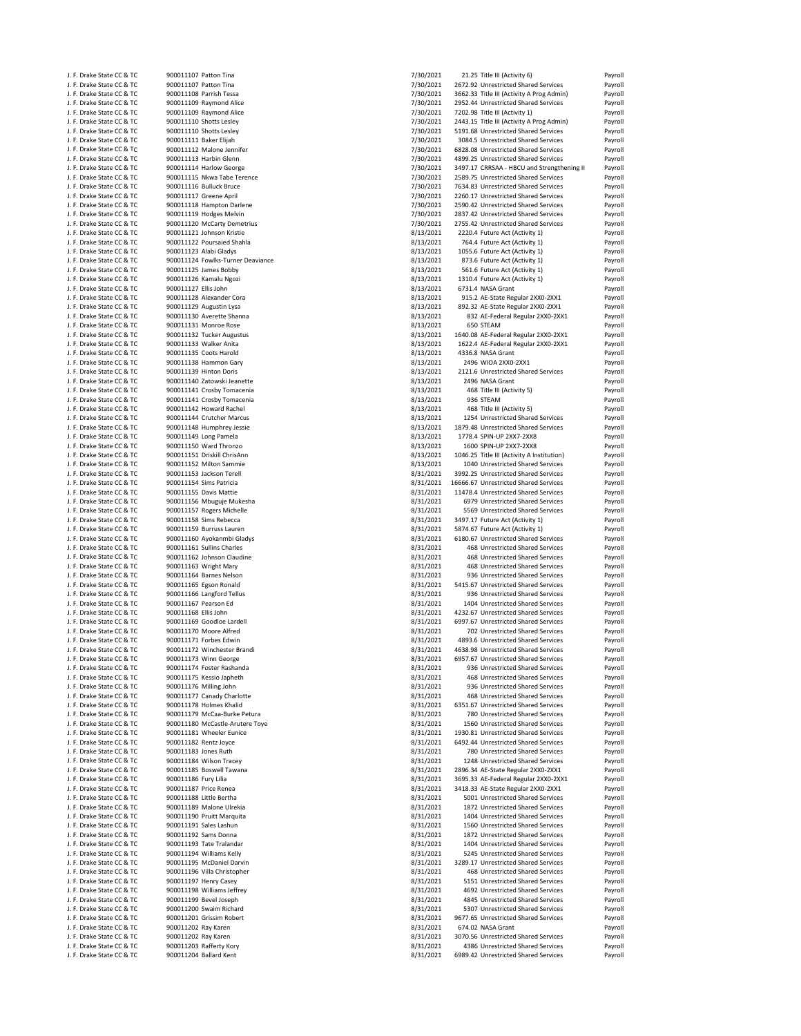| | | | | | | |
|---|---|---|---|---|---|---|
| J. F. Drake State CC & TC | 900011107 | Patton Tina | 7/30/2021 | 21.25 | Title III (Activity 6) | Payroll |
| J. F. Drake State CC & TC | 900011107 | Patton Tina | 7/30/2021 | 2672.92 | Unrestricted Shared Services | Payroll |
| J. F. Drake State CC & TC | 900011108 | Parrish Tessa | 7/30/2021 | 3662.33 | Title III (Activity A Prog Admin) | Payroll |
| J. F. Drake State CC & TC | 900011109 | Raymond Alice | 7/30/2021 | 2952.44 | Unrestricted Shared Services | Payroll |
| J. F. Drake State CC & TC | 900011109 | Raymond Alice | 7/30/2021 | 7202.98 | Title III (Activity 1) | Payroll |
| J. F. Drake State CC & TC | 900011110 | Shotts Lesley | 7/30/2021 | 2443.15 | Title III (Activity A Prog Admin) | Payroll |
| J. F. Drake State CC & TC | 900011110 | Shotts Lesley | 7/30/2021 | 5191.68 | Unrestricted Shared Services | Payroll |
| J. F. Drake State CC & TC | 900011111 | Baker Elijah | 7/30/2021 | 3084.5 | Unrestricted Shared Services | Payroll |
| J. F. Drake State CC & TC | 900011112 | Malone Jennifer | 7/30/2021 | 6828.08 | Unrestricted Shared Services | Payroll |
| J. F. Drake State CC & TC | 900011113 | Harbin Glenn | 7/30/2021 | 4899.25 | Unrestricted Shared Services | Payroll |
| J. F. Drake State CC & TC | 900011114 | Harlow George | 7/30/2021 | 3497.17 | CRRSAA - HBCU and Strengthening II | Payroll |
| J. F. Drake State CC & TC | 900011115 | Nkwa Tabe Terence | 7/30/2021 | 2589.75 | Unrestricted Shared Services | Payroll |
| J. F. Drake State CC & TC | 900011116 | Bulluck Bruce | 7/30/2021 | 7634.83 | Unrestricted Shared Services | Payroll |
| J. F. Drake State CC & TC | 900011117 | Greene April | 7/30/2021 | 2260.17 | Unrestricted Shared Services | Payroll |
| J. F. Drake State CC & TC | 900011118 | Hampton Darlene | 7/30/2021 | 2590.42 | Unrestricted Shared Services | Payroll |
| J. F. Drake State CC & TC | 900011119 | Hodges Melvin | 7/30/2021 | 2837.42 | Unrestricted Shared Services | Payroll |
| J. F. Drake State CC & TC | 900011120 | McCarty Demetrius | 7/30/2021 | 2755.42 | Unrestricted Shared Services | Payroll |
| J. F. Drake State CC & TC | 900011121 | Johnson Kristie | 8/13/2021 | 2220.4 | Future Act (Activity 1) | Payroll |
| J. F. Drake State CC & TC | 900011122 | Poursaied Shahla | 8/13/2021 | 764.4 | Future Act (Activity 1) | Payroll |
| J. F. Drake State CC & TC | 900011123 | Alabi Gladys | 8/13/2021 | 1055.6 | Future Act (Activity 1) | Payroll |
| J. F. Drake State CC & TC | 900011124 | Fowlks-Turner Deaviance | 8/13/2021 | 873.6 | Future Act (Activity 1) | Payroll |
| J. F. Drake State CC & TC | 900011125 | James Bobby | 8/13/2021 | 561.6 | Future Act (Activity 1) | Payroll |
| J. F. Drake State CC & TC | 900011126 | Kamalu Ngozi | 8/13/2021 | 1310.4 | Future Act (Activity 1) | Payroll |
| J. F. Drake State CC & TC | 900011127 | Ellis John | 8/13/2021 | 6731.4 | NASA Grant | Payroll |
| J. F. Drake State CC & TC | 900011128 | Alexander Cora | 8/13/2021 | 915.2 | AE-State Regular 2XX0-2XX1 | Payroll |
| J. F. Drake State CC & TC | 900011129 | Augustin Lysa | 8/13/2021 | 892.32 | AE-State Regular 2XX0-2XX1 | Payroll |
| J. F. Drake State CC & TC | 900011130 | Averette Shanna | 8/13/2021 | 832 | AE-Federal Regular 2XX0-2XX1 | Payroll |
| J. F. Drake State CC & TC | 900011131 | Monroe Rose | 8/13/2021 | 650 | STEAM | Payroll |
| J. F. Drake State CC & TC | 900011132 | Tucker Augustus | 8/13/2021 | 1640.08 | AE-Federal Regular 2XX0-2XX1 | Payroll |
| J. F. Drake State CC & TC | 900011133 | Walker Anita | 8/13/2021 | 1622.4 | AE-Federal Regular 2XX0-2XX1 | Payroll |
| J. F. Drake State CC & TC | 900011135 | Coots Harold | 8/13/2021 | 4336.8 | NASA Grant | Payroll |
| J. F. Drake State CC & TC | 900011138 | Hammon Gary | 8/13/2021 | 2496 | WIOA 2XX0-2XX1 | Payroll |
| J. F. Drake State CC & TC | 900011139 | Hinton Doris | 8/13/2021 | 2121.6 | Unrestricted Shared Services | Payroll |
| J. F. Drake State CC & TC | 900011140 | Zatowski Jeanette | 8/13/2021 | 2496 | NASA Grant | Payroll |
| J. F. Drake State CC & TC | 900011141 | Crosby Tomacenia | 8/13/2021 | 468 | Title III (Activity 5) | Payroll |
| J. F. Drake State CC & TC | 900011141 | Crosby Tomacenia | 8/13/2021 | 936 | STEAM | Payroll |
| J. F. Drake State CC & TC | 900011142 | Howard Rachel | 8/13/2021 | 468 | Title III (Activity 5) | Payroll |
| J. F. Drake State CC & TC | 900011144 | Crutcher Marcus | 8/13/2021 | 1254 | Unrestricted Shared Services | Payroll |
| J. F. Drake State CC & TC | 900011148 | Humphrey Jessie | 8/13/2021 | 1879.48 | Unrestricted Shared Services | Payroll |
| J. F. Drake State CC & TC | 900011149 | Long Pamela | 8/13/2021 | 1778.4 | SPIN-UP 2XX7-2XX8 | Payroll |
| J. F. Drake State CC & TC | 900011150 | Ward Thronzo | 8/13/2021 | 1600 | SPIN-UP 2XX7-2XX8 | Payroll |
| J. F. Drake State CC & TC | 900011151 | Driskill ChrisAnn | 8/13/2021 | 1046.25 | Title III (Activity A Institution) | Payroll |
| J. F. Drake State CC & TC | 900011152 | Milton Sammie | 8/13/2021 | 1040 | Unrestricted Shared Services | Payroll |
| J. F. Drake State CC & TC | 900011153 | Jackson Terell | 8/31/2021 | 3992.25 | Unrestricted Shared Services | Payroll |
| J. F. Drake State CC & TC | 900011154 | Sims Patricia | 8/31/2021 | 16666.67 | Unrestricted Shared Services | Payroll |
| J. F. Drake State CC & TC | 900011155 | Davis Mattie | 8/31/2021 | 11478.4 | Unrestricted Shared Services | Payroll |
| J. F. Drake State CC & TC | 900011156 | Mbuguje Mukesha | 8/31/2021 | 6979 | Unrestricted Shared Services | Payroll |
| J. F. Drake State CC & TC | 900011157 | Rogers Michelle | 8/31/2021 | 5569 | Unrestricted Shared Services | Payroll |
| J. F. Drake State CC & TC | 900011158 | Sims Rebecca | 8/31/2021 | 3497.17 | Future Act (Activity 1) | Payroll |
| J. F. Drake State CC & TC | 900011159 | Burruss Lauren | 8/31/2021 | 5874.67 | Future Act (Activity 1) | Payroll |
| J. F. Drake State CC & TC | 900011160 | Ayokanmbi Gladys | 8/31/2021 | 6180.67 | Unrestricted Shared Services | Payroll |
| J. F. Drake State CC & TC | 900011161 | Sullins Charles | 8/31/2021 | 468 | Unrestricted Shared Services | Payroll |
| J. F. Drake State CC & TC | 900011162 | Johnson Claudine | 8/31/2021 | 468 | Unrestricted Shared Services | Payroll |
| J. F. Drake State CC & TC | 900011163 | Wright Mary | 8/31/2021 | 468 | Unrestricted Shared Services | Payroll |
| J. F. Drake State CC & TC | 900011164 | Barnes Nelson | 8/31/2021 | 936 | Unrestricted Shared Services | Payroll |
| J. F. Drake State CC & TC | 900011165 | Egson Ronald | 8/31/2021 | 5415.67 | Unrestricted Shared Services | Payroll |
| J. F. Drake State CC & TC | 900011166 | Langford Tellus | 8/31/2021 | 936 | Unrestricted Shared Services | Payroll |
| J. F. Drake State CC & TC | 900011167 | Pearson Ed | 8/31/2021 | 1404 | Unrestricted Shared Services | Payroll |
| J. F. Drake State CC & TC | 900011168 | Ellis John | 8/31/2021 | 4232.67 | Unrestricted Shared Services | Payroll |
| J. F. Drake State CC & TC | 900011169 | Goodloe Lardell | 8/31/2021 | 6997.67 | Unrestricted Shared Services | Payroll |
| J. F. Drake State CC & TC | 900011170 | Moore Alfred | 8/31/2021 | 702 | Unrestricted Shared Services | Payroll |
| J. F. Drake State CC & TC | 900011171 | Forbes Edwin | 8/31/2021 | 4893.6 | Unrestricted Shared Services | Payroll |
| J. F. Drake State CC & TC | 900011172 | Winchester Brandi | 8/31/2021 | 4638.98 | Unrestricted Shared Services | Payroll |
| J. F. Drake State CC & TC | 900011173 | Winn George | 8/31/2021 | 6957.67 | Unrestricted Shared Services | Payroll |
| J. F. Drake State CC & TC | 900011174 | Foster Rashanda | 8/31/2021 | 936 | Unrestricted Shared Services | Payroll |
| J. F. Drake State CC & TC | 900011175 | Kessio Japheth | 8/31/2021 | 468 | Unrestricted Shared Services | Payroll |
| J. F. Drake State CC & TC | 900011176 | Milling John | 8/31/2021 | 936 | Unrestricted Shared Services | Payroll |
| J. F. Drake State CC & TC | 900011177 | Canady Charlotte | 8/31/2021 | 468 | Unrestricted Shared Services | Payroll |
| J. F. Drake State CC & TC | 900011178 | Holmes Khalid | 8/31/2021 | 6351.67 | Unrestricted Shared Services | Payroll |
| J. F. Drake State CC & TC | 900011179 | McCaa-Burke Petura | 8/31/2021 | 780 | Unrestricted Shared Services | Payroll |
| J. F. Drake State CC & TC | 900011180 | McCastle-Arutere Toye | 8/31/2021 | 1560 | Unrestricted Shared Services | Payroll |
| J. F. Drake State CC & TC | 900011181 | Wheeler Eunice | 8/31/2021 | 1930.81 | Unrestricted Shared Services | Payroll |
| J. F. Drake State CC & TC | 900011182 | Rentz Joyce | 8/31/2021 | 6492.44 | Unrestricted Shared Services | Payroll |
| J. F. Drake State CC & TC | 900011183 | Jones Ruth | 8/31/2021 | 780 | Unrestricted Shared Services | Payroll |
| J. F. Drake State CC & TC | 900011184 | Wilson Tracey | 8/31/2021 | 1248 | Unrestricted Shared Services | Payroll |
| J. F. Drake State CC & TC | 900011185 | Boswell Tawana | 8/31/2021 | 2896.34 | AE-State Regular 2XX0-2XX1 | Payroll |
| J. F. Drake State CC & TC | 900011186 | Fury Lilia | 8/31/2021 | 3695.33 | AE-Federal Regular 2XX0-2XX1 | Payroll |
| J. F. Drake State CC & TC | 900011187 | Price Renea | 8/31/2021 | 3418.33 | AE-State Regular 2XX0-2XX1 | Payroll |
| J. F. Drake State CC & TC | 900011188 | Little Bertha | 8/31/2021 | 5001 | Unrestricted Shared Services | Payroll |
| J. F. Drake State CC & TC | 900011189 | Malone Ulrekia | 8/31/2021 | 1872 | Unrestricted Shared Services | Payroll |
| J. F. Drake State CC & TC | 900011190 | Pruitt Marquita | 8/31/2021 | 1404 | Unrestricted Shared Services | Payroll |
| J. F. Drake State CC & TC | 900011191 | Sales Lashun | 8/31/2021 | 1560 | Unrestricted Shared Services | Payroll |
| J. F. Drake State CC & TC | 900011192 | Sams Donna | 8/31/2021 | 1872 | Unrestricted Shared Services | Payroll |
| J. F. Drake State CC & TC | 900011193 | Tate Tralandar | 8/31/2021 | 1404 | Unrestricted Shared Services | Payroll |
| J. F. Drake State CC & TC | 900011194 | Williams Kelly | 8/31/2021 | 5245 | Unrestricted Shared Services | Payroll |
| J. F. Drake State CC & TC | 900011195 | McDaniel Darvin | 8/31/2021 | 3289.17 | Unrestricted Shared Services | Payroll |
| J. F. Drake State CC & TC | 900011196 | Villa Christopher | 8/31/2021 | 468 | Unrestricted Shared Services | Payroll |
| J. F. Drake State CC & TC | 900011197 | Henry Casey | 8/31/2021 | 5151 | Unrestricted Shared Services | Payroll |
| J. F. Drake State CC & TC | 900011198 | Williams Jeffrey | 8/31/2021 | 4692 | Unrestricted Shared Services | Payroll |
| J. F. Drake State CC & TC | 900011199 | Bevel Joseph | 8/31/2021 | 4845 | Unrestricted Shared Services | Payroll |
| J. F. Drake State CC & TC | 900011200 | Swaim Richard | 8/31/2021 | 5307 | Unrestricted Shared Services | Payroll |
| J. F. Drake State CC & TC | 900011201 | Grissim Robert | 8/31/2021 | 9677.65 | Unrestricted Shared Services | Payroll |
| J. F. Drake State CC & TC | 900011202 | Ray Karen | 8/31/2021 | 674.02 | NASA Grant | Payroll |
| J. F. Drake State CC & TC | 900011202 | Ray Karen | 8/31/2021 | 3070.56 | Unrestricted Shared Services | Payroll |
| J. F. Drake State CC & TC | 900011203 | Rafferty Kory | 8/31/2021 | 4386 | Unrestricted Shared Services | Payroll |
| J. F. Drake State CC & TC | 900011204 | Ballard Kent | 8/31/2021 | 6989.42 | Unrestricted Shared Services | Payroll |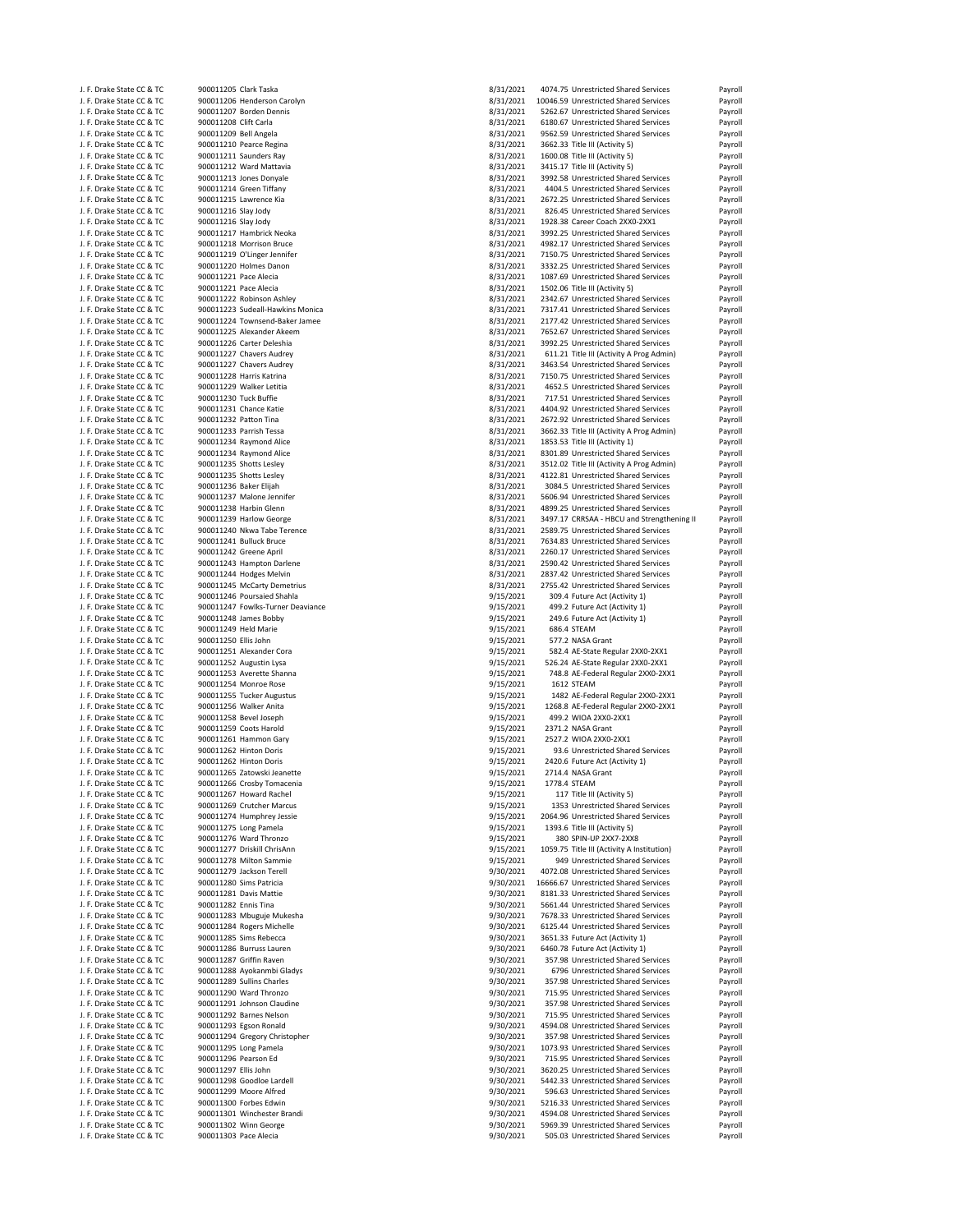| | | | | | | |
|---|---|---|---|---|---|---|
| J. F. Drake State CC & TC | 900011205 | Clark Taska | 8/31/2021 | 4074.75 | Unrestricted Shared Services | Payroll |
| J. F. Drake State CC & TC | 900011206 | Henderson Carolyn | 8/31/2021 | 10046.59 | Unrestricted Shared Services | Payroll |
| J. F. Drake State CC & TC | 900011207 | Borden Dennis | 8/31/2021 | 5262.67 | Unrestricted Shared Services | Payroll |
| J. F. Drake State CC & TC | 900011208 | Clift Carla | 8/31/2021 | 6180.67 | Unrestricted Shared Services | Payroll |
| J. F. Drake State CC & TC | 900011209 | Bell Angela | 8/31/2021 | 9562.59 | Unrestricted Shared Services | Payroll |
| J. F. Drake State CC & TC | 900011210 | Pearce Regina | 8/31/2021 | 3662.33 | Title III (Activity 5) | Payroll |
| J. F. Drake State CC & TC | 900011211 | Saunders Ray | 8/31/2021 | 1600.08 | Title III (Activity 5) | Payroll |
| J. F. Drake State CC & TC | 900011212 | Ward Mattavia | 8/31/2021 | 3415.17 | Title III (Activity 5) | Payroll |
| J. F. Drake State CC & TC | 900011213 | Jones Donyale | 8/31/2021 | 3992.58 | Unrestricted Shared Services | Payroll |
| J. F. Drake State CC & TC | 900011214 | Green Tiffany | 8/31/2021 | 4404.5 | Unrestricted Shared Services | Payroll |
| J. F. Drake State CC & TC | 900011215 | Lawrence Kia | 8/31/2021 | 2672.25 | Unrestricted Shared Services | Payroll |
| J. F. Drake State CC & TC | 900011216 | Slay Jody | 8/31/2021 | 826.45 | Unrestricted Shared Services | Payroll |
| J. F. Drake State CC & TC | 900011216 | Slay Jody | 8/31/2021 | 1928.38 | Career Coach 2XX0-2XX1 | Payroll |
| J. F. Drake State CC & TC | 900011217 | Hambrick Neoka | 8/31/2021 | 3992.25 | Unrestricted Shared Services | Payroll |
| J. F. Drake State CC & TC | 900011218 | Morrison Bruce | 8/31/2021 | 4982.17 | Unrestricted Shared Services | Payroll |
| J. F. Drake State CC & TC | 900011219 | O'Linger Jennifer | 8/31/2021 | 7150.75 | Unrestricted Shared Services | Payroll |
| J. F. Drake State CC & TC | 900011220 | Holmes Danon | 8/31/2021 | 3332.25 | Unrestricted Shared Services | Payroll |
| J. F. Drake State CC & TC | 900011221 | Pace Alecia | 8/31/2021 | 1087.69 | Unrestricted Shared Services | Payroll |
| J. F. Drake State CC & TC | 900011221 | Pace Alecia | 8/31/2021 | 1502.06 | Title III (Activity 5) | Payroll |
| J. F. Drake State CC & TC | 900011222 | Robinson Ashley | 8/31/2021 | 2342.67 | Unrestricted Shared Services | Payroll |
| J. F. Drake State CC & TC | 900011223 | Sudeall-Hawkins Monica | 8/31/2021 | 7317.41 | Unrestricted Shared Services | Payroll |
| J. F. Drake State CC & TC | 900011224 | Townsend-Baker Jamee | 8/31/2021 | 2177.42 | Unrestricted Shared Services | Payroll |
| J. F. Drake State CC & TC | 900011225 | Alexander Akeem | 8/31/2021 | 7652.67 | Unrestricted Shared Services | Payroll |
| J. F. Drake State CC & TC | 900011226 | Carter Deleshia | 8/31/2021 | 3992.25 | Unrestricted Shared Services | Payroll |
| J. F. Drake State CC & TC | 900011227 | Chavers Audrey | 8/31/2021 | 611.21 | Title III (Activity A Prog Admin) | Payroll |
| J. F. Drake State CC & TC | 900011227 | Chavers Audrey | 8/31/2021 | 3463.54 | Unrestricted Shared Services | Payroll |
| J. F. Drake State CC & TC | 900011228 | Harris Katrina | 8/31/2021 | 7150.75 | Unrestricted Shared Services | Payroll |
| J. F. Drake State CC & TC | 900011229 | Walker Letitia | 8/31/2021 | 4652.5 | Unrestricted Shared Services | Payroll |
| J. F. Drake State CC & TC | 900011230 | Tuck Buffie | 8/31/2021 | 717.51 | Unrestricted Shared Services | Payroll |
| J. F. Drake State CC & TC | 900011231 | Chance Katie | 8/31/2021 | 4404.92 | Unrestricted Shared Services | Payroll |
| J. F. Drake State CC & TC | 900011232 | Patton Tina | 8/31/2021 | 2672.92 | Unrestricted Shared Services | Payroll |
| J. F. Drake State CC & TC | 900011233 | Parrish Tessa | 8/31/2021 | 3662.33 | Title III (Activity A Prog Admin) | Payroll |
| J. F. Drake State CC & TC | 900011234 | Raymond Alice | 8/31/2021 | 1853.53 | Title III (Activity 1) | Payroll |
| J. F. Drake State CC & TC | 900011234 | Raymond Alice | 8/31/2021 | 8301.89 | Unrestricted Shared Services | Payroll |
| J. F. Drake State CC & TC | 900011235 | Shotts Lesley | 8/31/2021 | 3512.02 | Title III (Activity A Prog Admin) | Payroll |
| J. F. Drake State CC & TC | 900011235 | Shotts Lesley | 8/31/2021 | 4122.81 | Unrestricted Shared Services | Payroll |
| J. F. Drake State CC & TC | 900011236 | Baker Elijah | 8/31/2021 | 3084.5 | Unrestricted Shared Services | Payroll |
| J. F. Drake State CC & TC | 900011237 | Malone Jennifer | 8/31/2021 | 5606.94 | Unrestricted Shared Services | Payroll |
| J. F. Drake State CC & TC | 900011238 | Harbin Glenn | 8/31/2021 | 4899.25 | Unrestricted Shared Services | Payroll |
| J. F. Drake State CC & TC | 900011239 | Harlow George | 8/31/2021 | 3497.17 | CRRSAA - HBCU and Strengthening II | Payroll |
| J. F. Drake State CC & TC | 900011240 | Nkwa Tabe Terence | 8/31/2021 | 2589.75 | Unrestricted Shared Services | Payroll |
| J. F. Drake State CC & TC | 900011241 | Bulluck Bruce | 8/31/2021 | 7634.83 | Unrestricted Shared Services | Payroll |
| J. F. Drake State CC & TC | 900011242 | Greene April | 8/31/2021 | 2260.17 | Unrestricted Shared Services | Payroll |
| J. F. Drake State CC & TC | 900011243 | Hampton Darlene | 8/31/2021 | 2590.42 | Unrestricted Shared Services | Payroll |
| J. F. Drake State CC & TC | 900011244 | Hodges Melvin | 8/31/2021 | 2837.42 | Unrestricted Shared Services | Payroll |
| J. F. Drake State CC & TC | 900011245 | McCarty Demetrius | 8/31/2021 | 2755.42 | Unrestricted Shared Services | Payroll |
| J. F. Drake State CC & TC | 900011246 | Poursaied Shahla | 9/15/2021 | 309.4 | Future Act (Activity 1) | Payroll |
| J. F. Drake State CC & TC | 900011247 | Fowlks-Turner Deaviance | 9/15/2021 | 499.2 | Future Act (Activity 1) | Payroll |
| J. F. Drake State CC & TC | 900011248 | James Bobby | 9/15/2021 | 249.6 | Future Act (Activity 1) | Payroll |
| J. F. Drake State CC & TC | 900011249 | Held Marie | 9/15/2021 | 686.4 | STEAM | Payroll |
| J. F. Drake State CC & TC | 900011250 | Ellis John | 9/15/2021 | 577.2 | NASA Grant | Payroll |
| J. F. Drake State CC & TC | 900011251 | Alexander Cora | 9/15/2021 | 582.4 | AE-State Regular 2XX0-2XX1 | Payroll |
| J. F. Drake State CC & TC | 900011252 | Augustin Lysa | 9/15/2021 | 526.24 | AE-State Regular 2XX0-2XX1 | Payroll |
| J. F. Drake State CC & TC | 900011253 | Averette Shanna | 9/15/2021 | 748.8 | AE-Federal Regular 2XX0-2XX1 | Payroll |
| J. F. Drake State CC & TC | 900011254 | Monroe Rose | 9/15/2021 | 1612 | STEAM | Payroll |
| J. F. Drake State CC & TC | 900011255 | Tucker Augustus | 9/15/2021 | 1482 | AE-Federal Regular 2XX0-2XX1 | Payroll |
| J. F. Drake State CC & TC | 900011256 | Walker Anita | 9/15/2021 | 1268.8 | AE-Federal Regular 2XX0-2XX1 | Payroll |
| J. F. Drake State CC & TC | 900011258 | Bevel Joseph | 9/15/2021 | 499.2 | WIOA 2XX0-2XX1 | Payroll |
| J. F. Drake State CC & TC | 900011259 | Coots Harold | 9/15/2021 | 2371.2 | NASA Grant | Payroll |
| J. F. Drake State CC & TC | 900011261 | Hammon Gary | 9/15/2021 | 2527.2 | WIOA 2XX0-2XX1 | Payroll |
| J. F. Drake State CC & TC | 900011262 | Hinton Doris | 9/15/2021 | 93.6 | Unrestricted Shared Services | Payroll |
| J. F. Drake State CC & TC | 900011262 | Hinton Doris | 9/15/2021 | 2420.6 | Future Act (Activity 1) | Payroll |
| J. F. Drake State CC & TC | 900011265 | Zatowski Jeanette | 9/15/2021 | 2714.4 | NASA Grant | Payroll |
| J. F. Drake State CC & TC | 900011266 | Crosby Tomacenia | 9/15/2021 | 1778.4 | STEAM | Payroll |
| J. F. Drake State CC & TC | 900011267 | Howard Rachel | 9/15/2021 | 117 | Title III (Activity 5) | Payroll |
| J. F. Drake State CC & TC | 900011269 | Crutcher Marcus | 9/15/2021 | 1353 | Unrestricted Shared Services | Payroll |
| J. F. Drake State CC & TC | 900011274 | Humphrey Jessie | 9/15/2021 | 2064.96 | Unrestricted Shared Services | Payroll |
| J. F. Drake State CC & TC | 900011275 | Long Pamela | 9/15/2021 | 1393.6 | Title III (Activity 5) | Payroll |
| J. F. Drake State CC & TC | 900011276 | Ward Thronzo | 9/15/2021 | 380 | SPIN-UP 2XX7-2XX8 | Payroll |
| J. F. Drake State CC & TC | 900011277 | Driskill ChrisAnn | 9/15/2021 | 1059.75 | Title III (Activity A Institution) | Payroll |
| J. F. Drake State CC & TC | 900011278 | Milton Sammie | 9/15/2021 | 949 | Unrestricted Shared Services | Payroll |
| J. F. Drake State CC & TC | 900011279 | Jackson Terell | 9/30/2021 | 4072.08 | Unrestricted Shared Services | Payroll |
| J. F. Drake State CC & TC | 900011280 | Sims Patricia | 9/30/2021 | 16666.67 | Unrestricted Shared Services | Payroll |
| J. F. Drake State CC & TC | 900011281 | Davis Mattie | 9/30/2021 | 8181.33 | Unrestricted Shared Services | Payroll |
| J. F. Drake State CC & TC | 900011282 | Ennis Tina | 9/30/2021 | 5661.44 | Unrestricted Shared Services | Payroll |
| J. F. Drake State CC & TC | 900011283 | Mbuguje Mukesha | 9/30/2021 | 7678.33 | Unrestricted Shared Services | Payroll |
| J. F. Drake State CC & TC | 900011284 | Rogers Michelle | 9/30/2021 | 6125.44 | Unrestricted Shared Services | Payroll |
| J. F. Drake State CC & TC | 900011285 | Sims Rebecca | 9/30/2021 | 3651.33 | Future Act (Activity 1) | Payroll |
| J. F. Drake State CC & TC | 900011286 | Burruss Lauren | 9/30/2021 | 6460.78 | Future Act (Activity 1) | Payroll |
| J. F. Drake State CC & TC | 900011287 | Griffin Raven | 9/30/2021 | 357.98 | Unrestricted Shared Services | Payroll |
| J. F. Drake State CC & TC | 900011288 | Ayokanmbi Gladys | 9/30/2021 | 6796 | Unrestricted Shared Services | Payroll |
| J. F. Drake State CC & TC | 900011289 | Sullins Charles | 9/30/2021 | 357.98 | Unrestricted Shared Services | Payroll |
| J. F. Drake State CC & TC | 900011290 | Ward Thronzo | 9/30/2021 | 715.95 | Unrestricted Shared Services | Payroll |
| J. F. Drake State CC & TC | 900011291 | Johnson Claudine | 9/30/2021 | 357.98 | Unrestricted Shared Services | Payroll |
| J. F. Drake State CC & TC | 900011292 | Barnes Nelson | 9/30/2021 | 715.95 | Unrestricted Shared Services | Payroll |
| J. F. Drake State CC & TC | 900011293 | Egson Ronald | 9/30/2021 | 4594.08 | Unrestricted Shared Services | Payroll |
| J. F. Drake State CC & TC | 900011294 | Gregory Christopher | 9/30/2021 | 357.98 | Unrestricted Shared Services | Payroll |
| J. F. Drake State CC & TC | 900011295 | Long Pamela | 9/30/2021 | 1073.93 | Unrestricted Shared Services | Payroll |
| J. F. Drake State CC & TC | 900011296 | Pearson Ed | 9/30/2021 | 715.95 | Unrestricted Shared Services | Payroll |
| J. F. Drake State CC & TC | 900011297 | Ellis John | 9/30/2021 | 3620.25 | Unrestricted Shared Services | Payroll |
| J. F. Drake State CC & TC | 900011298 | Goodloe Lardell | 9/30/2021 | 5442.33 | Unrestricted Shared Services | Payroll |
| J. F. Drake State CC & TC | 900011299 | Moore Alfred | 9/30/2021 | 596.63 | Unrestricted Shared Services | Payroll |
| J. F. Drake State CC & TC | 900011300 | Forbes Edwin | 9/30/2021 | 5216.33 | Unrestricted Shared Services | Payroll |
| J. F. Drake State CC & TC | 900011301 | Winchester Brandi | 9/30/2021 | 4594.08 | Unrestricted Shared Services | Payroll |
| J. F. Drake State CC & TC | 900011302 | Winn George | 9/30/2021 | 5969.39 | Unrestricted Shared Services | Payroll |
| J. F. Drake State CC & TC | 900011303 | Pace Alecia | 9/30/2021 | 505.03 | Unrestricted Shared Services | Payroll |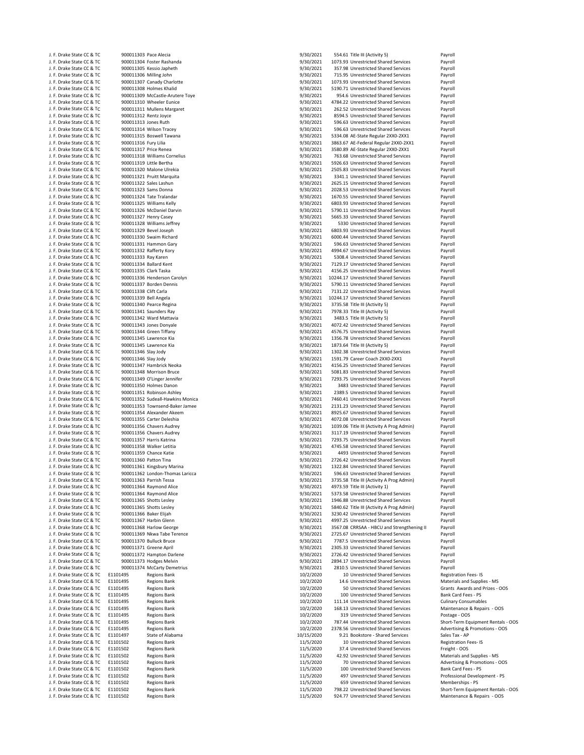| | | | | | | |
|---|---|---|---|---|---|---|
| J. F. Drake State CC & TC | 900011303 | Pace Alecia | 9/30/2021 | 554.61 | Title III (Activity 5) | Payroll |
| J. F. Drake State CC & TC | 900011304 | Foster Rashanda | 9/30/2021 | 1073.93 | Unrestricted Shared Services | Payroll |
| J. F. Drake State CC & TC | 900011305 | Kessio Japheth | 9/30/2021 | 357.98 | Unrestricted Shared Services | Payroll |
| J. F. Drake State CC & TC | 900011306 | Milling John | 9/30/2021 | 715.95 | Unrestricted Shared Services | Payroll |
| J. F. Drake State CC & TC | 900011307 | Canady Charlotte | 9/30/2021 | 1073.93 | Unrestricted Shared Services | Payroll |
| J. F. Drake State CC & TC | 900011308 | Holmes Khalid | 9/30/2021 | 5190.71 | Unrestricted Shared Services | Payroll |
| J. F. Drake State CC & TC | 900011309 | McCastle-Arutere Toye | 9/30/2021 | 954.6 | Unrestricted Shared Services | Payroll |
| J. F. Drake State CC & TC | 900011310 | Wheeler Eunice | 9/30/2021 | 4784.22 | Unrestricted Shared Services | Payroll |
| J. F. Drake State CC & TC | 900011311 | Mullens Margaret | 9/30/2021 | 262.52 | Unrestricted Shared Services | Payroll |
| J. F. Drake State CC & TC | 900011312 | Rentz Joyce | 9/30/2021 | 8594.5 | Unrestricted Shared Services | Payroll |
| J. F. Drake State CC & TC | 900011313 | Jones Ruth | 9/30/2021 | 596.63 | Unrestricted Shared Services | Payroll |
| J. F. Drake State CC & TC | 900011314 | Wilson Tracey | 9/30/2021 | 596.63 | Unrestricted Shared Services | Payroll |
| J. F. Drake State CC & TC | 900011315 | Boswell Tawana | 9/30/2021 | 5334.08 | AE-State Regular 2XX0-2XX1 | Payroll |
| J. F. Drake State CC & TC | 900011316 | Fury Lilia | 9/30/2021 | 3863.67 | AE-Federal Regular 2XX0-2XX1 | Payroll |
| J. F. Drake State CC & TC | 900011317 | Price Renea | 9/30/2021 | 3580.89 | AE-State Regular 2XX0-2XX1 | Payroll |
| J. F. Drake State CC & TC | 900011318 | Williams Cornelius | 9/30/2021 | 763.68 | Unrestricted Shared Services | Payroll |
| J. F. Drake State CC & TC | 900011319 | Little Bertha | 9/30/2021 | 5926.63 | Unrestricted Shared Services | Payroll |
| J. F. Drake State CC & TC | 900011320 | Malone Ulrekia | 9/30/2021 | 2505.83 | Unrestricted Shared Services | Payroll |
| J. F. Drake State CC & TC | 900011321 | Pruitt Marquita | 9/30/2021 | 3341.1 | Unrestricted Shared Services | Payroll |
| J. F. Drake State CC & TC | 900011322 | Sales Lashun | 9/30/2021 | 2625.15 | Unrestricted Shared Services | Payroll |
| J. F. Drake State CC & TC | 900011323 | Sams Donna | 9/30/2021 | 2028.53 | Unrestricted Shared Services | Payroll |
| J. F. Drake State CC & TC | 900011324 | Tate Tralandar | 9/30/2021 | 1670.55 | Unrestricted Shared Services | Payroll |
| J. F. Drake State CC & TC | 900011325 | Williams Kelly | 9/30/2021 | 6803.93 | Unrestricted Shared Services | Payroll |
| J. F. Drake State CC & TC | 900011326 | McDaniel Darvin | 9/30/2021 | 5790.11 | Unrestricted Shared Services | Payroll |
| J. F. Drake State CC & TC | 900011327 | Henry Casey | 9/30/2021 | 5665.33 | Unrestricted Shared Services | Payroll |
| J. F. Drake State CC & TC | 900011328 | Williams Jeffrey | 9/30/2021 | 5330 | Unrestricted Shared Services | Payroll |
| J. F. Drake State CC & TC | 900011329 | Bevel Joseph | 9/30/2021 | 6803.93 | Unrestricted Shared Services | Payroll |
| J. F. Drake State CC & TC | 900011330 | Swaim Richard | 9/30/2021 | 6000.44 | Unrestricted Shared Services | Payroll |
| J. F. Drake State CC & TC | 900011331 | Hammon Gary | 9/30/2021 | 596.63 | Unrestricted Shared Services | Payroll |
| J. F. Drake State CC & TC | 900011332 | Rafferty Kory | 9/30/2021 | 4994.67 | Unrestricted Shared Services | Payroll |
| J. F. Drake State CC & TC | 900011333 | Ray Karen | 9/30/2021 | 5308.4 | Unrestricted Shared Services | Payroll |
| J. F. Drake State CC & TC | 900011334 | Ballard Kent | 9/30/2021 | 7129.17 | Unrestricted Shared Services | Payroll |
| J. F. Drake State CC & TC | 900011335 | Clark Taska | 9/30/2021 | 4156.25 | Unrestricted Shared Services | Payroll |
| J. F. Drake State CC & TC | 900011336 | Henderson Carolyn | 9/30/2021 | 10244.17 | Unrestricted Shared Services | Payroll |
| J. F. Drake State CC & TC | 900011337 | Borden Dennis | 9/30/2021 | 5790.11 | Unrestricted Shared Services | Payroll |
| J. F. Drake State CC & TC | 900011338 | Clift Carla | 9/30/2021 | 7131.22 | Unrestricted Shared Services | Payroll |
| J. F. Drake State CC & TC | 900011339 | Bell Angela | 9/30/2021 | 10244.17 | Unrestricted Shared Services | Payroll |
| J. F. Drake State CC & TC | 900011340 | Pearce Regina | 9/30/2021 | 3735.58 | Title III (Activity 5) | Payroll |
| J. F. Drake State CC & TC | 900011341 | Saunders Ray | 9/30/2021 | 7978.33 | Title III (Activity 5) | Payroll |
| J. F. Drake State CC & TC | 900011342 | Ward Mattavia | 9/30/2021 | 3483.5 | Title III (Activity 5) | Payroll |
| J. F. Drake State CC & TC | 900011343 | Jones Donyale | 9/30/2021 | 4072.42 | Unrestricted Shared Services | Payroll |
| J. F. Drake State CC & TC | 900011344 | Green Tiffany | 9/30/2021 | 4576.75 | Unrestricted Shared Services | Payroll |
| J. F. Drake State CC & TC | 900011345 | Lawrence Kia | 9/30/2021 | 1356.78 | Unrestricted Shared Services | Payroll |
| J. F. Drake State CC & TC | 900011345 | Lawrence Kia | 9/30/2021 | 1873.64 | Title III (Activity 5) | Payroll |
| J. F. Drake State CC & TC | 900011346 | Slay Jody | 9/30/2021 | 1302.38 | Unrestricted Shared Services | Payroll |
| J. F. Drake State CC & TC | 900011346 | Slay Jody | 9/30/2021 | 1591.79 | Career Coach 2XX0-2XX1 | Payroll |
| J. F. Drake State CC & TC | 900011347 | Hambrick Neoka | 9/30/2021 | 4156.25 | Unrestricted Shared Services | Payroll |
| J. F. Drake State CC & TC | 900011348 | Morrison Bruce | 9/30/2021 | 5081.83 | Unrestricted Shared Services | Payroll |
| J. F. Drake State CC & TC | 900011349 | O'Linger Jennifer | 9/30/2021 | 7293.75 | Unrestricted Shared Services | Payroll |
| J. F. Drake State CC & TC | 900011350 | Holmes Danon | 9/30/2021 | 3483 | Unrestricted Shared Services | Payroll |
| J. F. Drake State CC & TC | 900011351 | Robinson Ashley | 9/30/2021 | 2389.5 | Unrestricted Shared Services | Payroll |
| J. F. Drake State CC & TC | 900011352 | Sudeall-Hawkins Monica | 9/30/2021 | 7460.41 | Unrestricted Shared Services | Payroll |
| J. F. Drake State CC & TC | 900011353 | Townsend-Baker Jamee | 9/30/2021 | 2131.23 | Unrestricted Shared Services | Payroll |
| J. F. Drake State CC & TC | 900011354 | Alexander Akeem | 9/30/2021 | 8925.67 | Unrestricted Shared Services | Payroll |
| J. F. Drake State CC & TC | 900011355 | Carter Deleshia | 9/30/2021 | 4072.08 | Unrestricted Shared Services | Payroll |
| J. F. Drake State CC & TC | 900011356 | Chavers Audrey | 9/30/2021 | 1039.06 | Title III (Activity A Prog Admin) | Payroll |
| J. F. Drake State CC & TC | 900011356 | Chavers Audrey | 9/30/2021 | 3117.19 | Unrestricted Shared Services | Payroll |
| J. F. Drake State CC & TC | 900011357 | Harris Katrina | 9/30/2021 | 7293.75 | Unrestricted Shared Services | Payroll |
| J. F. Drake State CC & TC | 900011358 | Walker Letitia | 9/30/2021 | 4745.58 | Unrestricted Shared Services | Payroll |
| J. F. Drake State CC & TC | 900011359 | Chance Katie | 9/30/2021 | 4493 | Unrestricted Shared Services | Payroll |
| J. F. Drake State CC & TC | 900011360 | Patton Tina | 9/30/2021 | 2726.42 | Unrestricted Shared Services | Payroll |
| J. F. Drake State CC & TC | 900011361 | Kingsbury Marina | 9/30/2021 | 1322.84 | Unrestricted Shared Services | Payroll |
| J. F. Drake State CC & TC | 900011362 | London-Thomas Laricca | 9/30/2021 | 596.63 | Unrestricted Shared Services | Payroll |
| J. F. Drake State CC & TC | 900011363 | Parrish Tessa | 9/30/2021 | 3735.58 | Title III (Activity A Prog Admin) | Payroll |
| J. F. Drake State CC & TC | 900011364 | Raymond Alice | 9/30/2021 | 4973.59 | Title III (Activity 1) | Payroll |
| J. F. Drake State CC & TC | 900011364 | Raymond Alice | 9/30/2021 | 5373.58 | Unrestricted Shared Services | Payroll |
| J. F. Drake State CC & TC | 900011365 | Shotts Lesley | 9/30/2021 | 1946.88 | Unrestricted Shared Services | Payroll |
| J. F. Drake State CC & TC | 900011365 | Shotts Lesley | 9/30/2021 | 5840.62 | Title III (Activity A Prog Admin) | Payroll |
| J. F. Drake State CC & TC | 900011366 | Baker Elijah | 9/30/2021 | 3230.42 | Unrestricted Shared Services | Payroll |
| J. F. Drake State CC & TC | 900011367 | Harbin Glenn | 9/30/2021 | 4997.25 | Unrestricted Shared Services | Payroll |
| J. F. Drake State CC & TC | 900011368 | Harlow George | 9/30/2021 | 3567.08 | CRRSAA - HBCU and Strengthening II | Payroll |
| J. F. Drake State CC & TC | 900011369 | Nkwa Tabe Terence | 9/30/2021 | 2725.67 | Unrestricted Shared Services | Payroll |
| J. F. Drake State CC & TC | 900011370 | Bulluck Bruce | 9/30/2021 | 7787.5 | Unrestricted Shared Services | Payroll |
| J. F. Drake State CC & TC | 900011371 | Greene April | 9/30/2021 | 2305.33 | Unrestricted Shared Services | Payroll |
| J. F. Drake State CC & TC | 900011372 | Hampton Darlene | 9/30/2021 | 2726.42 | Unrestricted Shared Services | Payroll |
| J. F. Drake State CC & TC | 900011373 | Hodges Melvin | 9/30/2021 | 2894.17 | Unrestricted Shared Services | Payroll |
| J. F. Drake State CC & TC | 900011374 | McCarty Demetrius | 9/30/2021 | 2810.5 | Unrestricted Shared Services | Payroll |
| J. F. Drake State CC & TC | E1101495 | Regions Bank | 10/2/2020 | 10 | Unrestricted Shared Services | Registration Fees- IS |
| J. F. Drake State CC & TC | E1101495 | Regions Bank | 10/2/2020 | 14.6 | Unrestricted Shared Services | Materials and Supplies - MS |
| J. F. Drake State CC & TC | E1101495 | Regions Bank | 10/2/2020 | 50 | Unrestricted Shared Services | Grants Awards and Prizes - OOS |
| J. F. Drake State CC & TC | E1101495 | Regions Bank | 10/2/2020 | 100 | Unrestricted Shared Services | Bank Card Fees - PS |
| J. F. Drake State CC & TC | E1101495 | Regions Bank | 10/2/2020 | 111.14 | Unrestricted Shared Services | Culinary Consumables |
| J. F. Drake State CC & TC | E1101495 | Regions Bank | 10/2/2020 | 168.13 | Unrestricted Shared Services | Maintenance & Repairs - OOS |
| J. F. Drake State CC & TC | E1101495 | Regions Bank | 10/2/2020 | 319 | Unrestricted Shared Services | Postage - OOS |
| J. F. Drake State CC & TC | E1101495 | Regions Bank | 10/2/2020 | 787.44 | Unrestricted Shared Services | Short-Term Equipment Rentals - OOS |
| J. F. Drake State CC & TC | E1101495 | Regions Bank | 10/2/2020 | 2378.56 | Unrestricted Shared Services | Advertising & Promotions - OOS |
| J. F. Drake State CC & TC | E1101497 | State of Alabama | 10/15/2020 | 9.21 | Bookstore - Shared Services | Sales Tax - AP |
| J. F. Drake State CC & TC | E1101502 | Regions Bank | 11/5/2020 | 10 | Unrestricted Shared Services | Registration Fees- IS |
| J. F. Drake State CC & TC | E1101502 | Regions Bank | 11/5/2020 | 37.4 | Unrestricted Shared Services | Freight - OOS |
| J. F. Drake State CC & TC | E1101502 | Regions Bank | 11/5/2020 | 42.92 | Unrestricted Shared Services | Materials and Supplies - MS |
| J. F. Drake State CC & TC | E1101502 | Regions Bank | 11/5/2020 | 70 | Unrestricted Shared Services | Advertising & Promotions - OOS |
| J. F. Drake State CC & TC | E1101502 | Regions Bank | 11/5/2020 | 100 | Unrestricted Shared Services | Bank Card Fees - PS |
| J. F. Drake State CC & TC | E1101502 | Regions Bank | 11/5/2020 | 497 | Unrestricted Shared Services | Professional Development - PS |
| J. F. Drake State CC & TC | E1101502 | Regions Bank | 11/5/2020 | 659 | Unrestricted Shared Services | Memberships - PS |
| J. F. Drake State CC & TC | E1101502 | Regions Bank | 11/5/2020 | 798.22 | Unrestricted Shared Services | Short-Term Equipment Rentals - OOS |
| J. F. Drake State CC & TC | E1101502 | Regions Bank | 11/5/2020 | 924.77 | Unrestricted Shared Services | Maintenance & Repairs - OOS |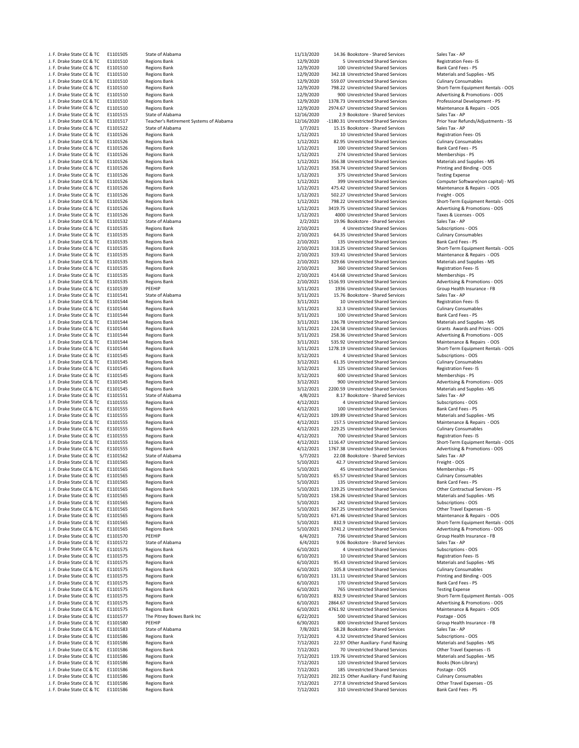| | | | | | | |
|---|---|---|---|---|---|---|
| J. F. Drake State CC & TC | E1101505 | State of Alabama | 11/13/2020 | 14.36 | Bookstore - Shared Services | Sales Tax - AP |
| J. F. Drake State CC & TC | E1101510 | Regions Bank | 12/9/2020 | 5 | Unrestricted Shared Services | Registration Fees- IS |
| J. F. Drake State CC & TC | E1101510 | Regions Bank | 12/9/2020 | 100 | Unrestricted Shared Services | Bank Card Fees - PS |
| J. F. Drake State CC & TC | E1101510 | Regions Bank | 12/9/2020 | 342.18 | Unrestricted Shared Services | Materials and Supplies - MS |
| J. F. Drake State CC & TC | E1101510 | Regions Bank | 12/9/2020 | 559.07 | Unrestricted Shared Services | Culinary Consumables |
| J. F. Drake State CC & TC | E1101510 | Regions Bank | 12/9/2020 | 798.22 | Unrestricted Shared Services | Short-Term Equipment Rentals - OOS |
| J. F. Drake State CC & TC | E1101510 | Regions Bank | 12/9/2020 | 900 | Unrestricted Shared Services | Advertising & Promotions - OOS |
| J. F. Drake State CC & TC | E1101510 | Regions Bank | 12/9/2020 | 1378.73 | Unrestricted Shared Services | Professional Development - PS |
| J. F. Drake State CC & TC | E1101510 | Regions Bank | 12/9/2020 | 2974.67 | Unrestricted Shared Services | Maintenance & Repairs - OOS |
| J. F. Drake State CC & TC | E1101515 | State of Alabama | 12/16/2020 | 2.9 | Bookstore - Shared Services | Sales Tax - AP |
| J. F. Drake State CC & TC | E1101517 | Teacher's Retirement Systems of Alabama | 12/16/2020 | -1180.31 | Unrestricted Shared Services | Prior Year Refunds/Adjustments - SS |
| J. F. Drake State CC & TC | E1101522 | State of Alabama | 1/7/2021 | 15.15 | Bookstore - Shared Services | Sales Tax - AP |
| J. F. Drake State CC & TC | E1101526 | Regions Bank | 1/12/2021 | 10 | Unrestricted Shared Services | Registration Fees- OS |
| J. F. Drake State CC & TC | E1101526 | Regions Bank | 1/12/2021 | 82.95 | Unrestricted Shared Services | Culinary Consumables |
| J. F. Drake State CC & TC | E1101526 | Regions Bank | 1/12/2021 | 100 | Unrestricted Shared Services | Bank Card Fees - PS |
| J. F. Drake State CC & TC | E1101526 | Regions Bank | 1/12/2021 | 274 | Unrestricted Shared Services | Memberships - PS |
| J. F. Drake State CC & TC | E1101526 | Regions Bank | 1/12/2021 | 356.38 | Unrestricted Shared Services | Materials and Supplies - MS |
| J. F. Drake State CC & TC | E1101526 | Regions Bank | 1/12/2021 | 358.74 | Unrestricted Shared Services | Printing and Binding - OOS |
| J. F. Drake State CC & TC | E1101526 | Regions Bank | 1/12/2021 | 375 | Unrestricted Shared Services | Testing Expense |
| J. F. Drake State CC & TC | E1101526 | Regions Bank | 1/12/2021 | 399 | Unrestricted Shared Services | Computer Software(non capital) - MS |
| J. F. Drake State CC & TC | E1101526 | Regions Bank | 1/12/2021 | 475.42 | Unrestricted Shared Services | Maintenance & Repairs - OOS |
| J. F. Drake State CC & TC | E1101526 | Regions Bank | 1/12/2021 | 502.27 | Unrestricted Shared Services | Freight - OOS |
| J. F. Drake State CC & TC | E1101526 | Regions Bank | 1/12/2021 | 798.22 | Unrestricted Shared Services | Short-Term Equipment Rentals - OOS |
| J. F. Drake State CC & TC | E1101526 | Regions Bank | 1/12/2021 | 3419.75 | Unrestricted Shared Services | Advertising & Promotions - OOS |
| J. F. Drake State CC & TC | E1101526 | Regions Bank | 1/12/2021 | 4000 | Unrestricted Shared Services | Taxes & Licenses - OOS |
| J. F. Drake State CC & TC | E1101532 | State of Alabama | 2/2/2021 | 19.96 | Bookstore - Shared Services | Sales Tax - AP |
| J. F. Drake State CC & TC | E1101535 | Regions Bank | 2/10/2021 | 4 | Unrestricted Shared Services | Subscriptions - OOS |
| J. F. Drake State CC & TC | E1101535 | Regions Bank | 2/10/2021 | 64.35 | Unrestricted Shared Services | Culinary Consumables |
| J. F. Drake State CC & TC | E1101535 | Regions Bank | 2/10/2021 | 135 | Unrestricted Shared Services | Bank Card Fees - PS |
| J. F. Drake State CC & TC | E1101535 | Regions Bank | 2/10/2021 | 318.25 | Unrestricted Shared Services | Short-Term Equipment Rentals - OOS |
| J. F. Drake State CC & TC | E1101535 | Regions Bank | 2/10/2021 | 319.41 | Unrestricted Shared Services | Maintenance & Repairs - OOS |
| J. F. Drake State CC & TC | E1101535 | Regions Bank | 2/10/2021 | 329.66 | Unrestricted Shared Services | Materials and Supplies - MS |
| J. F. Drake State CC & TC | E1101535 | Regions Bank | 2/10/2021 | 360 | Unrestricted Shared Services | Registration Fees- IS |
| J. F. Drake State CC & TC | E1101535 | Regions Bank | 2/10/2021 | 414.68 | Unrestricted Shared Services | Memberships - PS |
| J. F. Drake State CC & TC | E1101535 | Regions Bank | 2/10/2021 | 1516.93 | Unrestricted Shared Services | Advertising & Promotions - OOS |
| J. F. Drake State CC & TC | E1101539 | PEEHIP | 3/11/2021 | 1936 | Unrestricted Shared Services | Group Health Insurance - FB |
| J. F. Drake State CC & TC | E1101541 | State of Alabama | 3/11/2021 | 15.76 | Bookstore - Shared Services | Sales Tax - AP |
| J. F. Drake State CC & TC | E1101544 | Regions Bank | 3/11/2021 | 10 | Unrestricted Shared Services | Registration Fees- IS |
| J. F. Drake State CC & TC | E1101544 | Regions Bank | 3/11/2021 | 32.3 | Unrestricted Shared Services | Culinary Consumables |
| J. F. Drake State CC & TC | E1101544 | Regions Bank | 3/11/2021 | 100 | Unrestricted Shared Services | Bank Card Fees - PS |
| J. F. Drake State CC & TC | E1101544 | Regions Bank | 3/11/2021 | 136.78 | Unrestricted Shared Services | Materials and Supplies - MS |
| J. F. Drake State CC & TC | E1101544 | Regions Bank | 3/11/2021 | 224.58 | Unrestricted Shared Services | Grants Awards and Prizes - OOS |
| J. F. Drake State CC & TC | E1101544 | Regions Bank | 3/11/2021 | 258.36 | Unrestricted Shared Services | Advertising & Promotions - OOS |
| J. F. Drake State CC & TC | E1101544 | Regions Bank | 3/11/2021 | 535.92 | Unrestricted Shared Services | Maintenance & Repairs - OOS |
| J. F. Drake State CC & TC | E1101544 | Regions Bank | 3/11/2021 | 1278.19 | Unrestricted Shared Services | Short-Term Equipment Rentals - OOS |
| J. F. Drake State CC & TC | E1101545 | Regions Bank | 3/12/2021 | 4 | Unrestricted Shared Services | Subscriptions - OOS |
| J. F. Drake State CC & TC | E1101545 | Regions Bank | 3/12/2021 | 61.35 | Unrestricted Shared Services | Culinary Consumables |
| J. F. Drake State CC & TC | E1101545 | Regions Bank | 3/12/2021 | 325 | Unrestricted Shared Services | Registration Fees- IS |
| J. F. Drake State CC & TC | E1101545 | Regions Bank | 3/12/2021 | 600 | Unrestricted Shared Services | Memberships - PS |
| J. F. Drake State CC & TC | E1101545 | Regions Bank | 3/12/2021 | 900 | Unrestricted Shared Services | Advertising & Promotions - OOS |
| J. F. Drake State CC & TC | E1101545 | Regions Bank | 3/12/2021 | 2200.59 | Unrestricted Shared Services | Materials and Supplies - MS |
| J. F. Drake State CC & TC | E1101551 | State of Alabama | 4/8/2021 | 8.17 | Bookstore - Shared Services | Sales Tax - AP |
| J. F. Drake State CC & TC | E1101555 | Regions Bank | 4/12/2021 | 4 | Unrestricted Shared Services | Subscriptions - OOS |
| J. F. Drake State CC & TC | E1101555 | Regions Bank | 4/12/2021 | 100 | Unrestricted Shared Services | Bank Card Fees - PS |
| J. F. Drake State CC & TC | E1101555 | Regions Bank | 4/12/2021 | 109.89 | Unrestricted Shared Services | Materials and Supplies - MS |
| J. F. Drake State CC & TC | E1101555 | Regions Bank | 4/12/2021 | 157.5 | Unrestricted Shared Services | Maintenance & Repairs - OOS |
| J. F. Drake State CC & TC | E1101555 | Regions Bank | 4/12/2021 | 229.25 | Unrestricted Shared Services | Culinary Consumables |
| J. F. Drake State CC & TC | E1101555 | Regions Bank | 4/12/2021 | 700 | Unrestricted Shared Services | Registration Fees- IS |
| J. F. Drake State CC & TC | E1101555 | Regions Bank | 4/12/2021 | 1116.47 | Unrestricted Shared Services | Short-Term Equipment Rentals - OOS |
| J. F. Drake State CC & TC | E1101555 | Regions Bank | 4/12/2021 | 1767.38 | Unrestricted Shared Services | Advertising & Promotions - OOS |
| J. F. Drake State CC & TC | E1101562 | State of Alabama | 5/7/2021 | 22.08 | Bookstore - Shared Services | Sales Tax - AP |
| J. F. Drake State CC & TC | E1101565 | Regions Bank | 5/10/2021 | 42.7 | Unrestricted Shared Services | Freight - OOS |
| J. F. Drake State CC & TC | E1101565 | Regions Bank | 5/10/2021 | 45 | Unrestricted Shared Services | Memberships - PS |
| J. F. Drake State CC & TC | E1101565 | Regions Bank | 5/10/2021 | 65.57 | Unrestricted Shared Services | Culinary Consumables |
| J. F. Drake State CC & TC | E1101565 | Regions Bank | 5/10/2021 | 135 | Unrestricted Shared Services | Bank Card Fees - PS |
| J. F. Drake State CC & TC | E1101565 | Regions Bank | 5/10/2021 | 139.25 | Unrestricted Shared Services | Other Contractual Services - PS |
| J. F. Drake State CC & TC | E1101565 | Regions Bank | 5/10/2021 | 158.26 | Unrestricted Shared Services | Materials and Supplies - MS |
| J. F. Drake State CC & TC | E1101565 | Regions Bank | 5/10/2021 | 242 | Unrestricted Shared Services | Subscriptions - OOS |
| J. F. Drake State CC & TC | E1101565 | Regions Bank | 5/10/2021 | 367.25 | Unrestricted Shared Services | Other Travel Expenses - IS |
| J. F. Drake State CC & TC | E1101565 | Regions Bank | 5/10/2021 | 671.46 | Unrestricted Shared Services | Maintenance & Repairs - OOS |
| J. F. Drake State CC & TC | E1101565 | Regions Bank | 5/10/2021 | 832.9 | Unrestricted Shared Services | Short-Term Equipment Rentals - OOS |
| J. F. Drake State CC & TC | E1101565 | Regions Bank | 5/10/2021 | 3741.2 | Unrestricted Shared Services | Advertising & Promotions - OOS |
| J. F. Drake State CC & TC | E1101570 | PEEHIP | 6/4/2021 | 736 | Unrestricted Shared Services | Group Health Insurance - FB |
| J. F. Drake State CC & TC | E1101572 | State of Alabama | 6/4/2021 | 9.06 | Bookstore - Shared Services | Sales Tax - AP |
| J. F. Drake State CC & TC | E1101575 | Regions Bank | 6/10/2021 | 4 | Unrestricted Shared Services | Subscriptions - OOS |
| J. F. Drake State CC & TC | E1101575 | Regions Bank | 6/10/2021 | 10 | Unrestricted Shared Services | Registration Fees- IS |
| J. F. Drake State CC & TC | E1101575 | Regions Bank | 6/10/2021 | 95.43 | Unrestricted Shared Services | Materials and Supplies - MS |
| J. F. Drake State CC & TC | E1101575 | Regions Bank | 6/10/2021 | 105.8 | Unrestricted Shared Services | Culinary Consumables |
| J. F. Drake State CC & TC | E1101575 | Regions Bank | 6/10/2021 | 131.11 | Unrestricted Shared Services | Printing and Binding - OOS |
| J. F. Drake State CC & TC | E1101575 | Regions Bank | 6/10/2021 | 170 | Unrestricted Shared Services | Bank Card Fees - PS |
| J. F. Drake State CC & TC | E1101575 | Regions Bank | 6/10/2021 | 765 | Unrestricted Shared Services | Testing Expense |
| J. F. Drake State CC & TC | E1101575 | Regions Bank | 6/10/2021 | 832.9 | Unrestricted Shared Services | Short-Term Equipment Rentals - OOS |
| J. F. Drake State CC & TC | E1101575 | Regions Bank | 6/10/2021 | 2864.67 | Unrestricted Shared Services | Advertising & Promotions - OOS |
| J. F. Drake State CC & TC | E1101575 | Regions Bank | 6/10/2021 | 4761.92 | Unrestricted Shared Services | Maintenance & Repairs - OOS |
| J. F. Drake State CC & TC | E1101577 | The Pitney Bowes Bank Inc | 6/22/2021 | 500 | Unrestricted Shared Services | Postage - OOS |
| J. F. Drake State CC & TC | E1101580 | PEEHIP | 6/30/2021 | 800 | Unrestricted Shared Services | Group Health Insurance - FB |
| J. F. Drake State CC & TC | E1101583 | State of Alabama | 7/8/2021 | 58.28 | Bookstore - Shared Services | Sales Tax - AP |
| J. F. Drake State CC & TC | E1101586 | Regions Bank | 7/12/2021 | 4.32 | Unrestricted Shared Services | Subscriptions - OOS |
| J. F. Drake State CC & TC | E1101586 | Regions Bank | 7/12/2021 | 22.97 | Other Auxiliary- Fund Raising | Materials and Supplies - MS |
| J. F. Drake State CC & TC | E1101586 | Regions Bank | 7/12/2021 | 70 | Unrestricted Shared Services | Other Travel Expenses - IS |
| J. F. Drake State CC & TC | E1101586 | Regions Bank | 7/12/2021 | 119.76 | Unrestricted Shared Services | Materials and Supplies - MS |
| J. F. Drake State CC & TC | E1101586 | Regions Bank | 7/12/2021 | 120 | Unrestricted Shared Services | Books (Non-Library) |
| J. F. Drake State CC & TC | E1101586 | Regions Bank | 7/12/2021 | 185 | Unrestricted Shared Services | Postage - OOS |
| J. F. Drake State CC & TC | E1101586 | Regions Bank | 7/12/2021 | 202.15 | Other Auxiliary- Fund Raising | Culinary Consumables |
| J. F. Drake State CC & TC | E1101586 | Regions Bank | 7/12/2021 | 277.8 | Unrestricted Shared Services | Other Travel Expenses - OS |
| J. F. Drake State CC & TC | E1101586 | Regions Bank | 7/12/2021 | 310 | Unrestricted Shared Services | Bank Card Fees - PS |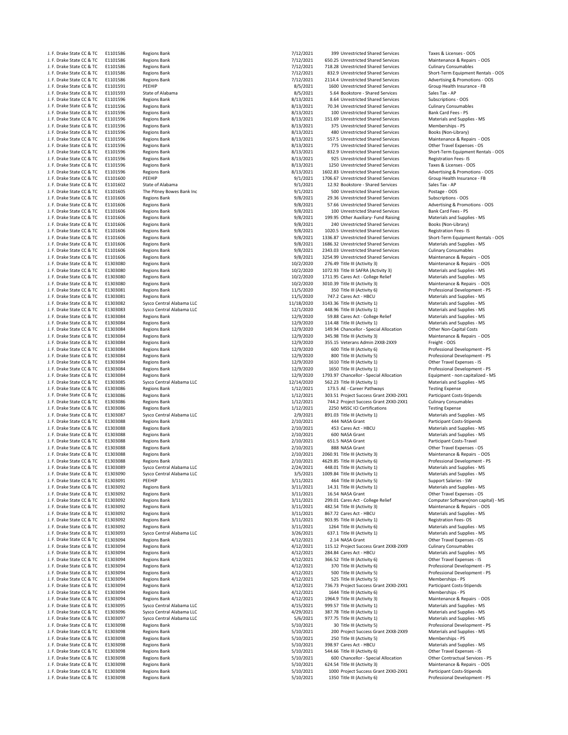| | | | | | | |
|---|---|---|---|---|---|---|
| J. F. Drake State CC & TC | E1101586 | Regions Bank | 7/12/2021 | 399 | Unrestricted Shared Services | Taxes & Licenses - OOS |
| J. F. Drake State CC & TC | E1101586 | Regions Bank | 7/12/2021 | 650.25 | Unrestricted Shared Services | Maintenance & Repairs - OOS |
| J. F. Drake State CC & TC | E1101586 | Regions Bank | 7/12/2021 | 718.28 | Unrestricted Shared Services | Culinary Consumables |
| J. F. Drake State CC & TC | E1101586 | Regions Bank | 7/12/2021 | 832.9 | Unrestricted Shared Services | Short-Term Equipment Rentals - OOS |
| J. F. Drake State CC & TC | E1101586 | Regions Bank | 7/12/2021 | 2114.4 | Unrestricted Shared Services | Advertising & Promotions - OOS |
| J. F. Drake State CC & TC | E1101591 | PEEHIP | 8/5/2021 | 1600 | Unrestricted Shared Services | Group Health Insurance - FB |
| J. F. Drake State CC & TC | E1101593 | State of Alabama | 8/5/2021 | 5.64 | Bookstore - Shared Services | Sales Tax - AP |
| J. F. Drake State CC & TC | E1101596 | Regions Bank | 8/13/2021 | 8.64 | Unrestricted Shared Services | Subscriptions - OOS |
| J. F. Drake State CC & TC | E1101596 | Regions Bank | 8/13/2021 | 70.34 | Unrestricted Shared Services | Culinary Consumables |
| J. F. Drake State CC & TC | E1101596 | Regions Bank | 8/13/2021 | 100 | Unrestricted Shared Services | Bank Card Fees - PS |
| J. F. Drake State CC & TC | E1101596 | Regions Bank | 8/13/2021 | 151.69 | Unrestricted Shared Services | Materials and Supplies - MS |
| J. F. Drake State CC & TC | E1101596 | Regions Bank | 8/13/2021 | 375 | Unrestricted Shared Services | Memberships - PS |
| J. F. Drake State CC & TC | E1101596 | Regions Bank | 8/13/2021 | 480 | Unrestricted Shared Services | Books (Non-Library) |
| J. F. Drake State CC & TC | E1101596 | Regions Bank | 8/13/2021 | 557.5 | Unrestricted Shared Services | Maintenance & Repairs - OOS |
| J. F. Drake State CC & TC | E1101596 | Regions Bank | 8/13/2021 | 775 | Unrestricted Shared Services | Other Travel Expenses - OS |
| J. F. Drake State CC & TC | E1101596 | Regions Bank | 8/13/2021 | 832.9 | Unrestricted Shared Services | Short-Term Equipment Rentals - OOS |
| J. F. Drake State CC & TC | E1101596 | Regions Bank | 8/13/2021 | 925 | Unrestricted Shared Services | Registration Fees- IS |
| J. F. Drake State CC & TC | E1101596 | Regions Bank | 8/13/2021 | 1250 | Unrestricted Shared Services | Taxes & Licenses - OOS |
| J. F. Drake State CC & TC | E1101596 | Regions Bank | 8/13/2021 | 1602.83 | Unrestricted Shared Services | Advertising & Promotions - OOS |
| J. F. Drake State CC & TC | E1101600 | PEEHIP | 9/1/2021 | 1706.67 | Unrestricted Shared Services | Group Health Insurance - FB |
| J. F. Drake State CC & TC | E1101602 | State of Alabama | 9/1/2021 | 12.92 | Bookstore - Shared Services | Sales Tax - AP |
| J. F. Drake State CC & TC | E1101605 | The Pitney Bowes Bank Inc | 9/1/2021 | 500 | Unrestricted Shared Services | Postage - OOS |
| J. F. Drake State CC & TC | E1101606 | Regions Bank | 9/8/2021 | 29.36 | Unrestricted Shared Services | Subscriptions - OOS |
| J. F. Drake State CC & TC | E1101606 | Regions Bank | 9/8/2021 | 57.66 | Unrestricted Shared Services | Advertising & Promotions - OOS |
| J. F. Drake State CC & TC | E1101606 | Regions Bank | 9/8/2021 | 100 | Unrestricted Shared Services | Bank Card Fees - PS |
| J. F. Drake State CC & TC | E1101606 | Regions Bank | 9/8/2021 | 199.95 | Other Auxiliary- Fund Raising | Materials and Supplies - MS |
| J. F. Drake State CC & TC | E1101606 | Regions Bank | 9/8/2021 | 240 | Unrestricted Shared Services | Books (Non-Library) |
| J. F. Drake State CC & TC | E1101606 | Regions Bank | 9/8/2021 | 1020.5 | Unrestricted Shared Services | Registration Fees- IS |
| J. F. Drake State CC & TC | E1101606 | Regions Bank | 9/8/2021 | 1336.87 | Unrestricted Shared Services | Short-Term Equipment Rentals - OOS |
| J. F. Drake State CC & TC | E1101606 | Regions Bank | 9/8/2021 | 1686.32 | Unrestricted Shared Services | Materials and Supplies - MS |
| J. F. Drake State CC & TC | E1101606 | Regions Bank | 9/8/2021 | 2343.03 | Unrestricted Shared Services | Culinary Consumables |
| J. F. Drake State CC & TC | E1101606 | Regions Bank | 9/8/2021 | 3254.99 | Unrestricted Shared Services | Maintenance & Repairs - OOS |
| J. F. Drake State CC & TC | E1303080 | Regions Bank | 10/2/2020 | 276.49 | Title III (Activity 3) | Maintenance & Repairs - OOS |
| J. F. Drake State CC & TC | E1303080 | Regions Bank | 10/2/2020 | 1072.93 | Title III SAFRA (Activity 3) | Materials and Supplies - MS |
| J. F. Drake State CC & TC | E1303080 | Regions Bank | 10/2/2020 | 1711.95 | Cares Act - College Relief | Materials and Supplies - MS |
| J. F. Drake State CC & TC | E1303080 | Regions Bank | 10/2/2020 | 3010.39 | Title III (Activity 3) | Maintenance & Repairs - OOS |
| J. F. Drake State CC & TC | E1303081 | Regions Bank | 11/5/2020 | 350 | Title III (Activity 6) | Professional Development - PS |
| J. F. Drake State CC & TC | E1303081 | Regions Bank | 11/5/2020 | 747.2 | Cares Act - HBCU | Materials and Supplies - MS |
| J. F. Drake State CC & TC | E1303082 | Sysco Central Alabama LLC | 11/18/2020 | 3143.36 | Title III (Activity 1) | Materials and Supplies - MS |
| J. F. Drake State CC & TC | E1303083 | Sysco Central Alabama LLC | 12/1/2020 | 448.96 | Title III (Activity 1) | Materials and Supplies - MS |
| J. F. Drake State CC & TC | E1303084 | Regions Bank | 12/9/2020 | 59.88 | Cares Act - College Relief | Materials and Supplies - MS |
| J. F. Drake State CC & TC | E1303084 | Regions Bank | 12/9/2020 | 114.48 | Title III (Activity 1) | Materials and Supplies - MS |
| J. F. Drake State CC & TC | E1303084 | Regions Bank | 12/9/2020 | 149.94 | Chancellor - Special Allocation | Other Non-Capital Costs |
| J. F. Drake State CC & TC | E1303084 | Regions Bank | 12/9/2020 | 345.98 | Title III (Activity 3) | Maintenance & Repairs - OOS |
| J. F. Drake State CC & TC | E1303084 | Regions Bank | 12/9/2020 | 355.15 | Veterans Admin 2XX8-2XX9 | Freight - OOS |
| J. F. Drake State CC & TC | E1303084 | Regions Bank | 12/9/2020 | 600 | Title III (Activity 6) | Professional Development - PS |
| J. F. Drake State CC & TC | E1303084 | Regions Bank | 12/9/2020 | 800 | Title III (Activity 5) | Professional Development - PS |
| J. F. Drake State CC & TC | E1303084 | Regions Bank | 12/9/2020 | 1610 | Title III (Activity 1) | Other Travel Expenses - IS |
| J. F. Drake State CC & TC | E1303084 | Regions Bank | 12/9/2020 | 1650 | Title III (Activity 1) | Professional Development - PS |
| J. F. Drake State CC & TC | E1303084 | Regions Bank | 12/9/2020 | 1793.97 | Chancellor - Special Allocation | Equipment - non capitalized - MS |
| J. F. Drake State CC & TC | E1303085 | Sysco Central Alabama LLC | 12/14/2020 | 562.23 | Title III (Activity 1) | Materials and Supplies - MS |
| J. F. Drake State CC & TC | E1303086 | Regions Bank | 1/12/2021 | 173.5 | AE - Career Pathways | Testing Expense |
| J. F. Drake State CC & TC | E1303086 | Regions Bank | 1/12/2021 | 303.51 | Project Success Grant 2XX0-2XX1 | Participant Costs-Stipends |
| J. F. Drake State CC & TC | E1303086 | Regions Bank | 1/12/2021 | 744.2 | Project Success Grant 2XX0-2XX1 | Culinary Consumables |
| J. F. Drake State CC & TC | E1303086 | Regions Bank | 1/12/2021 | 2250 | MSSC ICI Certifications | Testing Expense |
| J. F. Drake State CC & TC | E1303087 | Sysco Central Alabama LLC | 2/9/2021 | 891.03 | Title III (Activity 1) | Materials and Supplies - MS |
| J. F. Drake State CC & TC | E1303088 | Regions Bank | 2/10/2021 | 444 | NASA Grant | Participant Costs-Stipends |
| J. F. Drake State CC & TC | E1303088 | Regions Bank | 2/10/2021 | 453 | Cares Act - HBCU | Materials and Supplies - MS |
| J. F. Drake State CC & TC | E1303088 | Regions Bank | 2/10/2021 | 600 | NASA Grant | Materials and Supplies - MS |
| J. F. Drake State CC & TC | E1303088 | Regions Bank | 2/10/2021 | 651.5 | NASA Grant | Participant Costs-Travel |
| J. F. Drake State CC & TC | E1303088 | Regions Bank | 2/10/2021 | 888 | NASA Grant | Other Travel Expenses - OS |
| J. F. Drake State CC & TC | E1303088 | Regions Bank | 2/10/2021 | 2060.91 | Title III (Activity 3) | Maintenance & Repairs - OOS |
| J. F. Drake State CC & TC | E1303088 | Regions Bank | 2/10/2021 | 4629.85 | Title III (Activity 6) | Professional Development - PS |
| J. F. Drake State CC & TC | E1303089 | Sysco Central Alabama LLC | 2/24/2021 | 448.01 | Title III (Activity 1) | Materials and Supplies - MS |
| J. F. Drake State CC & TC | E1303090 | Sysco Central Alabama LLC | 3/5/2021 | 1009.84 | Title III (Activity 1) | Materials and Supplies - MS |
| J. F. Drake State CC & TC | E1303091 | PEEHIP | 3/11/2021 | 464 | Title III (Activity 5) | Support Salaries - SW |
| J. F. Drake State CC & TC | E1303092 | Regions Bank | 3/11/2021 | 14.31 | Title III (Activity 1) | Materials and Supplies - MS |
| J. F. Drake State CC & TC | E1303092 | Regions Bank | 3/11/2021 | 16.54 | NASA Grant | Other Travel Expenses - OS |
| J. F. Drake State CC & TC | E1303092 | Regions Bank | 3/11/2021 | 299.01 | Cares Act - College Relief | Computer Software(non capital) - MS |
| J. F. Drake State CC & TC | E1303092 | Regions Bank | 3/11/2021 | 482.54 | Title III (Activity 3) | Maintenance & Repairs - OOS |
| J. F. Drake State CC & TC | E1303092 | Regions Bank | 3/11/2021 | 867.72 | Cares Act - HBCU | Materials and Supplies - MS |
| J. F. Drake State CC & TC | E1303092 | Regions Bank | 3/11/2021 | 903.95 | Title III (Activity 1) | Registration Fees- OS |
| J. F. Drake State CC & TC | E1303092 | Regions Bank | 3/11/2021 | 1264 | Title III (Activity 6) | Materials and Supplies - MS |
| J. F. Drake State CC & TC | E1303093 | Sysco Central Alabama LLC | 3/26/2021 | 637.1 | Title III (Activity 1) | Materials and Supplies - MS |
| J. F. Drake State CC & TC | E1303094 | Regions Bank | 4/12/2021 | 2.14 | NASA Grant | Other Travel Expenses - OS |
| J. F. Drake State CC & TC | E1303094 | Regions Bank | 4/12/2021 | 115.12 | Project Success Grant 2XX8-2XX9 | Culinary Consumables |
| J. F. Drake State CC & TC | E1303094 | Regions Bank | 4/12/2021 | 284.84 | Cares Act - HBCU | Materials and Supplies - MS |
| J. F. Drake State CC & TC | E1303094 | Regions Bank | 4/12/2021 | 366.52 | Title III (Activity 6) | Other Travel Expenses - IS |
| J. F. Drake State CC & TC | E1303094 | Regions Bank | 4/12/2021 | 370 | Title III (Activity 6) | Professional Development - PS |
| J. F. Drake State CC & TC | E1303094 | Regions Bank | 4/12/2021 | 500 | Title III (Activity 5) | Professional Development - PS |
| J. F. Drake State CC & TC | E1303094 | Regions Bank | 4/12/2021 | 525 | Title III (Activity 5) | Memberships - PS |
| J. F. Drake State CC & TC | E1303094 | Regions Bank | 4/12/2021 | 736.73 | Project Success Grant 2XX0-2XX1 | Participant Costs-Stipends |
| J. F. Drake State CC & TC | E1303094 | Regions Bank | 4/12/2021 | 1644 | Title III (Activity 6) | Memberships - PS |
| J. F. Drake State CC & TC | E1303094 | Regions Bank | 4/12/2021 | 1964.9 | Title III (Activity 3) | Maintenance & Repairs - OOS |
| J. F. Drake State CC & TC | E1303095 | Sysco Central Alabama LLC | 4/15/2021 | 999.57 | Title III (Activity 1) | Materials and Supplies - MS |
| J. F. Drake State CC & TC | E1303096 | Sysco Central Alabama LLC | 4/29/2021 | 387.78 | Title III (Activity 1) | Materials and Supplies - MS |
| J. F. Drake State CC & TC | E1303097 | Sysco Central Alabama LLC | 5/6/2021 | 977.75 | Title III (Activity 1) | Materials and Supplies - MS |
| J. F. Drake State CC & TC | E1303098 | Regions Bank | 5/10/2021 | 30 | Title III (Activity 5) | Professional Development - PS |
| J. F. Drake State CC & TC | E1303098 | Regions Bank | 5/10/2021 | 200 | Project Success Grant 2XX8-2XX9 | Materials and Supplies - MS |
| J. F. Drake State CC & TC | E1303098 | Regions Bank | 5/10/2021 | 250 | Title III (Activity 5) | Memberships - PS |
| J. F. Drake State CC & TC | E1303098 | Regions Bank | 5/10/2021 | 398.97 | Cares Act - HBCU | Materials and Supplies - MS |
| J. F. Drake State CC & TC | E1303098 | Regions Bank | 5/10/2021 | 544.66 | Title III (Activity 6) | Other Travel Expenses - IS |
| J. F. Drake State CC & TC | E1303098 | Regions Bank | 5/10/2021 | 600 | Chancellor - Special Allocation | Other Contractual Services - PS |
| J. F. Drake State CC & TC | E1303098 | Regions Bank | 5/10/2021 | 624.54 | Title III (Activity 3) | Maintenance & Repairs - OOS |
| J. F. Drake State CC & TC | E1303098 | Regions Bank | 5/10/2021 | 1000 | Project Success Grant 2XX0-2XX1 | Participant Costs-Stipends |
| J. F. Drake State CC & TC | E1303098 | Regions Bank | 5/10/2021 | 1350 | Title III (Activity 6) | Professional Development - PS |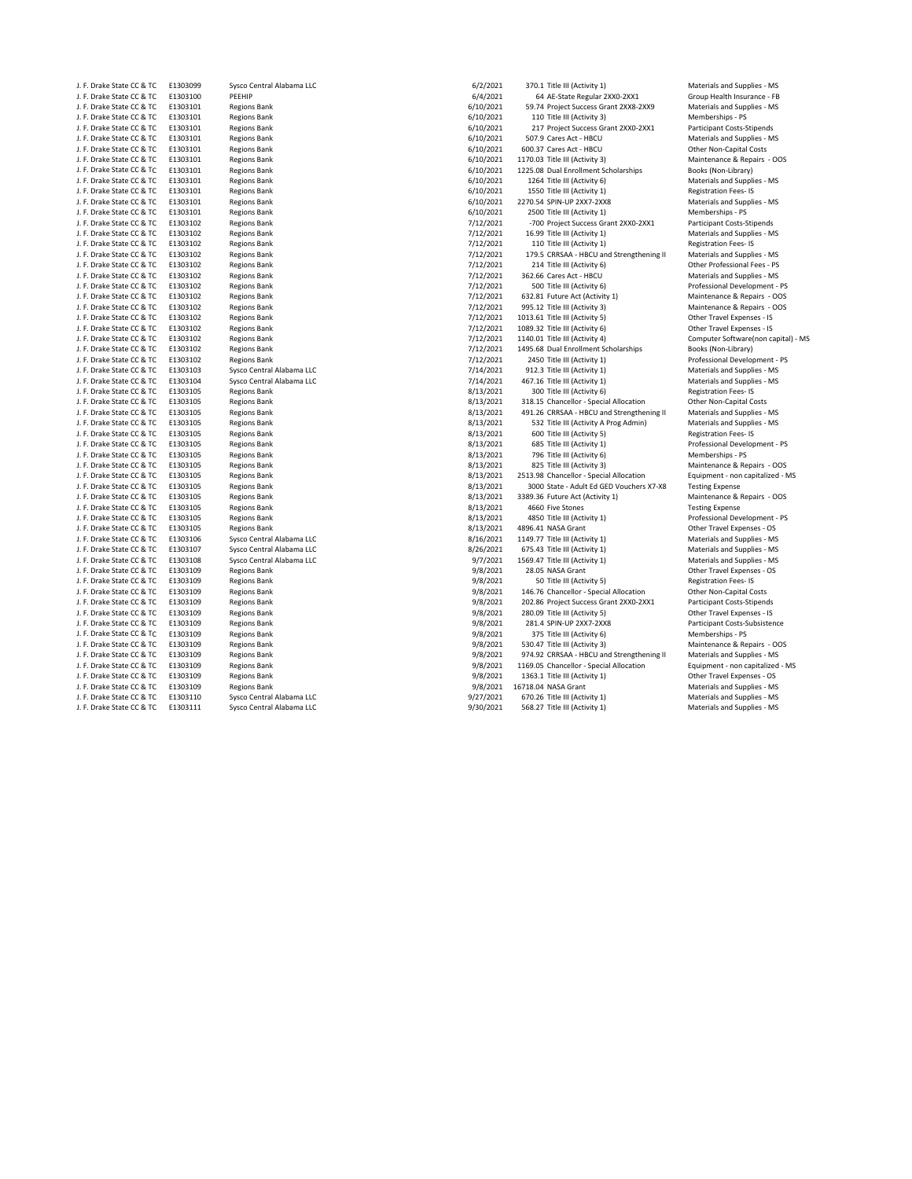| | | | | | | |
|---|---|---|---|---|---|---|
| J. F. Drake State CC & TC | E1303099 | Sysco Central Alabama LLC | 6/2/2021 | 370.1 | Title III (Activity 1) | Materials and Supplies - MS |
| J. F. Drake State CC & TC | E1303100 | PEEHIP | 6/4/2021 | 64 | AE-State Regular 2XX0-2XX1 | Group Health Insurance - FB |
| J. F. Drake State CC & TC | E1303101 | Regions Bank | 6/10/2021 | 59.74 | Project Success Grant 2XX8-2XX9 | Materials and Supplies - MS |
| J. F. Drake State CC & TC | E1303101 | Regions Bank | 6/10/2021 | 110 | Title III (Activity 3) | Memberships - PS |
| J. F. Drake State CC & TC | E1303101 | Regions Bank | 6/10/2021 | 217 | Project Success Grant 2XX0-2XX1 | Participant Costs-Stipends |
| J. F. Drake State CC & TC | E1303101 | Regions Bank | 6/10/2021 | 507.9 | Cares Act - HBCU | Materials and Supplies - MS |
| J. F. Drake State CC & TC | E1303101 | Regions Bank | 6/10/2021 | 600.37 | Cares Act - HBCU | Other Non-Capital Costs |
| J. F. Drake State CC & TC | E1303101 | Regions Bank | 6/10/2021 | 1170.03 | Title III (Activity 3) | Maintenance & Repairs - OOS |
| J. F. Drake State CC & TC | E1303101 | Regions Bank | 6/10/2021 | 1225.08 | Dual Enrollment Scholarships | Books (Non-Library) |
| J. F. Drake State CC & TC | E1303101 | Regions Bank | 6/10/2021 | 1264 | Title III (Activity 6) | Materials and Supplies - MS |
| J. F. Drake State CC & TC | E1303101 | Regions Bank | 6/10/2021 | 1550 | Title III (Activity 1) | Registration Fees- IS |
| J. F. Drake State CC & TC | E1303101 | Regions Bank | 6/10/2021 | 2270.54 | SPIN-UP 2XX7-2XX8 | Materials and Supplies - MS |
| J. F. Drake State CC & TC | E1303101 | Regions Bank | 6/10/2021 | 2500 | Title III (Activity 1) | Memberships - PS |
| J. F. Drake State CC & TC | E1303102 | Regions Bank | 7/12/2021 | -700 | Project Success Grant 2XX0-2XX1 | Participant Costs-Stipends |
| J. F. Drake State CC & TC | E1303102 | Regions Bank | 7/12/2021 | 16.99 | Title III (Activity 1) | Materials and Supplies - MS |
| J. F. Drake State CC & TC | E1303102 | Regions Bank | 7/12/2021 | 110 | Title III (Activity 1) | Registration Fees- IS |
| J. F. Drake State CC & TC | E1303102 | Regions Bank | 7/12/2021 | 179.5 | CRRSAA - HBCU and Strengthening II | Materials and Supplies - MS |
| J. F. Drake State CC & TC | E1303102 | Regions Bank | 7/12/2021 | 214 | Title III (Activity 6) | Other Professional Fees - PS |
| J. F. Drake State CC & TC | E1303102 | Regions Bank | 7/12/2021 | 362.66 | Cares Act - HBCU | Materials and Supplies - MS |
| J. F. Drake State CC & TC | E1303102 | Regions Bank | 7/12/2021 | 500 | Title III (Activity 6) | Professional Development - PS |
| J. F. Drake State CC & TC | E1303102 | Regions Bank | 7/12/2021 | 632.81 | Future Act (Activity 1) | Maintenance & Repairs - OOS |
| J. F. Drake State CC & TC | E1303102 | Regions Bank | 7/12/2021 | 995.12 | Title III (Activity 3) | Maintenance & Repairs - OOS |
| J. F. Drake State CC & TC | E1303102 | Regions Bank | 7/12/2021 | 1013.61 | Title III (Activity 5) | Other Travel Expenses - IS |
| J. F. Drake State CC & TC | E1303102 | Regions Bank | 7/12/2021 | 1089.32 | Title III (Activity 6) | Other Travel Expenses - IS |
| J. F. Drake State CC & TC | E1303102 | Regions Bank | 7/12/2021 | 1140.01 | Title III (Activity 4) | Computer Software(non capital) - MS |
| J. F. Drake State CC & TC | E1303102 | Regions Bank | 7/12/2021 | 1495.68 | Dual Enrollment Scholarships | Books (Non-Library) |
| J. F. Drake State CC & TC | E1303102 | Regions Bank | 7/12/2021 | 2450 | Title III (Activity 1) | Professional Development - PS |
| J. F. Drake State CC & TC | E1303103 | Sysco Central Alabama LLC | 7/14/2021 | 912.3 | Title III (Activity 1) | Materials and Supplies - MS |
| J. F. Drake State CC & TC | E1303104 | Sysco Central Alabama LLC | 7/14/2021 | 467.16 | Title III (Activity 1) | Materials and Supplies - MS |
| J. F. Drake State CC & TC | E1303105 | Regions Bank | 8/13/2021 | 300 | Title III (Activity 6) | Registration Fees- IS |
| J. F. Drake State CC & TC | E1303105 | Regions Bank | 8/13/2021 | 318.15 | Chancellor - Special Allocation | Other Non-Capital Costs |
| J. F. Drake State CC & TC | E1303105 | Regions Bank | 8/13/2021 | 491.26 | CRRSAA - HBCU and Strengthening II | Materials and Supplies - MS |
| J. F. Drake State CC & TC | E1303105 | Regions Bank | 8/13/2021 | 532 | Title III (Activity A Prog Admin) | Materials and Supplies - MS |
| J. F. Drake State CC & TC | E1303105 | Regions Bank | 8/13/2021 | 600 | Title III (Activity 5) | Registration Fees- IS |
| J. F. Drake State CC & TC | E1303105 | Regions Bank | 8/13/2021 | 685 | Title III (Activity 1) | Professional Development - PS |
| J. F. Drake State CC & TC | E1303105 | Regions Bank | 8/13/2021 | 796 | Title III (Activity 6) | Memberships - PS |
| J. F. Drake State CC & TC | E1303105 | Regions Bank | 8/13/2021 | 825 | Title III (Activity 3) | Maintenance & Repairs - OOS |
| J. F. Drake State CC & TC | E1303105 | Regions Bank | 8/13/2021 | 2513.98 | Chancellor - Special Allocation | Equipment - non capitalized - MS |
| J. F. Drake State CC & TC | E1303105 | Regions Bank | 8/13/2021 | 3000 | State - Adult Ed GED Vouchers X7-X8 | Testing Expense |
| J. F. Drake State CC & TC | E1303105 | Regions Bank | 8/13/2021 | 3389.36 | Future Act (Activity 1) | Maintenance & Repairs - OOS |
| J. F. Drake State CC & TC | E1303105 | Regions Bank | 8/13/2021 | 4660 | Five Stones | Testing Expense |
| J. F. Drake State CC & TC | E1303105 | Regions Bank | 8/13/2021 | 4850 | Title III (Activity 1) | Professional Development - PS |
| J. F. Drake State CC & TC | E1303105 | Regions Bank | 8/13/2021 | 4896.41 | NASA Grant | Other Travel Expenses - OS |
| J. F. Drake State CC & TC | E1303106 | Sysco Central Alabama LLC | 8/16/2021 | 1149.77 | Title III (Activity 1) | Materials and Supplies - MS |
| J. F. Drake State CC & TC | E1303107 | Sysco Central Alabama LLC | 8/26/2021 | 675.43 | Title III (Activity 1) | Materials and Supplies - MS |
| J. F. Drake State CC & TC | E1303108 | Sysco Central Alabama LLC | 9/7/2021 | 1569.47 | Title III (Activity 1) | Materials and Supplies - MS |
| J. F. Drake State CC & TC | E1303109 | Regions Bank | 9/8/2021 | 28.05 | NASA Grant | Other Travel Expenses - OS |
| J. F. Drake State CC & TC | E1303109 | Regions Bank | 9/8/2021 | 50 | Title III (Activity 5) | Registration Fees- IS |
| J. F. Drake State CC & TC | E1303109 | Regions Bank | 9/8/2021 | 146.76 | Chancellor - Special Allocation | Other Non-Capital Costs |
| J. F. Drake State CC & TC | E1303109 | Regions Bank | 9/8/2021 | 202.86 | Project Success Grant 2XX0-2XX1 | Participant Costs-Stipends |
| J. F. Drake State CC & TC | E1303109 | Regions Bank | 9/8/2021 | 280.09 | Title III (Activity 5) | Other Travel Expenses - IS |
| J. F. Drake State CC & TC | E1303109 | Regions Bank | 9/8/2021 | 281.4 | SPIN-UP 2XX7-2XX8 | Participant Costs-Subsistence |
| J. F. Drake State CC & TC | E1303109 | Regions Bank | 9/8/2021 | 375 | Title III (Activity 6) | Memberships - PS |
| J. F. Drake State CC & TC | E1303109 | Regions Bank | 9/8/2021 | 530.47 | Title III (Activity 3) | Maintenance & Repairs - OOS |
| J. F. Drake State CC & TC | E1303109 | Regions Bank | 9/8/2021 | 974.92 | CRRSAA - HBCU and Strengthening II | Materials and Supplies - MS |
| J. F. Drake State CC & TC | E1303109 | Regions Bank | 9/8/2021 | 1169.05 | Chancellor - Special Allocation | Equipment - non capitalized - MS |
| J. F. Drake State CC & TC | E1303109 | Regions Bank | 9/8/2021 | 1363.1 | Title III (Activity 1) | Other Travel Expenses - OS |
| J. F. Drake State CC & TC | E1303109 | Regions Bank | 9/8/2021 | 16718.04 | NASA Grant | Materials and Supplies - MS |
| J. F. Drake State CC & TC | E1303110 | Sysco Central Alabama LLC | 9/27/2021 | 670.26 | Title III (Activity 1) | Materials and Supplies - MS |
| J. F. Drake State CC & TC | E1303111 | Sysco Central Alabama LLC | 9/30/2021 | 568.27 | Title III (Activity 1) | Materials and Supplies - MS |